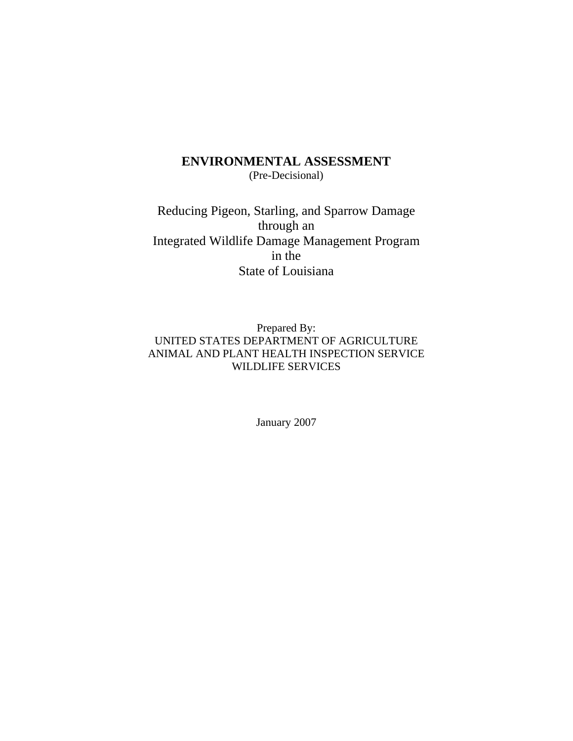# ENVIRONMENTAL ASSESSMENT

(Pre-Decisional)

Reducing Pigeon, Starling, and Sparrow Damage
through an
Integrated Wildlife Damage Management Program
in the
State of Louisiana

Prepared By:
UNITED STATES DEPARTMENT OF AGRICULTURE
ANIMAL AND PLANT HEALTH INSPECTION SERVICE
WILDLIFE SERVICES

January 2007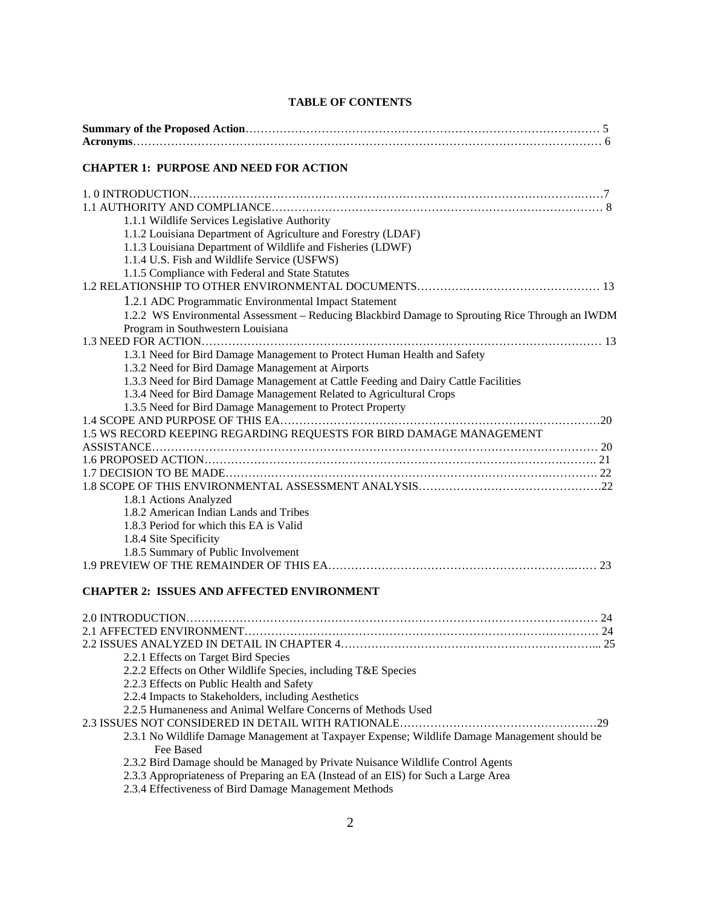**TABLE OF CONTENTS**

**Summary of the Proposed Action**………………………………………………………………………………… 5
**Acronyms**…………………………………………………………………………………………………………… 6

**CHAPTER 1: PURPOSE AND NEED FOR ACTION**

1. 0 INTRODUCTION……………………………………………………………………………………………7
1.1 AUTHORITY AND COMPLIANCE……………………………………………………………………………… 8
- 1.1.1 Wildlife Services Legislative Authority
- 1.1.2 Louisiana Department of Agriculture and Forestry (LDAF)
- 1.1.3 Louisiana Department of Wildlife and Fisheries (LDWF)
- 1.1.4 U.S. Fish and Wildlife Service (USFWS)
- 1.1.5 Compliance with Federal and State Statutes

1.2 RELATIONSHIP TO OTHER ENVIRONMENTAL DOCUMENTS………………………………………… 13
- 1.2.1 ADC Programmatic Environmental Impact Statement
- 1.2.2 WS Environmental Assessment – Reducing Blackbird Damage to Sprouting Rice Through an IWDM Program in Southwestern Louisiana

1.3 NEED FOR ACTION………………………………………………………………………………………… 13
- 1.3.1 Need for Bird Damage Management to Protect Human Health and Safety
- 1.3.2 Need for Bird Damage Management at Airports
- 1.3.3 Need for Bird Damage Management at Cattle Feeding and Dairy Cattle Facilities
- 1.3.4 Need for Bird Damage Management Related to Agricultural Crops
- 1.3.5 Need for Bird Damage Management to Protect Property

1.4 SCOPE AND PURPOSE OF THIS EA……………………………………………………………………20
1.5 WS RECORD KEEPING REGARDING REQUESTS FOR BIRD DAMAGE MANAGEMENT ASSISTANCE……………………………………………………………………………………………… 20
1.6 PROPOSED ACTION……………………………………………………………………………………… 21
1.7 DECISION TO BE MADE………………………………………………………………………………. 22
1.8 SCOPE OF THIS ENVIRONMENTAL ASSESSMENT ANALYSIS…………………………………………22
- 1.8.1 Actions Analyzed
- 1.8.2 American Indian Lands and Tribes
- 1.8.3 Period for which this EA is Valid
- 1.8.4 Site Specificity
- 1.8.5 Summary of Public Involvement

1.9 PREVIEW OF THE REMAINDER OF THIS EA……………………………………………………… 23

**CHAPTER 2: ISSUES AND AFFECTED ENVIRONMENT**

2.0 INTRODUCTION………………………………………………………………………………………… 24
2.1 AFFECTED ENVIRONMENT…………………………………………………………………………… 24
2.2 ISSUES ANALYZED IN DETAIL IN CHAPTER 4……………………………………………………... 25
- 2.2.1 Effects on Target Bird Species
- 2.2.2 Effects on Other Wildlife Species, including T&E Species
- 2.2.3 Effects on Public Health and Safety
- 2.2.4 Impacts to Stakeholders, including Aesthetics
- 2.2.5 Humaneness and Animal Welfare Concerns of Methods Used

2.3 ISSUES NOT CONSIDERED IN DETAIL WITH RATIONALE………………………………………….29
- 2.3.1 No Wildlife Damage Management at Taxpayer Expense; Wildlife Damage Management should be Fee Based
- 2.3.2 Bird Damage should be Managed by Private Nuisance Wildlife Control Agents
- 2.3.3 Appropriateness of Preparing an EA (Instead of an EIS) for Such a Large Area
- 2.3.4 Effectiveness of Bird Damage Management Methods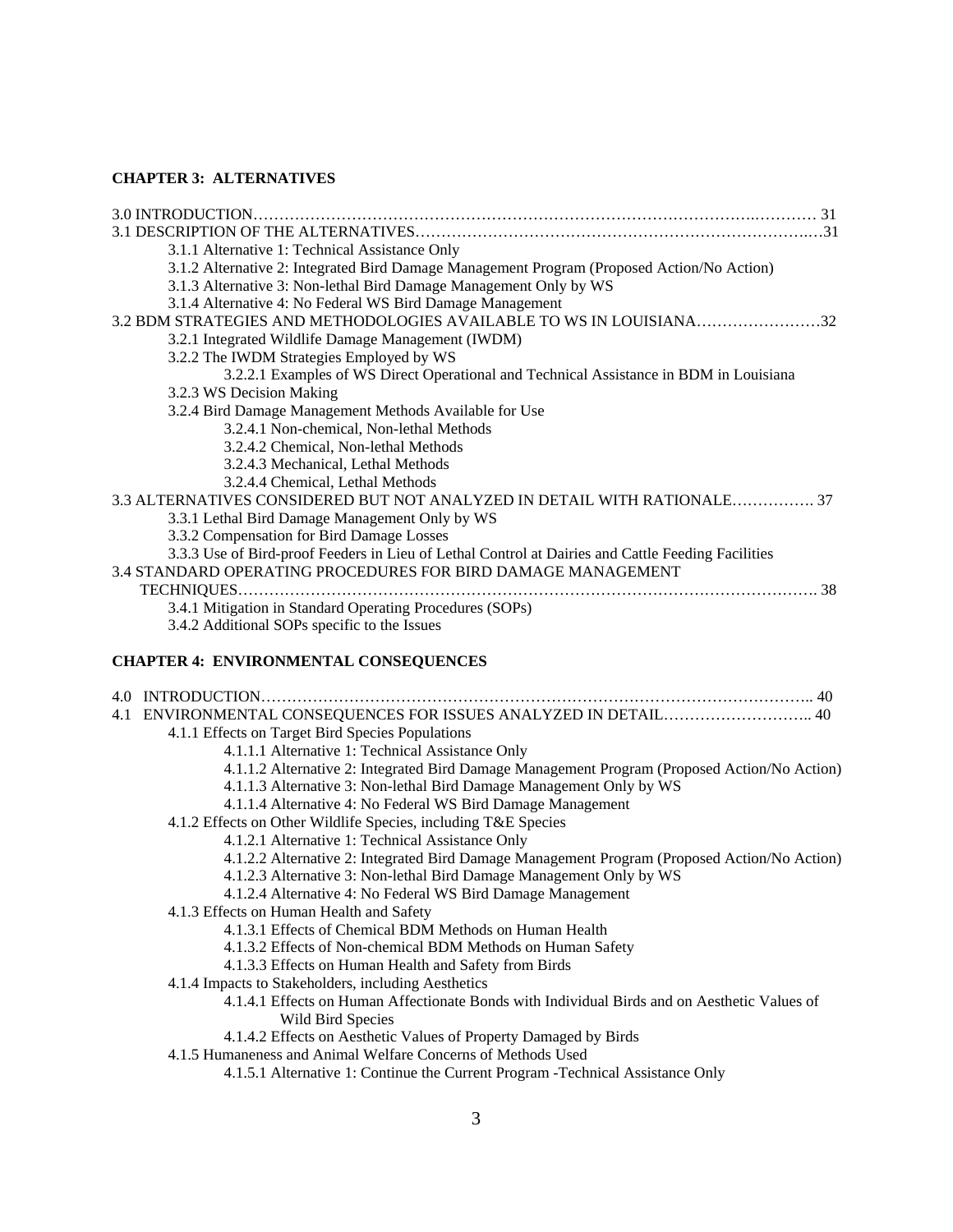**CHAPTER 3: ALTERNATIVES**

3.0 INTRODUCTION…………………………………………………………………………………………… 31
3.1 DESCRIPTION OF THE ALTERNATIVES……………………………………………………………………31
- 3.1.1 Alternative 1: Technical Assistance Only
- 3.1.2 Alternative 2: Integrated Bird Damage Management Program (Proposed Action/No Action)
- 3.1.3 Alternative 3: Non-lethal Bird Damage Management Only by WS
- 3.1.4 Alternative 4: No Federal WS Bird Damage Management

3.2 BDM STRATEGIES AND METHODOLOGIES AVAILABLE TO WS IN LOUISIANA……………………32
- 3.2.1 Integrated Wildlife Damage Management (IWDM)
- 3.2.2 The IWDM Strategies Employed by WS
  - 3.2.2.1 Examples of WS Direct Operational and Technical Assistance in BDM in Louisiana
- 3.2.3 WS Decision Making
- 3.2.4 Bird Damage Management Methods Available for Use
  - 3.2.4.1 Non-chemical, Non-lethal Methods
  - 3.2.4.2 Chemical, Non-lethal Methods
  - 3.2.4.3 Mechanical, Lethal Methods
  - 3.2.4.4 Chemical, Lethal Methods

3.3 ALTERNATIVES CONSIDERED BUT NOT ANALYZED IN DETAIL WITH RATIONALE……………. 37
- 3.3.1 Lethal Bird Damage Management Only by WS
- 3.3.2 Compensation for Bird Damage Losses
- 3.3.3 Use of Bird-proof Feeders in Lieu of Lethal Control at Dairies and Cattle Feeding Facilities

3.4 STANDARD OPERATING PROCEDURES FOR BIRD DAMAGE MANAGEMENT TECHNIQUES………………………………………………………………………………………………. 38
- 3.4.1 Mitigation in Standard Operating Procedures (SOPs)
- 3.4.2 Additional SOPs specific to the Issues

**CHAPTER 4: ENVIRONMENTAL CONSEQUENCES**

4.0 INTRODUCTION……………………………………………………………………………………….. 40
4.1 ENVIRONMENTAL CONSEQUENCES FOR ISSUES ANALYZED IN DETAIL……………………….. 40
- 4.1.1 Effects on Target Bird Species Populations
  - 4.1.1.1 Alternative 1: Technical Assistance Only
  - 4.1.1.2 Alternative 2: Integrated Bird Damage Management Program (Proposed Action/No Action)
  - 4.1.1.3 Alternative 3: Non-lethal Bird Damage Management Only by WS
  - 4.1.1.4 Alternative 4: No Federal WS Bird Damage Management
- 4.1.2 Effects on Other Wildlife Species, including T&E Species
  - 4.1.2.1 Alternative 1: Technical Assistance Only
  - 4.1.2.2 Alternative 2: Integrated Bird Damage Management Program (Proposed Action/No Action)
  - 4.1.2.3 Alternative 3: Non-lethal Bird Damage Management Only by WS
  - 4.1.2.4 Alternative 4: No Federal WS Bird Damage Management
- 4.1.3 Effects on Human Health and Safety
  - 4.1.3.1 Effects of Chemical BDM Methods on Human Health
  - 4.1.3.2 Effects of Non-chemical BDM Methods on Human Safety
  - 4.1.3.3 Effects on Human Health and Safety from Birds
- 4.1.4 Impacts to Stakeholders, including Aesthetics
  - 4.1.4.1 Effects on Human Affectionate Bonds with Individual Birds and on Aesthetic Values of Wild Bird Species
  - 4.1.4.2 Effects on Aesthetic Values of Property Damaged by Birds
- 4.1.5 Humaneness and Animal Welfare Concerns of Methods Used
  - 4.1.5.1 Alternative 1: Continue the Current Program -Technical Assistance Only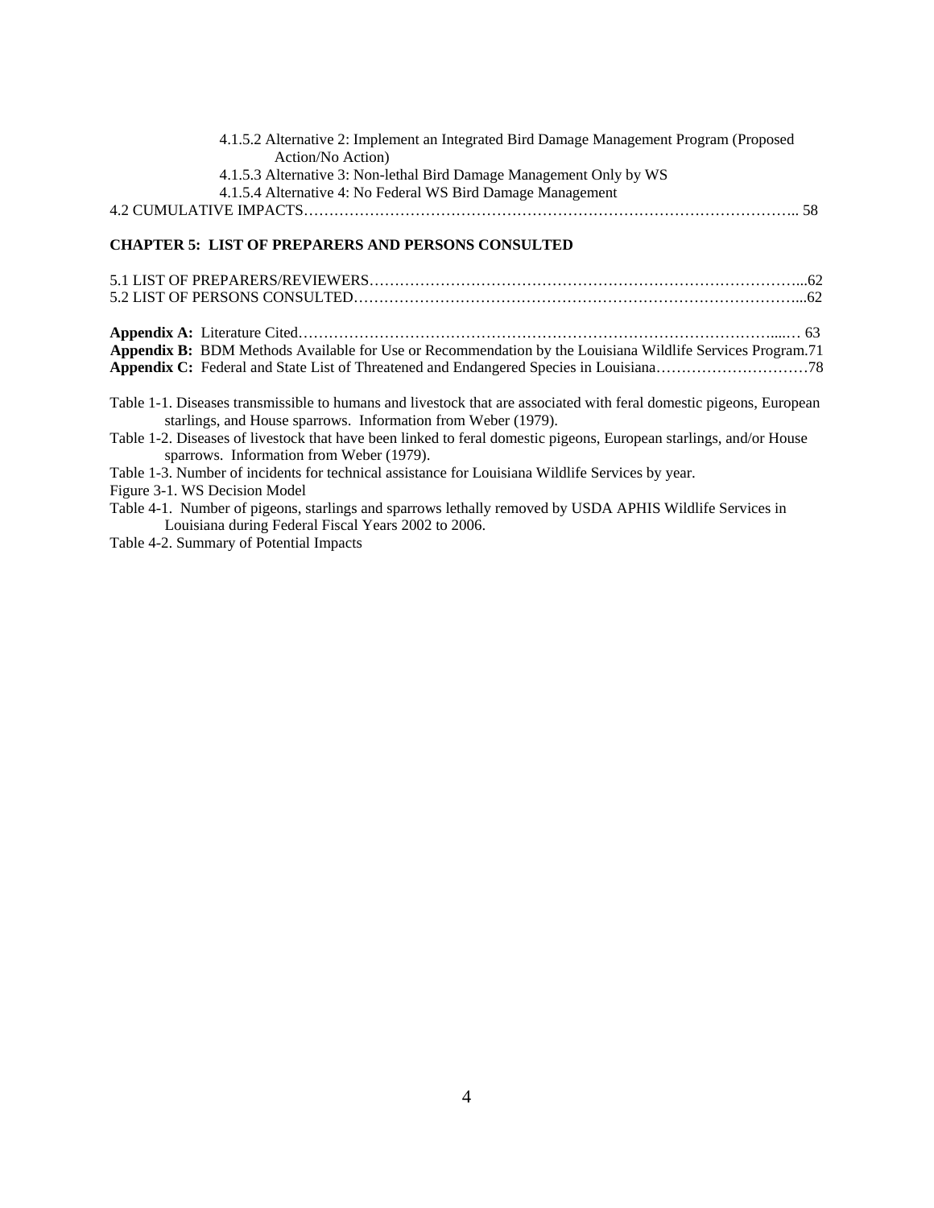4.1.5.2 Alternative 2: Implement an Integrated Bird Damage Management Program (Proposed Action/No Action)
4.1.5.3 Alternative 3: Non-lethal Bird Damage Management Only by WS
4.1.5.4 Alternative 4: No Federal WS Bird Damage Management

4.2 CUMULATIVE IMPACTS………………………………………………………………………………………….. 58

**CHAPTER 5: LIST OF PREPARERS AND PERSONS CONSULTED**

5.1 LIST OF PREPARERS/REVIEWERS……………………………………………………………………………...62
5.2 LIST OF PERSONS CONSULTED……………………………………………………………………………...62

**Appendix A:** Literature Cited…………………………………………………………………………………...… 63
**Appendix B:** BDM Methods Available for Use or Recommendation by the Louisiana Wildlife Services Program.71
**Appendix C:** Federal and State List of Threatened and Endangered Species in Louisiana…………………………78

Table 1-1. Diseases transmissible to humans and livestock that are associated with feral domestic pigeons, European starlings, and House sparrows. Information from Weber (1979).
Table 1-2. Diseases of livestock that have been linked to feral domestic pigeons, European starlings, and/or House sparrows. Information from Weber (1979).
Table 1-3. Number of incidents for technical assistance for Louisiana Wildlife Services by year.
Figure 3-1. WS Decision Model
Table 4-1. Number of pigeons, starlings and sparrows lethally removed by USDA APHIS Wildlife Services in Louisiana during Federal Fiscal Years 2002 to 2006.
Table 4-2. Summary of Potential Impacts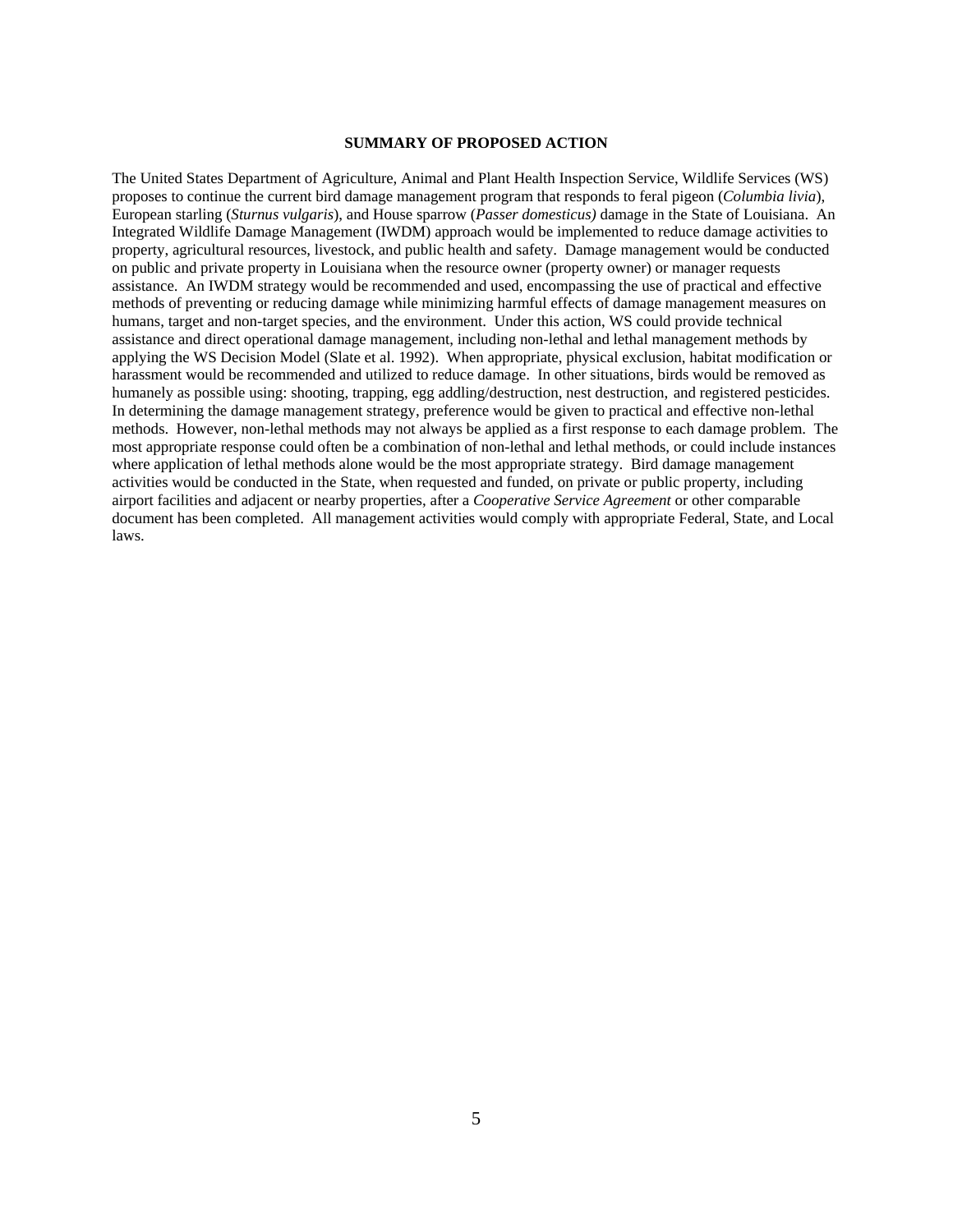## SUMMARY OF PROPOSED ACTION

The United States Department of Agriculture, Animal and Plant Health Inspection Service, Wildlife Services (WS) proposes to continue the current bird damage management program that responds to feral pigeon (*Columbia livia*), European starling (*Sturnus vulgaris*), and House sparrow (*Passer domesticus)* damage in the State of Louisiana. An Integrated Wildlife Damage Management (IWDM) approach would be implemented to reduce damage activities to property, agricultural resources, livestock, and public health and safety. Damage management would be conducted on public and private property in Louisiana when the resource owner (property owner) or manager requests assistance. An IWDM strategy would be recommended and used, encompassing the use of practical and effective methods of preventing or reducing damage while minimizing harmful effects of damage management measures on humans, target and non-target species, and the environment. Under this action, WS could provide technical assistance and direct operational damage management, including non-lethal and lethal management methods by applying the WS Decision Model (Slate et al. 1992). When appropriate, physical exclusion, habitat modification or harassment would be recommended and utilized to reduce damage. In other situations, birds would be removed as humanely as possible using: shooting, trapping, egg addling/destruction, nest destruction, and registered pesticides. In determining the damage management strategy, preference would be given to practical and effective non-lethal methods. However, non-lethal methods may not always be applied as a first response to each damage problem. The most appropriate response could often be a combination of non-lethal and lethal methods, or could include instances where application of lethal methods alone would be the most appropriate strategy. Bird damage management activities would be conducted in the State, when requested and funded, on private or public property, including airport facilities and adjacent or nearby properties, after a *Cooperative Service Agreement* or other comparable document has been completed. All management activities would comply with appropriate Federal, State, and Local laws.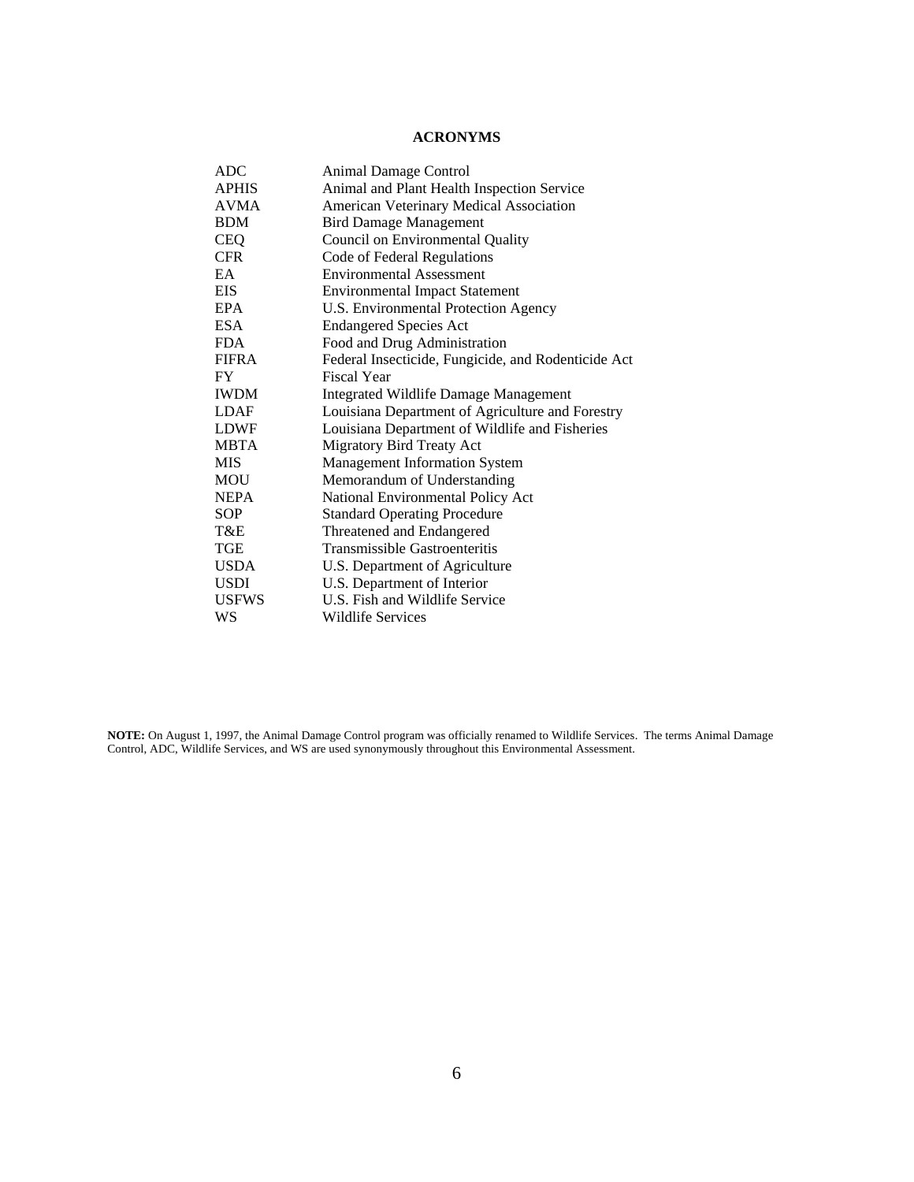# ACRONYMS

| | |
|---|---|
| ADC | Animal Damage Control |
| APHIS | Animal and Plant Health Inspection Service |
| AVMA | American Veterinary Medical Association |
| BDM | Bird Damage Management |
| CEQ | Council on Environmental Quality |
| CFR | Code of Federal Regulations |
| EA | Environmental Assessment |
| EIS | Environmental Impact Statement |
| EPA | U.S. Environmental Protection Agency |
| ESA | Endangered Species Act |
| FDA | Food and Drug Administration |
| FIFRA | Federal Insecticide, Fungicide, and Rodenticide Act |
| FY | Fiscal Year |
| IWDM | Integrated Wildlife Damage Management |
| LDAF | Louisiana Department of Agriculture and Forestry |
| LDWF | Louisiana Department of Wildlife and Fisheries |
| MBTA | Migratory Bird Treaty Act |
| MIS | Management Information System |
| MOU | Memorandum of Understanding |
| NEPA | National Environmental Policy Act |
| SOP | Standard Operating Procedure |
| T&E | Threatened and Endangered |
| TGE | Transmissible Gastroenteritis |
| USDA | U.S. Department of Agriculture |
| USDI | U.S. Department of Interior |
| USFWS | U.S. Fish and Wildlife Service |
| WS | Wildlife Services |

**NOTE:** On August 1, 1997, the Animal Damage Control program was officially renamed to Wildlife Services. The terms Animal Damage Control, ADC, Wildlife Services, and WS are used synonymously throughout this Environmental Assessment.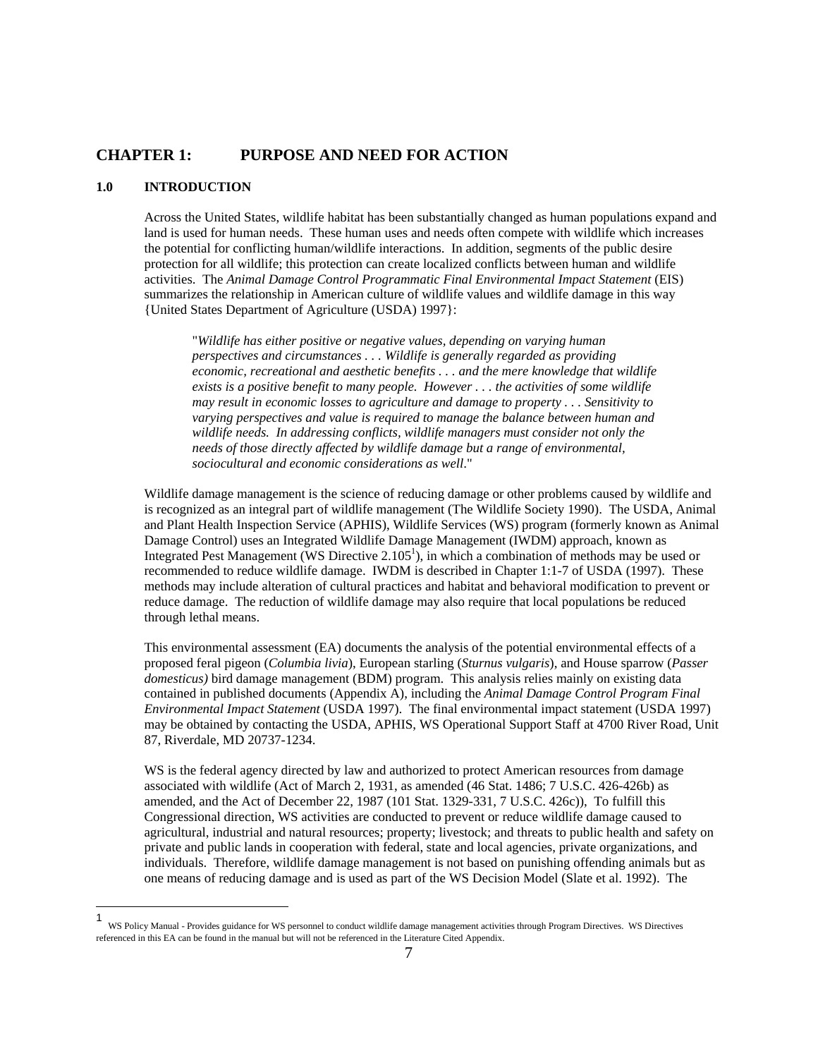# CHAPTER 1: PURPOSE AND NEED FOR ACTION

## 1.0 INTRODUCTION

Across the United States, wildlife habitat has been substantially changed as human populations expand and land is used for human needs. These human uses and needs often compete with wildlife which increases the potential for conflicting human/wildlife interactions. In addition, segments of the public desire protection for all wildlife; this protection can create localized conflicts between human and wildlife activities. The *Animal Damage Control Programmatic Final Environmental Impact Statement* (EIS) summarizes the relationship in American culture of wildlife values and wildlife damage in this way {United States Department of Agriculture (USDA) 1997}:

> "*Wildlife has either positive or negative values, depending on varying human perspectives and circumstances . . . Wildlife is generally regarded as providing economic, recreational and aesthetic benefits . . . and the mere knowledge that wildlife exists is a positive benefit to many people. However . . . the activities of some wildlife may result in economic losses to agriculture and damage to property . . . Sensitivity to varying perspectives and value is required to manage the balance between human and wildlife needs. In addressing conflicts, wildlife managers must consider not only the needs of those directly affected by wildlife damage but a range of environmental, sociocultural and economic considerations as well*."

Wildlife damage management is the science of reducing damage or other problems caused by wildlife and is recognized as an integral part of wildlife management (The Wildlife Society 1990). The USDA, Animal and Plant Health Inspection Service (APHIS), Wildlife Services (WS) program (formerly known as Animal Damage Control) uses an Integrated Wildlife Damage Management (IWDM) approach, known as Integrated Pest Management (WS Directive 2.105[1]), in which a combination of methods may be used or recommended to reduce wildlife damage. IWDM is described in Chapter 1:1-7 of USDA (1997). These methods may include alteration of cultural practices and habitat and behavioral modification to prevent or reduce damage. The reduction of wildlife damage may also require that local populations be reduced through lethal means.

This environmental assessment (EA) documents the analysis of the potential environmental effects of a proposed feral pigeon (*Columbia livia*), European starling (*Sturnus vulgaris*), and House sparrow (*Passer domesticus)* bird damage management (BDM) program. This analysis relies mainly on existing data contained in published documents (Appendix A), including the *Animal Damage Control Program Final Environmental Impact Statement* (USDA 1997). The final environmental impact statement (USDA 1997) may be obtained by contacting the USDA, APHIS, WS Operational Support Staff at 4700 River Road, Unit 87, Riverdale, MD 20737-1234.

WS is the federal agency directed by law and authorized to protect American resources from damage associated with wildlife (Act of March 2, 1931, as amended (46 Stat. 1486; 7 U.S.C. 426-426b) as amended, and the Act of December 22, 1987 (101 Stat. 1329-331, 7 U.S.C. 426c)), To fulfill this Congressional direction, WS activities are conducted to prevent or reduce wildlife damage caused to agricultural, industrial and natural resources; property; livestock; and threats to public health and safety on private and public lands in cooperation with federal, state and local agencies, private organizations, and individuals. Therefore, wildlife damage management is not based on punishing offending animals but as one means of reducing damage and is used as part of the WS Decision Model (Slate et al. 1992). The

---

[1] WS Policy Manual - Provides guidance for WS personnel to conduct wildlife damage management activities through Program Directives. WS Directives referenced in this EA can be found in the manual but will not be referenced in the Literature Cited Appendix.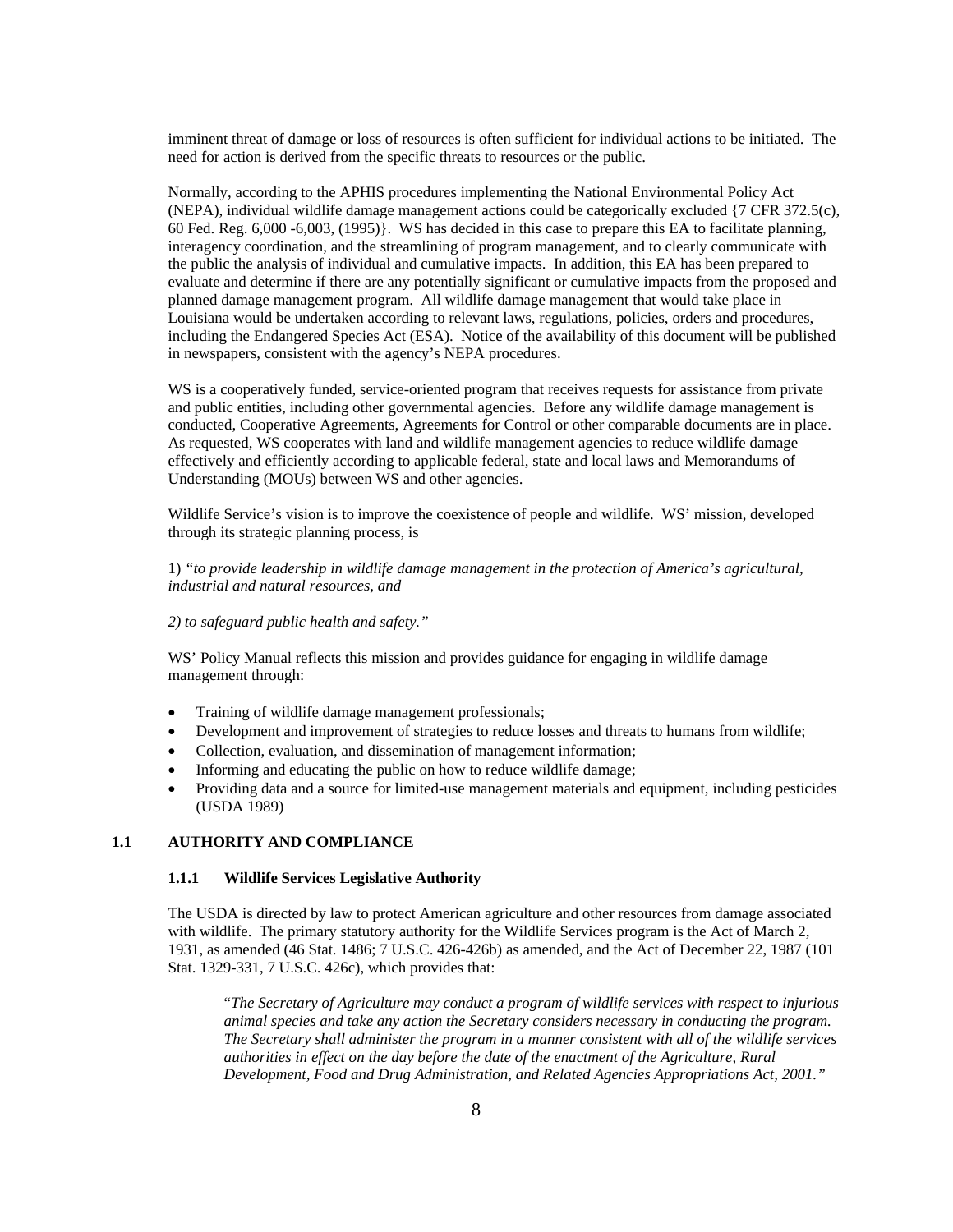imminent threat of damage or loss of resources is often sufficient for individual actions to be initiated. The need for action is derived from the specific threats to resources or the public.

Normally, according to the APHIS procedures implementing the National Environmental Policy Act (NEPA), individual wildlife damage management actions could be categorically excluded {7 CFR 372.5(c), 60 Fed. Reg. 6,000 -6,003, (1995)}. WS has decided in this case to prepare this EA to facilitate planning, interagency coordination, and the streamlining of program management, and to clearly communicate with the public the analysis of individual and cumulative impacts. In addition, this EA has been prepared to evaluate and determine if there are any potentially significant or cumulative impacts from the proposed and planned damage management program. All wildlife damage management that would take place in Louisiana would be undertaken according to relevant laws, regulations, policies, orders and procedures, including the Endangered Species Act (ESA). Notice of the availability of this document will be published in newspapers, consistent with the agency's NEPA procedures.

WS is a cooperatively funded, service-oriented program that receives requests for assistance from private and public entities, including other governmental agencies. Before any wildlife damage management is conducted, Cooperative Agreements, Agreements for Control or other comparable documents are in place. As requested, WS cooperates with land and wildlife management agencies to reduce wildlife damage effectively and efficiently according to applicable federal, state and local laws and Memorandums of Understanding (MOUs) between WS and other agencies.

Wildlife Service's vision is to improve the coexistence of people and wildlife. WS' mission, developed through its strategic planning process, is

1) *"to provide leadership in wildlife damage management in the protection of America's agricultural, industrial and natural resources, and*

*2) to safeguard public health and safety."*

WS' Policy Manual reflects this mission and provides guidance for engaging in wildlife damage management through:

- Training of wildlife damage management professionals;
- Development and improvement of strategies to reduce losses and threats to humans from wildlife;
- Collection, evaluation, and dissemination of management information;
- Informing and educating the public on how to reduce wildlife damage;
- Providing data and a source for limited-use management materials and equipment, including pesticides (USDA 1989)

## 1.1 AUTHORITY AND COMPLIANCE

### 1.1.1 Wildlife Services Legislative Authority

The USDA is directed by law to protect American agriculture and other resources from damage associated with wildlife. The primary statutory authority for the Wildlife Services program is the Act of March 2, 1931, as amended (46 Stat. 1486; 7 U.S.C. 426-426b) as amended, and the Act of December 22, 1987 (101 Stat. 1329-331, 7 U.S.C. 426c), which provides that:

> "*The Secretary of Agriculture may conduct a program of wildlife services with respect to injurious animal species and take any action the Secretary considers necessary in conducting the program. The Secretary shall administer the program in a manner consistent with all of the wildlife services authorities in effect on the day before the date of the enactment of the Agriculture, Rural Development, Food and Drug Administration, and Related Agencies Appropriations Act, 2001."*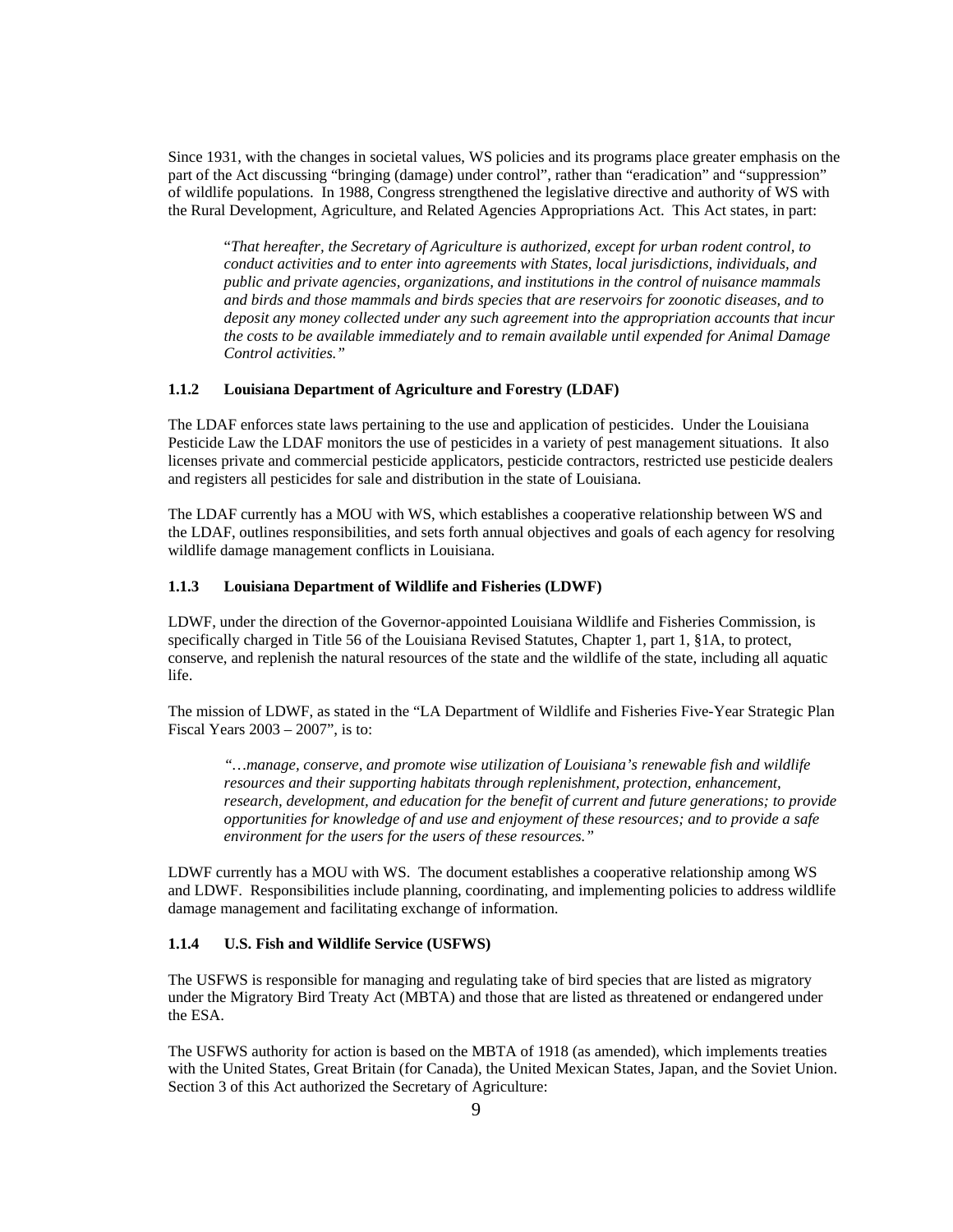Since 1931, with the changes in societal values, WS policies and its programs place greater emphasis on the part of the Act discussing "bringing (damage) under control", rather than "eradication" and "suppression" of wildlife populations. In 1988, Congress strengthened the legislative directive and authority of WS with the Rural Development, Agriculture, and Related Agencies Appropriations Act. This Act states, in part:

> "*That hereafter, the Secretary of Agriculture is authorized, except for urban rodent control, to conduct activities and to enter into agreements with States, local jurisdictions, individuals, and public and private agencies, organizations, and institutions in the control of nuisance mammals and birds and those mammals and birds species that are reservoirs for zoonotic diseases, and to deposit any money collected under any such agreement into the appropriation accounts that incur the costs to be available immediately and to remain available until expended for Animal Damage Control activities."*

### 1.1.2 Louisiana Department of Agriculture and Forestry (LDAF)

The LDAF enforces state laws pertaining to the use and application of pesticides. Under the Louisiana Pesticide Law the LDAF monitors the use of pesticides in a variety of pest management situations. It also licenses private and commercial pesticide applicators, pesticide contractors, restricted use pesticide dealers and registers all pesticides for sale and distribution in the state of Louisiana.

The LDAF currently has a MOU with WS, which establishes a cooperative relationship between WS and the LDAF, outlines responsibilities, and sets forth annual objectives and goals of each agency for resolving wildlife damage management conflicts in Louisiana.

### 1.1.3 Louisiana Department of Wildlife and Fisheries (LDWF)

LDWF, under the direction of the Governor-appointed Louisiana Wildlife and Fisheries Commission, is specifically charged in Title 56 of the Louisiana Revised Statutes, Chapter 1, part 1, §1A, to protect, conserve, and replenish the natural resources of the state and the wildlife of the state, including all aquatic life.

The mission of LDWF, as stated in the "LA Department of Wildlife and Fisheries Five-Year Strategic Plan Fiscal Years 2003 – 2007", is to:

> *"…manage, conserve, and promote wise utilization of Louisiana's renewable fish and wildlife resources and their supporting habitats through replenishment, protection, enhancement, research, development, and education for the benefit of current and future generations; to provide opportunities for knowledge of and use and enjoyment of these resources; and to provide a safe environment for the users for the users of these resources."*

LDWF currently has a MOU with WS. The document establishes a cooperative relationship among WS and LDWF. Responsibilities include planning, coordinating, and implementing policies to address wildlife damage management and facilitating exchange of information.

### 1.1.4 U.S. Fish and Wildlife Service (USFWS)

The USFWS is responsible for managing and regulating take of bird species that are listed as migratory under the Migratory Bird Treaty Act (MBTA) and those that are listed as threatened or endangered under the ESA.

The USFWS authority for action is based on the MBTA of 1918 (as amended), which implements treaties with the United States, Great Britain (for Canada), the United Mexican States, Japan, and the Soviet Union. Section 3 of this Act authorized the Secretary of Agriculture: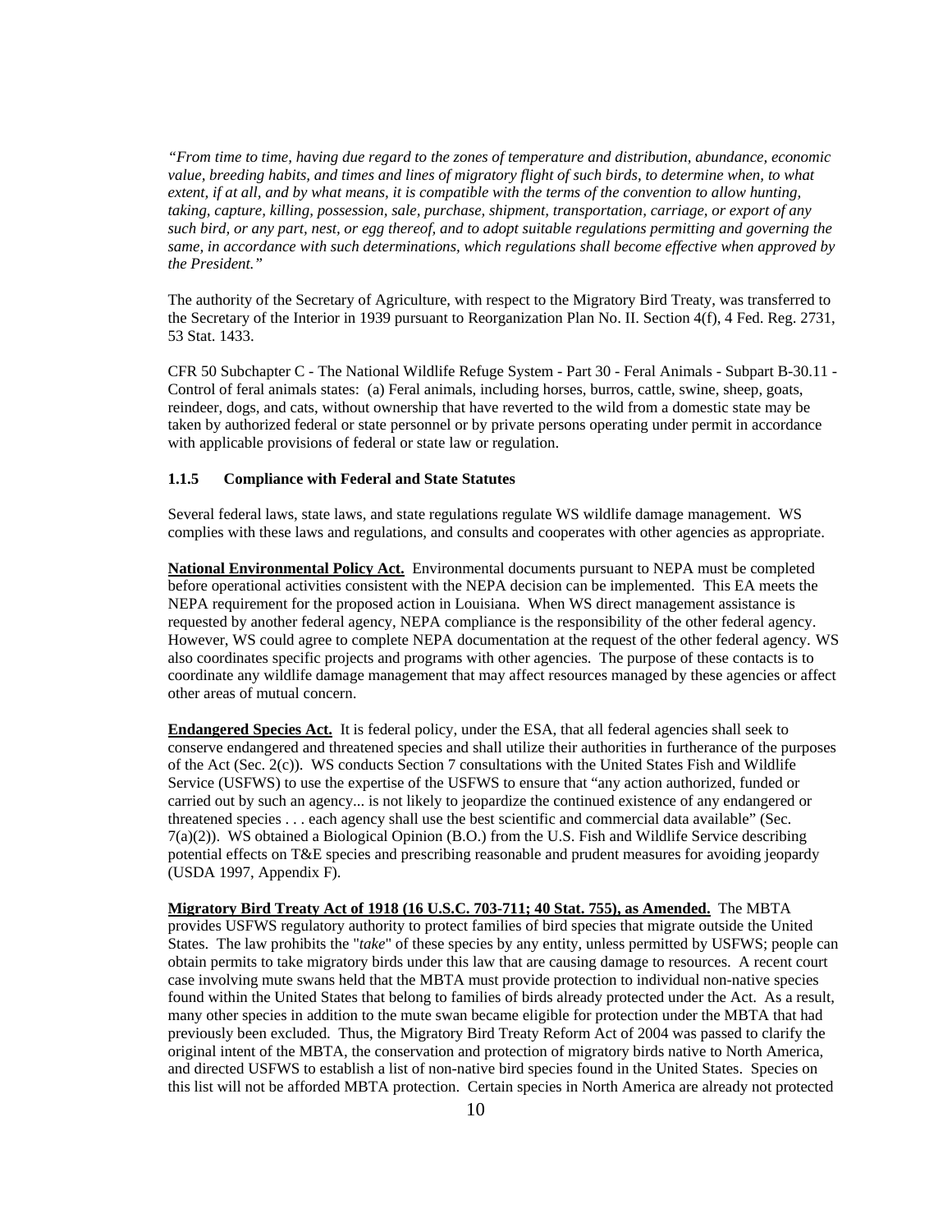*"From time to time, having due regard to the zones of temperature and distribution, abundance, economic value, breeding habits, and times and lines of migratory flight of such birds, to determine when, to what extent, if at all, and by what means, it is compatible with the terms of the convention to allow hunting, taking, capture, killing, possession, sale, purchase, shipment, transportation, carriage, or export of any such bird, or any part, nest, or egg thereof, and to adopt suitable regulations permitting and governing the same, in accordance with such determinations, which regulations shall become effective when approved by the President."*

The authority of the Secretary of Agriculture, with respect to the Migratory Bird Treaty, was transferred to the Secretary of the Interior in 1939 pursuant to Reorganization Plan No. II. Section 4(f), 4 Fed. Reg. 2731, 53 Stat. 1433.

CFR 50 Subchapter C - The National Wildlife Refuge System - Part 30 - Feral Animals - Subpart B-30.11 - Control of feral animals states: (a) Feral animals, including horses, burros, cattle, swine, sheep, goats, reindeer, dogs, and cats, without ownership that have reverted to the wild from a domestic state may be taken by authorized federal or state personnel or by private persons operating under permit in accordance with applicable provisions of federal or state law or regulation.

### 1.1.5 Compliance with Federal and State Statutes

Several federal laws, state laws, and state regulations regulate WS wildlife damage management. WS complies with these laws and regulations, and consults and cooperates with other agencies as appropriate.

**National Environmental Policy Act.** Environmental documents pursuant to NEPA must be completed before operational activities consistent with the NEPA decision can be implemented. This EA meets the NEPA requirement for the proposed action in Louisiana. When WS direct management assistance is requested by another federal agency, NEPA compliance is the responsibility of the other federal agency. However, WS could agree to complete NEPA documentation at the request of the other federal agency. WS also coordinates specific projects and programs with other agencies. The purpose of these contacts is to coordinate any wildlife damage management that may affect resources managed by these agencies or affect other areas of mutual concern.

**Endangered Species Act.** It is federal policy, under the ESA, that all federal agencies shall seek to conserve endangered and threatened species and shall utilize their authorities in furtherance of the purposes of the Act (Sec. 2(c)). WS conducts Section 7 consultations with the United States Fish and Wildlife Service (USFWS) to use the expertise of the USFWS to ensure that "any action authorized, funded or carried out by such an agency... is not likely to jeopardize the continued existence of any endangered or threatened species . . . each agency shall use the best scientific and commercial data available" (Sec. 7(a)(2)). WS obtained a Biological Opinion (B.O.) from the U.S. Fish and Wildlife Service describing potential effects on T&E species and prescribing reasonable and prudent measures for avoiding jeopardy (USDA 1997, Appendix F).

**Migratory Bird Treaty Act of 1918 (16 U.S.C. 703-711; 40 Stat. 755), as Amended.** The MBTA provides USFWS regulatory authority to protect families of bird species that migrate outside the United States. The law prohibits the "*take*" of these species by any entity, unless permitted by USFWS; people can obtain permits to take migratory birds under this law that are causing damage to resources. A recent court case involving mute swans held that the MBTA must provide protection to individual non-native species found within the United States that belong to families of birds already protected under the Act. As a result, many other species in addition to the mute swan became eligible for protection under the MBTA that had previously been excluded. Thus, the Migratory Bird Treaty Reform Act of 2004 was passed to clarify the original intent of the MBTA, the conservation and protection of migratory birds native to North America, and directed USFWS to establish a list of non-native bird species found in the United States. Species on this list will not be afforded MBTA protection. Certain species in North America are already not protected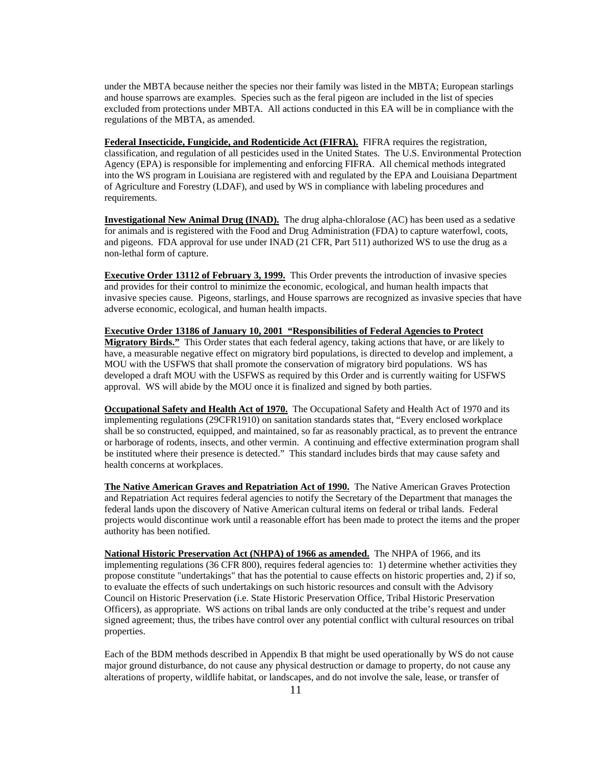under the MBTA because neither the species nor their family was listed in the MBTA; European starlings and house sparrows are examples. Species such as the feral pigeon are included in the list of species excluded from protections under MBTA. All actions conducted in this EA will be in compliance with the regulations of the MBTA, as amended.

**Federal Insecticide, Fungicide, and Rodenticide Act (FIFRA).** FIFRA requires the registration, classification, and regulation of all pesticides used in the United States. The U.S. Environmental Protection Agency (EPA) is responsible for implementing and enforcing FIFRA. All chemical methods integrated into the WS program in Louisiana are registered with and regulated by the EPA and Louisiana Department of Agriculture and Forestry (LDAF), and used by WS in compliance with labeling procedures and requirements.

**Investigational New Animal Drug (INAD).** The drug alpha-chloralose (AC) has been used as a sedative for animals and is registered with the Food and Drug Administration (FDA) to capture waterfowl, coots, and pigeons. FDA approval for use under INAD (21 CFR, Part 511) authorized WS to use the drug as a non-lethal form of capture.

**Executive Order 13112 of February 3, 1999.** This Order prevents the introduction of invasive species and provides for their control to minimize the economic, ecological, and human health impacts that invasive species cause. Pigeons, starlings, and House sparrows are recognized as invasive species that have adverse economic, ecological, and human health impacts.

**Executive Order 13186 of January 10, 2001 "Responsibilities of Federal Agencies to Protect Migratory Birds."** This Order states that each federal agency, taking actions that have, or are likely to have, a measurable negative effect on migratory bird populations, is directed to develop and implement, a MOU with the USFWS that shall promote the conservation of migratory bird populations. WS has developed a draft MOU with the USFWS as required by this Order and is currently waiting for USFWS approval. WS will abide by the MOU once it is finalized and signed by both parties.

**Occupational Safety and Health Act of 1970.** The Occupational Safety and Health Act of 1970 and its implementing regulations (29CFR1910) on sanitation standards states that, "Every enclosed workplace shall be so constructed, equipped, and maintained, so far as reasonably practical, as to prevent the entrance or harborage of rodents, insects, and other vermin. A continuing and effective extermination program shall be instituted where their presence is detected." This standard includes birds that may cause safety and health concerns at workplaces.

**The Native American Graves and Repatriation Act of 1990.** The Native American Graves Protection and Repatriation Act requires federal agencies to notify the Secretary of the Department that manages the federal lands upon the discovery of Native American cultural items on federal or tribal lands. Federal projects would discontinue work until a reasonable effort has been made to protect the items and the proper authority has been notified.

**National Historic Preservation Act (NHPA) of 1966 as amended.** The NHPA of 1966, and its implementing regulations (36 CFR 800), requires federal agencies to: 1) determine whether activities they propose constitute "undertakings" that has the potential to cause effects on historic properties and, 2) if so, to evaluate the effects of such undertakings on such historic resources and consult with the Advisory Council on Historic Preservation (i.e. State Historic Preservation Office, Tribal Historic Preservation Officers), as appropriate. WS actions on tribal lands are only conducted at the tribe's request and under signed agreement; thus, the tribes have control over any potential conflict with cultural resources on tribal properties.

Each of the BDM methods described in Appendix B that might be used operationally by WS do not cause major ground disturbance, do not cause any physical destruction or damage to property, do not cause any alterations of property, wildlife habitat, or landscapes, and do not involve the sale, lease, or transfer of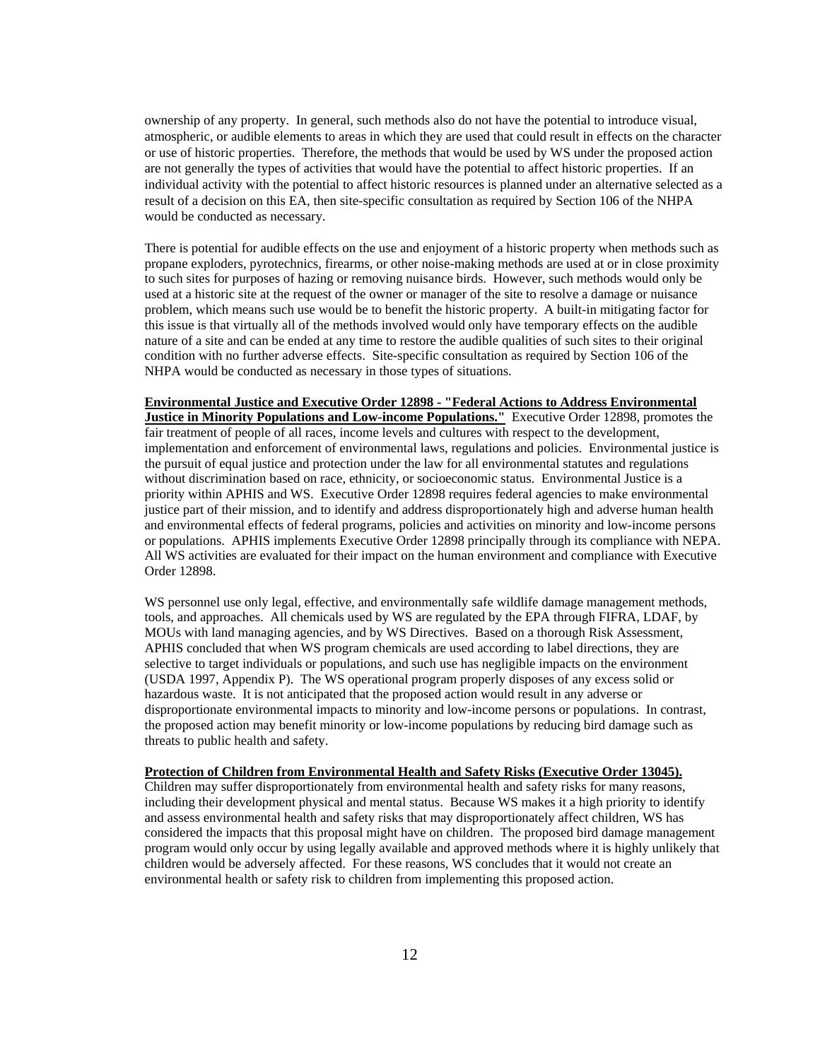ownership of any property. In general, such methods also do not have the potential to introduce visual, atmospheric, or audible elements to areas in which they are used that could result in effects on the character or use of historic properties. Therefore, the methods that would be used by WS under the proposed action are not generally the types of activities that would have the potential to affect historic properties. If an individual activity with the potential to affect historic resources is planned under an alternative selected as a result of a decision on this EA, then site-specific consultation as required by Section 106 of the NHPA would be conducted as necessary.

There is potential for audible effects on the use and enjoyment of a historic property when methods such as propane exploders, pyrotechnics, firearms, or other noise-making methods are used at or in close proximity to such sites for purposes of hazing or removing nuisance birds. However, such methods would only be used at a historic site at the request of the owner or manager of the site to resolve a damage or nuisance problem, which means such use would be to benefit the historic property. A built-in mitigating factor for this issue is that virtually all of the methods involved would only have temporary effects on the audible nature of a site and can be ended at any time to restore the audible qualities of such sites to their original condition with no further adverse effects. Site-specific consultation as required by Section 106 of the NHPA would be conducted as necessary in those types of situations.

**Environmental Justice and Executive Order 12898 - "Federal Actions to Address Environmental Justice in Minority Populations and Low-income Populations."** Executive Order 12898, promotes the fair treatment of people of all races, income levels and cultures with respect to the development, implementation and enforcement of environmental laws, regulations and policies. Environmental justice is the pursuit of equal justice and protection under the law for all environmental statutes and regulations without discrimination based on race, ethnicity, or socioeconomic status. Environmental Justice is a priority within APHIS and WS. Executive Order 12898 requires federal agencies to make environmental justice part of their mission, and to identify and address disproportionately high and adverse human health and environmental effects of federal programs, policies and activities on minority and low-income persons or populations. APHIS implements Executive Order 12898 principally through its compliance with NEPA. All WS activities are evaluated for their impact on the human environment and compliance with Executive Order 12898.

WS personnel use only legal, effective, and environmentally safe wildlife damage management methods, tools, and approaches. All chemicals used by WS are regulated by the EPA through FIFRA, LDAF, by MOUs with land managing agencies, and by WS Directives. Based on a thorough Risk Assessment, APHIS concluded that when WS program chemicals are used according to label directions, they are selective to target individuals or populations, and such use has negligible impacts on the environment (USDA 1997, Appendix P). The WS operational program properly disposes of any excess solid or hazardous waste. It is not anticipated that the proposed action would result in any adverse or disproportionate environmental impacts to minority and low-income persons or populations. In contrast, the proposed action may benefit minority or low-income populations by reducing bird damage such as threats to public health and safety.

**Protection of Children from Environmental Health and Safety Risks (Executive Order 13045).** Children may suffer disproportionately from environmental health and safety risks for many reasons, including their development physical and mental status. Because WS makes it a high priority to identify and assess environmental health and safety risks that may disproportionately affect children, WS has considered the impacts that this proposal might have on children. The proposed bird damage management program would only occur by using legally available and approved methods where it is highly unlikely that children would be adversely affected. For these reasons, WS concludes that it would not create an environmental health or safety risk to children from implementing this proposed action.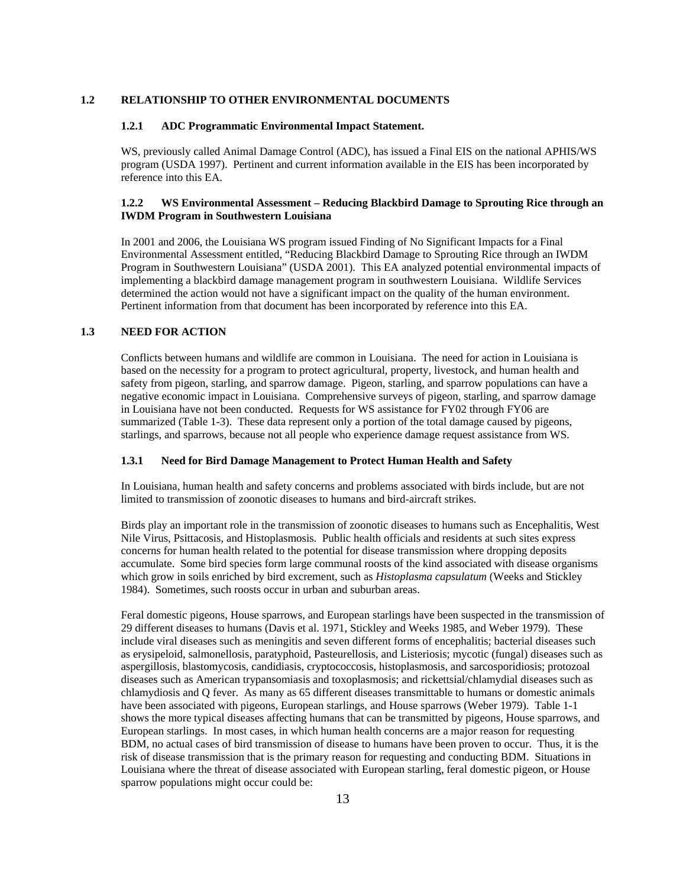## 1.2 RELATIONSHIP TO OTHER ENVIRONMENTAL DOCUMENTS

### 1.2.1 ADC Programmatic Environmental Impact Statement.

WS, previously called Animal Damage Control (ADC), has issued a Final EIS on the national APHIS/WS program (USDA 1997). Pertinent and current information available in the EIS has been incorporated by reference into this EA.

### 1.2.2 WS Environmental Assessment – Reducing Blackbird Damage to Sprouting Rice through an IWDM Program in Southwestern Louisiana

In 2001 and 2006, the Louisiana WS program issued Finding of No Significant Impacts for a Final Environmental Assessment entitled, "Reducing Blackbird Damage to Sprouting Rice through an IWDM Program in Southwestern Louisiana" (USDA 2001). This EA analyzed potential environmental impacts of implementing a blackbird damage management program in southwestern Louisiana. Wildlife Services determined the action would not have a significant impact on the quality of the human environment. Pertinent information from that document has been incorporated by reference into this EA.

## 1.3 NEED FOR ACTION

Conflicts between humans and wildlife are common in Louisiana. The need for action in Louisiana is based on the necessity for a program to protect agricultural, property, livestock, and human health and safety from pigeon, starling, and sparrow damage. Pigeon, starling, and sparrow populations can have a negative economic impact in Louisiana. Comprehensive surveys of pigeon, starling, and sparrow damage in Louisiana have not been conducted. Requests for WS assistance for FY02 through FY06 are summarized (Table 1-3). These data represent only a portion of the total damage caused by pigeons, starlings, and sparrows, because not all people who experience damage request assistance from WS.

### 1.3.1 Need for Bird Damage Management to Protect Human Health and Safety

In Louisiana, human health and safety concerns and problems associated with birds include, but are not limited to transmission of zoonotic diseases to humans and bird-aircraft strikes.

Birds play an important role in the transmission of zoonotic diseases to humans such as Encephalitis, West Nile Virus, Psittacosis, and Histoplasmosis. Public health officials and residents at such sites express concerns for human health related to the potential for disease transmission where dropping deposits accumulate. Some bird species form large communal roosts of the kind associated with disease organisms which grow in soils enriched by bird excrement, such as *Histoplasma capsulatum* (Weeks and Stickley 1984). Sometimes, such roosts occur in urban and suburban areas.

Feral domestic pigeons, House sparrows, and European starlings have been suspected in the transmission of 29 different diseases to humans (Davis et al. 1971, Stickley and Weeks 1985, and Weber 1979). These include viral diseases such as meningitis and seven different forms of encephalitis; bacterial diseases such as erysipeloid, salmonellosis, paratyphoid, Pasteurellosis, and Listeriosis; mycotic (fungal) diseases such as aspergillosis, blastomycosis, candidiasis, cryptococcosis, histoplasmosis, and sarcosporidiosis; protozoal diseases such as American trypansomiasis and toxoplasmosis; and rickettsial/chlamydial diseases such as chlamydiosis and Q fever. As many as 65 different diseases transmittable to humans or domestic animals have been associated with pigeons, European starlings, and House sparrows (Weber 1979). Table 1-1 shows the more typical diseases affecting humans that can be transmitted by pigeons, House sparrows, and European starlings. In most cases, in which human health concerns are a major reason for requesting BDM, no actual cases of bird transmission of disease to humans have been proven to occur. Thus, it is the risk of disease transmission that is the primary reason for requesting and conducting BDM. Situations in Louisiana where the threat of disease associated with European starling, feral domestic pigeon, or House sparrow populations might occur could be: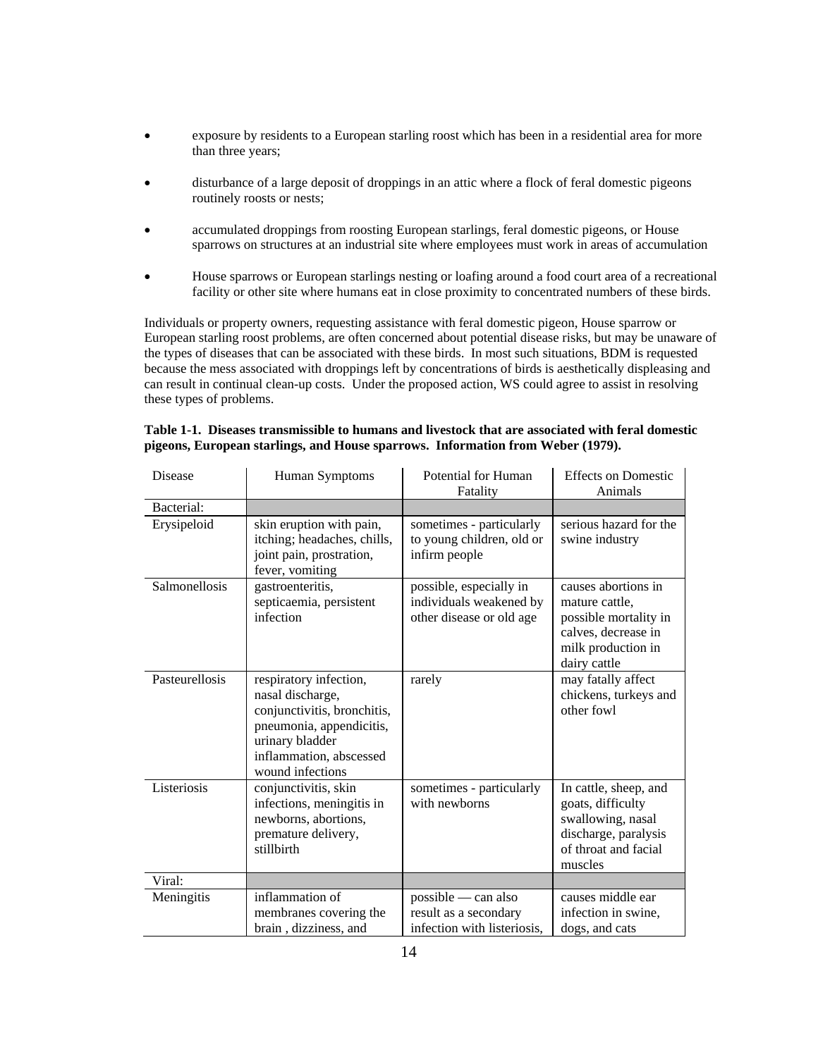- exposure by residents to a European starling roost which has been in a residential area for more than three years;
- disturbance of a large deposit of droppings in an attic where a flock of feral domestic pigeons routinely roosts or nests;
- accumulated droppings from roosting European starlings, feral domestic pigeons, or House sparrows on structures at an industrial site where employees must work in areas of accumulation
- House sparrows or European starlings nesting or loafing around a food court area of a recreational facility or other site where humans eat in close proximity to concentrated numbers of these birds.

Individuals or property owners, requesting assistance with feral domestic pigeon, House sparrow or European starling roost problems, are often concerned about potential disease risks, but may be unaware of the types of diseases that can be associated with these birds. In most such situations, BDM is requested because the mess associated with droppings left by concentrations of birds is aesthetically displeasing and can result in continual clean-up costs. Under the proposed action, WS could agree to assist in resolving these types of problems.

**Table 1-1. Diseases transmissible to humans and livestock that are associated with feral domestic pigeons, European starlings, and House sparrows. Information from Weber (1979).**

| Disease | Human Symptoms | Potential for Human Fatality | Effects on Domestic Animals |
|---|---|---|---|
| Bacterial: | | | |
| Erysipeloid | skin eruption with pain, itching; headaches, chills, joint pain, prostration, fever, vomiting | sometimes - particularly to young children, old or infirm people | serious hazard for the swine industry |
| Salmonellosis | gastroenteritis, septicaemia, persistent infection | possible, especially in individuals weakened by other disease or old age | causes abortions in mature cattle, possible mortality in calves, decrease in milk production in dairy cattle |
| Pasteurellosis | respiratory infection, nasal discharge, conjunctivitis, bronchitis, pneumonia, appendicitis, urinary bladder inflammation, abscessed wound infections | rarely | may fatally affect chickens, turkeys and other fowl |
| Listeriosis | conjunctivitis, skin infections, meningitis in newborns, abortions, premature delivery, stillbirth | sometimes - particularly with newborns | In cattle, sheep, and goats, difficulty swallowing, nasal discharge, paralysis of throat and facial muscles |
| Viral: | | | |
| Meningitis | inflammation of membranes covering the brain , dizziness, and | possible — can also result as a secondary infection with listeriosis, | causes middle ear infection in swine, dogs, and cats |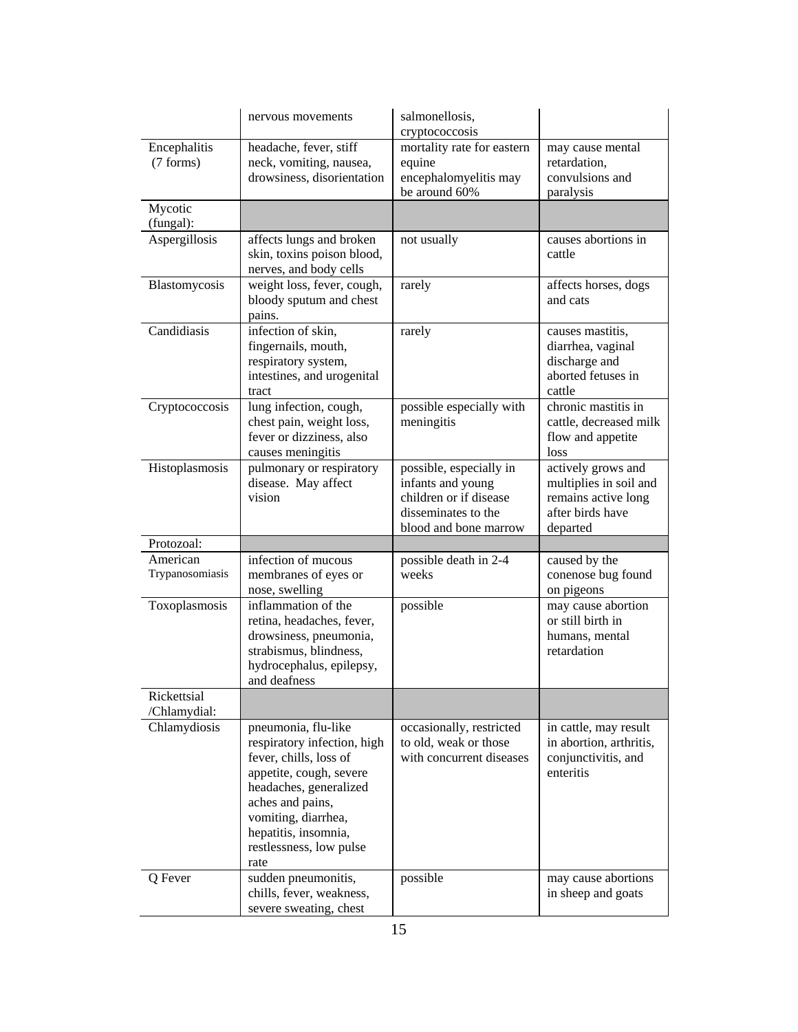| | | | |
|---|---|---|---|
| | nervous movements | salmonellosis, cryptococcosis | |
| Encephalitis (7 forms) | headache, fever, stiff neck, vomiting, nausea, drowsiness, disorientation | mortality rate for eastern equine encephalomyelitis may be around 60% | may cause mental retardation, convulsions and paralysis |
| Mycotic (fungal): | | | |
| Aspergillosis | affects lungs and broken skin, toxins poison blood, nerves, and body cells | not usually | causes abortions in cattle |
| Blastomycosis | weight loss, fever, cough, bloody sputum and chest pains. | rarely | affects horses, dogs and cats |
| Candidiasis | infection of skin, fingernails, mouth, respiratory system, intestines, and urogenital tract | rarely | causes mastitis, diarrhea, vaginal discharge and aborted fetuses in cattle |
| Cryptococcosis | lung infection, cough, chest pain, weight loss, fever or dizziness, also causes meningitis | possible especially with meningitis | chronic mastitis in cattle, decreased milk flow and appetite loss |
| Histoplasmosis | pulmonary or respiratory disease. May affect vision | possible, especially in infants and young children or if disease disseminates to the blood and bone marrow | actively grows and multiplies in soil and remains active long after birds have departed |
| Protozoal: | | | |
| American Trypanosomiasis | infection of mucous membranes of eyes or nose, swelling | possible death in 2-4 weeks | caused by the conenose bug found on pigeons |
| Toxoplasmosis | inflammation of the retina, headaches, fever, drowsiness, pneumonia, strabismus, blindness, hydrocephalus, epilepsy, and deafness | possible | may cause abortion or still birth in humans, mental retardation |
| Rickettsial /Chlamydial: | | | |
| Chlamydiosis | pneumonia, flu-like respiratory infection, high fever, chills, loss of appetite, cough, severe headaches, generalized aches and pains, vomiting, diarrhea, hepatitis, insomnia, restlessness, low pulse rate | occasionally, restricted to old, weak or those with concurrent diseases | in cattle, may result in abortion, arthritis, conjunctivitis, and enteritis |
| Q Fever | sudden pneumonitis, chills, fever, weakness, severe sweating, chest | possible | may cause abortions in sheep and goats |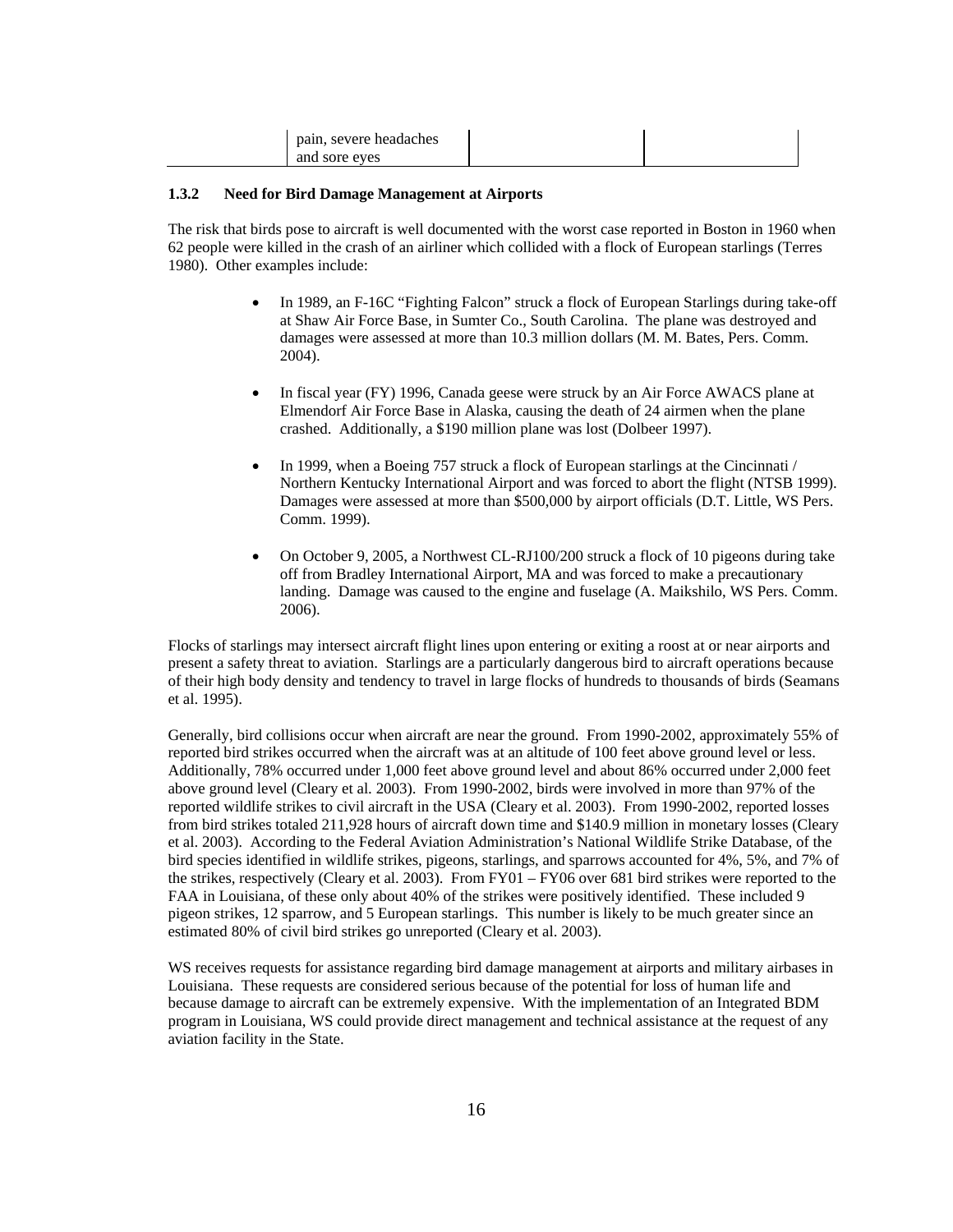| | pain, severe headaches and sore eyes | | |
|---|---|---|---|

### 1.3.2 Need for Bird Damage Management at Airports

The risk that birds pose to aircraft is well documented with the worst case reported in Boston in 1960 when 62 people were killed in the crash of an airliner which collided with a flock of European starlings (Terres 1980). Other examples include:

- In 1989, an F-16C "Fighting Falcon" struck a flock of European Starlings during take-off at Shaw Air Force Base, in Sumter Co., South Carolina. The plane was destroyed and damages were assessed at more than 10.3 million dollars (M. M. Bates, Pers. Comm. 2004).

- In fiscal year (FY) 1996, Canada geese were struck by an Air Force AWACS plane at Elmendorf Air Force Base in Alaska, causing the death of 24 airmen when the plane crashed. Additionally, a $190 million plane was lost (Dolbeer 1997).

- In 1999, when a Boeing 757 struck a flock of European starlings at the Cincinnati / Northern Kentucky International Airport and was forced to abort the flight (NTSB 1999). Damages were assessed at more than $500,000 by airport officials (D.T. Little, WS Pers. Comm. 1999).

- On October 9, 2005, a Northwest CL-RJ100/200 struck a flock of 10 pigeons during take off from Bradley International Airport, MA and was forced to make a precautionary landing. Damage was caused to the engine and fuselage (A. Maikshilo, WS Pers. Comm. 2006).

Flocks of starlings may intersect aircraft flight lines upon entering or exiting a roost at or near airports and present a safety threat to aviation. Starlings are a particularly dangerous bird to aircraft operations because of their high body density and tendency to travel in large flocks of hundreds to thousands of birds (Seamans et al. 1995).

Generally, bird collisions occur when aircraft are near the ground. From 1990-2002, approximately 55% of reported bird strikes occurred when the aircraft was at an altitude of 100 feet above ground level or less. Additionally, 78% occurred under 1,000 feet above ground level and about 86% occurred under 2,000 feet above ground level (Cleary et al. 2003). From 1990-2002, birds were involved in more than 97% of the reported wildlife strikes to civil aircraft in the USA (Cleary et al. 2003). From 1990-2002, reported losses from bird strikes totaled 211,928 hours of aircraft down time and $140.9 million in monetary losses (Cleary et al. 2003). According to the Federal Aviation Administration's National Wildlife Strike Database, of the bird species identified in wildlife strikes, pigeons, starlings, and sparrows accounted for 4%, 5%, and 7% of the strikes, respectively (Cleary et al. 2003). From FY01 – FY06 over 681 bird strikes were reported to the FAA in Louisiana, of these only about 40% of the strikes were positively identified. These included 9 pigeon strikes, 12 sparrow, and 5 European starlings. This number is likely to be much greater since an estimated 80% of civil bird strikes go unreported (Cleary et al. 2003).

WS receives requests for assistance regarding bird damage management at airports and military airbases in Louisiana. These requests are considered serious because of the potential for loss of human life and because damage to aircraft can be extremely expensive. With the implementation of an Integrated BDM program in Louisiana, WS could provide direct management and technical assistance at the request of any aviation facility in the State.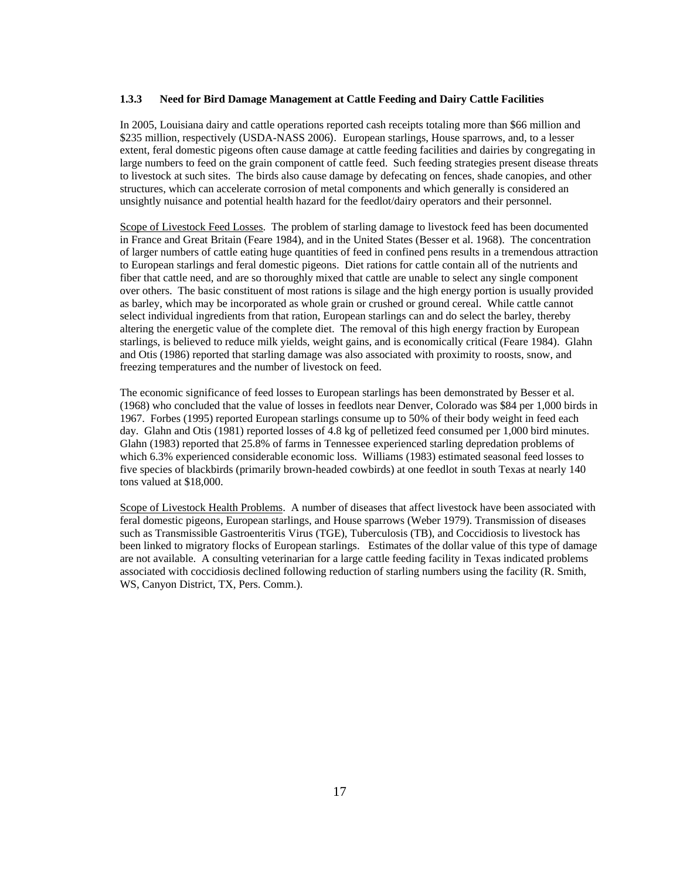### 1.3.3 Need for Bird Damage Management at Cattle Feeding and Dairy Cattle Facilities

In 2005, Louisiana dairy and cattle operations reported cash receipts totaling more than $66 million and $235 million, respectively (USDA-NASS 2006). European starlings, House sparrows, and, to a lesser extent, feral domestic pigeons often cause damage at cattle feeding facilities and dairies by congregating in large numbers to feed on the grain component of cattle feed. Such feeding strategies present disease threats to livestock at such sites. The birds also cause damage by defecating on fences, shade canopies, and other structures, which can accelerate corrosion of metal components and which generally is considered an unsightly nuisance and potential health hazard for the feedlot/dairy operators and their personnel.

Scope of Livestock Feed Losses. The problem of starling damage to livestock feed has been documented in France and Great Britain (Feare 1984), and in the United States (Besser et al. 1968). The concentration of larger numbers of cattle eating huge quantities of feed in confined pens results in a tremendous attraction to European starlings and feral domestic pigeons. Diet rations for cattle contain all of the nutrients and fiber that cattle need, and are so thoroughly mixed that cattle are unable to select any single component over others. The basic constituent of most rations is silage and the high energy portion is usually provided as barley, which may be incorporated as whole grain or crushed or ground cereal. While cattle cannot select individual ingredients from that ration, European starlings can and do select the barley, thereby altering the energetic value of the complete diet. The removal of this high energy fraction by European starlings, is believed to reduce milk yields, weight gains, and is economically critical (Feare 1984). Glahn and Otis (1986) reported that starling damage was also associated with proximity to roosts, snow, and freezing temperatures and the number of livestock on feed.

The economic significance of feed losses to European starlings has been demonstrated by Besser et al. (1968) who concluded that the value of losses in feedlots near Denver, Colorado was $84 per 1,000 birds in 1967. Forbes (1995) reported European starlings consume up to 50% of their body weight in feed each day. Glahn and Otis (1981) reported losses of 4.8 kg of pelletized feed consumed per 1,000 bird minutes. Glahn (1983) reported that 25.8% of farms in Tennessee experienced starling depredation problems of which 6.3% experienced considerable economic loss. Williams (1983) estimated seasonal feed losses to five species of blackbirds (primarily brown-headed cowbirds) at one feedlot in south Texas at nearly 140 tons valued at $18,000.

Scope of Livestock Health Problems. A number of diseases that affect livestock have been associated with feral domestic pigeons, European starlings, and House sparrows (Weber 1979). Transmission of diseases such as Transmissible Gastroenteritis Virus (TGE), Tuberculosis (TB), and Coccidiosis to livestock has been linked to migratory flocks of European starlings. Estimates of the dollar value of this type of damage are not available. A consulting veterinarian for a large cattle feeding facility in Texas indicated problems associated with coccidiosis declined following reduction of starling numbers using the facility (R. Smith, WS, Canyon District, TX, Pers. Comm.).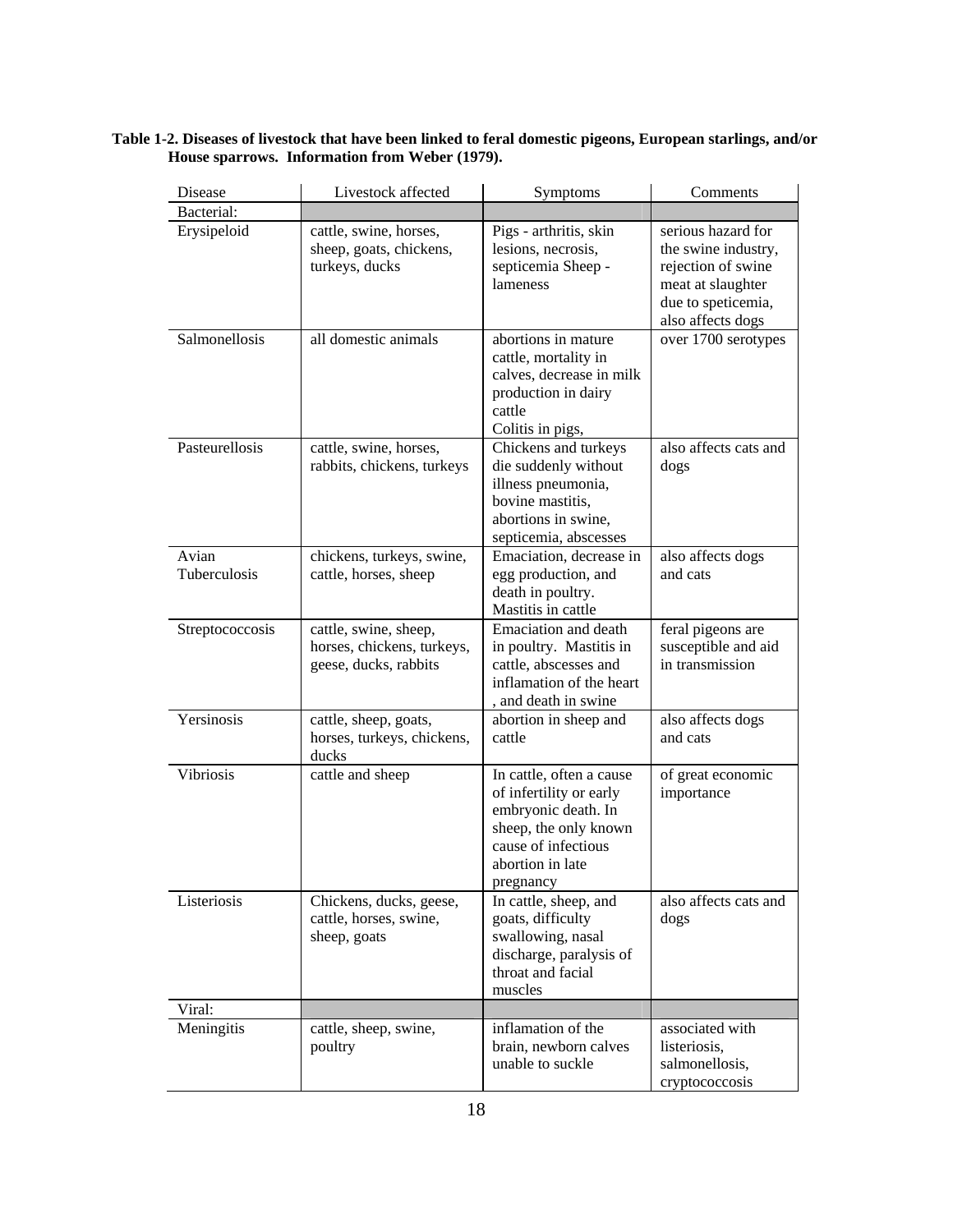**Table 1-2. Diseases of livestock that have been linked to feral domestic pigeons, European starlings, and/or House sparrows. Information from Weber (1979).**

| Disease | Livestock affected | Symptoms | Comments |
|---|---|---|---|
| Bacterial: | | | |
| Erysipeloid | cattle, swine, horses, sheep, goats, chickens, turkeys, ducks | Pigs - arthritis, skin lesions, necrosis, septicemia Sheep - lameness | serious hazard for the swine industry, rejection of swine meat at slaughter due to speticemia, also affects dogs |
| Salmonellosis | all domestic animals | abortions in mature cattle, mortality in calves, decrease in milk production in dairy cattle Colitis in pigs, | over 1700 serotypes |
| Pasteurellosis | cattle, swine, horses, rabbits, chickens, turkeys | Chickens and turkeys die suddenly without illness pneumonia, bovine mastitis, abortions in swine, septicemia, abscesses | also affects cats and dogs |
| Avian Tuberculosis | chickens, turkeys, swine, cattle, horses, sheep | Emaciation, decrease in egg production, and death in poultry. Mastitis in cattle | also affects dogs and cats |
| Streptococcosis | cattle, swine, sheep, horses, chickens, turkeys, geese, ducks, rabbits | Emaciation and death in poultry. Mastitis in cattle, abscesses and inflamation of the heart , and death in swine | feral pigeons are susceptible and aid in transmission |
| Yersinosis | cattle, sheep, goats, horses, turkeys, chickens, ducks | abortion in sheep and cattle | also affects dogs and cats |
| Vibriosis | cattle and sheep | In cattle, often a cause of infertility or early embryonic death. In sheep, the only known cause of infectious abortion in late pregnancy | of great economic importance |
| Listeriosis | Chickens, ducks, geese, cattle, horses, swine, sheep, goats | In cattle, sheep, and goats, difficulty swallowing, nasal discharge, paralysis of throat and facial muscles | also affects cats and dogs |
| Viral: | | | |
| Meningitis | cattle, sheep, swine, poultry | inflamation of the brain, newborn calves unable to suckle | associated with listeriosis, salmonellosis, cryptococcosis |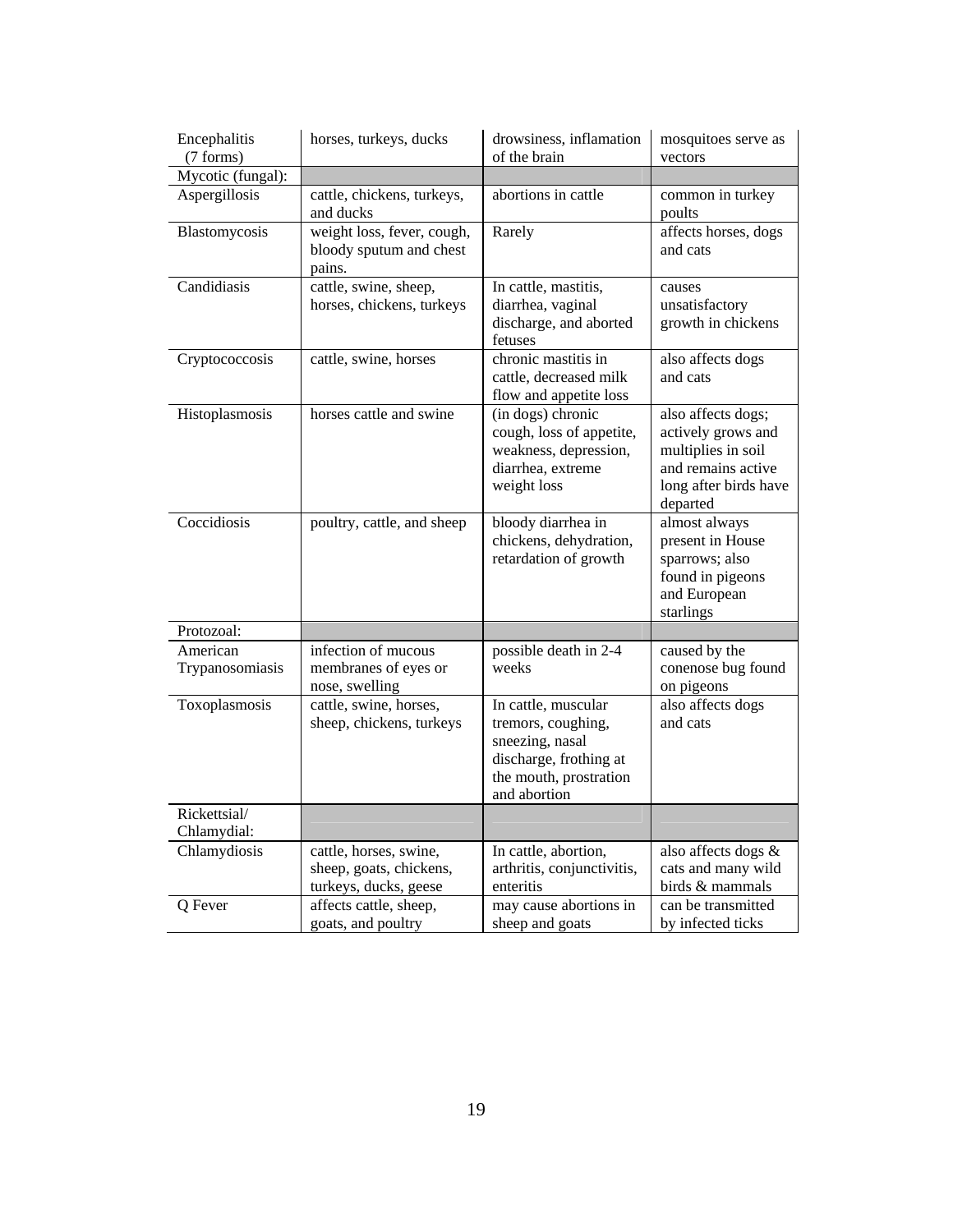| | | | |
|---|---|---|---|
| Encephalitis (7 forms) | horses, turkeys, ducks | drowsiness, inflamation of the brain | mosquitoes serve as vectors |
| Mycotic (fungal): | | | |
| Aspergillosis | cattle, chickens, turkeys, and ducks | abortions in cattle | common in turkey poults |
| Blastomycosis | weight loss, fever, cough, bloody sputum and chest pains. | Rarely | affects horses, dogs and cats |
| Candidiasis | cattle, swine, sheep, horses, chickens, turkeys | In cattle, mastitis, diarrhea, vaginal discharge, and aborted fetuses | causes unsatisfactory growth in chickens |
| Cryptococcosis | cattle, swine, horses | chronic mastitis in cattle, decreased milk flow and appetite loss | also affects dogs and cats |
| Histoplasmosis | horses cattle and swine | (in dogs) chronic cough, loss of appetite, weakness, depression, diarrhea, extreme weight loss | also affects dogs; actively grows and multiplies in soil and remains active long after birds have departed |
| Coccidiosis | poultry, cattle, and sheep | bloody diarrhea in chickens, dehydration, retardation of growth | almost always present in House sparrows; also found in pigeons and European starlings |
| Protozoal: | | | |
| American Trypanosomiasis | infection of mucous membranes of eyes or nose, swelling | possible death in 2-4 weeks | caused by the conenose bug found on pigeons |
| Toxoplasmosis | cattle, swine, horses, sheep, chickens, turkeys | In cattle, muscular tremors, coughing, sneezing, nasal discharge, frothing at the mouth, prostration and abortion | also affects dogs and cats |
| Rickettsial/ Chlamydial: | | | |
| Chlamydiosis | cattle, horses, swine, sheep, goats, chickens, turkeys, ducks, geese | In cattle, abortion, arthritis, conjunctivitis, enteritis | also affects dogs & cats and many wild birds & mammals |
| Q Fever | affects cattle, sheep, goats, and poultry | may cause abortions in sheep and goats | can be transmitted by infected ticks |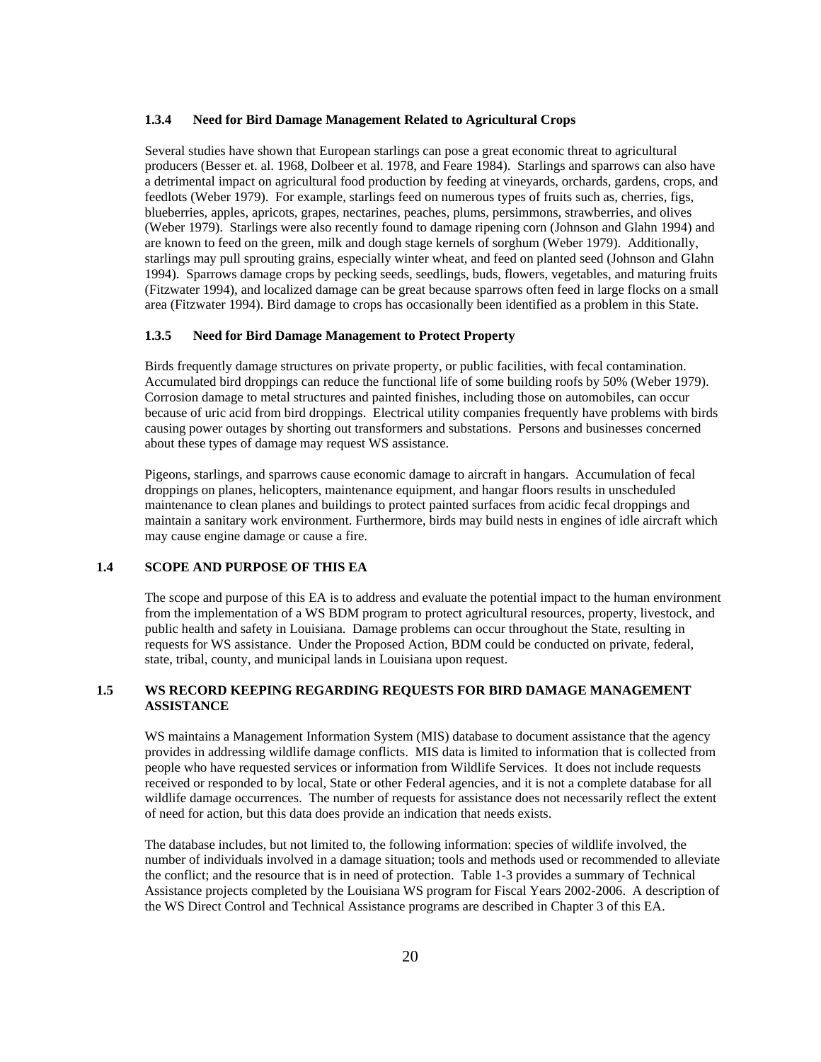### 1.3.4 Need for Bird Damage Management Related to Agricultural Crops

Several studies have shown that European starlings can pose a great economic threat to agricultural producers (Besser et. al. 1968, Dolbeer et al. 1978, and Feare 1984). Starlings and sparrows can also have a detrimental impact on agricultural food production by feeding at vineyards, orchards, gardens, crops, and feedlots (Weber 1979). For example, starlings feed on numerous types of fruits such as, cherries, figs, blueberries, apples, apricots, grapes, nectarines, peaches, plums, persimmons, strawberries, and olives (Weber 1979). Starlings were also recently found to damage ripening corn (Johnson and Glahn 1994) and are known to feed on the green, milk and dough stage kernels of sorghum (Weber 1979). Additionally, starlings may pull sprouting grains, especially winter wheat, and feed on planted seed (Johnson and Glahn 1994). Sparrows damage crops by pecking seeds, seedlings, buds, flowers, vegetables, and maturing fruits (Fitzwater 1994), and localized damage can be great because sparrows often feed in large flocks on a small area (Fitzwater 1994). Bird damage to crops has occasionally been identified as a problem in this State.

### 1.3.5 Need for Bird Damage Management to Protect Property

Birds frequently damage structures on private property, or public facilities, with fecal contamination. Accumulated bird droppings can reduce the functional life of some building roofs by 50% (Weber 1979). Corrosion damage to metal structures and painted finishes, including those on automobiles, can occur because of uric acid from bird droppings. Electrical utility companies frequently have problems with birds causing power outages by shorting out transformers and substations. Persons and businesses concerned about these types of damage may request WS assistance.

Pigeons, starlings, and sparrows cause economic damage to aircraft in hangars. Accumulation of fecal droppings on planes, helicopters, maintenance equipment, and hangar floors results in unscheduled maintenance to clean planes and buildings to protect painted surfaces from acidic fecal droppings and maintain a sanitary work environment. Furthermore, birds may build nests in engines of idle aircraft which may cause engine damage or cause a fire.

## 1.4 SCOPE AND PURPOSE OF THIS EA

The scope and purpose of this EA is to address and evaluate the potential impact to the human environment from the implementation of a WS BDM program to protect agricultural resources, property, livestock, and public health and safety in Louisiana. Damage problems can occur throughout the State, resulting in requests for WS assistance. Under the Proposed Action, BDM could be conducted on private, federal, state, tribal, county, and municipal lands in Louisiana upon request.

## 1.5 WS RECORD KEEPING REGARDING REQUESTS FOR BIRD DAMAGE MANAGEMENT ASSISTANCE

WS maintains a Management Information System (MIS) database to document assistance that the agency provides in addressing wildlife damage conflicts. MIS data is limited to information that is collected from people who have requested services or information from Wildlife Services. It does not include requests received or responded to by local, State or other Federal agencies, and it is not a complete database for all wildlife damage occurrences. The number of requests for assistance does not necessarily reflect the extent of need for action, but this data does provide an indication that needs exists.

The database includes, but not limited to, the following information: species of wildlife involved, the number of individuals involved in a damage situation; tools and methods used or recommended to alleviate the conflict; and the resource that is in need of protection. Table 1-3 provides a summary of Technical Assistance projects completed by the Louisiana WS program for Fiscal Years 2002-2006. A description of the WS Direct Control and Technical Assistance programs are described in Chapter 3 of this EA.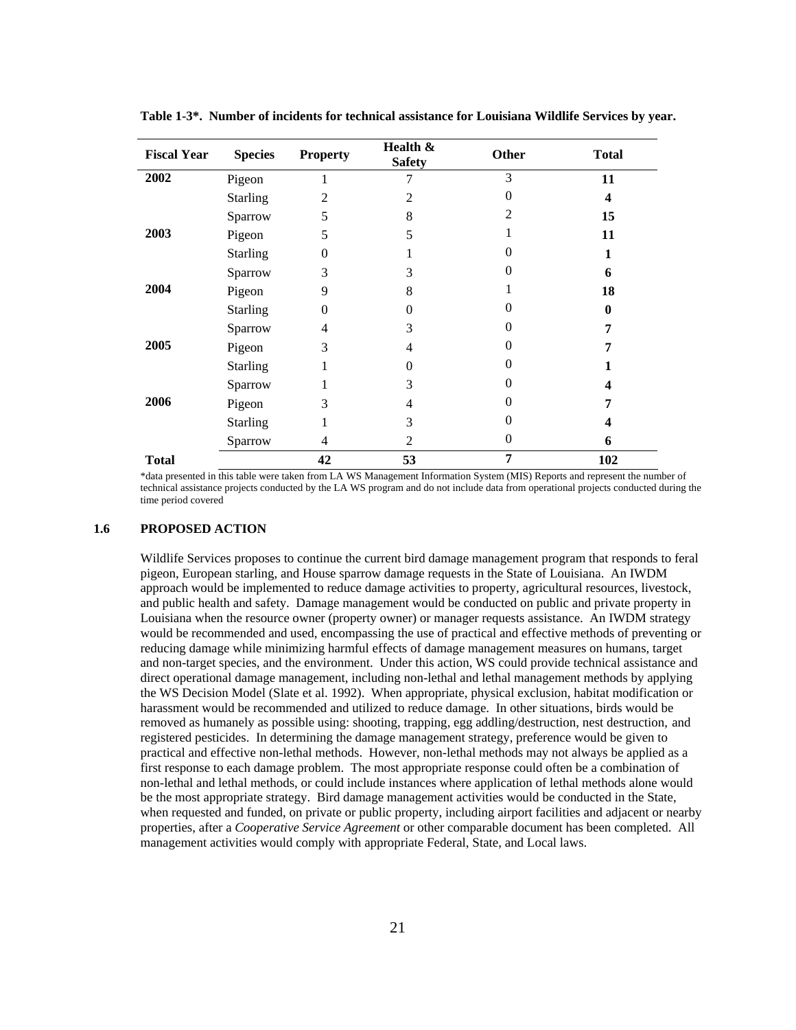**Table 1-3*. Number of incidents for technical assistance for Louisiana Wildlife Services by year.**

| Fiscal Year | Species | Property | Health & Safety | Other | Total |
|---|---|---|---|---|---|
| 2002 | Pigeon | 1 | 7 | 3 | **11** |
| | Starling | 2 | 2 | 0 | **4** |
| | Sparrow | 5 | 8 | 2 | **15** |
| 2003 | Pigeon | 5 | 5 | 1 | **11** |
| | Starling | 0 | 1 | 0 | **1** |
| | Sparrow | 3 | 3 | 0 | **6** |
| 2004 | Pigeon | 9 | 8 | 1 | **18** |
| | Starling | 0 | 0 | 0 | **0** |
| | Sparrow | 4 | 3 | 0 | **7** |
| 2005 | Pigeon | 3 | 4 | 0 | **7** |
| | Starling | 1 | 0 | 0 | **1** |
| | Sparrow | 1 | 3 | 0 | **4** |
| 2006 | Pigeon | 3 | 4 | 0 | **7** |
| | Starling | 1 | 3 | 0 | **4** |
| | Sparrow | 4 | 2 | 0 | **6** |
| **Total** | | **42** | **53** | **7** | **102** |

*data presented in this table were taken from LA WS Management Information System (MIS) Reports and represent the number of technical assistance projects conducted by the LA WS program and do not include data from operational projects conducted during the time period covered

## 1.6 PROPOSED ACTION

Wildlife Services proposes to continue the current bird damage management program that responds to feral pigeon, European starling, and House sparrow damage requests in the State of Louisiana. An IWDM approach would be implemented to reduce damage activities to property, agricultural resources, livestock, and public health and safety. Damage management would be conducted on public and private property in Louisiana when the resource owner (property owner) or manager requests assistance. An IWDM strategy would be recommended and used, encompassing the use of practical and effective methods of preventing or reducing damage while minimizing harmful effects of damage management measures on humans, target and non-target species, and the environment. Under this action, WS could provide technical assistance and direct operational damage management, including non-lethal and lethal management methods by applying the WS Decision Model (Slate et al. 1992). When appropriate, physical exclusion, habitat modification or harassment would be recommended and utilized to reduce damage. In other situations, birds would be removed as humanely as possible using: shooting, trapping, egg addling/destruction, nest destruction, and registered pesticides. In determining the damage management strategy, preference would be given to practical and effective non-lethal methods. However, non-lethal methods may not always be applied as a first response to each damage problem. The most appropriate response could often be a combination of non-lethal and lethal methods, or could include instances where application of lethal methods alone would be the most appropriate strategy. Bird damage management activities would be conducted in the State, when requested and funded, on private or public property, including airport facilities and adjacent or nearby properties, after a *Cooperative Service Agreement* or other comparable document has been completed. All management activities would comply with appropriate Federal, State, and Local laws.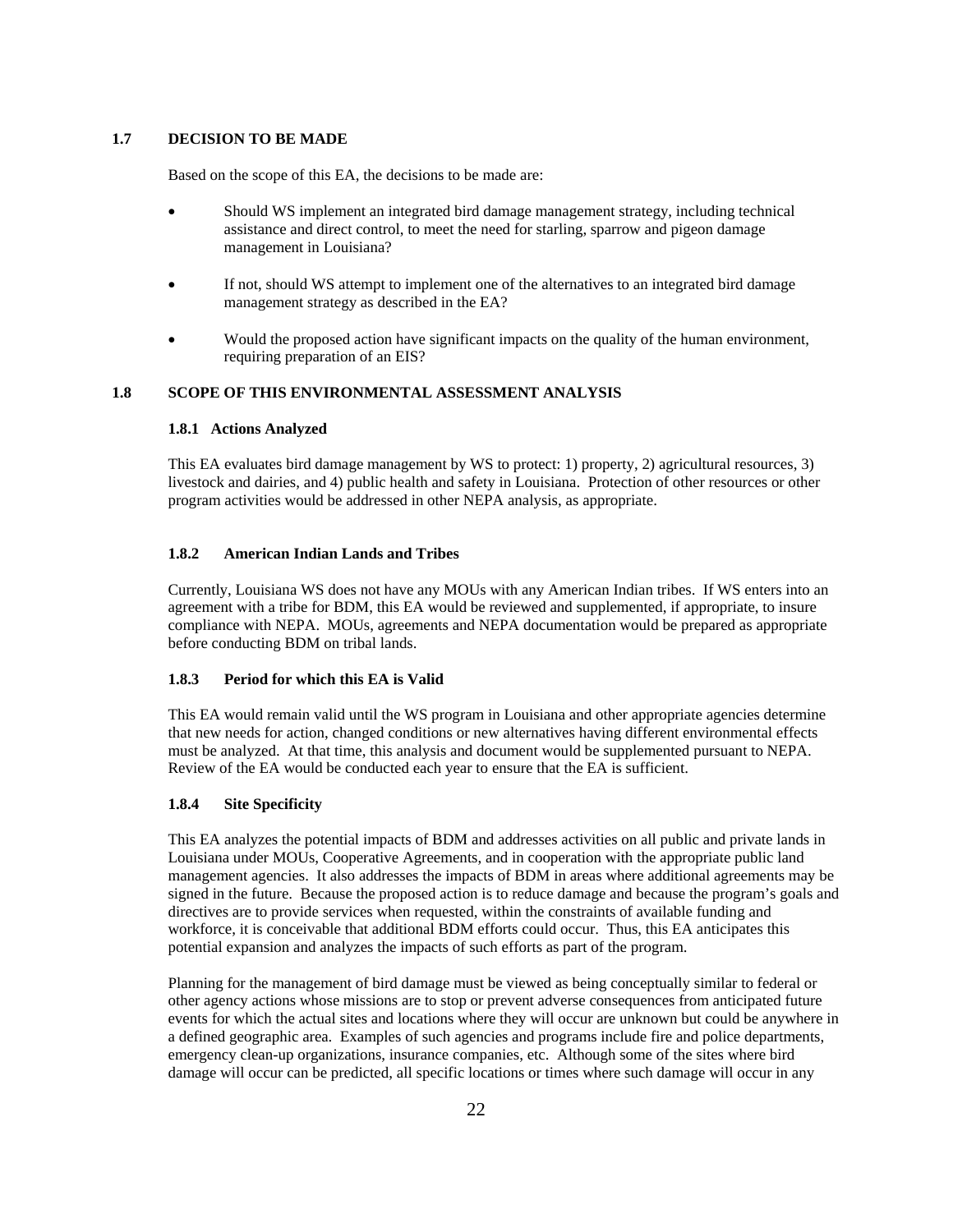## 1.7 DECISION TO BE MADE

Based on the scope of this EA, the decisions to be made are:

- Should WS implement an integrated bird damage management strategy, including technical assistance and direct control, to meet the need for starling, sparrow and pigeon damage management in Louisiana?
- If not, should WS attempt to implement one of the alternatives to an integrated bird damage management strategy as described in the EA?
- Would the proposed action have significant impacts on the quality of the human environment, requiring preparation of an EIS?

## 1.8 SCOPE OF THIS ENVIRONMENTAL ASSESSMENT ANALYSIS

### 1.8.1 Actions Analyzed

This EA evaluates bird damage management by WS to protect: 1) property, 2) agricultural resources, 3) livestock and dairies, and 4) public health and safety in Louisiana. Protection of other resources or other program activities would be addressed in other NEPA analysis, as appropriate.

### 1.8.2 American Indian Lands and Tribes

Currently, Louisiana WS does not have any MOUs with any American Indian tribes. If WS enters into an agreement with a tribe for BDM, this EA would be reviewed and supplemented, if appropriate, to insure compliance with NEPA. MOUs, agreements and NEPA documentation would be prepared as appropriate before conducting BDM on tribal lands.

### 1.8.3 Period for which this EA is Valid

This EA would remain valid until the WS program in Louisiana and other appropriate agencies determine that new needs for action, changed conditions or new alternatives having different environmental effects must be analyzed. At that time, this analysis and document would be supplemented pursuant to NEPA. Review of the EA would be conducted each year to ensure that the EA is sufficient.

### 1.8.4 Site Specificity

This EA analyzes the potential impacts of BDM and addresses activities on all public and private lands in Louisiana under MOUs, Cooperative Agreements, and in cooperation with the appropriate public land management agencies. It also addresses the impacts of BDM in areas where additional agreements may be signed in the future. Because the proposed action is to reduce damage and because the program's goals and directives are to provide services when requested, within the constraints of available funding and workforce, it is conceivable that additional BDM efforts could occur. Thus, this EA anticipates this potential expansion and analyzes the impacts of such efforts as part of the program.

Planning for the management of bird damage must be viewed as being conceptually similar to federal or other agency actions whose missions are to stop or prevent adverse consequences from anticipated future events for which the actual sites and locations where they will occur are unknown but could be anywhere in a defined geographic area. Examples of such agencies and programs include fire and police departments, emergency clean-up organizations, insurance companies, etc. Although some of the sites where bird damage will occur can be predicted, all specific locations or times where such damage will occur in any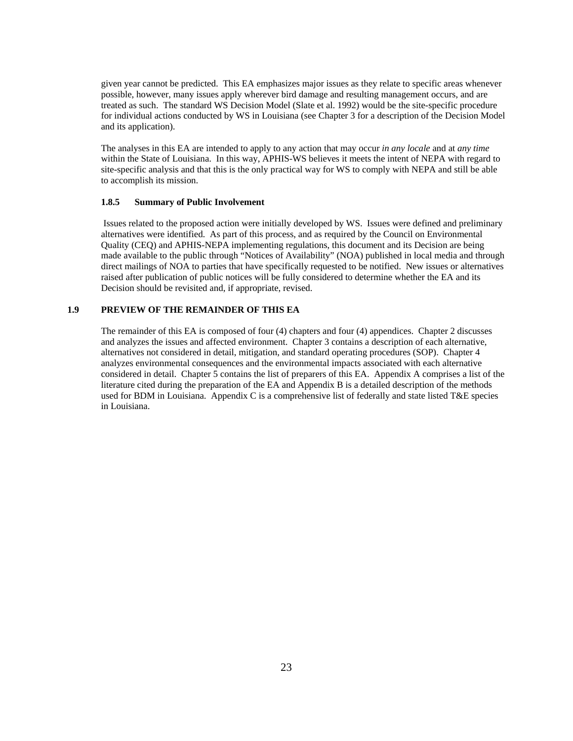given year cannot be predicted. This EA emphasizes major issues as they relate to specific areas whenever possible, however, many issues apply wherever bird damage and resulting management occurs, and are treated as such. The standard WS Decision Model (Slate et al. 1992) would be the site-specific procedure for individual actions conducted by WS in Louisiana (see Chapter 3 for a description of the Decision Model and its application).

The analyses in this EA are intended to apply to any action that may occur *in any locale* and at *any time* within the State of Louisiana. In this way, APHIS-WS believes it meets the intent of NEPA with regard to site-specific analysis and that this is the only practical way for WS to comply with NEPA and still be able to accomplish its mission.

### 1.8.5 Summary of Public Involvement

Issues related to the proposed action were initially developed by WS. Issues were defined and preliminary alternatives were identified. As part of this process, and as required by the Council on Environmental Quality (CEQ) and APHIS-NEPA implementing regulations, this document and its Decision are being made available to the public through "Notices of Availability" (NOA) published in local media and through direct mailings of NOA to parties that have specifically requested to be notified. New issues or alternatives raised after publication of public notices will be fully considered to determine whether the EA and its Decision should be revisited and, if appropriate, revised.

## 1.9 PREVIEW OF THE REMAINDER OF THIS EA

The remainder of this EA is composed of four (4) chapters and four (4) appendices. Chapter 2 discusses and analyzes the issues and affected environment. Chapter 3 contains a description of each alternative, alternatives not considered in detail, mitigation, and standard operating procedures (SOP). Chapter 4 analyzes environmental consequences and the environmental impacts associated with each alternative considered in detail. Chapter 5 contains the list of preparers of this EA. Appendix A comprises a list of the literature cited during the preparation of the EA and Appendix B is a detailed description of the methods used for BDM in Louisiana. Appendix C is a comprehensive list of federally and state listed T&E species in Louisiana.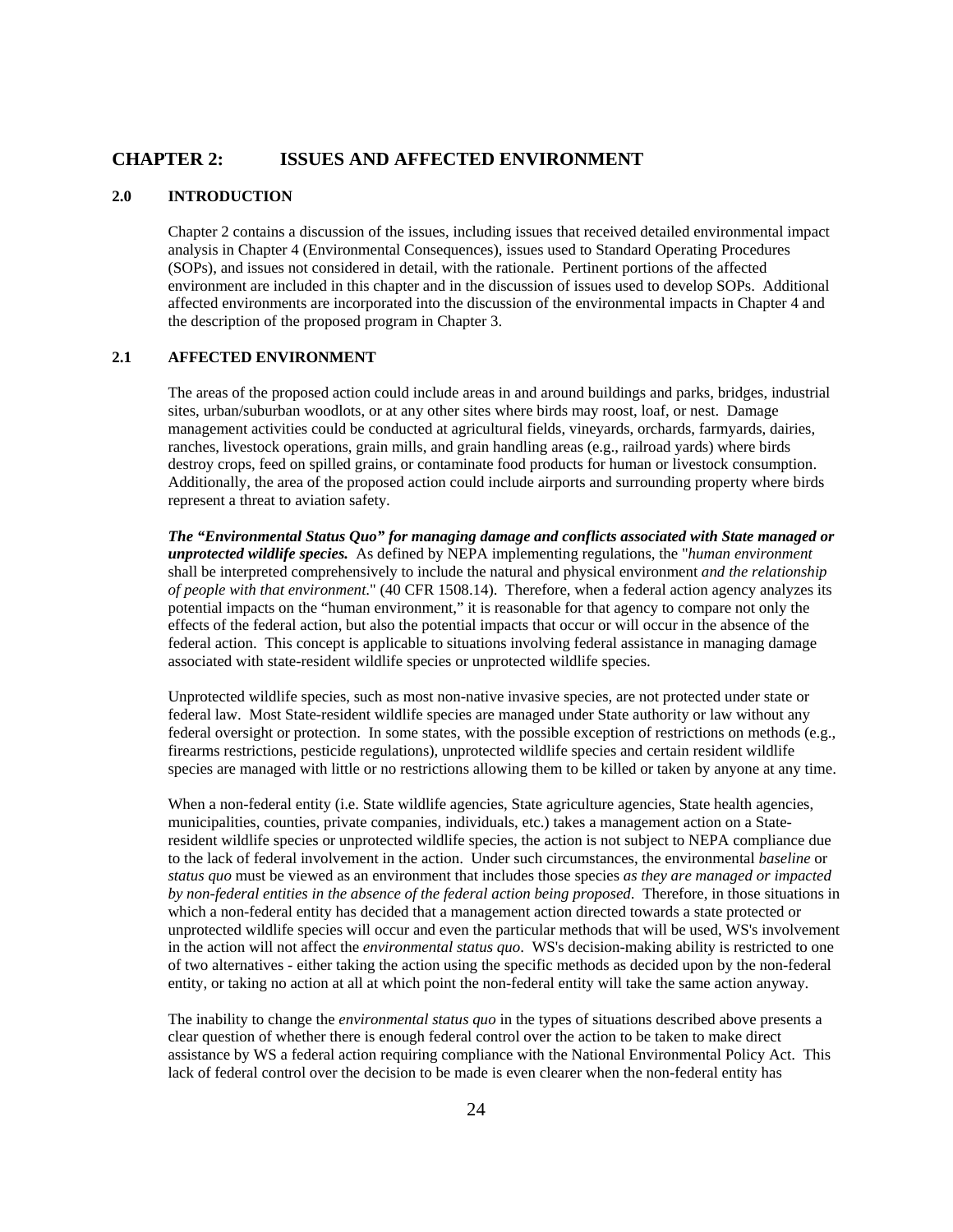# CHAPTER 2: ISSUES AND AFFECTED ENVIRONMENT

## 2.0 INTRODUCTION

Chapter 2 contains a discussion of the issues, including issues that received detailed environmental impact analysis in Chapter 4 (Environmental Consequences), issues used to Standard Operating Procedures (SOPs), and issues not considered in detail, with the rationale. Pertinent portions of the affected environment are included in this chapter and in the discussion of issues used to develop SOPs. Additional affected environments are incorporated into the discussion of the environmental impacts in Chapter 4 and the description of the proposed program in Chapter 3.

## 2.1 AFFECTED ENVIRONMENT

The areas of the proposed action could include areas in and around buildings and parks, bridges, industrial sites, urban/suburban woodlots, or at any other sites where birds may roost, loaf, or nest. Damage management activities could be conducted at agricultural fields, vineyards, orchards, farmyards, dairies, ranches, livestock operations, grain mills, and grain handling areas (e.g., railroad yards) where birds destroy crops, feed on spilled grains, or contaminate food products for human or livestock consumption. Additionally, the area of the proposed action could include airports and surrounding property where birds represent a threat to aviation safety.

***The "Environmental Status Quo" for managing damage and conflicts associated with State managed or unprotected wildlife species.*** As defined by NEPA implementing regulations, the "*human environment* shall be interpreted comprehensively to include the natural and physical environment *and the relationship of people with that environment*." (40 CFR 1508.14). Therefore, when a federal action agency analyzes its potential impacts on the "human environment," it is reasonable for that agency to compare not only the effects of the federal action, but also the potential impacts that occur or will occur in the absence of the federal action. This concept is applicable to situations involving federal assistance in managing damage associated with state-resident wildlife species or unprotected wildlife species.

Unprotected wildlife species, such as most non-native invasive species, are not protected under state or federal law. Most State-resident wildlife species are managed under State authority or law without any federal oversight or protection. In some states, with the possible exception of restrictions on methods (e.g., firearms restrictions, pesticide regulations), unprotected wildlife species and certain resident wildlife species are managed with little or no restrictions allowing them to be killed or taken by anyone at any time.

When a non-federal entity (i.e. State wildlife agencies, State agriculture agencies, State health agencies, municipalities, counties, private companies, individuals, etc.) takes a management action on a State-resident wildlife species or unprotected wildlife species, the action is not subject to NEPA compliance due to the lack of federal involvement in the action. Under such circumstances, the environmental *baseline* or *status quo* must be viewed as an environment that includes those species *as they are managed or impacted by non-federal entities in the absence of the federal action being proposed*. Therefore, in those situations in which a non-federal entity has decided that a management action directed towards a state protected or unprotected wildlife species will occur and even the particular methods that will be used, WS's involvement in the action will not affect the *environmental status quo*. WS's decision-making ability is restricted to one of two alternatives - either taking the action using the specific methods as decided upon by the non-federal entity, or taking no action at all at which point the non-federal entity will take the same action anyway.

The inability to change the *environmental status quo* in the types of situations described above presents a clear question of whether there is enough federal control over the action to be taken to make direct assistance by WS a federal action requiring compliance with the National Environmental Policy Act. This lack of federal control over the decision to be made is even clearer when the non-federal entity has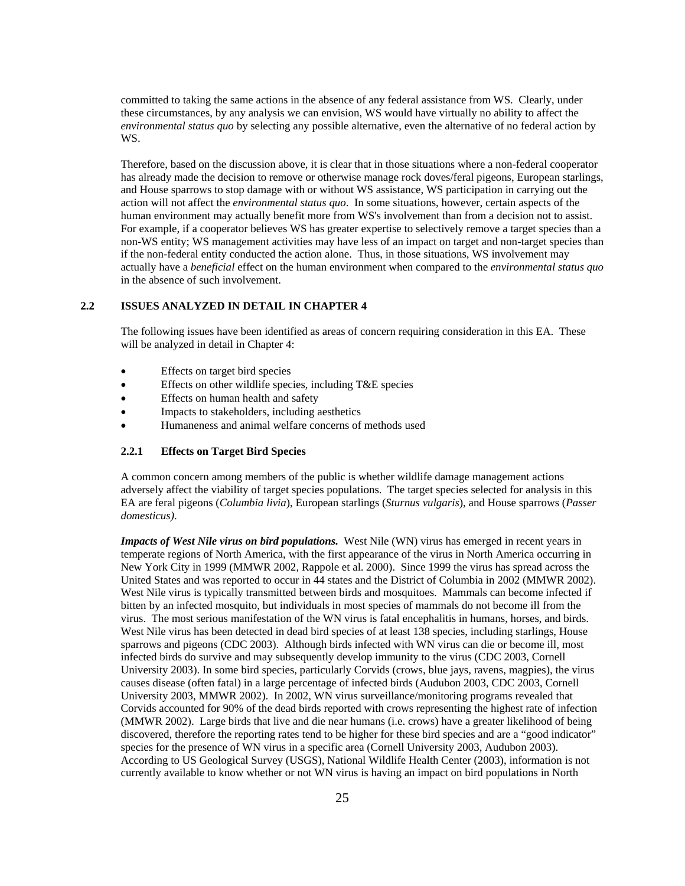committed to taking the same actions in the absence of any federal assistance from WS. Clearly, under these circumstances, by any analysis we can envision, WS would have virtually no ability to affect the *environmental status quo* by selecting any possible alternative, even the alternative of no federal action by WS.

Therefore, based on the discussion above, it is clear that in those situations where a non-federal cooperator has already made the decision to remove or otherwise manage rock doves/feral pigeons, European starlings, and House sparrows to stop damage with or without WS assistance, WS participation in carrying out the action will not affect the *environmental status quo*. In some situations, however, certain aspects of the human environment may actually benefit more from WS's involvement than from a decision not to assist. For example, if a cooperator believes WS has greater expertise to selectively remove a target species than a non-WS entity; WS management activities may have less of an impact on target and non-target species than if the non-federal entity conducted the action alone. Thus, in those situations, WS involvement may actually have a *beneficial* effect on the human environment when compared to the *environmental status quo* in the absence of such involvement.

## 2.2 ISSUES ANALYZED IN DETAIL IN CHAPTER 4

The following issues have been identified as areas of concern requiring consideration in this EA. These will be analyzed in detail in Chapter 4:

- Effects on target bird species
- Effects on other wildlife species, including T&E species
- Effects on human health and safety
- Impacts to stakeholders, including aesthetics
- Humaneness and animal welfare concerns of methods used

### 2.2.1 Effects on Target Bird Species

A common concern among members of the public is whether wildlife damage management actions adversely affect the viability of target species populations. The target species selected for analysis in this EA are feral pigeons (*Columbia livia*), European starlings (*Sturnus vulgaris*), and House sparrows (*Passer domesticus)*.

***Impacts of West Nile virus on bird populations.*** West Nile (WN) virus has emerged in recent years in temperate regions of North America, with the first appearance of the virus in North America occurring in New York City in 1999 (MMWR 2002, Rappole et al. 2000). Since 1999 the virus has spread across the United States and was reported to occur in 44 states and the District of Columbia in 2002 (MMWR 2002). West Nile virus is typically transmitted between birds and mosquitoes. Mammals can become infected if bitten by an infected mosquito, but individuals in most species of mammals do not become ill from the virus. The most serious manifestation of the WN virus is fatal encephalitis in humans, horses, and birds. West Nile virus has been detected in dead bird species of at least 138 species, including starlings, House sparrows and pigeons (CDC 2003). Although birds infected with WN virus can die or become ill, most infected birds do survive and may subsequently develop immunity to the virus (CDC 2003, Cornell University 2003). In some bird species, particularly Corvids (crows, blue jays, ravens, magpies), the virus causes disease (often fatal) in a large percentage of infected birds (Audubon 2003, CDC 2003, Cornell University 2003, MMWR 2002). In 2002, WN virus surveillance/monitoring programs revealed that Corvids accounted for 90% of the dead birds reported with crows representing the highest rate of infection (MMWR 2002). Large birds that live and die near humans (i.e. crows) have a greater likelihood of being discovered, therefore the reporting rates tend to be higher for these bird species and are a "good indicator" species for the presence of WN virus in a specific area (Cornell University 2003, Audubon 2003). According to US Geological Survey (USGS), National Wildlife Health Center (2003), information is not currently available to know whether or not WN virus is having an impact on bird populations in North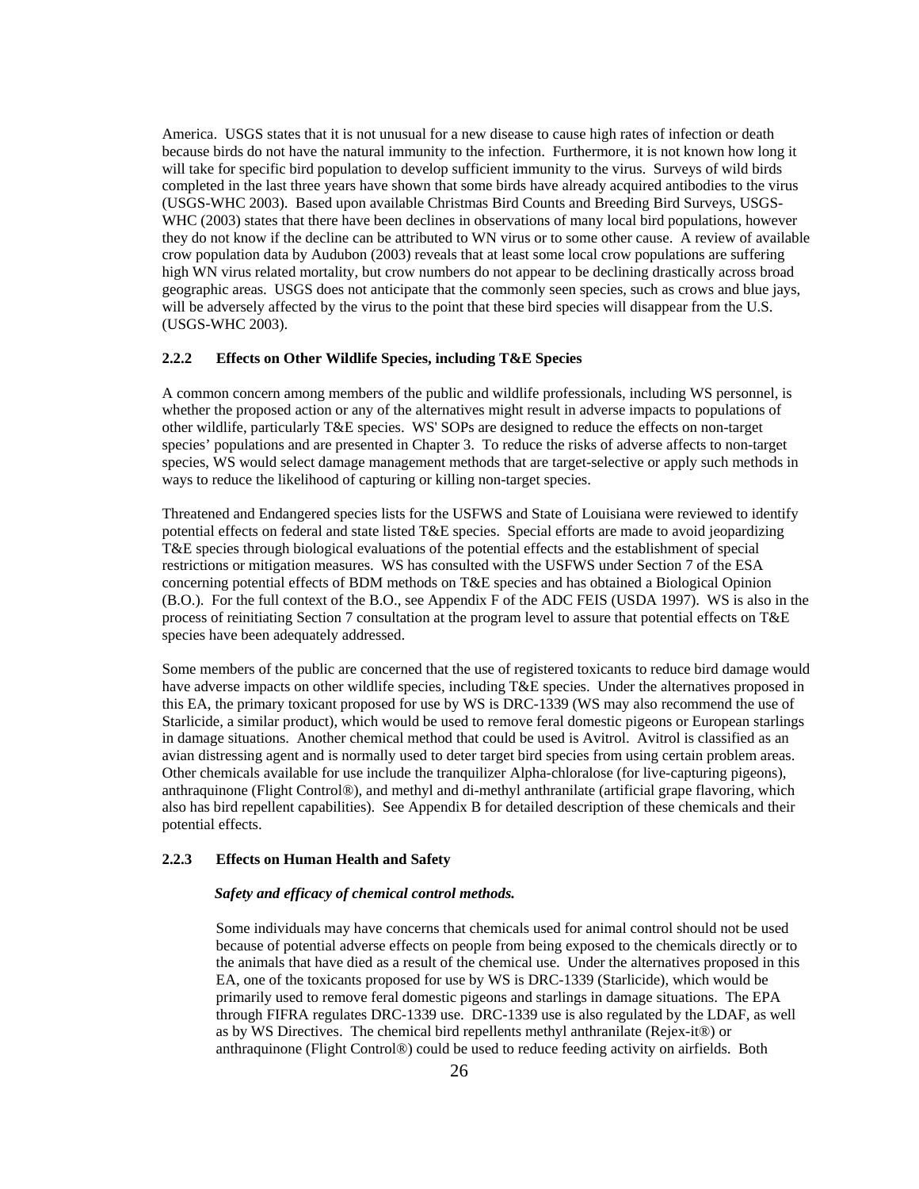America. USGS states that it is not unusual for a new disease to cause high rates of infection or death because birds do not have the natural immunity to the infection. Furthermore, it is not known how long it will take for specific bird population to develop sufficient immunity to the virus. Surveys of wild birds completed in the last three years have shown that some birds have already acquired antibodies to the virus (USGS-WHC 2003). Based upon available Christmas Bird Counts and Breeding Bird Surveys, USGS-WHC (2003) states that there have been declines in observations of many local bird populations, however they do not know if the decline can be attributed to WN virus or to some other cause. A review of available crow population data by Audubon (2003) reveals that at least some local crow populations are suffering high WN virus related mortality, but crow numbers do not appear to be declining drastically across broad geographic areas. USGS does not anticipate that the commonly seen species, such as crows and blue jays, will be adversely affected by the virus to the point that these bird species will disappear from the U.S. (USGS-WHC 2003).

### 2.2.2 Effects on Other Wildlife Species, including T&E Species

A common concern among members of the public and wildlife professionals, including WS personnel, is whether the proposed action or any of the alternatives might result in adverse impacts to populations of other wildlife, particularly T&E species. WS' SOPs are designed to reduce the effects on non-target species' populations and are presented in Chapter 3. To reduce the risks of adverse affects to non-target species, WS would select damage management methods that are target-selective or apply such methods in ways to reduce the likelihood of capturing or killing non-target species.

Threatened and Endangered species lists for the USFWS and State of Louisiana were reviewed to identify potential effects on federal and state listed T&E species. Special efforts are made to avoid jeopardizing T&E species through biological evaluations of the potential effects and the establishment of special restrictions or mitigation measures. WS has consulted with the USFWS under Section 7 of the ESA concerning potential effects of BDM methods on T&E species and has obtained a Biological Opinion (B.O.). For the full context of the B.O., see Appendix F of the ADC FEIS (USDA 1997). WS is also in the process of reinitiating Section 7 consultation at the program level to assure that potential effects on T&E species have been adequately addressed.

Some members of the public are concerned that the use of registered toxicants to reduce bird damage would have adverse impacts on other wildlife species, including T&E species. Under the alternatives proposed in this EA, the primary toxicant proposed for use by WS is DRC-1339 (WS may also recommend the use of Starlicide, a similar product), which would be used to remove feral domestic pigeons or European starlings in damage situations. Another chemical method that could be used is Avitrol. Avitrol is classified as an avian distressing agent and is normally used to deter target bird species from using certain problem areas. Other chemicals available for use include the tranquilizer Alpha-chloralose (for live-capturing pigeons), anthraquinone (Flight Control®), and methyl and di-methyl anthranilate (artificial grape flavoring, which also has bird repellent capabilities). See Appendix B for detailed description of these chemicals and their potential effects.

### 2.2.3 Effects on Human Health and Safety

***Safety and efficacy of chemical control methods.***

Some individuals may have concerns that chemicals used for animal control should not be used because of potential adverse effects on people from being exposed to the chemicals directly or to the animals that have died as a result of the chemical use. Under the alternatives proposed in this EA, one of the toxicants proposed for use by WS is DRC-1339 (Starlicide), which would be primarily used to remove feral domestic pigeons and starlings in damage situations. The EPA through FIFRA regulates DRC-1339 use. DRC-1339 use is also regulated by the LDAF, as well as by WS Directives. The chemical bird repellents methyl anthranilate (Rejex-it®) or anthraquinone (Flight Control®) could be used to reduce feeding activity on airfields. Both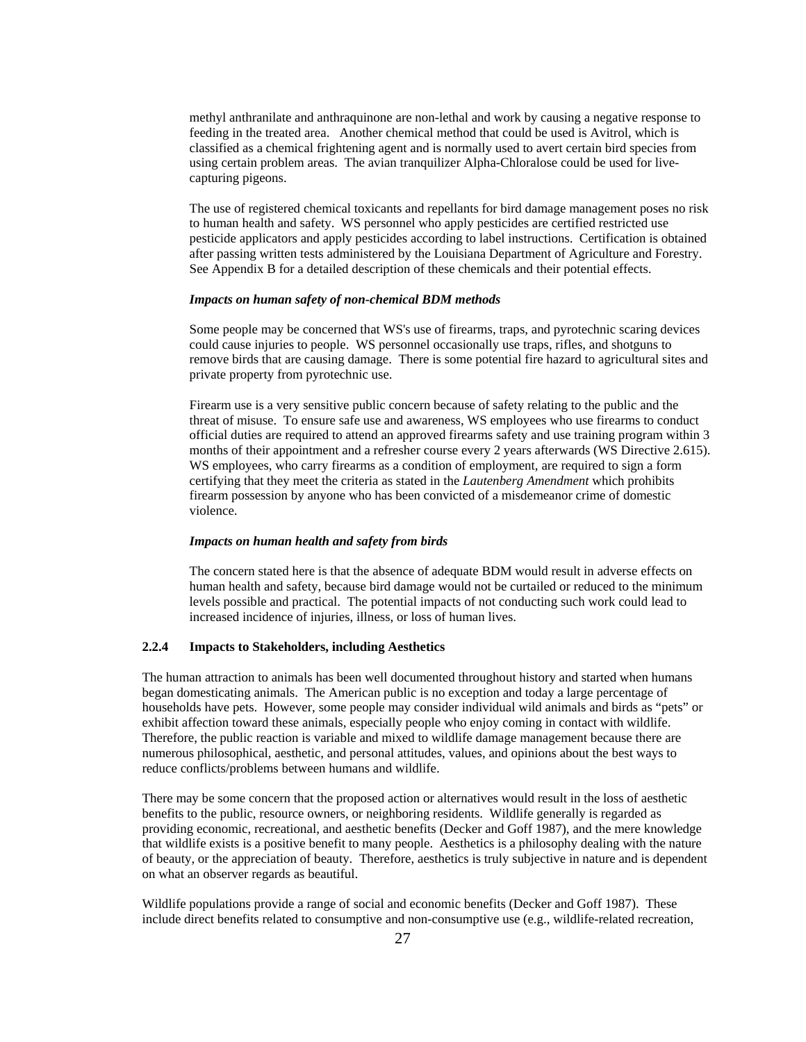methyl anthranilate and anthraquinone are non-lethal and work by causing a negative response to feeding in the treated area. Another chemical method that could be used is Avitrol, which is classified as a chemical frightening agent and is normally used to avert certain bird species from using certain problem areas. The avian tranquilizer Alpha-Chloralose could be used for live-capturing pigeons.

The use of registered chemical toxicants and repellants for bird damage management poses no risk to human health and safety. WS personnel who apply pesticides are certified restricted use pesticide applicators and apply pesticides according to label instructions. Certification is obtained after passing written tests administered by the Louisiana Department of Agriculture and Forestry. See Appendix B for a detailed description of these chemicals and their potential effects.

***Impacts on human safety of non-chemical BDM methods***

Some people may be concerned that WS's use of firearms, traps, and pyrotechnic scaring devices could cause injuries to people. WS personnel occasionally use traps, rifles, and shotguns to remove birds that are causing damage. There is some potential fire hazard to agricultural sites and private property from pyrotechnic use.

Firearm use is a very sensitive public concern because of safety relating to the public and the threat of misuse. To ensure safe use and awareness, WS employees who use firearms to conduct official duties are required to attend an approved firearms safety and use training program within 3 months of their appointment and a refresher course every 2 years afterwards (WS Directive 2.615). WS employees, who carry firearms as a condition of employment, are required to sign a form certifying that they meet the criteria as stated in the *Lautenberg Amendment* which prohibits firearm possession by anyone who has been convicted of a misdemeanor crime of domestic violence.

***Impacts on human health and safety from birds***

The concern stated here is that the absence of adequate BDM would result in adverse effects on human health and safety, because bird damage would not be curtailed or reduced to the minimum levels possible and practical. The potential impacts of not conducting such work could lead to increased incidence of injuries, illness, or loss of human lives.

### 2.2.4 Impacts to Stakeholders, including Aesthetics

The human attraction to animals has been well documented throughout history and started when humans began domesticating animals. The American public is no exception and today a large percentage of households have pets. However, some people may consider individual wild animals and birds as "pets" or exhibit affection toward these animals, especially people who enjoy coming in contact with wildlife. Therefore, the public reaction is variable and mixed to wildlife damage management because there are numerous philosophical, aesthetic, and personal attitudes, values, and opinions about the best ways to reduce conflicts/problems between humans and wildlife.

There may be some concern that the proposed action or alternatives would result in the loss of aesthetic benefits to the public, resource owners, or neighboring residents. Wildlife generally is regarded as providing economic, recreational, and aesthetic benefits (Decker and Goff 1987), and the mere knowledge that wildlife exists is a positive benefit to many people. Aesthetics is a philosophy dealing with the nature of beauty, or the appreciation of beauty. Therefore, aesthetics is truly subjective in nature and is dependent on what an observer regards as beautiful.

Wildlife populations provide a range of social and economic benefits (Decker and Goff 1987). These include direct benefits related to consumptive and non-consumptive use (e.g., wildlife-related recreation,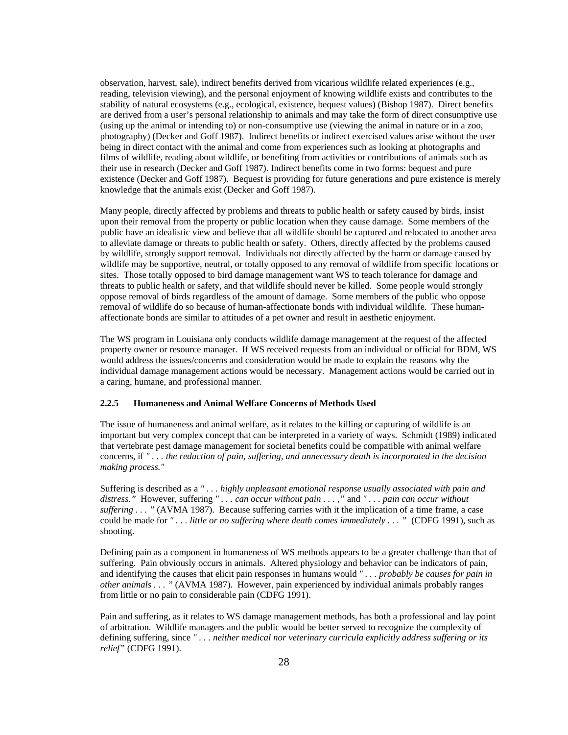observation, harvest, sale), indirect benefits derived from vicarious wildlife related experiences (e.g., reading, television viewing), and the personal enjoyment of knowing wildlife exists and contributes to the stability of natural ecosystems (e.g., ecological, existence, bequest values) (Bishop 1987). Direct benefits are derived from a user's personal relationship to animals and may take the form of direct consumptive use (using up the animal or intending to) or non-consumptive use (viewing the animal in nature or in a zoo, photography) (Decker and Goff 1987). Indirect benefits or indirect exercised values arise without the user being in direct contact with the animal and come from experiences such as looking at photographs and films of wildlife, reading about wildlife, or benefiting from activities or contributions of animals such as their use in research (Decker and Goff 1987). Indirect benefits come in two forms: bequest and pure existence (Decker and Goff 1987). Bequest is providing for future generations and pure existence is merely knowledge that the animals exist (Decker and Goff 1987).

Many people, directly affected by problems and threats to public health or safety caused by birds, insist upon their removal from the property or public location when they cause damage. Some members of the public have an idealistic view and believe that all wildlife should be captured and relocated to another area to alleviate damage or threats to public health or safety. Others, directly affected by the problems caused by wildlife, strongly support removal. Individuals not directly affected by the harm or damage caused by wildlife may be supportive, neutral, or totally opposed to any removal of wildlife from specific locations or sites. Those totally opposed to bird damage management want WS to teach tolerance for damage and threats to public health or safety, and that wildlife should never be killed. Some people would strongly oppose removal of birds regardless of the amount of damage. Some members of the public who oppose removal of wildlife do so because of human-affectionate bonds with individual wildlife. These human-affectionate bonds are similar to attitudes of a pet owner and result in aesthetic enjoyment.

The WS program in Louisiana only conducts wildlife damage management at the request of the affected property owner or resource manager. If WS received requests from an individual or official for BDM, WS would address the issues/concerns and consideration would be made to explain the reasons why the individual damage management actions would be necessary. Management actions would be carried out in a caring, humane, and professional manner.

### 2.2.5 Humaneness and Animal Welfare Concerns of Methods Used

The issue of humaneness and animal welfare, as it relates to the killing or capturing of wildlife is an important but very complex concept that can be interpreted in a variety of ways. Schmidt (1989) indicated that vertebrate pest damage management for societal benefits could be compatible with animal welfare concerns, if *" . . . the reduction of pain, suffering, and unnecessary death is incorporated in the decision making process."*

Suffering is described as a *" . . . highly unpleasant emotional response usually associated with pain and distress."* However, suffering *" . . . can occur without pain . . . ,"* and *" . . . pain can occur without suffering . . . "* (AVMA 1987). Because suffering carries with it the implication of a time frame, a case could be made for *" . . . little or no suffering where death comes immediately . . . "* (CDFG 1991), such as shooting.

Defining pain as a component in humaneness of WS methods appears to be a greater challenge than that of suffering. Pain obviously occurs in animals. Altered physiology and behavior can be indicators of pain, and identifying the causes that elicit pain responses in humans would *" . . . probably be causes for pain in other animals . . . "* (AVMA 1987). However, pain experienced by individual animals probably ranges from little or no pain to considerable pain (CDFG 1991).

Pain and suffering, as it relates to WS damage management methods, has both a professional and lay point of arbitration. Wildlife managers and the public would be better served to recognize the complexity of defining suffering, since *" . . . neither medical nor veterinary curricula explicitly address suffering or its relief"* (CDFG 1991).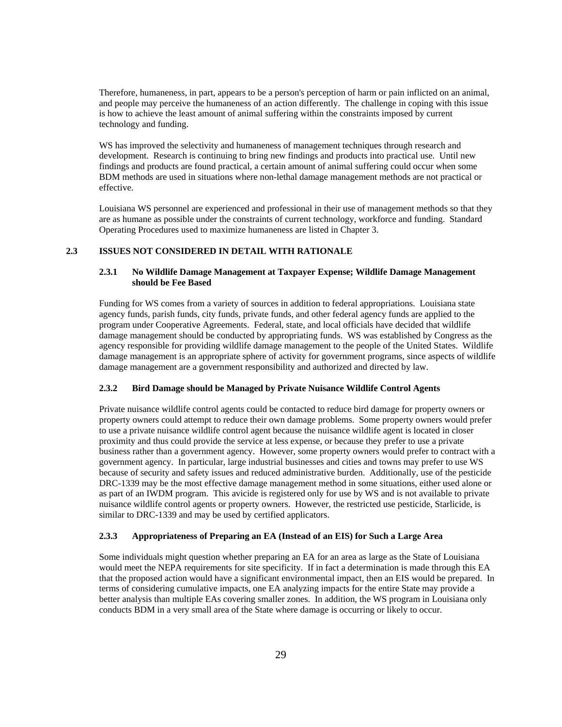Therefore, humaneness, in part, appears to be a person's perception of harm or pain inflicted on an animal, and people may perceive the humaneness of an action differently. The challenge in coping with this issue is how to achieve the least amount of animal suffering within the constraints imposed by current technology and funding.

WS has improved the selectivity and humaneness of management techniques through research and development. Research is continuing to bring new findings and products into practical use. Until new findings and products are found practical, a certain amount of animal suffering could occur when some BDM methods are used in situations where non-lethal damage management methods are not practical or effective.

Louisiana WS personnel are experienced and professional in their use of management methods so that they are as humane as possible under the constraints of current technology, workforce and funding. Standard Operating Procedures used to maximize humaneness are listed in Chapter 3.

## 2.3 ISSUES NOT CONSIDERED IN DETAIL WITH RATIONALE

### 2.3.1 No Wildlife Damage Management at Taxpayer Expense; Wildlife Damage Management should be Fee Based

Funding for WS comes from a variety of sources in addition to federal appropriations. Louisiana state agency funds, parish funds, city funds, private funds, and other federal agency funds are applied to the program under Cooperative Agreements. Federal, state, and local officials have decided that wildlife damage management should be conducted by appropriating funds. WS was established by Congress as the agency responsible for providing wildlife damage management to the people of the United States. Wildlife damage management is an appropriate sphere of activity for government programs, since aspects of wildlife damage management are a government responsibility and authorized and directed by law.

### 2.3.2 Bird Damage should be Managed by Private Nuisance Wildlife Control Agents

Private nuisance wildlife control agents could be contacted to reduce bird damage for property owners or property owners could attempt to reduce their own damage problems. Some property owners would prefer to use a private nuisance wildlife control agent because the nuisance wildlife agent is located in closer proximity and thus could provide the service at less expense, or because they prefer to use a private business rather than a government agency. However, some property owners would prefer to contract with a government agency. In particular, large industrial businesses and cities and towns may prefer to use WS because of security and safety issues and reduced administrative burden. Additionally, use of the pesticide DRC-1339 may be the most effective damage management method in some situations, either used alone or as part of an IWDM program. This avicide is registered only for use by WS and is not available to private nuisance wildlife control agents or property owners. However, the restricted use pesticide, Starlicide, is similar to DRC-1339 and may be used by certified applicators.

### 2.3.3 Appropriateness of Preparing an EA (Instead of an EIS) for Such a Large Area

Some individuals might question whether preparing an EA for an area as large as the State of Louisiana would meet the NEPA requirements for site specificity. If in fact a determination is made through this EA that the proposed action would have a significant environmental impact, then an EIS would be prepared. In terms of considering cumulative impacts, one EA analyzing impacts for the entire State may provide a better analysis than multiple EAs covering smaller zones. In addition, the WS program in Louisiana only conducts BDM in a very small area of the State where damage is occurring or likely to occur.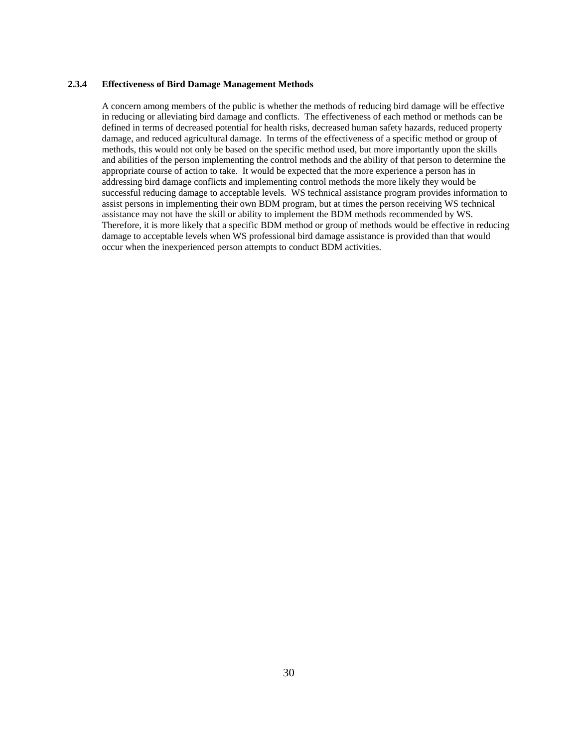### 2.3.4 Effectiveness of Bird Damage Management Methods

A concern among members of the public is whether the methods of reducing bird damage will be effective in reducing or alleviating bird damage and conflicts. The effectiveness of each method or methods can be defined in terms of decreased potential for health risks, decreased human safety hazards, reduced property damage, and reduced agricultural damage. In terms of the effectiveness of a specific method or group of methods, this would not only be based on the specific method used, but more importantly upon the skills and abilities of the person implementing the control methods and the ability of that person to determine the appropriate course of action to take. It would be expected that the more experience a person has in addressing bird damage conflicts and implementing control methods the more likely they would be successful reducing damage to acceptable levels. WS technical assistance program provides information to assist persons in implementing their own BDM program, but at times the person receiving WS technical assistance may not have the skill or ability to implement the BDM methods recommended by WS. Therefore, it is more likely that a specific BDM method or group of methods would be effective in reducing damage to acceptable levels when WS professional bird damage assistance is provided than that would occur when the inexperienced person attempts to conduct BDM activities.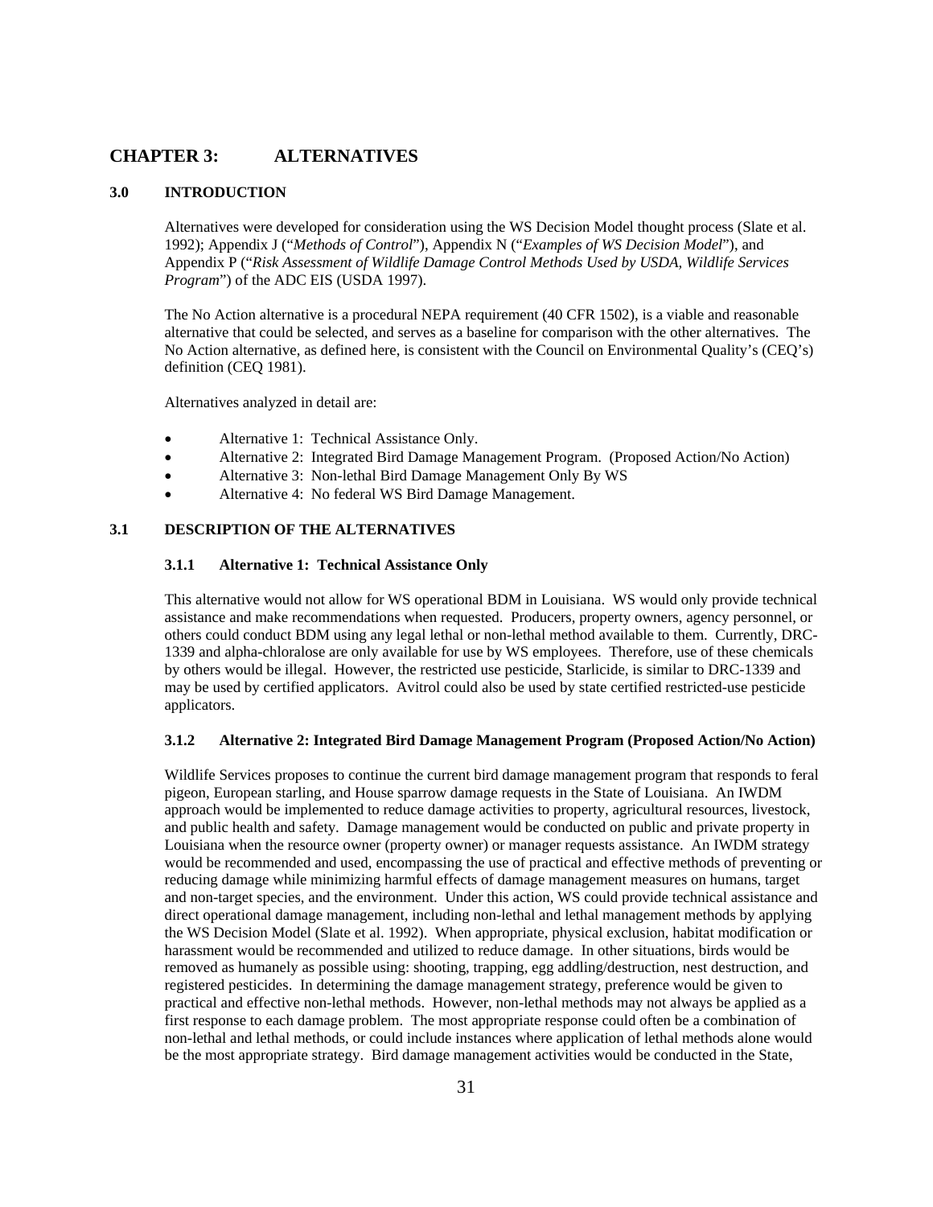# CHAPTER 3: ALTERNATIVES

## 3.0 INTRODUCTION

Alternatives were developed for consideration using the WS Decision Model thought process (Slate et al. 1992); Appendix J ("*Methods of Control*"), Appendix N ("*Examples of WS Decision Model*"), and Appendix P ("*Risk Assessment of Wildlife Damage Control Methods Used by USDA, Wildlife Services Program*") of the ADC EIS (USDA 1997).

The No Action alternative is a procedural NEPA requirement (40 CFR 1502), is a viable and reasonable alternative that could be selected, and serves as a baseline for comparison with the other alternatives. The No Action alternative, as defined here, is consistent with the Council on Environmental Quality's (CEQ's) definition (CEQ 1981).

Alternatives analyzed in detail are:

- Alternative 1: Technical Assistance Only.
- Alternative 2: Integrated Bird Damage Management Program. (Proposed Action/No Action)
- Alternative 3: Non-lethal Bird Damage Management Only By WS
- Alternative 4: No federal WS Bird Damage Management.

## 3.1 DESCRIPTION OF THE ALTERNATIVES

### 3.1.1 Alternative 1: Technical Assistance Only

This alternative would not allow for WS operational BDM in Louisiana. WS would only provide technical assistance and make recommendations when requested. Producers, property owners, agency personnel, or others could conduct BDM using any legal lethal or non-lethal method available to them. Currently, DRC-1339 and alpha-chloralose are only available for use by WS employees. Therefore, use of these chemicals by others would be illegal. However, the restricted use pesticide, Starlicide, is similar to DRC-1339 and may be used by certified applicators. Avitrol could also be used by state certified restricted-use pesticide applicators.

### 3.1.2 Alternative 2: Integrated Bird Damage Management Program (Proposed Action/No Action)

Wildlife Services proposes to continue the current bird damage management program that responds to feral pigeon, European starling, and House sparrow damage requests in the State of Louisiana. An IWDM approach would be implemented to reduce damage activities to property, agricultural resources, livestock, and public health and safety. Damage management would be conducted on public and private property in Louisiana when the resource owner (property owner) or manager requests assistance. An IWDM strategy would be recommended and used, encompassing the use of practical and effective methods of preventing or reducing damage while minimizing harmful effects of damage management measures on humans, target and non-target species, and the environment. Under this action, WS could provide technical assistance and direct operational damage management, including non-lethal and lethal management methods by applying the WS Decision Model (Slate et al. 1992). When appropriate, physical exclusion, habitat modification or harassment would be recommended and utilized to reduce damage. In other situations, birds would be removed as humanely as possible using: shooting, trapping, egg addling/destruction, nest destruction, and registered pesticides. In determining the damage management strategy, preference would be given to practical and effective non-lethal methods. However, non-lethal methods may not always be applied as a first response to each damage problem. The most appropriate response could often be a combination of non-lethal and lethal methods, or could include instances where application of lethal methods alone would be the most appropriate strategy. Bird damage management activities would be conducted in the State,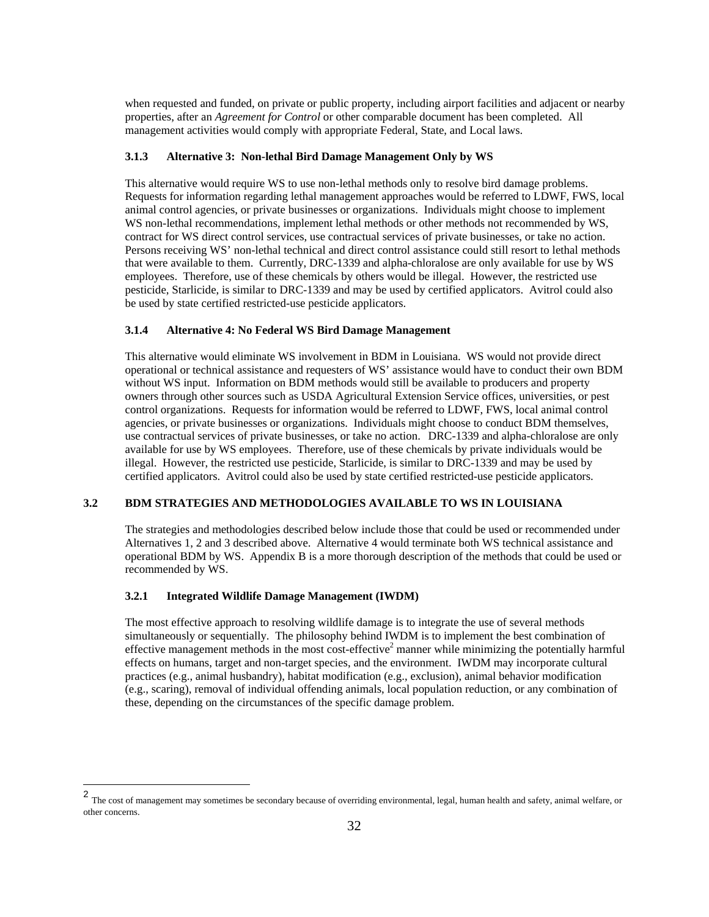when requested and funded, on private or public property, including airport facilities and adjacent or nearby properties, after an *Agreement for Control* or other comparable document has been completed. All management activities would comply with appropriate Federal, State, and Local laws.

### 3.1.3 Alternative 3: Non-lethal Bird Damage Management Only by WS

This alternative would require WS to use non-lethal methods only to resolve bird damage problems. Requests for information regarding lethal management approaches would be referred to LDWF, FWS, local animal control agencies, or private businesses or organizations. Individuals might choose to implement WS non-lethal recommendations, implement lethal methods or other methods not recommended by WS, contract for WS direct control services, use contractual services of private businesses, or take no action. Persons receiving WS' non-lethal technical and direct control assistance could still resort to lethal methods that were available to them. Currently, DRC-1339 and alpha-chloralose are only available for use by WS employees. Therefore, use of these chemicals by others would be illegal. However, the restricted use pesticide, Starlicide, is similar to DRC-1339 and may be used by certified applicators. Avitrol could also be used by state certified restricted-use pesticide applicators.

### 3.1.4 Alternative 4: No Federal WS Bird Damage Management

This alternative would eliminate WS involvement in BDM in Louisiana. WS would not provide direct operational or technical assistance and requesters of WS' assistance would have to conduct their own BDM without WS input. Information on BDM methods would still be available to producers and property owners through other sources such as USDA Agricultural Extension Service offices, universities, or pest control organizations. Requests for information would be referred to LDWF, FWS, local animal control agencies, or private businesses or organizations. Individuals might choose to conduct BDM themselves, use contractual services of private businesses, or take no action. DRC-1339 and alpha-chloralose are only available for use by WS employees. Therefore, use of these chemicals by private individuals would be illegal. However, the restricted use pesticide, Starlicide, is similar to DRC-1339 and may be used by certified applicators. Avitrol could also be used by state certified restricted-use pesticide applicators.

## 3.2 BDM STRATEGIES AND METHODOLOGIES AVAILABLE TO WS IN LOUISIANA

The strategies and methodologies described below include those that could be used or recommended under Alternatives 1, 2 and 3 described above. Alternative 4 would terminate both WS technical assistance and operational BDM by WS. Appendix B is a more thorough description of the methods that could be used or recommended by WS.

### 3.2.1 Integrated Wildlife Damage Management (IWDM)

The most effective approach to resolving wildlife damage is to integrate the use of several methods simultaneously or sequentially. The philosophy behind IWDM is to implement the best combination of effective management methods in the most cost-effective[2] manner while minimizing the potentially harmful effects on humans, target and non-target species, and the environment. IWDM may incorporate cultural practices (e.g., animal husbandry), habitat modification (e.g., exclusion), animal behavior modification (e.g., scaring), removal of individual offending animals, local population reduction, or any combination of these, depending on the circumstances of the specific damage problem.

---

[2] The cost of management may sometimes be secondary because of overriding environmental, legal, human health and safety, animal welfare, or other concerns.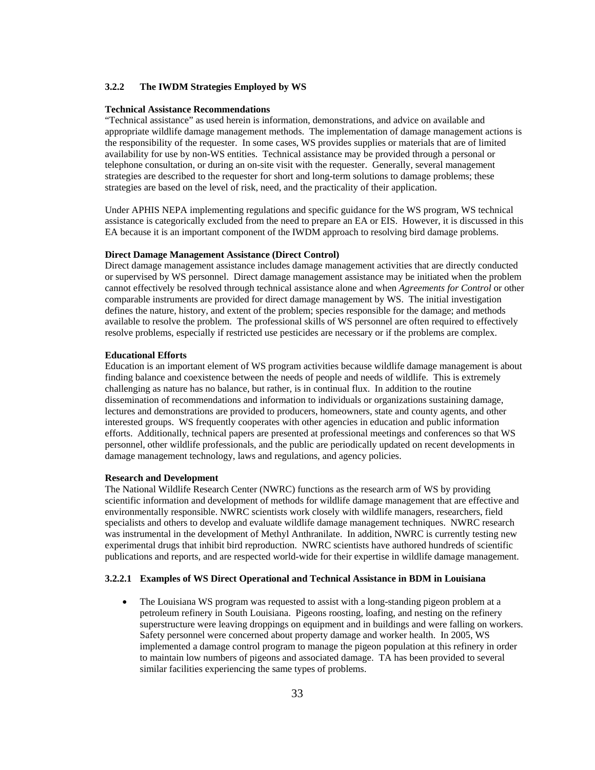### 3.2.2 The IWDM Strategies Employed by WS

**Technical Assistance Recommendations**

"Technical assistance" as used herein is information, demonstrations, and advice on available and appropriate wildlife damage management methods. The implementation of damage management actions is the responsibility of the requester. In some cases, WS provides supplies or materials that are of limited availability for use by non-WS entities. Technical assistance may be provided through a personal or telephone consultation, or during an on-site visit with the requester. Generally, several management strategies are described to the requester for short and long-term solutions to damage problems; these strategies are based on the level of risk, need, and the practicality of their application.

Under APHIS NEPA implementing regulations and specific guidance for the WS program, WS technical assistance is categorically excluded from the need to prepare an EA or EIS. However, it is discussed in this EA because it is an important component of the IWDM approach to resolving bird damage problems.

**Direct Damage Management Assistance (Direct Control)**

Direct damage management assistance includes damage management activities that are directly conducted or supervised by WS personnel. Direct damage management assistance may be initiated when the problem cannot effectively be resolved through technical assistance alone and when *Agreements for Control* or other comparable instruments are provided for direct damage management by WS. The initial investigation defines the nature, history, and extent of the problem; species responsible for the damage; and methods available to resolve the problem. The professional skills of WS personnel are often required to effectively resolve problems, especially if restricted use pesticides are necessary or if the problems are complex.

**Educational Efforts**

Education is an important element of WS program activities because wildlife damage management is about finding balance and coexistence between the needs of people and needs of wildlife. This is extremely challenging as nature has no balance, but rather, is in continual flux. In addition to the routine dissemination of recommendations and information to individuals or organizations sustaining damage, lectures and demonstrations are provided to producers, homeowners, state and county agents, and other interested groups. WS frequently cooperates with other agencies in education and public information efforts. Additionally, technical papers are presented at professional meetings and conferences so that WS personnel, other wildlife professionals, and the public are periodically updated on recent developments in damage management technology, laws and regulations, and agency policies.

**Research and Development**

The National Wildlife Research Center (NWRC) functions as the research arm of WS by providing scientific information and development of methods for wildlife damage management that are effective and environmentally responsible. NWRC scientists work closely with wildlife managers, researchers, field specialists and others to develop and evaluate wildlife damage management techniques. NWRC research was instrumental in the development of Methyl Anthranilate. In addition, NWRC is currently testing new experimental drugs that inhibit bird reproduction. NWRC scientists have authored hundreds of scientific publications and reports, and are respected world-wide for their expertise in wildlife damage management.

#### 3.2.2.1 Examples of WS Direct Operational and Technical Assistance in BDM in Louisiana

- The Louisiana WS program was requested to assist with a long-standing pigeon problem at a petroleum refinery in South Louisiana. Pigeons roosting, loafing, and nesting on the refinery superstructure were leaving droppings on equipment and in buildings and were falling on workers. Safety personnel were concerned about property damage and worker health. In 2005, WS implemented a damage control program to manage the pigeon population at this refinery in order to maintain low numbers of pigeons and associated damage. TA has been provided to several similar facilities experiencing the same types of problems.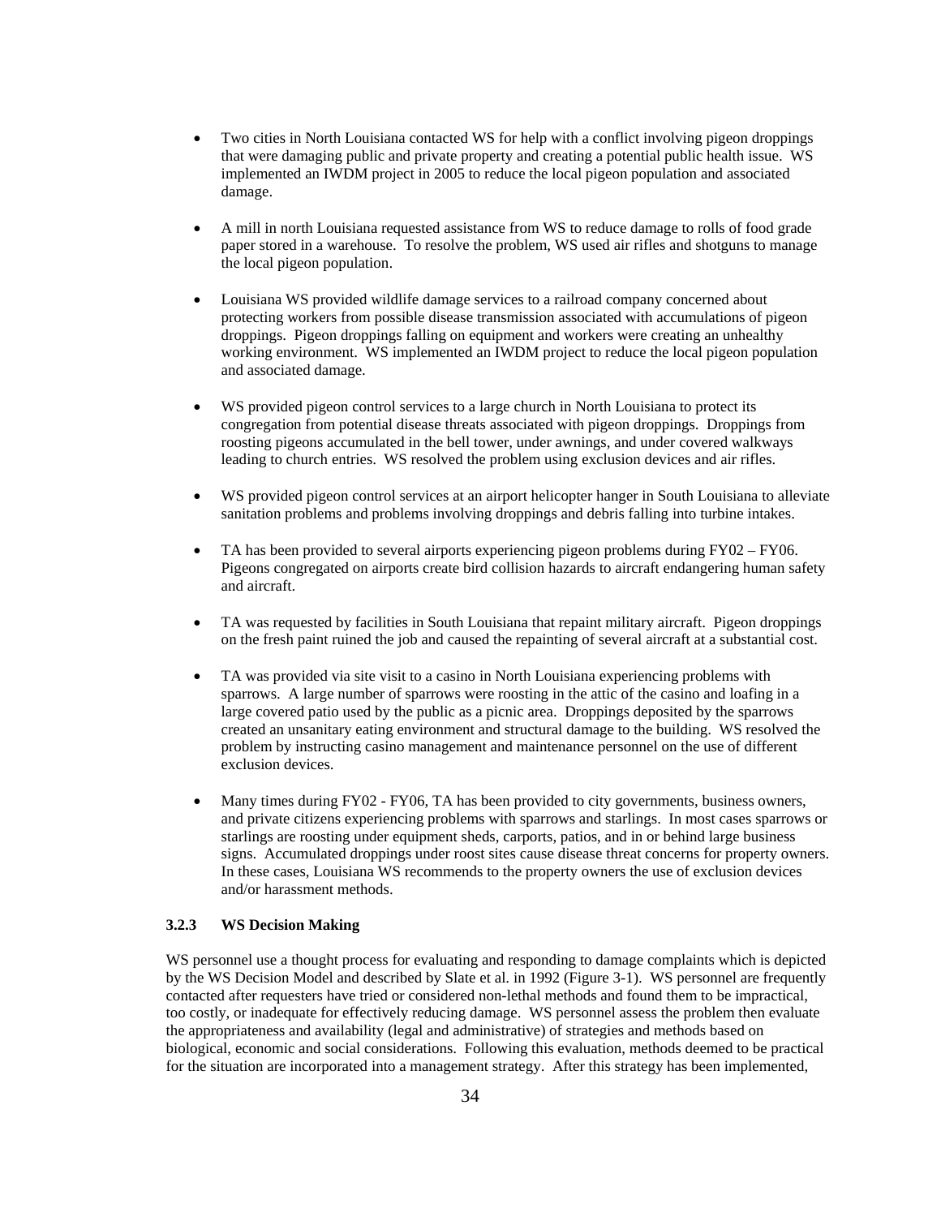- Two cities in North Louisiana contacted WS for help with a conflict involving pigeon droppings that were damaging public and private property and creating a potential public health issue. WS implemented an IWDM project in 2005 to reduce the local pigeon population and associated damage.

- A mill in north Louisiana requested assistance from WS to reduce damage to rolls of food grade paper stored in a warehouse. To resolve the problem, WS used air rifles and shotguns to manage the local pigeon population.

- Louisiana WS provided wildlife damage services to a railroad company concerned about protecting workers from possible disease transmission associated with accumulations of pigeon droppings. Pigeon droppings falling on equipment and workers were creating an unhealthy working environment. WS implemented an IWDM project to reduce the local pigeon population and associated damage.

- WS provided pigeon control services to a large church in North Louisiana to protect its congregation from potential disease threats associated with pigeon droppings. Droppings from roosting pigeons accumulated in the bell tower, under awnings, and under covered walkways leading to church entries. WS resolved the problem using exclusion devices and air rifles.

- WS provided pigeon control services at an airport helicopter hanger in South Louisiana to alleviate sanitation problems and problems involving droppings and debris falling into turbine intakes.

- TA has been provided to several airports experiencing pigeon problems during FY02 – FY06. Pigeons congregated on airports create bird collision hazards to aircraft endangering human safety and aircraft.

- TA was requested by facilities in South Louisiana that repaint military aircraft. Pigeon droppings on the fresh paint ruined the job and caused the repainting of several aircraft at a substantial cost.

- TA was provided via site visit to a casino in North Louisiana experiencing problems with sparrows. A large number of sparrows were roosting in the attic of the casino and loafing in a large covered patio used by the public as a picnic area. Droppings deposited by the sparrows created an unsanitary eating environment and structural damage to the building. WS resolved the problem by instructing casino management and maintenance personnel on the use of different exclusion devices.

- Many times during FY02 - FY06, TA has been provided to city governments, business owners, and private citizens experiencing problems with sparrows and starlings. In most cases sparrows or starlings are roosting under equipment sheds, carports, patios, and in or behind large business signs. Accumulated droppings under roost sites cause disease threat concerns for property owners. In these cases, Louisiana WS recommends to the property owners the use of exclusion devices and/or harassment methods.

### 3.2.3 WS Decision Making

WS personnel use a thought process for evaluating and responding to damage complaints which is depicted by the WS Decision Model and described by Slate et al. in 1992 (Figure 3-1). WS personnel are frequently contacted after requesters have tried or considered non-lethal methods and found them to be impractical, too costly, or inadequate for effectively reducing damage. WS personnel assess the problem then evaluate the appropriateness and availability (legal and administrative) of strategies and methods based on biological, economic and social considerations. Following this evaluation, methods deemed to be practical for the situation are incorporated into a management strategy. After this strategy has been implemented,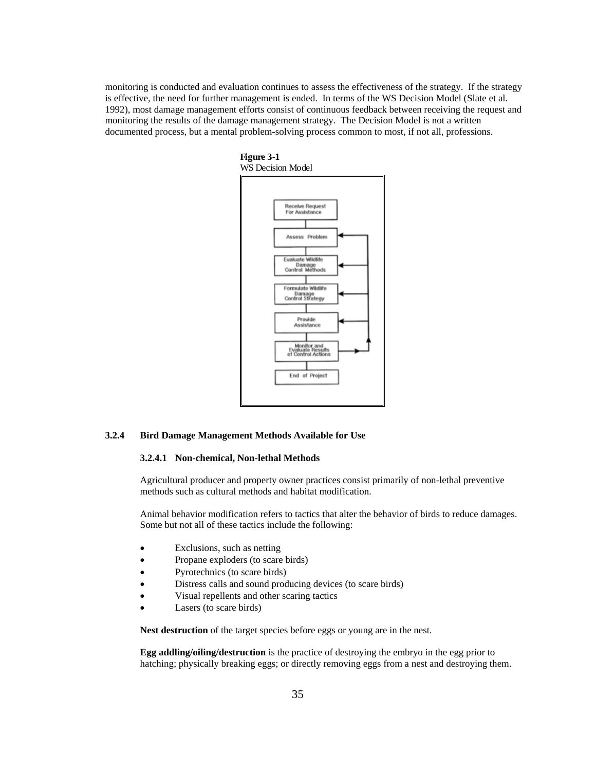monitoring is conducted and evaluation continues to assess the effectiveness of the strategy. If the strategy is effective, the need for further management is ended. In terms of the WS Decision Model (Slate et al. 1992), most damage management efforts consist of continuous feedback between receiving the request and monitoring the results of the damage management strategy. The Decision Model is not a written documented process, but a mental problem-solving process common to most, if not all, professions.

**Figure 3-1**
WS Decision Model

Receive Request For Assistance → Assess Problem → Evaluate Wildlife Damage Control Methods → Formulate Wildlife Damage Control Strategy → Provide Assistance → Monitor and Evaluate Results of Control Actions → End of Project

### 3.2.4 Bird Damage Management Methods Available for Use

#### 3.2.4.1 Non-chemical, Non-lethal Methods

Agricultural producer and property owner practices consist primarily of non-lethal preventive methods such as cultural methods and habitat modification.

Animal behavior modification refers to tactics that alter the behavior of birds to reduce damages. Some but not all of these tactics include the following:

- Exclusions, such as netting
- Propane exploders (to scare birds)
- Pyrotechnics (to scare birds)
- Distress calls and sound producing devices (to scare birds)
- Visual repellents and other scaring tactics
- Lasers (to scare birds)

**Nest destruction** of the target species before eggs or young are in the nest.

**Egg addling/oiling/destruction** is the practice of destroying the embryo in the egg prior to hatching; physically breaking eggs; or directly removing eggs from a nest and destroying them.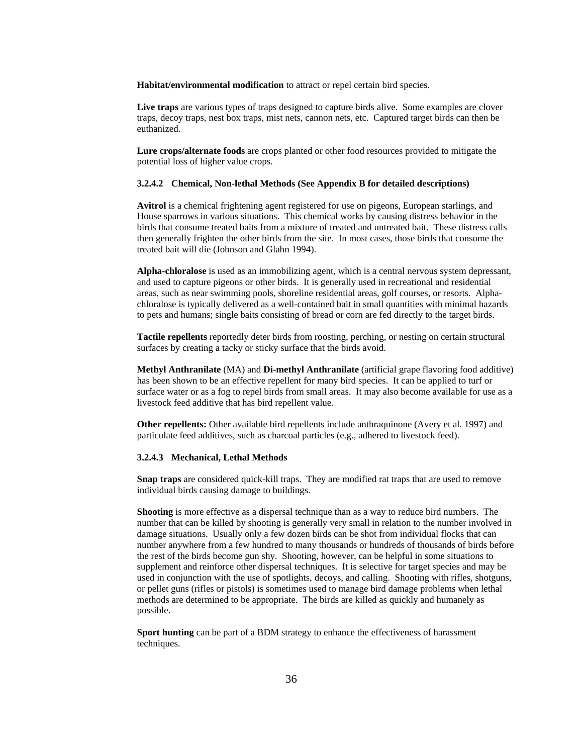**Habitat/environmental modification** to attract or repel certain bird species.

**Live traps** are various types of traps designed to capture birds alive. Some examples are clover traps, decoy traps, nest box traps, mist nets, cannon nets, etc. Captured target birds can then be euthanized.

**Lure crops/alternate foods** are crops planted or other food resources provided to mitigate the potential loss of higher value crops.

#### 3.2.4.2 Chemical, Non-lethal Methods (See Appendix B for detailed descriptions)

**Avitrol** is a chemical frightening agent registered for use on pigeons, European starlings, and House sparrows in various situations. This chemical works by causing distress behavior in the birds that consume treated baits from a mixture of treated and untreated bait. These distress calls then generally frighten the other birds from the site. In most cases, those birds that consume the treated bait will die (Johnson and Glahn 1994).

**Alpha-chloralose** is used as an immobilizing agent, which is a central nervous system depressant, and used to capture pigeons or other birds. It is generally used in recreational and residential areas, such as near swimming pools, shoreline residential areas, golf courses, or resorts. Alpha-chloralose is typically delivered as a well-contained bait in small quantities with minimal hazards to pets and humans; single baits consisting of bread or corn are fed directly to the target birds.

**Tactile repellents** reportedly deter birds from roosting, perching, or nesting on certain structural surfaces by creating a tacky or sticky surface that the birds avoid.

**Methyl Anthranilate** (MA) and **Di-methyl Anthranilate** (artificial grape flavoring food additive) has been shown to be an effective repellent for many bird species. It can be applied to turf or surface water or as a fog to repel birds from small areas. It may also become available for use as a livestock feed additive that has bird repellent value.

**Other repellents:** Other available bird repellents include anthraquinone (Avery et al. 1997) and particulate feed additives, such as charcoal particles (e.g., adhered to livestock feed).

#### 3.2.4.3 Mechanical, Lethal Methods

**Snap traps** are considered quick-kill traps. They are modified rat traps that are used to remove individual birds causing damage to buildings.

**Shooting** is more effective as a dispersal technique than as a way to reduce bird numbers. The number that can be killed by shooting is generally very small in relation to the number involved in damage situations. Usually only a few dozen birds can be shot from individual flocks that can number anywhere from a few hundred to many thousands or hundreds of thousands of birds before the rest of the birds become gun shy. Shooting, however, can be helpful in some situations to supplement and reinforce other dispersal techniques. It is selective for target species and may be used in conjunction with the use of spotlights, decoys, and calling. Shooting with rifles, shotguns, or pellet guns (rifles or pistols) is sometimes used to manage bird damage problems when lethal methods are determined to be appropriate. The birds are killed as quickly and humanely as possible.

**Sport hunting** can be part of a BDM strategy to enhance the effectiveness of harassment techniques.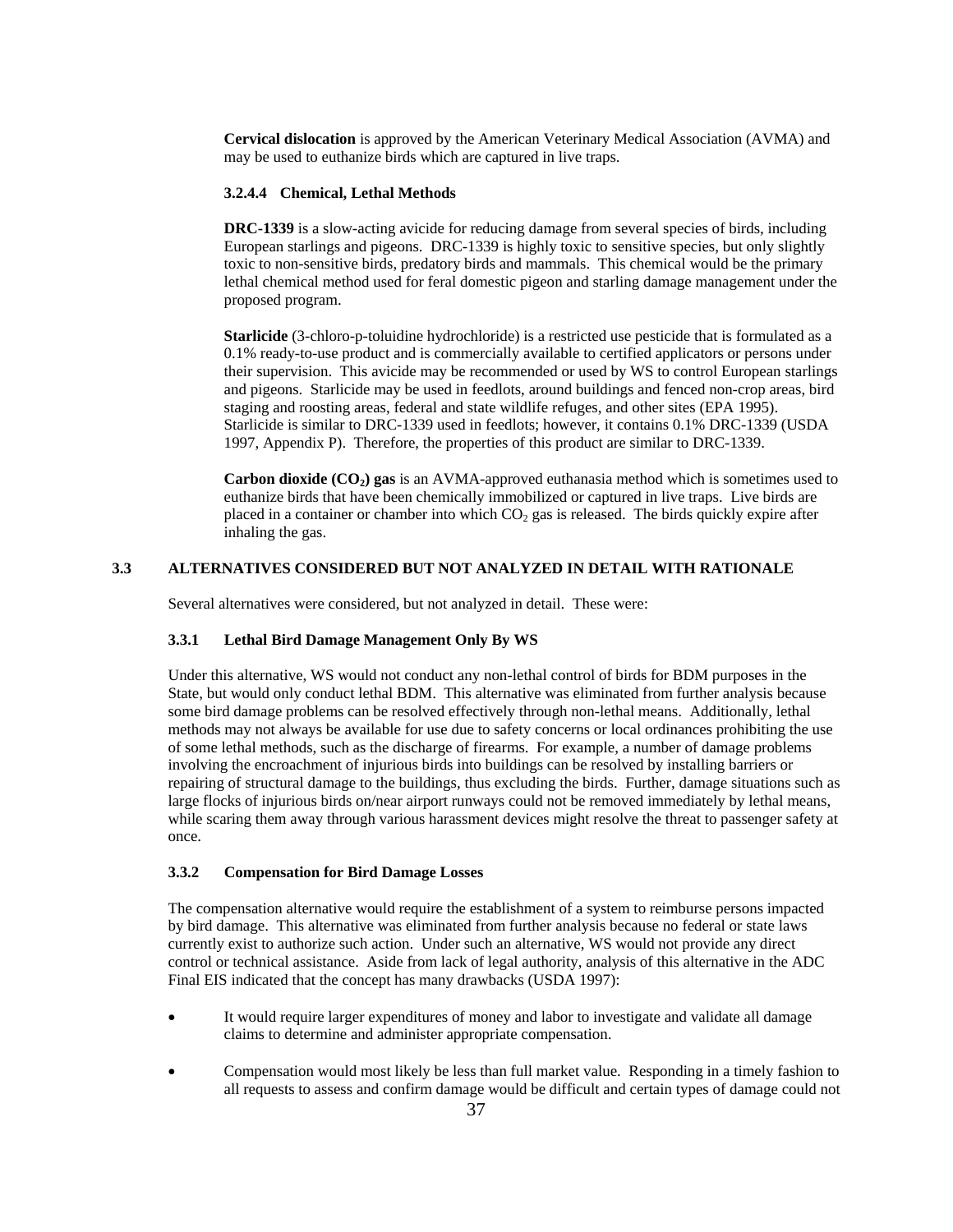**Cervical dislocation** is approved by the American Veterinary Medical Association (AVMA) and may be used to euthanize birds which are captured in live traps.

#### 3.2.4.4 Chemical, Lethal Methods

**DRC-1339** is a slow-acting avicide for reducing damage from several species of birds, including European starlings and pigeons. DRC-1339 is highly toxic to sensitive species, but only slightly toxic to non-sensitive birds, predatory birds and mammals. This chemical would be the primary lethal chemical method used for feral domestic pigeon and starling damage management under the proposed program.

**Starlicide** (3-chloro-p-toluidine hydrochloride) is a restricted use pesticide that is formulated as a 0.1% ready-to-use product and is commercially available to certified applicators or persons under their supervision. This avicide may be recommended or used by WS to control European starlings and pigeons. Starlicide may be used in feedlots, around buildings and fenced non-crop areas, bird staging and roosting areas, federal and state wildlife refuges, and other sites (EPA 1995). Starlicide is similar to DRC-1339 used in feedlots; however, it contains 0.1% DRC-1339 (USDA 1997, Appendix P). Therefore, the properties of this product are similar to DRC-1339.

**Carbon dioxide ($CO_2$) gas** is an AVMA-approved euthanasia method which is sometimes used to euthanize birds that have been chemically immobilized or captured in live traps. Live birds are placed in a container or chamber into which $CO_2$ gas is released. The birds quickly expire after inhaling the gas.

## 3.3 ALTERNATIVES CONSIDERED BUT NOT ANALYZED IN DETAIL WITH RATIONALE

Several alternatives were considered, but not analyzed in detail. These were:

### 3.3.1 Lethal Bird Damage Management Only By WS

Under this alternative, WS would not conduct any non-lethal control of birds for BDM purposes in the State, but would only conduct lethal BDM. This alternative was eliminated from further analysis because some bird damage problems can be resolved effectively through non-lethal means. Additionally, lethal methods may not always be available for use due to safety concerns or local ordinances prohibiting the use of some lethal methods, such as the discharge of firearms. For example, a number of damage problems involving the encroachment of injurious birds into buildings can be resolved by installing barriers or repairing of structural damage to the buildings, thus excluding the birds. Further, damage situations such as large flocks of injurious birds on/near airport runways could not be removed immediately by lethal means, while scaring them away through various harassment devices might resolve the threat to passenger safety at once.

### 3.3.2 Compensation for Bird Damage Losses

The compensation alternative would require the establishment of a system to reimburse persons impacted by bird damage. This alternative was eliminated from further analysis because no federal or state laws currently exist to authorize such action. Under such an alternative, WS would not provide any direct control or technical assistance. Aside from lack of legal authority, analysis of this alternative in the ADC Final EIS indicated that the concept has many drawbacks (USDA 1997):

- It would require larger expenditures of money and labor to investigate and validate all damage claims to determine and administer appropriate compensation.
- Compensation would most likely be less than full market value. Responding in a timely fashion to all requests to assess and confirm damage would be difficult and certain types of damage could not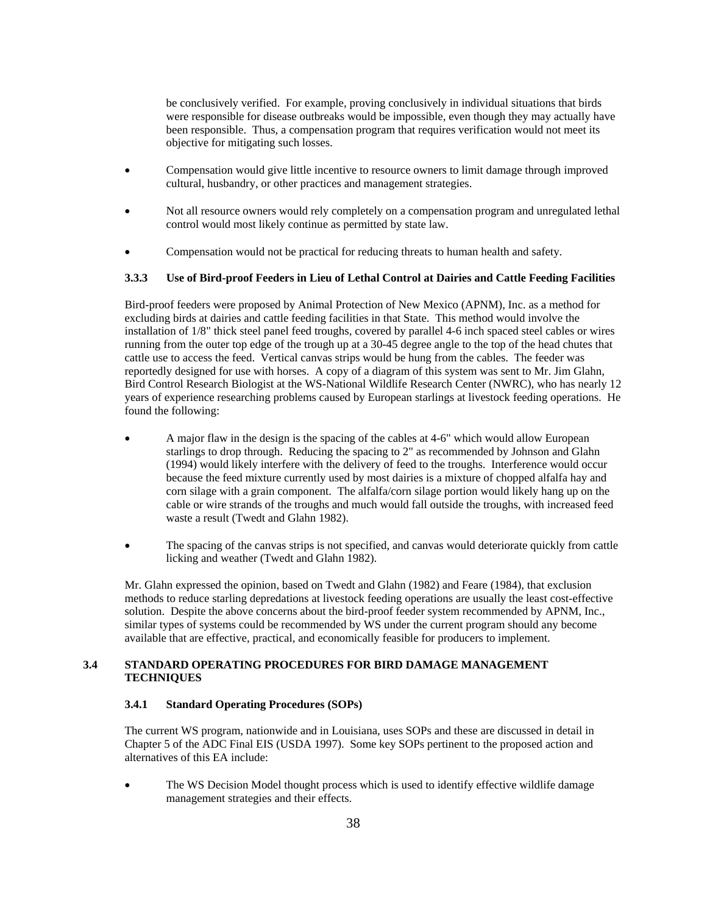be conclusively verified. For example, proving conclusively in individual situations that birds were responsible for disease outbreaks would be impossible, even though they may actually have been responsible. Thus, a compensation program that requires verification would not meet its objective for mitigating such losses.

- Compensation would give little incentive to resource owners to limit damage through improved cultural, husbandry, or other practices and management strategies.
- Not all resource owners would rely completely on a compensation program and unregulated lethal control would most likely continue as permitted by state law.
- Compensation would not be practical for reducing threats to human health and safety.

### 3.3.3 Use of Bird-proof Feeders in Lieu of Lethal Control at Dairies and Cattle Feeding Facilities

Bird-proof feeders were proposed by Animal Protection of New Mexico (APNM), Inc. as a method for excluding birds at dairies and cattle feeding facilities in that State. This method would involve the installation of 1/8" thick steel panel feed troughs, covered by parallel 4-6 inch spaced steel cables or wires running from the outer top edge of the trough up at a 30-45 degree angle to the top of the head chutes that cattle use to access the feed. Vertical canvas strips would be hung from the cables. The feeder was reportedly designed for use with horses. A copy of a diagram of this system was sent to Mr. Jim Glahn, Bird Control Research Biologist at the WS-National Wildlife Research Center (NWRC), who has nearly 12 years of experience researching problems caused by European starlings at livestock feeding operations. He found the following:

- A major flaw in the design is the spacing of the cables at 4-6" which would allow European starlings to drop through. Reducing the spacing to 2" as recommended by Johnson and Glahn (1994) would likely interfere with the delivery of feed to the troughs. Interference would occur because the feed mixture currently used by most dairies is a mixture of chopped alfalfa hay and corn silage with a grain component. The alfalfa/corn silage portion would likely hang up on the cable or wire strands of the troughs and much would fall outside the troughs, with increased feed waste a result (Twedt and Glahn 1982).
- The spacing of the canvas strips is not specified, and canvas would deteriorate quickly from cattle licking and weather (Twedt and Glahn 1982).

Mr. Glahn expressed the opinion, based on Twedt and Glahn (1982) and Feare (1984), that exclusion methods to reduce starling depredations at livestock feeding operations are usually the least cost-effective solution. Despite the above concerns about the bird-proof feeder system recommended by APNM, Inc., similar types of systems could be recommended by WS under the current program should any become available that are effective, practical, and economically feasible for producers to implement.

## 3.4 STANDARD OPERATING PROCEDURES FOR BIRD DAMAGE MANAGEMENT TECHNIQUES

### 3.4.1 Standard Operating Procedures (SOPs)

The current WS program, nationwide and in Louisiana, uses SOPs and these are discussed in detail in Chapter 5 of the ADC Final EIS (USDA 1997). Some key SOPs pertinent to the proposed action and alternatives of this EA include:

- The WS Decision Model thought process which is used to identify effective wildlife damage management strategies and their effects.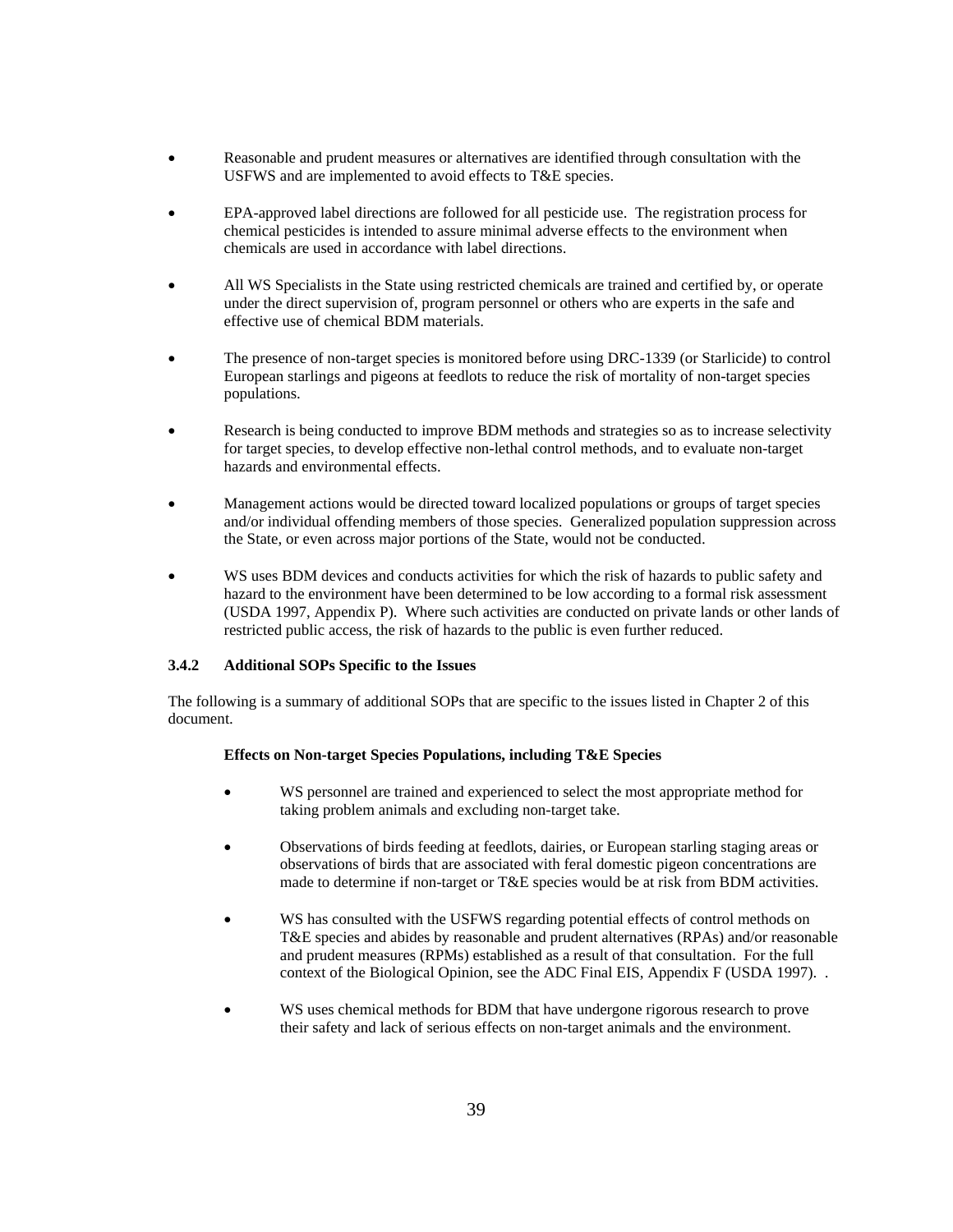- Reasonable and prudent measures or alternatives are identified through consultation with the USFWS and are implemented to avoid effects to T&E species.

- EPA-approved label directions are followed for all pesticide use. The registration process for chemical pesticides is intended to assure minimal adverse effects to the environment when chemicals are used in accordance with label directions.

- All WS Specialists in the State using restricted chemicals are trained and certified by, or operate under the direct supervision of, program personnel or others who are experts in the safe and effective use of chemical BDM materials.

- The presence of non-target species is monitored before using DRC-1339 (or Starlicide) to control European starlings and pigeons at feedlots to reduce the risk of mortality of non-target species populations.

- Research is being conducted to improve BDM methods and strategies so as to increase selectivity for target species, to develop effective non-lethal control methods, and to evaluate non-target hazards and environmental effects.

- Management actions would be directed toward localized populations or groups of target species and/or individual offending members of those species. Generalized population suppression across the State, or even across major portions of the State, would not be conducted.

- WS uses BDM devices and conducts activities for which the risk of hazards to public safety and hazard to the environment have been determined to be low according to a formal risk assessment (USDA 1997, Appendix P). Where such activities are conducted on private lands or other lands of restricted public access, the risk of hazards to the public is even further reduced.

### 3.4.2 Additional SOPs Specific to the Issues

The following is a summary of additional SOPs that are specific to the issues listed in Chapter 2 of this document.

**Effects on Non-target Species Populations, including T&E Species**

- WS personnel are trained and experienced to select the most appropriate method for taking problem animals and excluding non-target take.

- Observations of birds feeding at feedlots, dairies, or European starling staging areas or observations of birds that are associated with feral domestic pigeon concentrations are made to determine if non-target or T&E species would be at risk from BDM activities.

- WS has consulted with the USFWS regarding potential effects of control methods on T&E species and abides by reasonable and prudent alternatives (RPAs) and/or reasonable and prudent measures (RPMs) established as a result of that consultation. For the full context of the Biological Opinion, see the ADC Final EIS, Appendix F (USDA 1997). .

- WS uses chemical methods for BDM that have undergone rigorous research to prove their safety and lack of serious effects on non-target animals and the environment.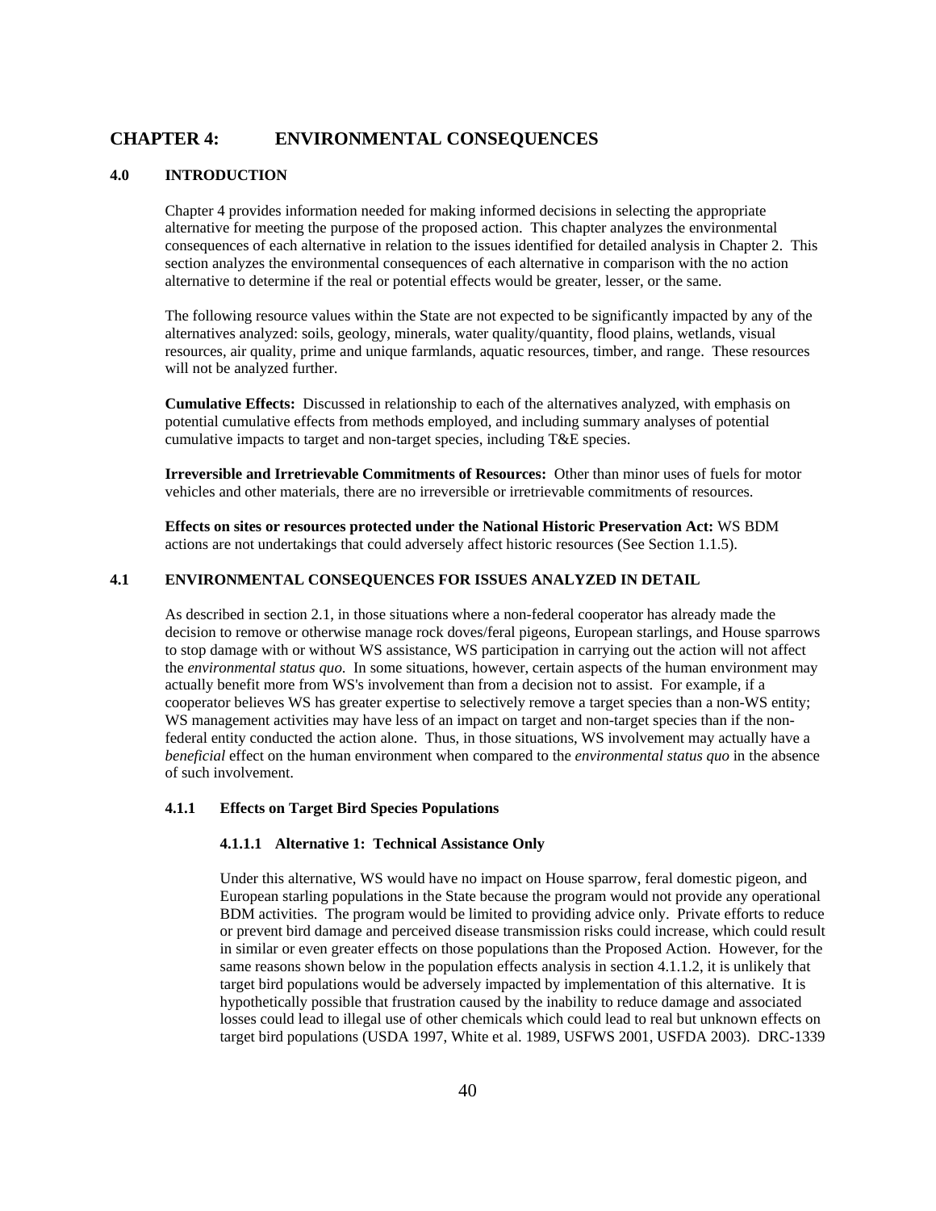# CHAPTER 4: ENVIRONMENTAL CONSEQUENCES

## 4.0 INTRODUCTION

Chapter 4 provides information needed for making informed decisions in selecting the appropriate alternative for meeting the purpose of the proposed action. This chapter analyzes the environmental consequences of each alternative in relation to the issues identified for detailed analysis in Chapter 2. This section analyzes the environmental consequences of each alternative in comparison with the no action alternative to determine if the real or potential effects would be greater, lesser, or the same.

The following resource values within the State are not expected to be significantly impacted by any of the alternatives analyzed: soils, geology, minerals, water quality/quantity, flood plains, wetlands, visual resources, air quality, prime and unique farmlands, aquatic resources, timber, and range. These resources will not be analyzed further.

**Cumulative Effects:** Discussed in relationship to each of the alternatives analyzed, with emphasis on potential cumulative effects from methods employed, and including summary analyses of potential cumulative impacts to target and non-target species, including T&E species.

**Irreversible and Irretrievable Commitments of Resources:** Other than minor uses of fuels for motor vehicles and other materials, there are no irreversible or irretrievable commitments of resources.

**Effects on sites or resources protected under the National Historic Preservation Act:** WS BDM actions are not undertakings that could adversely affect historic resources (See Section 1.1.5).

## 4.1 ENVIRONMENTAL CONSEQUENCES FOR ISSUES ANALYZED IN DETAIL

As described in section 2.1, in those situations where a non-federal cooperator has already made the decision to remove or otherwise manage rock doves/feral pigeons, European starlings, and House sparrows to stop damage with or without WS assistance, WS participation in carrying out the action will not affect the *environmental status quo*. In some situations, however, certain aspects of the human environment may actually benefit more from WS's involvement than from a decision not to assist. For example, if a cooperator believes WS has greater expertise to selectively remove a target species than a non-WS entity; WS management activities may have less of an impact on target and non-target species than if the non-federal entity conducted the action alone. Thus, in those situations, WS involvement may actually have a *beneficial* effect on the human environment when compared to the *environmental status quo* in the absence of such involvement.

### 4.1.1 Effects on Target Bird Species Populations

#### 4.1.1.1 Alternative 1: Technical Assistance Only

Under this alternative, WS would have no impact on House sparrow, feral domestic pigeon, and European starling populations in the State because the program would not provide any operational BDM activities. The program would be limited to providing advice only. Private efforts to reduce or prevent bird damage and perceived disease transmission risks could increase, which could result in similar or even greater effects on those populations than the Proposed Action. However, for the same reasons shown below in the population effects analysis in section 4.1.1.2, it is unlikely that target bird populations would be adversely impacted by implementation of this alternative. It is hypothetically possible that frustration caused by the inability to reduce damage and associated losses could lead to illegal use of other chemicals which could lead to real but unknown effects on target bird populations (USDA 1997, White et al. 1989, USFWS 2001, USFDA 2003). DRC-1339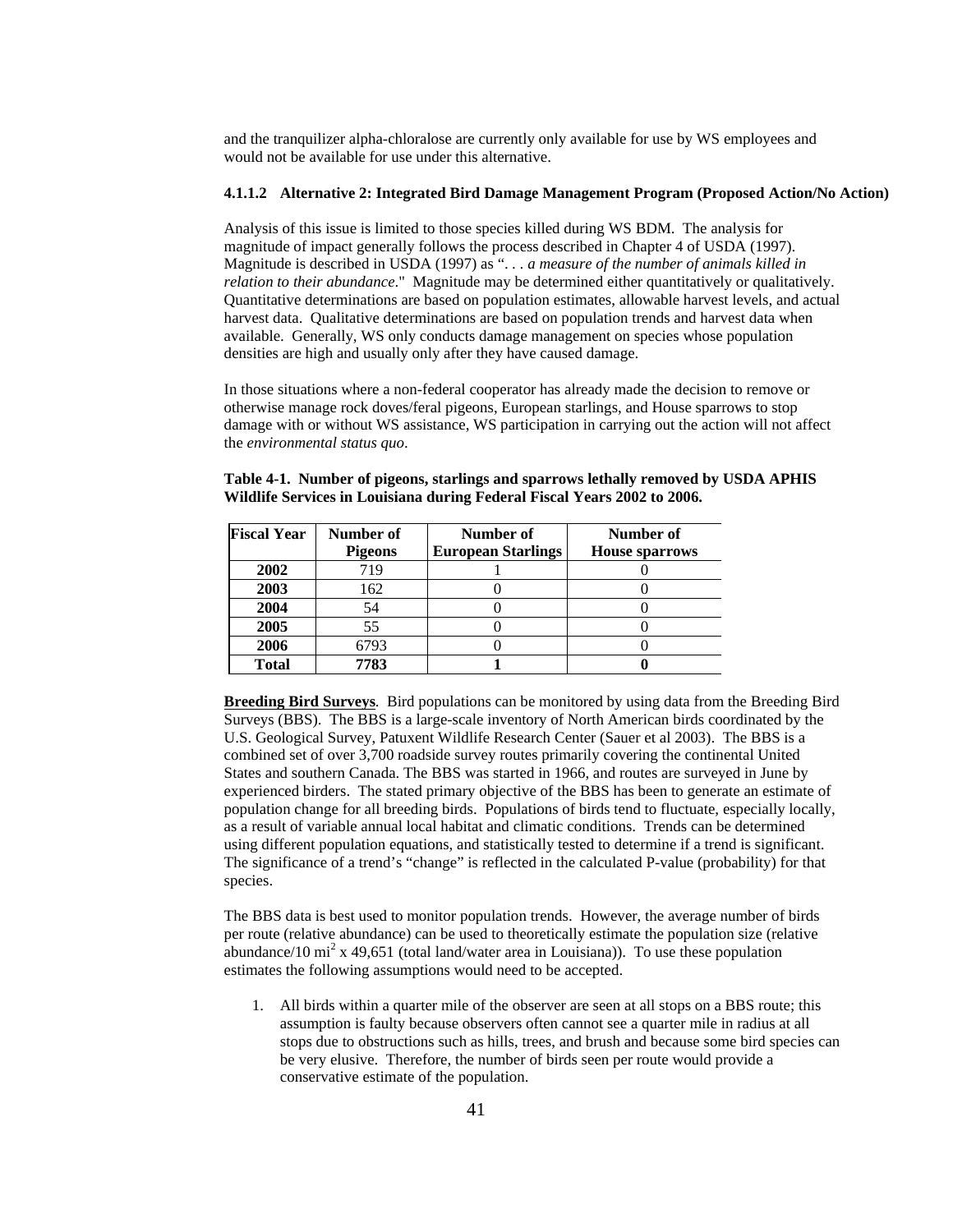and the tranquilizer alpha-chloralose are currently only available for use by WS employees and would not be available for use under this alternative.

#### 4.1.1.2 Alternative 2: Integrated Bird Damage Management Program (Proposed Action/No Action)

Analysis of this issue is limited to those species killed during WS BDM. The analysis for magnitude of impact generally follows the process described in Chapter 4 of USDA (1997). Magnitude is described in USDA (1997) as ". . . *a measure of the number of animals killed in relation to their abundance*." Magnitude may be determined either quantitatively or qualitatively. Quantitative determinations are based on population estimates, allowable harvest levels, and actual harvest data. Qualitative determinations are based on population trends and harvest data when available. Generally, WS only conducts damage management on species whose population densities are high and usually only after they have caused damage.

In those situations where a non-federal cooperator has already made the decision to remove or otherwise manage rock doves/feral pigeons, European starlings, and House sparrows to stop damage with or without WS assistance, WS participation in carrying out the action will not affect the *environmental status quo*.

**Table 4-1. Number of pigeons, starlings and sparrows lethally removed by USDA APHIS Wildlife Services in Louisiana during Federal Fiscal Years 2002 to 2006.**

| Fiscal Year | Number of Pigeons | Number of European Starlings | Number of House sparrows |
|---|---|---|---|
| **2002** | 719 | 1 | 0 |
| **2003** | 162 | 0 | 0 |
| **2004** | 54 | 0 | 0 |
| **2005** | 55 | 0 | 0 |
| **2006** | 6793 | 0 | 0 |
| **Total** | **7783** | **1** | **0** |

**Breeding Bird Surveys**. Bird populations can be monitored by using data from the Breeding Bird Surveys (BBS). The BBS is a large-scale inventory of North American birds coordinated by the U.S. Geological Survey, Patuxent Wildlife Research Center (Sauer et al 2003). The BBS is a combined set of over 3,700 roadside survey routes primarily covering the continental United States and southern Canada. The BBS was started in 1966, and routes are surveyed in June by experienced birders. The stated primary objective of the BBS has been to generate an estimate of population change for all breeding birds. Populations of birds tend to fluctuate, especially locally, as a result of variable annual local habitat and climatic conditions. Trends can be determined using different population equations, and statistically tested to determine if a trend is significant. The significance of a trend's "change" is reflected in the calculated P-value (probability) for that species.

The BBS data is best used to monitor population trends. However, the average number of birds per route (relative abundance) can be used to theoretically estimate the population size (relative abundance/10 $mi^2$ x 49,651 (total land/water area in Louisiana)). To use these population estimates the following assumptions would need to be accepted.

1. All birds within a quarter mile of the observer are seen at all stops on a BBS route; this assumption is faulty because observers often cannot see a quarter mile in radius at all stops due to obstructions such as hills, trees, and brush and because some bird species can be very elusive. Therefore, the number of birds seen per route would provide a conservative estimate of the population.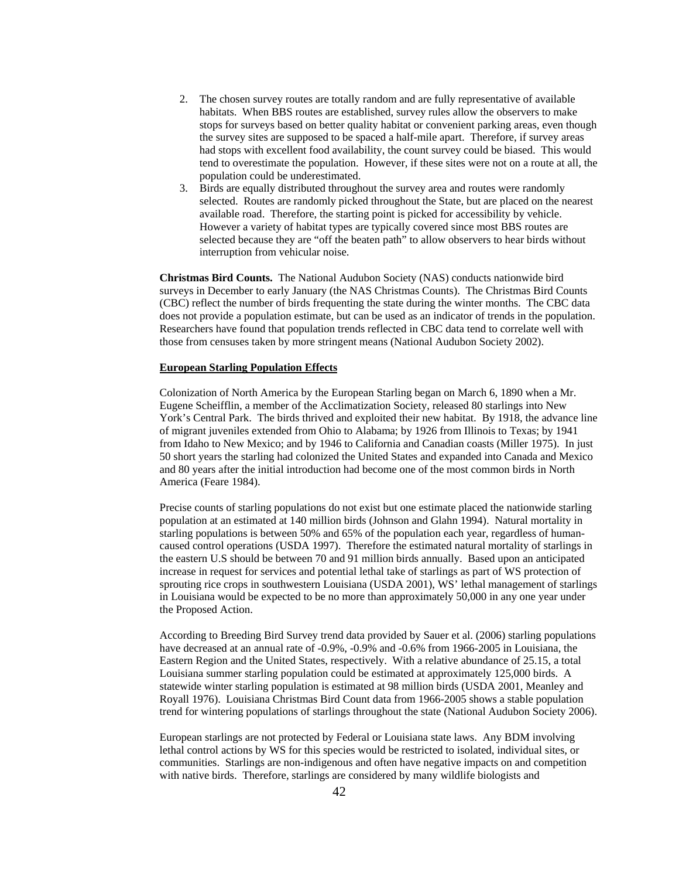2. The chosen survey routes are totally random and are fully representative of available habitats. When BBS routes are established, survey rules allow the observers to make stops for surveys based on better quality habitat or convenient parking areas, even though the survey sites are supposed to be spaced a half-mile apart. Therefore, if survey areas had stops with excellent food availability, the count survey could be biased. This would tend to overestimate the population. However, if these sites were not on a route at all, the population could be underestimated.
3. Birds are equally distributed throughout the survey area and routes were randomly selected. Routes are randomly picked throughout the State, but are placed on the nearest available road. Therefore, the starting point is picked for accessibility by vehicle. However a variety of habitat types are typically covered since most BBS routes are selected because they are "off the beaten path" to allow observers to hear birds without interruption from vehicular noise.

**Christmas Bird Counts.** The National Audubon Society (NAS) conducts nationwide bird surveys in December to early January (the NAS Christmas Counts). The Christmas Bird Counts (CBC) reflect the number of birds frequenting the state during the winter months. The CBC data does not provide a population estimate, but can be used as an indicator of trends in the population. Researchers have found that population trends reflected in CBC data tend to correlate well with those from censuses taken by more stringent means (National Audubon Society 2002).

**European Starling Population Effects**

Colonization of North America by the European Starling began on March 6, 1890 when a Mr. Eugene Scheifflin, a member of the Acclimatization Society, released 80 starlings into New York's Central Park. The birds thrived and exploited their new habitat. By 1918, the advance line of migrant juveniles extended from Ohio to Alabama; by 1926 from Illinois to Texas; by 1941 from Idaho to New Mexico; and by 1946 to California and Canadian coasts (Miller 1975). In just 50 short years the starling had colonized the United States and expanded into Canada and Mexico and 80 years after the initial introduction had become one of the most common birds in North America (Feare 1984).

Precise counts of starling populations do not exist but one estimate placed the nationwide starling population at an estimated at 140 million birds (Johnson and Glahn 1994). Natural mortality in starling populations is between 50% and 65% of the population each year, regardless of human-caused control operations (USDA 1997). Therefore the estimated natural mortality of starlings in the eastern U.S should be between 70 and 91 million birds annually. Based upon an anticipated increase in request for services and potential lethal take of starlings as part of WS protection of sprouting rice crops in southwestern Louisiana (USDA 2001), WS' lethal management of starlings in Louisiana would be expected to be no more than approximately 50,000 in any one year under the Proposed Action.

According to Breeding Bird Survey trend data provided by Sauer et al. (2006) starling populations have decreased at an annual rate of -0.9%, -0.9% and -0.6% from 1966-2005 in Louisiana, the Eastern Region and the United States, respectively. With a relative abundance of 25.15, a total Louisiana summer starling population could be estimated at approximately 125,000 birds. A statewide winter starling population is estimated at 98 million birds (USDA 2001, Meanley and Royall 1976). Louisiana Christmas Bird Count data from 1966-2005 shows a stable population trend for wintering populations of starlings throughout the state (National Audubon Society 2006).

European starlings are not protected by Federal or Louisiana state laws. Any BDM involving lethal control actions by WS for this species would be restricted to isolated, individual sites, or communities. Starlings are non-indigenous and often have negative impacts on and competition with native birds. Therefore, starlings are considered by many wildlife biologists and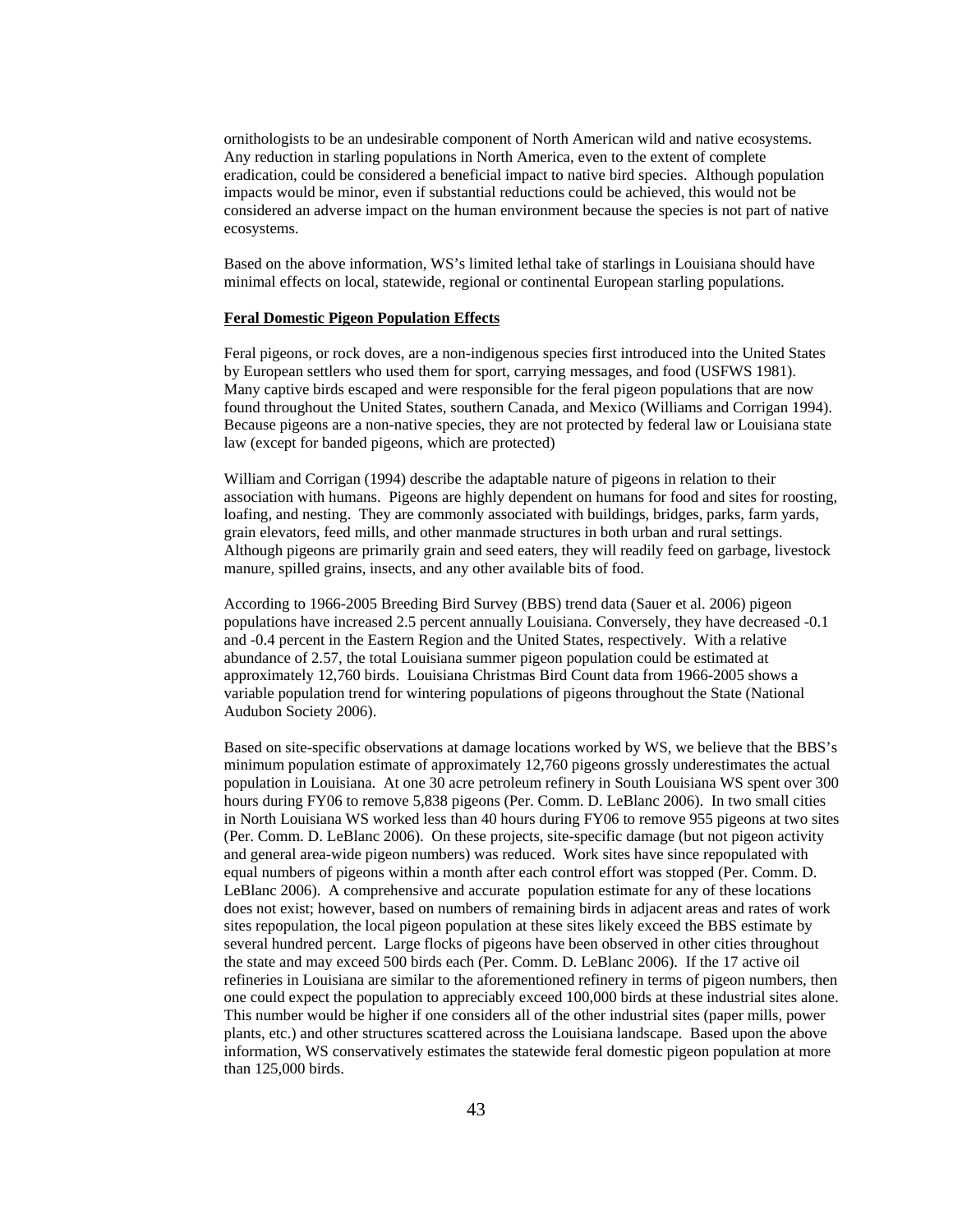ornithologists to be an undesirable component of North American wild and native ecosystems. Any reduction in starling populations in North America, even to the extent of complete eradication, could be considered a beneficial impact to native bird species. Although population impacts would be minor, even if substantial reductions could be achieved, this would not be considered an adverse impact on the human environment because the species is not part of native ecosystems.

Based on the above information, WS's limited lethal take of starlings in Louisiana should have minimal effects on local, statewide, regional or continental European starling populations.

**Feral Domestic Pigeon Population Effects**

Feral pigeons, or rock doves, are a non-indigenous species first introduced into the United States by European settlers who used them for sport, carrying messages, and food (USFWS 1981). Many captive birds escaped and were responsible for the feral pigeon populations that are now found throughout the United States, southern Canada, and Mexico (Williams and Corrigan 1994). Because pigeons are a non-native species, they are not protected by federal law or Louisiana state law (except for banded pigeons, which are protected)

William and Corrigan (1994) describe the adaptable nature of pigeons in relation to their association with humans. Pigeons are highly dependent on humans for food and sites for roosting, loafing, and nesting. They are commonly associated with buildings, bridges, parks, farm yards, grain elevators, feed mills, and other manmade structures in both urban and rural settings. Although pigeons are primarily grain and seed eaters, they will readily feed on garbage, livestock manure, spilled grains, insects, and any other available bits of food.

According to 1966-2005 Breeding Bird Survey (BBS) trend data (Sauer et al. 2006) pigeon populations have increased 2.5 percent annually Louisiana. Conversely, they have decreased -0.1 and -0.4 percent in the Eastern Region and the United States, respectively. With a relative abundance of 2.57, the total Louisiana summer pigeon population could be estimated at approximately 12,760 birds. Louisiana Christmas Bird Count data from 1966-2005 shows a variable population trend for wintering populations of pigeons throughout the State (National Audubon Society 2006).

Based on site-specific observations at damage locations worked by WS, we believe that the BBS's minimum population estimate of approximately 12,760 pigeons grossly underestimates the actual population in Louisiana. At one 30 acre petroleum refinery in South Louisiana WS spent over 300 hours during FY06 to remove 5,838 pigeons (Per. Comm. D. LeBlanc 2006). In two small cities in North Louisiana WS worked less than 40 hours during FY06 to remove 955 pigeons at two sites (Per. Comm. D. LeBlanc 2006). On these projects, site-specific damage (but not pigeon activity and general area-wide pigeon numbers) was reduced. Work sites have since repopulated with equal numbers of pigeons within a month after each control effort was stopped (Per. Comm. D. LeBlanc 2006). A comprehensive and accurate population estimate for any of these locations does not exist; however, based on numbers of remaining birds in adjacent areas and rates of work sites repopulation, the local pigeon population at these sites likely exceed the BBS estimate by several hundred percent. Large flocks of pigeons have been observed in other cities throughout the state and may exceed 500 birds each (Per. Comm. D. LeBlanc 2006). If the 17 active oil refineries in Louisiana are similar to the aforementioned refinery in terms of pigeon numbers, then one could expect the population to appreciably exceed 100,000 birds at these industrial sites alone. This number would be higher if one considers all of the other industrial sites (paper mills, power plants, etc.) and other structures scattered across the Louisiana landscape. Based upon the above information, WS conservatively estimates the statewide feral domestic pigeon population at more than 125,000 birds.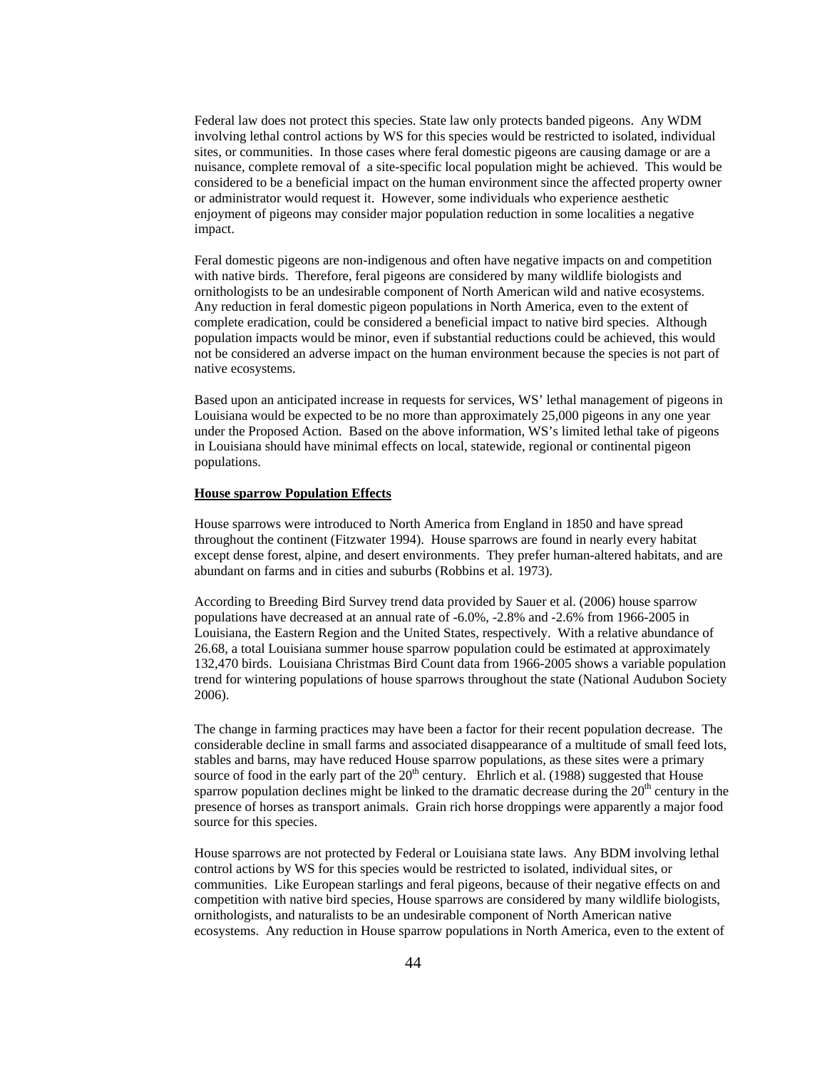Federal law does not protect this species. State law only protects banded pigeons. Any WDM involving lethal control actions by WS for this species would be restricted to isolated, individual sites, or communities. In those cases where feral domestic pigeons are causing damage or are a nuisance, complete removal of a site-specific local population might be achieved. This would be considered to be a beneficial impact on the human environment since the affected property owner or administrator would request it. However, some individuals who experience aesthetic enjoyment of pigeons may consider major population reduction in some localities a negative impact.

Feral domestic pigeons are non-indigenous and often have negative impacts on and competition with native birds. Therefore, feral pigeons are considered by many wildlife biologists and ornithologists to be an undesirable component of North American wild and native ecosystems. Any reduction in feral domestic pigeon populations in North America, even to the extent of complete eradication, could be considered a beneficial impact to native bird species. Although population impacts would be minor, even if substantial reductions could be achieved, this would not be considered an adverse impact on the human environment because the species is not part of native ecosystems.

Based upon an anticipated increase in requests for services, WS' lethal management of pigeons in Louisiana would be expected to be no more than approximately 25,000 pigeons in any one year under the Proposed Action. Based on the above information, WS's limited lethal take of pigeons in Louisiana should have minimal effects on local, statewide, regional or continental pigeon populations.

**House sparrow Population Effects**

House sparrows were introduced to North America from England in 1850 and have spread throughout the continent (Fitzwater 1994). House sparrows are found in nearly every habitat except dense forest, alpine, and desert environments. They prefer human-altered habitats, and are abundant on farms and in cities and suburbs (Robbins et al. 1973).

According to Breeding Bird Survey trend data provided by Sauer et al. (2006) house sparrow populations have decreased at an annual rate of -6.0%, -2.8% and -2.6% from 1966-2005 in Louisiana, the Eastern Region and the United States, respectively. With a relative abundance of 26.68, a total Louisiana summer house sparrow population could be estimated at approximately 132,470 birds. Louisiana Christmas Bird Count data from 1966-2005 shows a variable population trend for wintering populations of house sparrows throughout the state (National Audubon Society 2006).

The change in farming practices may have been a factor for their recent population decrease. The considerable decline in small farms and associated disappearance of a multitude of small feed lots, stables and barns, may have reduced House sparrow populations, as these sites were a primary source of food in the early part of the 20th century. Ehrlich et al. (1988) suggested that House sparrow population declines might be linked to the dramatic decrease during the 20th century in the presence of horses as transport animals. Grain rich horse droppings were apparently a major food source for this species.

House sparrows are not protected by Federal or Louisiana state laws. Any BDM involving lethal control actions by WS for this species would be restricted to isolated, individual sites, or communities. Like European starlings and feral pigeons, because of their negative effects on and competition with native bird species, House sparrows are considered by many wildlife biologists, ornithologists, and naturalists to be an undesirable component of North American native ecosystems. Any reduction in House sparrow populations in North America, even to the extent of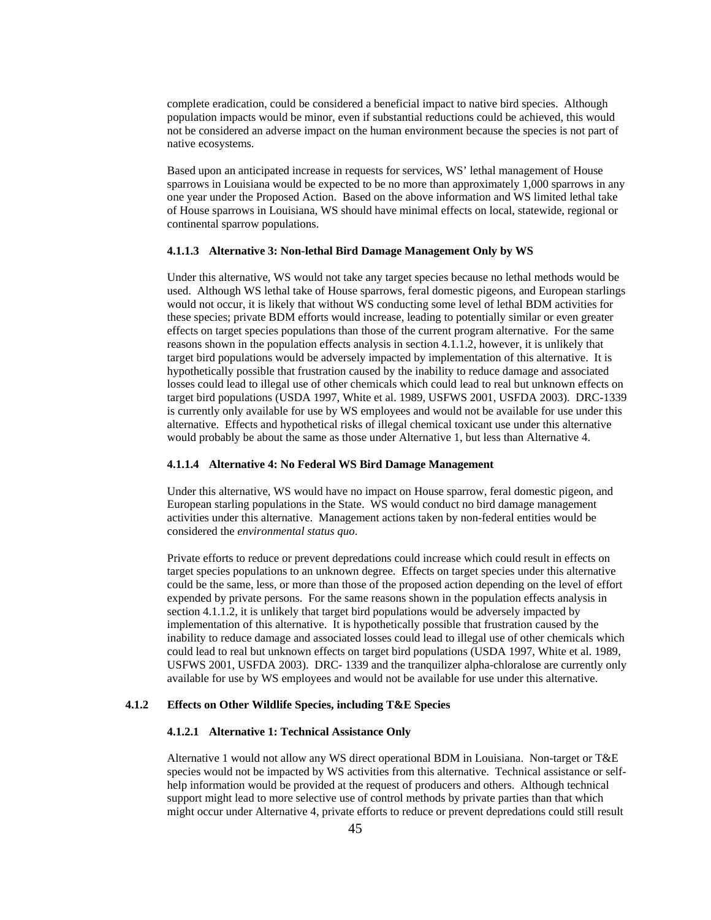complete eradication, could be considered a beneficial impact to native bird species. Although population impacts would be minor, even if substantial reductions could be achieved, this would not be considered an adverse impact on the human environment because the species is not part of native ecosystems.

Based upon an anticipated increase in requests for services, WS' lethal management of House sparrows in Louisiana would be expected to be no more than approximately 1,000 sparrows in any one year under the Proposed Action. Based on the above information and WS limited lethal take of House sparrows in Louisiana, WS should have minimal effects on local, statewide, regional or continental sparrow populations.

#### 4.1.1.3 Alternative 3: Non-lethal Bird Damage Management Only by WS

Under this alternative, WS would not take any target species because no lethal methods would be used. Although WS lethal take of House sparrows, feral domestic pigeons, and European starlings would not occur, it is likely that without WS conducting some level of lethal BDM activities for these species; private BDM efforts would increase, leading to potentially similar or even greater effects on target species populations than those of the current program alternative. For the same reasons shown in the population effects analysis in section 4.1.1.2, however, it is unlikely that target bird populations would be adversely impacted by implementation of this alternative. It is hypothetically possible that frustration caused by the inability to reduce damage and associated losses could lead to illegal use of other chemicals which could lead to real but unknown effects on target bird populations (USDA 1997, White et al. 1989, USFWS 2001, USFDA 2003). DRC-1339 is currently only available for use by WS employees and would not be available for use under this alternative. Effects and hypothetical risks of illegal chemical toxicant use under this alternative would probably be about the same as those under Alternative 1, but less than Alternative 4.

#### 4.1.1.4 Alternative 4: No Federal WS Bird Damage Management

Under this alternative, WS would have no impact on House sparrow, feral domestic pigeon, and European starling populations in the State. WS would conduct no bird damage management activities under this alternative. Management actions taken by non-federal entities would be considered the *environmental status quo*.

Private efforts to reduce or prevent depredations could increase which could result in effects on target species populations to an unknown degree. Effects on target species under this alternative could be the same, less, or more than those of the proposed action depending on the level of effort expended by private persons. For the same reasons shown in the population effects analysis in section 4.1.1.2, it is unlikely that target bird populations would be adversely impacted by implementation of this alternative. It is hypothetically possible that frustration caused by the inability to reduce damage and associated losses could lead to illegal use of other chemicals which could lead to real but unknown effects on target bird populations (USDA 1997, White et al. 1989, USFWS 2001, USFDA 2003). DRC- 1339 and the tranquilizer alpha-chloralose are currently only available for use by WS employees and would not be available for use under this alternative.

### 4.1.2 Effects on Other Wildlife Species, including T&E Species

#### 4.1.2.1 Alternative 1: Technical Assistance Only

Alternative 1 would not allow any WS direct operational BDM in Louisiana. Non-target or T&E species would not be impacted by WS activities from this alternative. Technical assistance or self-help information would be provided at the request of producers and others. Although technical support might lead to more selective use of control methods by private parties than that which might occur under Alternative 4, private efforts to reduce or prevent depredations could still result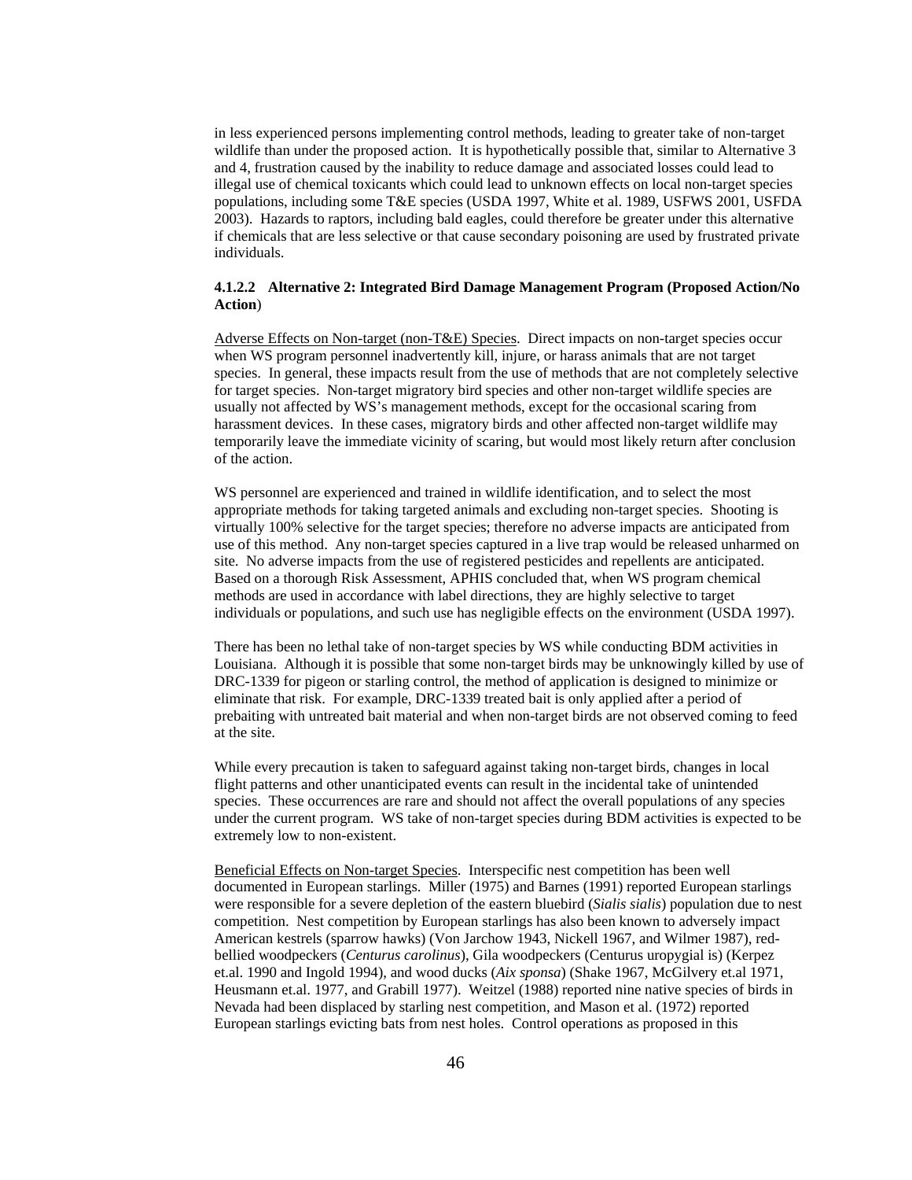in less experienced persons implementing control methods, leading to greater take of non-target wildlife than under the proposed action. It is hypothetically possible that, similar to Alternative 3 and 4, frustration caused by the inability to reduce damage and associated losses could lead to illegal use of chemical toxicants which could lead to unknown effects on local non-target species populations, including some T&E species (USDA 1997, White et al. 1989, USFWS 2001, USFDA 2003). Hazards to raptors, including bald eagles, could therefore be greater under this alternative if chemicals that are less selective or that cause secondary poisoning are used by frustrated private individuals.

#### 4.1.2.2 Alternative 2: Integrated Bird Damage Management Program (Proposed Action/No Action)

Adverse Effects on Non-target (non-T&E) Species. Direct impacts on non-target species occur when WS program personnel inadvertently kill, injure, or harass animals that are not target species. In general, these impacts result from the use of methods that are not completely selective for target species. Non-target migratory bird species and other non-target wildlife species are usually not affected by WS's management methods, except for the occasional scaring from harassment devices. In these cases, migratory birds and other affected non-target wildlife may temporarily leave the immediate vicinity of scaring, but would most likely return after conclusion of the action.

WS personnel are experienced and trained in wildlife identification, and to select the most appropriate methods for taking targeted animals and excluding non-target species. Shooting is virtually 100% selective for the target species; therefore no adverse impacts are anticipated from use of this method. Any non-target species captured in a live trap would be released unharmed on site. No adverse impacts from the use of registered pesticides and repellents are anticipated. Based on a thorough Risk Assessment, APHIS concluded that, when WS program chemical methods are used in accordance with label directions, they are highly selective to target individuals or populations, and such use has negligible effects on the environment (USDA 1997).

There has been no lethal take of non-target species by WS while conducting BDM activities in Louisiana. Although it is possible that some non-target birds may be unknowingly killed by use of DRC-1339 for pigeon or starling control, the method of application is designed to minimize or eliminate that risk. For example, DRC-1339 treated bait is only applied after a period of prebaiting with untreated bait material and when non-target birds are not observed coming to feed at the site.

While every precaution is taken to safeguard against taking non-target birds, changes in local flight patterns and other unanticipated events can result in the incidental take of unintended species. These occurrences are rare and should not affect the overall populations of any species under the current program. WS take of non-target species during BDM activities is expected to be extremely low to non-existent.

Beneficial Effects on Non-target Species. Interspecific nest competition has been well documented in European starlings. Miller (1975) and Barnes (1991) reported European starlings were responsible for a severe depletion of the eastern bluebird (*Sialis sialis*) population due to nest competition. Nest competition by European starlings has also been known to adversely impact American kestrels (sparrow hawks) (Von Jarchow 1943, Nickell 1967, and Wilmer 1987), red-bellied woodpeckers (*Centurus carolinus*), Gila woodpeckers (Centurus uropygial is) (Kerpez et.al. 1990 and Ingold 1994), and wood ducks (*Aix sponsa*) (Shake 1967, McGilvery et.al 1971, Heusmann et.al. 1977, and Grabill 1977). Weitzel (1988) reported nine native species of birds in Nevada had been displaced by starling nest competition, and Mason et al. (1972) reported European starlings evicting bats from nest holes. Control operations as proposed in this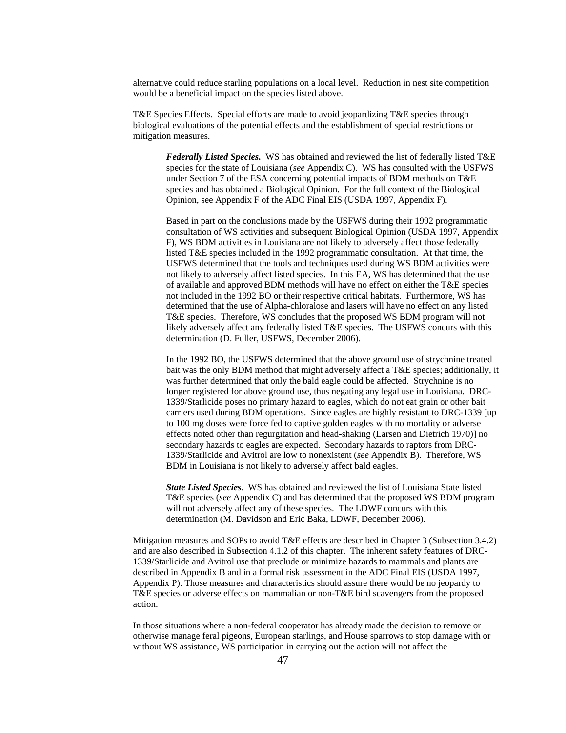alternative could reduce starling populations on a local level. Reduction in nest site competition would be a beneficial impact on the species listed above.

T&E Species Effects. Special efforts are made to avoid jeopardizing T&E species through biological evaluations of the potential effects and the establishment of special restrictions or mitigation measures.

***Federally Listed Species.*** WS has obtained and reviewed the list of federally listed T&E species for the state of Louisiana (*see* Appendix C). WS has consulted with the USFWS under Section 7 of the ESA concerning potential impacts of BDM methods on T&E species and has obtained a Biological Opinion. For the full context of the Biological Opinion, see Appendix F of the ADC Final EIS (USDA 1997, Appendix F).

Based in part on the conclusions made by the USFWS during their 1992 programmatic consultation of WS activities and subsequent Biological Opinion (USDA 1997, Appendix F), WS BDM activities in Louisiana are not likely to adversely affect those federally listed T&E species included in the 1992 programmatic consultation. At that time, the USFWS determined that the tools and techniques used during WS BDM activities were not likely to adversely affect listed species. In this EA, WS has determined that the use of available and approved BDM methods will have no effect on either the T&E species not included in the 1992 BO or their respective critical habitats. Furthermore, WS has determined that the use of Alpha-chloralose and lasers will have no effect on any listed T&E species. Therefore, WS concludes that the proposed WS BDM program will not likely adversely affect any federally listed T&E species. The USFWS concurs with this determination (D. Fuller, USFWS, December 2006).

In the 1992 BO, the USFWS determined that the above ground use of strychnine treated bait was the only BDM method that might adversely affect a T&E species; additionally, it was further determined that only the bald eagle could be affected. Strychnine is no longer registered for above ground use, thus negating any legal use in Louisiana. DRC-1339/Starlicide poses no primary hazard to eagles, which do not eat grain or other bait carriers used during BDM operations. Since eagles are highly resistant to DRC-1339 [up to 100 mg doses were force fed to captive golden eagles with no mortality or adverse effects noted other than regurgitation and head-shaking (Larsen and Dietrich 1970)] no secondary hazards to eagles are expected. Secondary hazards to raptors from DRC-1339/Starlicide and Avitrol are low to nonexistent (*see* Appendix B). Therefore, WS BDM in Louisiana is not likely to adversely affect bald eagles.

***State Listed Species***. WS has obtained and reviewed the list of Louisiana State listed T&E species (*see* Appendix C) and has determined that the proposed WS BDM program will not adversely affect any of these species. The LDWF concurs with this determination (M. Davidson and Eric Baka, LDWF, December 2006).

Mitigation measures and SOPs to avoid T&E effects are described in Chapter 3 (Subsection 3.4.2) and are also described in Subsection 4.1.2 of this chapter. The inherent safety features of DRC-1339/Starlicide and Avitrol use that preclude or minimize hazards to mammals and plants are described in Appendix B and in a formal risk assessment in the ADC Final EIS (USDA 1997, Appendix P). Those measures and characteristics should assure there would be no jeopardy to T&E species or adverse effects on mammalian or non-T&E bird scavengers from the proposed action.

In those situations where a non-federal cooperator has already made the decision to remove or otherwise manage feral pigeons, European starlings, and House sparrows to stop damage with or without WS assistance, WS participation in carrying out the action will not affect the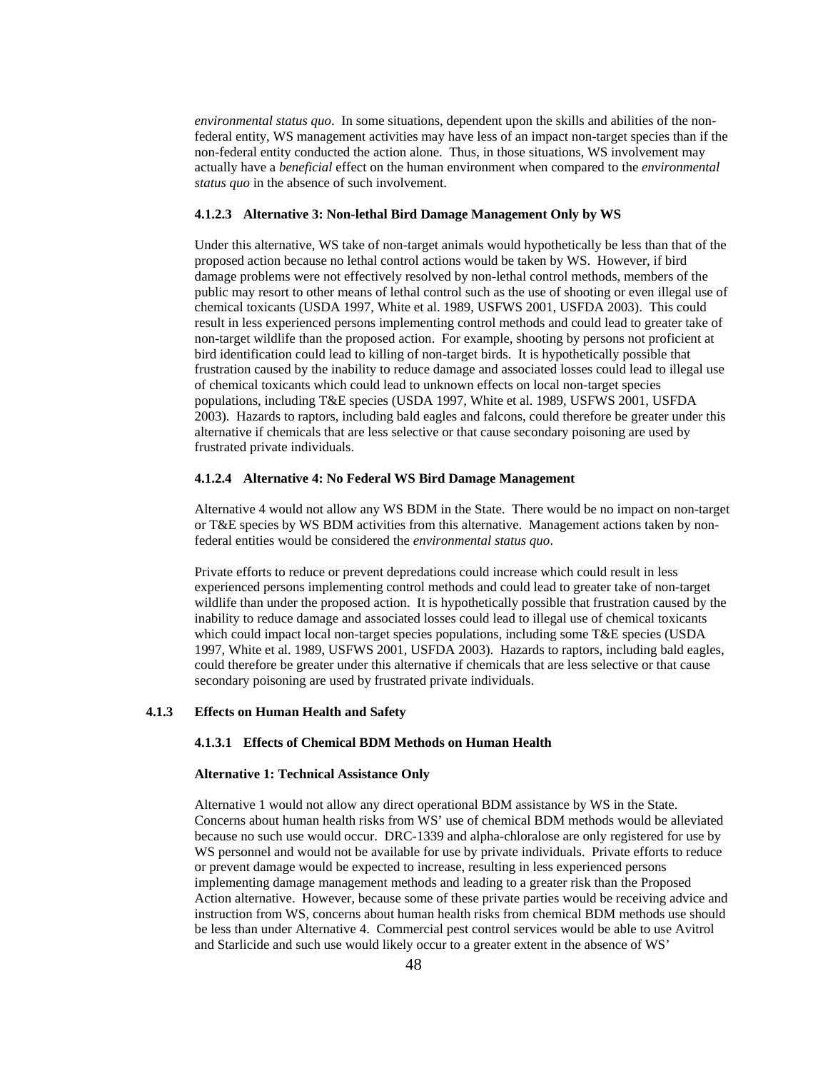*environmental status quo*. In some situations, dependent upon the skills and abilities of the non-federal entity, WS management activities may have less of an impact non-target species than if the non-federal entity conducted the action alone. Thus, in those situations, WS involvement may actually have a *beneficial* effect on the human environment when compared to the *environmental status quo* in the absence of such involvement.

#### 4.1.2.3 Alternative 3: Non-lethal Bird Damage Management Only by WS

Under this alternative, WS take of non-target animals would hypothetically be less than that of the proposed action because no lethal control actions would be taken by WS. However, if bird damage problems were not effectively resolved by non-lethal control methods, members of the public may resort to other means of lethal control such as the use of shooting or even illegal use of chemical toxicants (USDA 1997, White et al. 1989, USFWS 2001, USFDA 2003). This could result in less experienced persons implementing control methods and could lead to greater take of non-target wildlife than the proposed action. For example, shooting by persons not proficient at bird identification could lead to killing of non-target birds. It is hypothetically possible that frustration caused by the inability to reduce damage and associated losses could lead to illegal use of chemical toxicants which could lead to unknown effects on local non-target species populations, including T&E species (USDA 1997, White et al. 1989, USFWS 2001, USFDA 2003). Hazards to raptors, including bald eagles and falcons, could therefore be greater under this alternative if chemicals that are less selective or that cause secondary poisoning are used by frustrated private individuals.

#### 4.1.2.4 Alternative 4: No Federal WS Bird Damage Management

Alternative 4 would not allow any WS BDM in the State. There would be no impact on non-target or T&E species by WS BDM activities from this alternative. Management actions taken by non-federal entities would be considered the *environmental status quo*.

Private efforts to reduce or prevent depredations could increase which could result in less experienced persons implementing control methods and could lead to greater take of non-target wildlife than under the proposed action. It is hypothetically possible that frustration caused by the inability to reduce damage and associated losses could lead to illegal use of chemical toxicants which could impact local non-target species populations, including some T&E species (USDA 1997, White et al. 1989, USFWS 2001, USFDA 2003). Hazards to raptors, including bald eagles, could therefore be greater under this alternative if chemicals that are less selective or that cause secondary poisoning are used by frustrated private individuals.

### 4.1.3 Effects on Human Health and Safety

#### 4.1.3.1 Effects of Chemical BDM Methods on Human Health

**Alternative 1: Technical Assistance Only**

Alternative 1 would not allow any direct operational BDM assistance by WS in the State. Concerns about human health risks from WS' use of chemical BDM methods would be alleviated because no such use would occur. DRC-1339 and alpha-chloralose are only registered for use by WS personnel and would not be available for use by private individuals. Private efforts to reduce or prevent damage would be expected to increase, resulting in less experienced persons implementing damage management methods and leading to a greater risk than the Proposed Action alternative. However, because some of these private parties would be receiving advice and instruction from WS, concerns about human health risks from chemical BDM methods use should be less than under Alternative 4. Commercial pest control services would be able to use Avitrol and Starlicide and such use would likely occur to a greater extent in the absence of WS'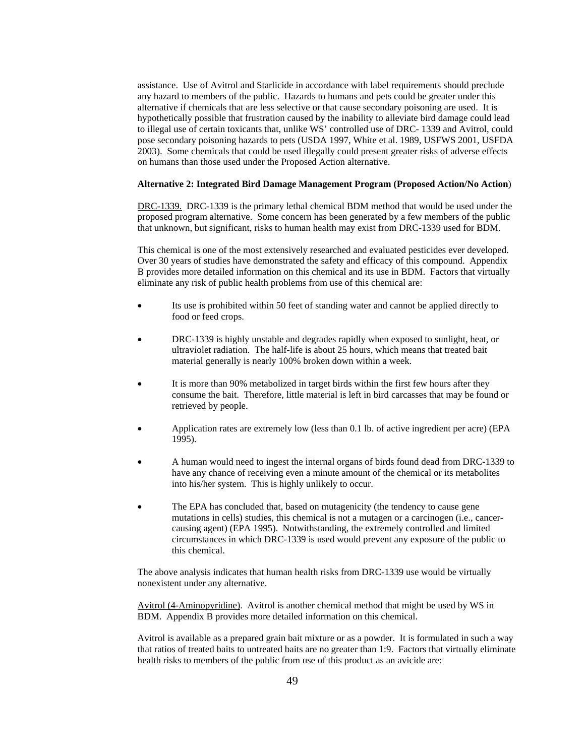assistance. Use of Avitrol and Starlicide in accordance with label requirements should preclude any hazard to members of the public. Hazards to humans and pets could be greater under this alternative if chemicals that are less selective or that cause secondary poisoning are used. It is hypothetically possible that frustration caused by the inability to alleviate bird damage could lead to illegal use of certain toxicants that, unlike WS' controlled use of DRC- 1339 and Avitrol, could pose secondary poisoning hazards to pets (USDA 1997, White et al. 1989, USFWS 2001, USFDA 2003). Some chemicals that could be used illegally could present greater risks of adverse effects on humans than those used under the Proposed Action alternative.

**Alternative 2: Integrated Bird Damage Management Program (Proposed Action/No Action)**

DRC-1339. DRC-1339 is the primary lethal chemical BDM method that would be used under the proposed program alternative. Some concern has been generated by a few members of the public that unknown, but significant, risks to human health may exist from DRC-1339 used for BDM.

This chemical is one of the most extensively researched and evaluated pesticides ever developed. Over 30 years of studies have demonstrated the safety and efficacy of this compound. Appendix B provides more detailed information on this chemical and its use in BDM. Factors that virtually eliminate any risk of public health problems from use of this chemical are:

- Its use is prohibited within 50 feet of standing water and cannot be applied directly to food or feed crops.
- DRC-1339 is highly unstable and degrades rapidly when exposed to sunlight, heat, or ultraviolet radiation. The half-life is about 25 hours, which means that treated bait material generally is nearly 100% broken down within a week.
- It is more than 90% metabolized in target birds within the first few hours after they consume the bait. Therefore, little material is left in bird carcasses that may be found or retrieved by people.
- Application rates are extremely low (less than 0.1 lb. of active ingredient per acre) (EPA 1995).
- A human would need to ingest the internal organs of birds found dead from DRC-1339 to have any chance of receiving even a minute amount of the chemical or its metabolites into his/her system. This is highly unlikely to occur.
- The EPA has concluded that, based on mutagenicity (the tendency to cause gene mutations in cells) studies, this chemical is not a mutagen or a carcinogen (i.e., cancer-causing agent) (EPA 1995). Notwithstanding, the extremely controlled and limited circumstances in which DRC-1339 is used would prevent any exposure of the public to this chemical.

The above analysis indicates that human health risks from DRC-1339 use would be virtually nonexistent under any alternative.

Avitrol (4-Aminopyridine). Avitrol is another chemical method that might be used by WS in BDM. Appendix B provides more detailed information on this chemical.

Avitrol is available as a prepared grain bait mixture or as a powder. It is formulated in such a way that ratios of treated baits to untreated baits are no greater than 1:9. Factors that virtually eliminate health risks to members of the public from use of this product as an avicide are: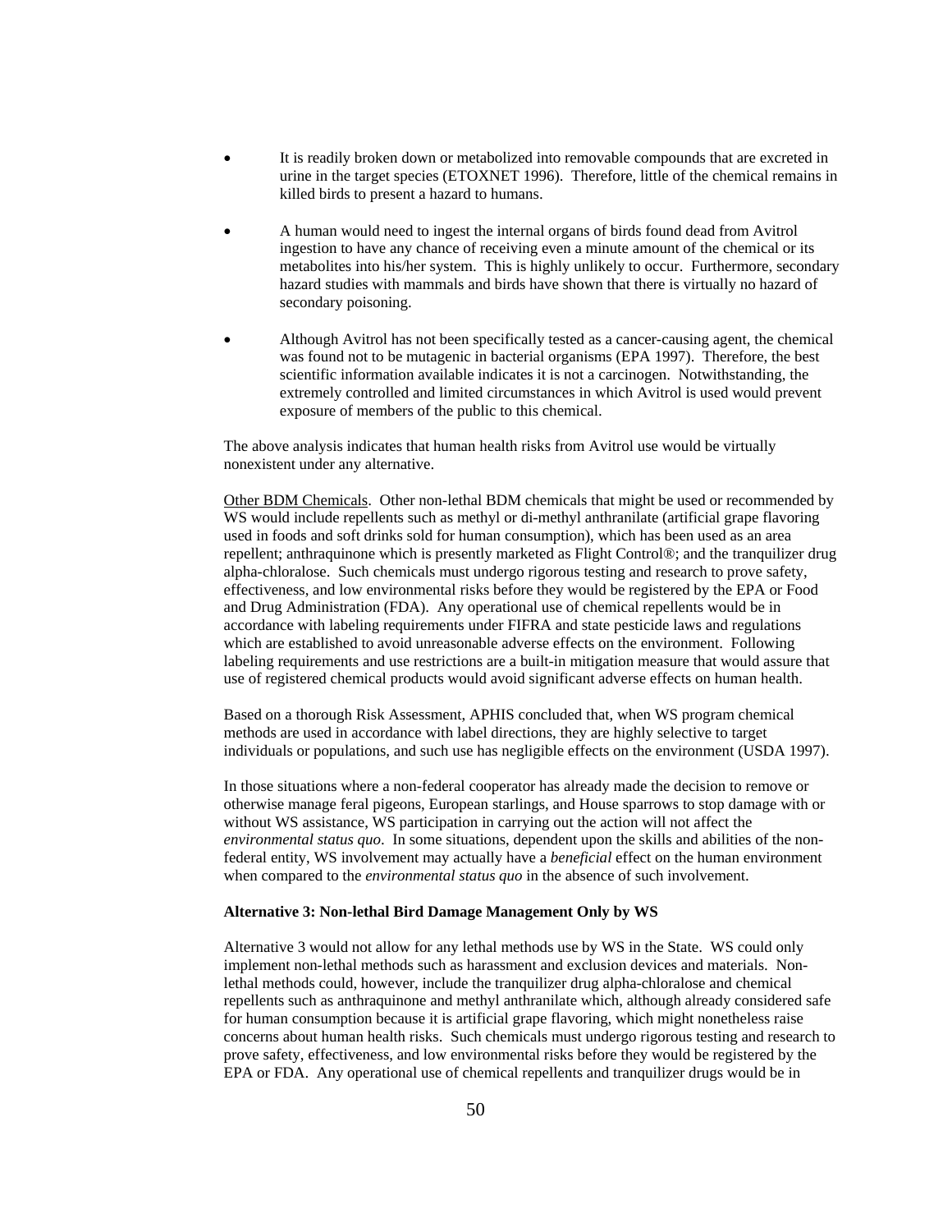- It is readily broken down or metabolized into removable compounds that are excreted in urine in the target species (ETOXNET 1996). Therefore, little of the chemical remains in killed birds to present a hazard to humans.

- A human would need to ingest the internal organs of birds found dead from Avitrol ingestion to have any chance of receiving even a minute amount of the chemical or its metabolites into his/her system. This is highly unlikely to occur. Furthermore, secondary hazard studies with mammals and birds have shown that there is virtually no hazard of secondary poisoning.

- Although Avitrol has not been specifically tested as a cancer-causing agent, the chemical was found not to be mutagenic in bacterial organisms (EPA 1997). Therefore, the best scientific information available indicates it is not a carcinogen. Notwithstanding, the extremely controlled and limited circumstances in which Avitrol is used would prevent exposure of members of the public to this chemical.

The above analysis indicates that human health risks from Avitrol use would be virtually nonexistent under any alternative.

<u>Other BDM Chemicals</u>. Other non-lethal BDM chemicals that might be used or recommended by WS would include repellents such as methyl or di-methyl anthranilate (artificial grape flavoring used in foods and soft drinks sold for human consumption), which has been used as an area repellent; anthraquinone which is presently marketed as Flight Control®; and the tranquilizer drug alpha-chloralose. Such chemicals must undergo rigorous testing and research to prove safety, effectiveness, and low environmental risks before they would be registered by the EPA or Food and Drug Administration (FDA). Any operational use of chemical repellents would be in accordance with labeling requirements under FIFRA and state pesticide laws and regulations which are established to avoid unreasonable adverse effects on the environment. Following labeling requirements and use restrictions are a built-in mitigation measure that would assure that use of registered chemical products would avoid significant adverse effects on human health.

Based on a thorough Risk Assessment, APHIS concluded that, when WS program chemical methods are used in accordance with label directions, they are highly selective to target individuals or populations, and such use has negligible effects on the environment (USDA 1997).

In those situations where a non-federal cooperator has already made the decision to remove or otherwise manage feral pigeons, European starlings, and House sparrows to stop damage with or without WS assistance, WS participation in carrying out the action will not affect the *environmental status quo*. In some situations, dependent upon the skills and abilities of the non-federal entity, WS involvement may actually have a *beneficial* effect on the human environment when compared to the *environmental status quo* in the absence of such involvement.

**Alternative 3: Non-lethal Bird Damage Management Only by WS**

Alternative 3 would not allow for any lethal methods use by WS in the State. WS could only implement non-lethal methods such as harassment and exclusion devices and materials. Non-lethal methods could, however, include the tranquilizer drug alpha-chloralose and chemical repellents such as anthraquinone and methyl anthranilate which, although already considered safe for human consumption because it is artificial grape flavoring, which might nonetheless raise concerns about human health risks. Such chemicals must undergo rigorous testing and research to prove safety, effectiveness, and low environmental risks before they would be registered by the EPA or FDA. Any operational use of chemical repellents and tranquilizer drugs would be in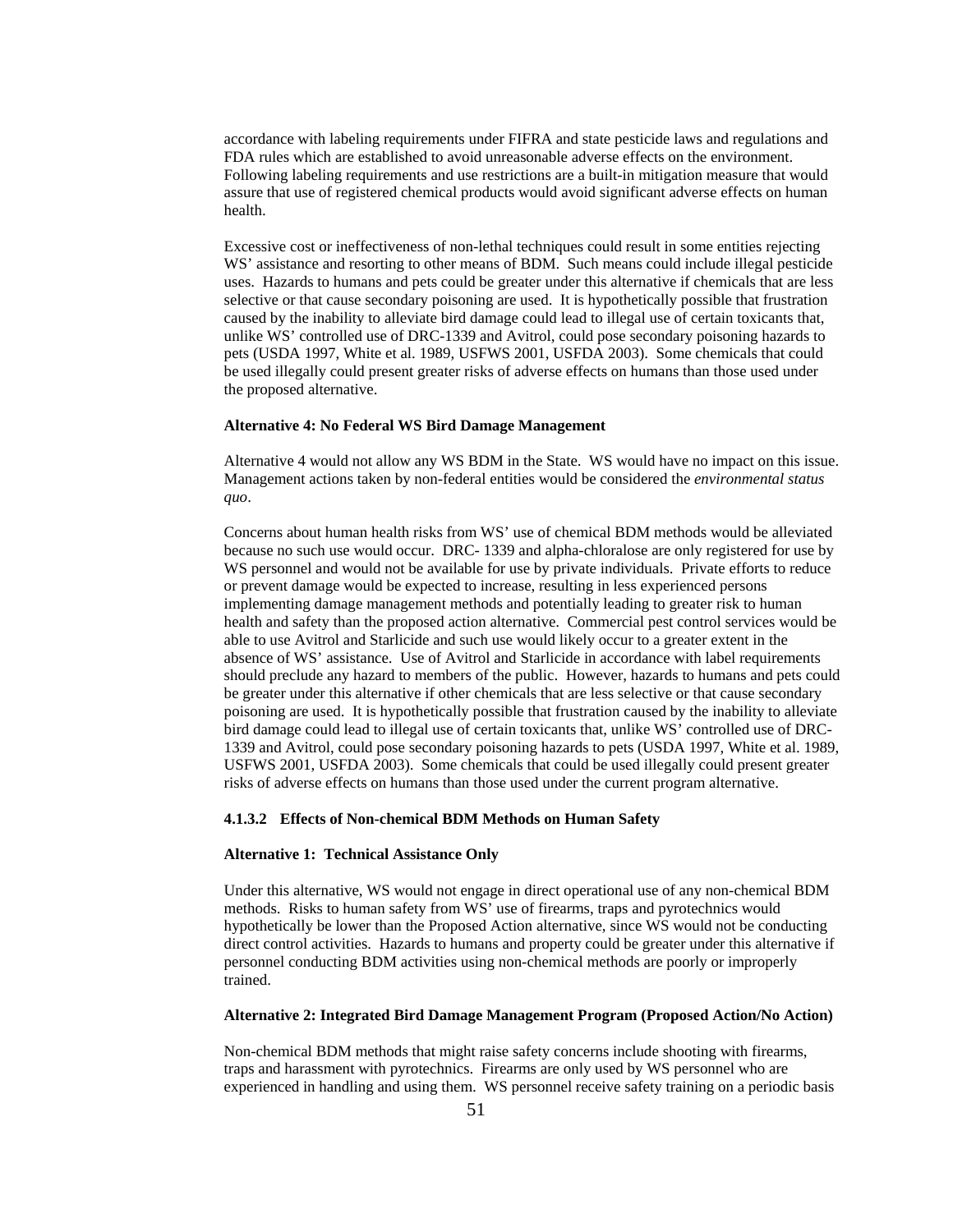accordance with labeling requirements under FIFRA and state pesticide laws and regulations and FDA rules which are established to avoid unreasonable adverse effects on the environment. Following labeling requirements and use restrictions are a built-in mitigation measure that would assure that use of registered chemical products would avoid significant adverse effects on human health.

Excessive cost or ineffectiveness of non-lethal techniques could result in some entities rejecting WS' assistance and resorting to other means of BDM. Such means could include illegal pesticide uses. Hazards to humans and pets could be greater under this alternative if chemicals that are less selective or that cause secondary poisoning are used. It is hypothetically possible that frustration caused by the inability to alleviate bird damage could lead to illegal use of certain toxicants that, unlike WS' controlled use of DRC-1339 and Avitrol, could pose secondary poisoning hazards to pets (USDA 1997, White et al. 1989, USFWS 2001, USFDA 2003). Some chemicals that could be used illegally could present greater risks of adverse effects on humans than those used under the proposed alternative.

**Alternative 4: No Federal WS Bird Damage Management**

Alternative 4 would not allow any WS BDM in the State. WS would have no impact on this issue. Management actions taken by non-federal entities would be considered the *environmental status quo*.

Concerns about human health risks from WS' use of chemical BDM methods would be alleviated because no such use would occur. DRC- 1339 and alpha-chloralose are only registered for use by WS personnel and would not be available for use by private individuals. Private efforts to reduce or prevent damage would be expected to increase, resulting in less experienced persons implementing damage management methods and potentially leading to greater risk to human health and safety than the proposed action alternative. Commercial pest control services would be able to use Avitrol and Starlicide and such use would likely occur to a greater extent in the absence of WS' assistance. Use of Avitrol and Starlicide in accordance with label requirements should preclude any hazard to members of the public. However, hazards to humans and pets could be greater under this alternative if other chemicals that are less selective or that cause secondary poisoning are used. It is hypothetically possible that frustration caused by the inability to alleviate bird damage could lead to illegal use of certain toxicants that, unlike WS' controlled use of DRC-1339 and Avitrol, could pose secondary poisoning hazards to pets (USDA 1997, White et al. 1989, USFWS 2001, USFDA 2003). Some chemicals that could be used illegally could present greater risks of adverse effects on humans than those used under the current program alternative.

### 4.1.3.2 Effects of Non-chemical BDM Methods on Human Safety

**Alternative 1: Technical Assistance Only**

Under this alternative, WS would not engage in direct operational use of any non-chemical BDM methods. Risks to human safety from WS' use of firearms, traps and pyrotechnics would hypothetically be lower than the Proposed Action alternative, since WS would not be conducting direct control activities. Hazards to humans and property could be greater under this alternative if personnel conducting BDM activities using non-chemical methods are poorly or improperly trained.

**Alternative 2: Integrated Bird Damage Management Program (Proposed Action/No Action)**

Non-chemical BDM methods that might raise safety concerns include shooting with firearms, traps and harassment with pyrotechnics. Firearms are only used by WS personnel who are experienced in handling and using them. WS personnel receive safety training on a periodic basis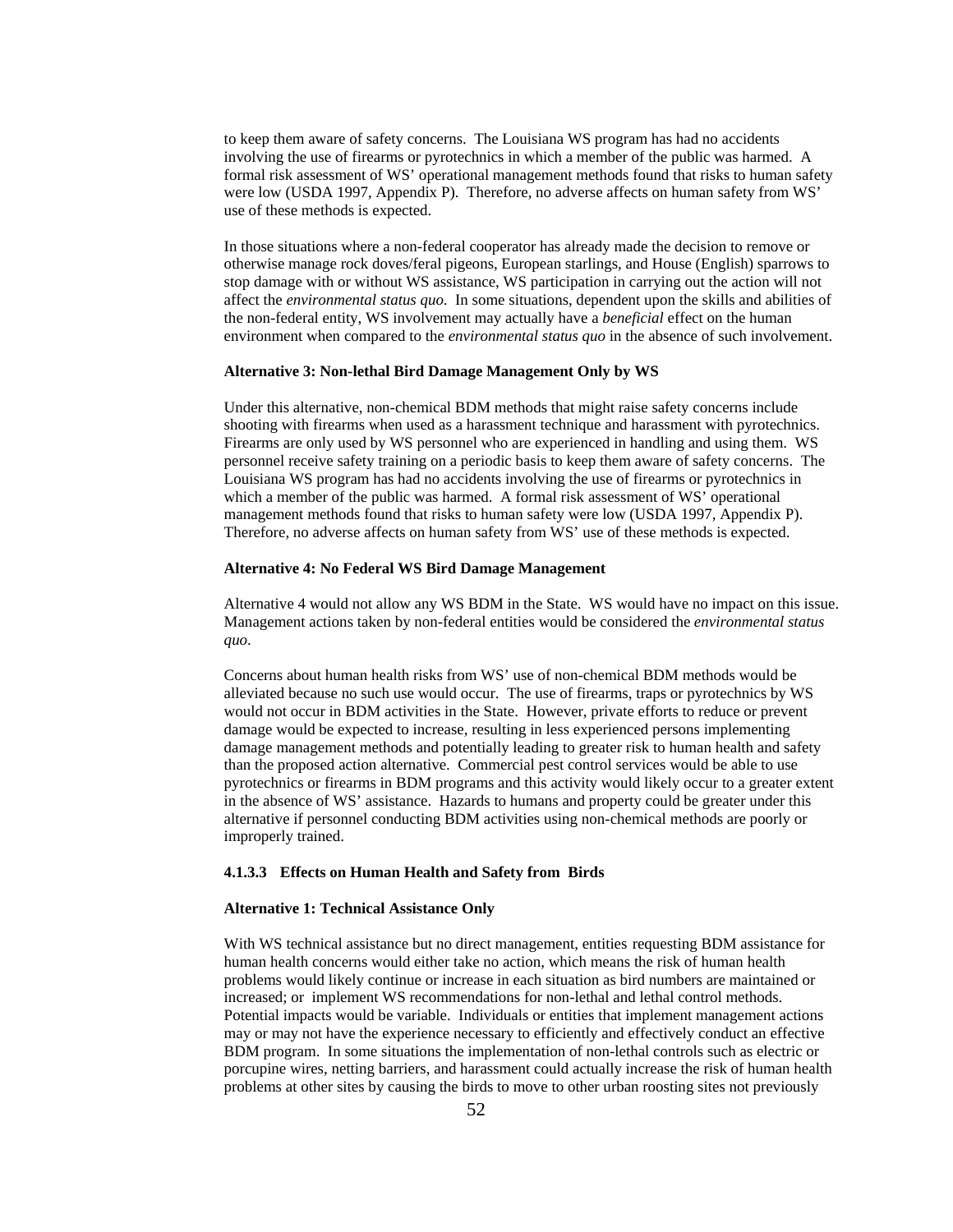to keep them aware of safety concerns. The Louisiana WS program has had no accidents involving the use of firearms or pyrotechnics in which a member of the public was harmed. A formal risk assessment of WS' operational management methods found that risks to human safety were low (USDA 1997, Appendix P). Therefore, no adverse affects on human safety from WS' use of these methods is expected.

In those situations where a non-federal cooperator has already made the decision to remove or otherwise manage rock doves/feral pigeons, European starlings, and House (English) sparrows to stop damage with or without WS assistance, WS participation in carrying out the action will not affect the *environmental status quo*. In some situations, dependent upon the skills and abilities of the non-federal entity, WS involvement may actually have a *beneficial* effect on the human environment when compared to the *environmental status quo* in the absence of such involvement.

**Alternative 3: Non-lethal Bird Damage Management Only by WS**

Under this alternative, non-chemical BDM methods that might raise safety concerns include shooting with firearms when used as a harassment technique and harassment with pyrotechnics. Firearms are only used by WS personnel who are experienced in handling and using them. WS personnel receive safety training on a periodic basis to keep them aware of safety concerns. The Louisiana WS program has had no accidents involving the use of firearms or pyrotechnics in which a member of the public was harmed. A formal risk assessment of WS' operational management methods found that risks to human safety were low (USDA 1997, Appendix P). Therefore, no adverse affects on human safety from WS' use of these methods is expected.

**Alternative 4: No Federal WS Bird Damage Management**

Alternative 4 would not allow any WS BDM in the State. WS would have no impact on this issue. Management actions taken by non-federal entities would be considered the *environmental status quo*.

Concerns about human health risks from WS' use of non-chemical BDM methods would be alleviated because no such use would occur. The use of firearms, traps or pyrotechnics by WS would not occur in BDM activities in the State. However, private efforts to reduce or prevent damage would be expected to increase, resulting in less experienced persons implementing damage management methods and potentially leading to greater risk to human health and safety than the proposed action alternative. Commercial pest control services would be able to use pyrotechnics or firearms in BDM programs and this activity would likely occur to a greater extent in the absence of WS' assistance. Hazards to humans and property could be greater under this alternative if personnel conducting BDM activities using non-chemical methods are poorly or improperly trained.

#### 4.1.3.3 Effects on Human Health and Safety from Birds

**Alternative 1: Technical Assistance Only**

With WS technical assistance but no direct management, entities requesting BDM assistance for human health concerns would either take no action, which means the risk of human health problems would likely continue or increase in each situation as bird numbers are maintained or increased; or implement WS recommendations for non-lethal and lethal control methods. Potential impacts would be variable. Individuals or entities that implement management actions may or may not have the experience necessary to efficiently and effectively conduct an effective BDM program. In some situations the implementation of non-lethal controls such as electric or porcupine wires, netting barriers, and harassment could actually increase the risk of human health problems at other sites by causing the birds to move to other urban roosting sites not previously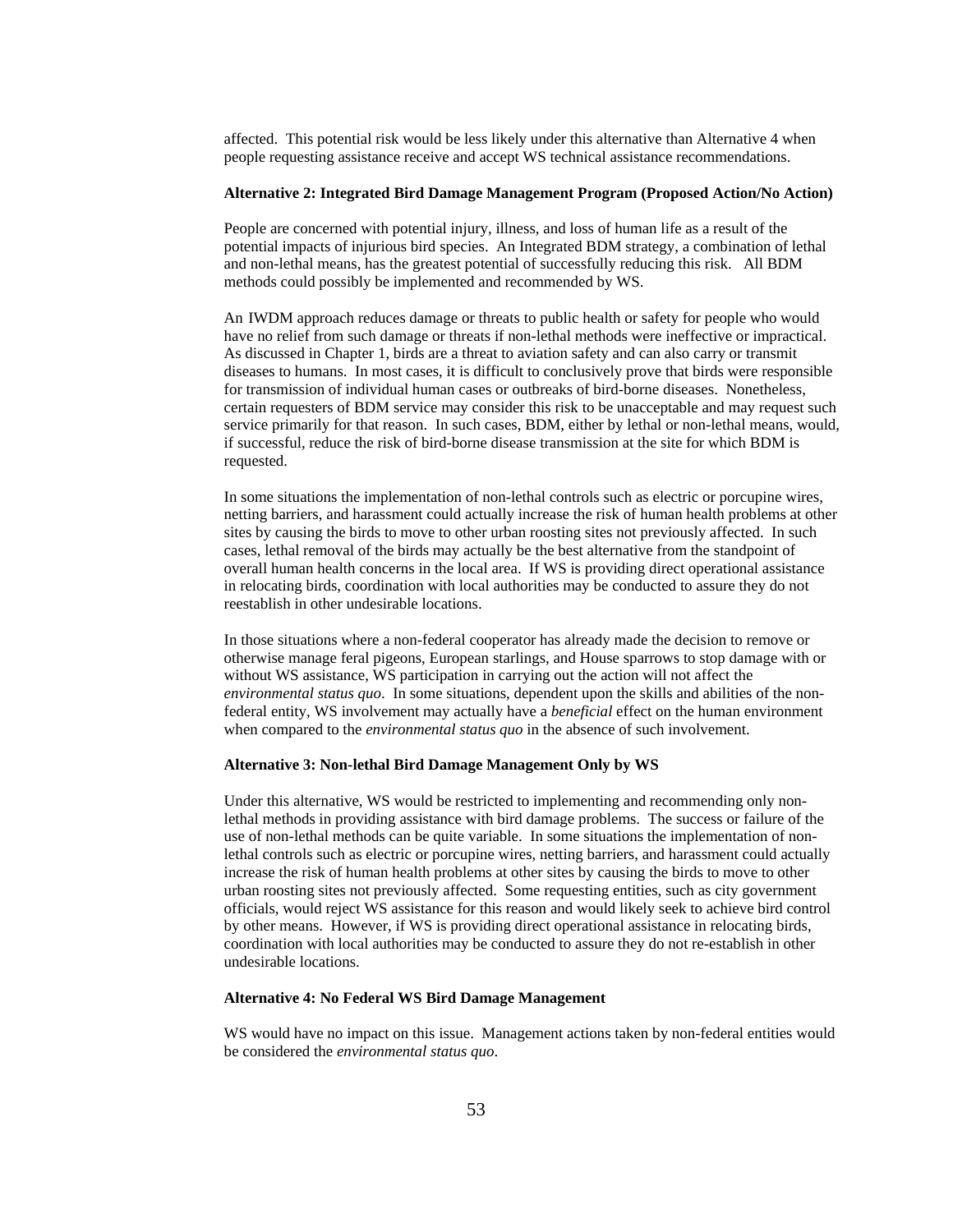affected. This potential risk would be less likely under this alternative than Alternative 4 when people requesting assistance receive and accept WS technical assistance recommendations.

**Alternative 2: Integrated Bird Damage Management Program (Proposed Action/No Action)**

People are concerned with potential injury, illness, and loss of human life as a result of the potential impacts of injurious bird species. An Integrated BDM strategy, a combination of lethal and non-lethal means, has the greatest potential of successfully reducing this risk. All BDM methods could possibly be implemented and recommended by WS.

An IWDM approach reduces damage or threats to public health or safety for people who would have no relief from such damage or threats if non-lethal methods were ineffective or impractical. As discussed in Chapter 1, birds are a threat to aviation safety and can also carry or transmit diseases to humans. In most cases, it is difficult to conclusively prove that birds were responsible for transmission of individual human cases or outbreaks of bird-borne diseases. Nonetheless, certain requesters of BDM service may consider this risk to be unacceptable and may request such service primarily for that reason. In such cases, BDM, either by lethal or non-lethal means, would, if successful, reduce the risk of bird-borne disease transmission at the site for which BDM is requested.

In some situations the implementation of non-lethal controls such as electric or porcupine wires, netting barriers, and harassment could actually increase the risk of human health problems at other sites by causing the birds to move to other urban roosting sites not previously affected. In such cases, lethal removal of the birds may actually be the best alternative from the standpoint of overall human health concerns in the local area. If WS is providing direct operational assistance in relocating birds, coordination with local authorities may be conducted to assure they do not reestablish in other undesirable locations.

In those situations where a non-federal cooperator has already made the decision to remove or otherwise manage feral pigeons, European starlings, and House sparrows to stop damage with or without WS assistance, WS participation in carrying out the action will not affect the *environmental status quo*. In some situations, dependent upon the skills and abilities of the non-federal entity, WS involvement may actually have a *beneficial* effect on the human environment when compared to the *environmental status quo* in the absence of such involvement.

**Alternative 3: Non-lethal Bird Damage Management Only by WS**

Under this alternative, WS would be restricted to implementing and recommending only non-lethal methods in providing assistance with bird damage problems. The success or failure of the use of non-lethal methods can be quite variable. In some situations the implementation of non-lethal controls such as electric or porcupine wires, netting barriers, and harassment could actually increase the risk of human health problems at other sites by causing the birds to move to other urban roosting sites not previously affected. Some requesting entities, such as city government officials, would reject WS assistance for this reason and would likely seek to achieve bird control by other means. However, if WS is providing direct operational assistance in relocating birds, coordination with local authorities may be conducted to assure they do not re-establish in other undesirable locations.

**Alternative 4: No Federal WS Bird Damage Management**

WS would have no impact on this issue. Management actions taken by non-federal entities would be considered the *environmental status quo*.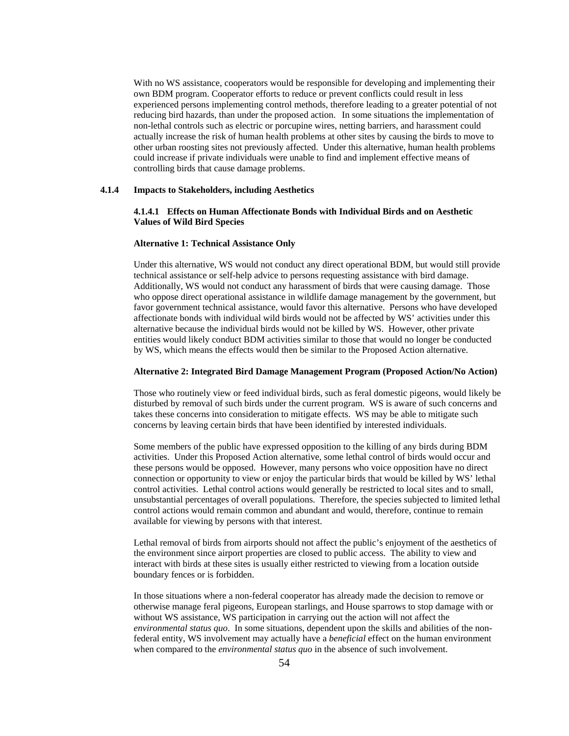With no WS assistance, cooperators would be responsible for developing and implementing their own BDM program. Cooperator efforts to reduce or prevent conflicts could result in less experienced persons implementing control methods, therefore leading to a greater potential of not reducing bird hazards, than under the proposed action. In some situations the implementation of non-lethal controls such as electric or porcupine wires, netting barriers, and harassment could actually increase the risk of human health problems at other sites by causing the birds to move to other urban roosting sites not previously affected. Under this alternative, human health problems could increase if private individuals were unable to find and implement effective means of controlling birds that cause damage problems.

### 4.1.4 Impacts to Stakeholders, including Aesthetics

#### 4.1.4.1 Effects on Human Affectionate Bonds with Individual Birds and on Aesthetic Values of Wild Bird Species

**Alternative 1: Technical Assistance Only**

Under this alternative, WS would not conduct any direct operational BDM, but would still provide technical assistance or self-help advice to persons requesting assistance with bird damage. Additionally, WS would not conduct any harassment of birds that were causing damage. Those who oppose direct operational assistance in wildlife damage management by the government, but favor government technical assistance, would favor this alternative. Persons who have developed affectionate bonds with individual wild birds would not be affected by WS' activities under this alternative because the individual birds would not be killed by WS. However, other private entities would likely conduct BDM activities similar to those that would no longer be conducted by WS, which means the effects would then be similar to the Proposed Action alternative.

**Alternative 2: Integrated Bird Damage Management Program (Proposed Action/No Action)**

Those who routinely view or feed individual birds, such as feral domestic pigeons, would likely be disturbed by removal of such birds under the current program. WS is aware of such concerns and takes these concerns into consideration to mitigate effects. WS may be able to mitigate such concerns by leaving certain birds that have been identified by interested individuals.

Some members of the public have expressed opposition to the killing of any birds during BDM activities. Under this Proposed Action alternative, some lethal control of birds would occur and these persons would be opposed. However, many persons who voice opposition have no direct connection or opportunity to view or enjoy the particular birds that would be killed by WS' lethal control activities. Lethal control actions would generally be restricted to local sites and to small, unsubstantial percentages of overall populations. Therefore, the species subjected to limited lethal control actions would remain common and abundant and would, therefore, continue to remain available for viewing by persons with that interest.

Lethal removal of birds from airports should not affect the public's enjoyment of the aesthetics of the environment since airport properties are closed to public access. The ability to view and interact with birds at these sites is usually either restricted to viewing from a location outside boundary fences or is forbidden.

In those situations where a non-federal cooperator has already made the decision to remove or otherwise manage feral pigeons, European starlings, and House sparrows to stop damage with or without WS assistance, WS participation in carrying out the action will not affect the *environmental status quo*. In some situations, dependent upon the skills and abilities of the non-federal entity, WS involvement may actually have a *beneficial* effect on the human environment when compared to the *environmental status quo* in the absence of such involvement.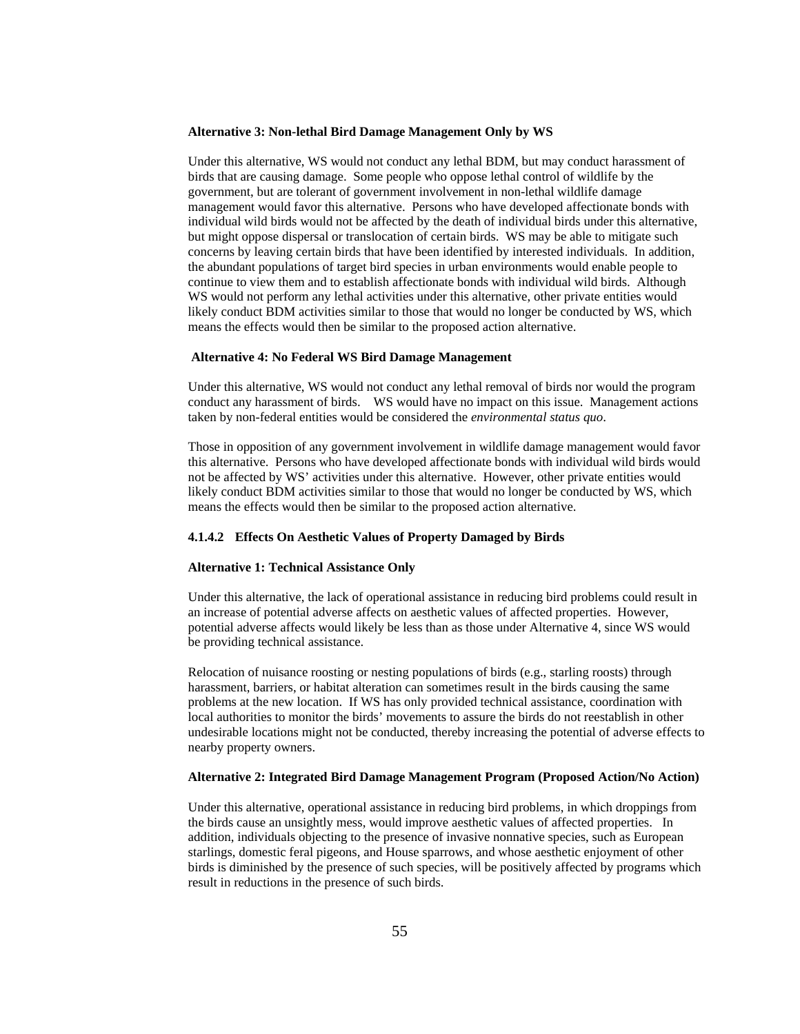**Alternative 3: Non-lethal Bird Damage Management Only by WS**

Under this alternative, WS would not conduct any lethal BDM, but may conduct harassment of birds that are causing damage. Some people who oppose lethal control of wildlife by the government, but are tolerant of government involvement in non-lethal wildlife damage management would favor this alternative. Persons who have developed affectionate bonds with individual wild birds would not be affected by the death of individual birds under this alternative, but might oppose dispersal or translocation of certain birds. WS may be able to mitigate such concerns by leaving certain birds that have been identified by interested individuals. In addition, the abundant populations of target bird species in urban environments would enable people to continue to view them and to establish affectionate bonds with individual wild birds. Although WS would not perform any lethal activities under this alternative, other private entities would likely conduct BDM activities similar to those that would no longer be conducted by WS, which means the effects would then be similar to the proposed action alternative.

**Alternative 4: No Federal WS Bird Damage Management**

Under this alternative, WS would not conduct any lethal removal of birds nor would the program conduct any harassment of birds. WS would have no impact on this issue. Management actions taken by non-federal entities would be considered the *environmental status quo*.

Those in opposition of any government involvement in wildlife damage management would favor this alternative. Persons who have developed affectionate bonds with individual wild birds would not be affected by WS' activities under this alternative. However, other private entities would likely conduct BDM activities similar to those that would no longer be conducted by WS, which means the effects would then be similar to the proposed action alternative.

#### 4.1.4.2 Effects On Aesthetic Values of Property Damaged by Birds

**Alternative 1: Technical Assistance Only**

Under this alternative, the lack of operational assistance in reducing bird problems could result in an increase of potential adverse affects on aesthetic values of affected properties. However, potential adverse affects would likely be less than as those under Alternative 4, since WS would be providing technical assistance.

Relocation of nuisance roosting or nesting populations of birds (e.g., starling roosts) through harassment, barriers, or habitat alteration can sometimes result in the birds causing the same problems at the new location. If WS has only provided technical assistance, coordination with local authorities to monitor the birds' movements to assure the birds do not reestablish in other undesirable locations might not be conducted, thereby increasing the potential of adverse effects to nearby property owners.

**Alternative 2: Integrated Bird Damage Management Program (Proposed Action/No Action)**

Under this alternative, operational assistance in reducing bird problems, in which droppings from the birds cause an unsightly mess, would improve aesthetic values of affected properties. In addition, individuals objecting to the presence of invasive nonnative species, such as European starlings, domestic feral pigeons, and House sparrows, and whose aesthetic enjoyment of other birds is diminished by the presence of such species, will be positively affected by programs which result in reductions in the presence of such birds.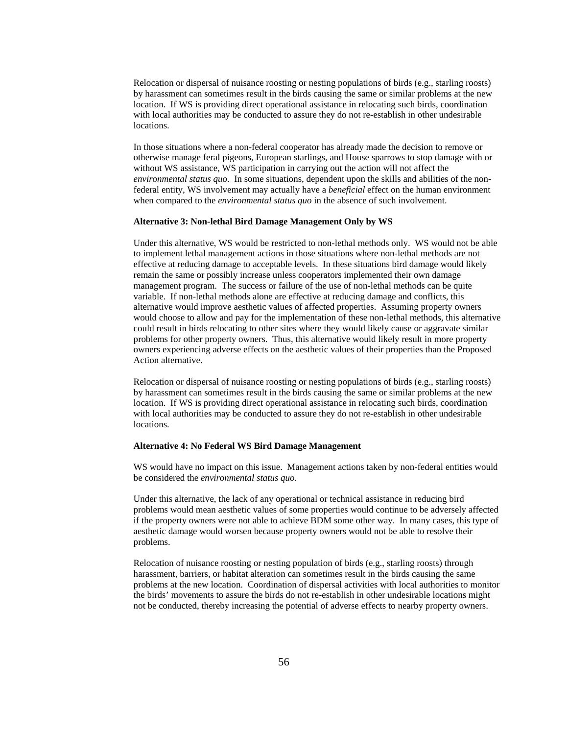Relocation or dispersal of nuisance roosting or nesting populations of birds (e.g., starling roosts) by harassment can sometimes result in the birds causing the same or similar problems at the new location. If WS is providing direct operational assistance in relocating such birds, coordination with local authorities may be conducted to assure they do not re-establish in other undesirable locations.

In those situations where a non-federal cooperator has already made the decision to remove or otherwise manage feral pigeons, European starlings, and House sparrows to stop damage with or without WS assistance, WS participation in carrying out the action will not affect the *environmental status quo*. In some situations, dependent upon the skills and abilities of the non-federal entity, WS involvement may actually have a *beneficial* effect on the human environment when compared to the *environmental status quo* in the absence of such involvement.

**Alternative 3: Non-lethal Bird Damage Management Only by WS**

Under this alternative, WS would be restricted to non-lethal methods only. WS would not be able to implement lethal management actions in those situations where non-lethal methods are not effective at reducing damage to acceptable levels. In these situations bird damage would likely remain the same or possibly increase unless cooperators implemented their own damage management program. The success or failure of the use of non-lethal methods can be quite variable. If non-lethal methods alone are effective at reducing damage and conflicts, this alternative would improve aesthetic values of affected properties. Assuming property owners would choose to allow and pay for the implementation of these non-lethal methods, this alternative could result in birds relocating to other sites where they would likely cause or aggravate similar problems for other property owners. Thus, this alternative would likely result in more property owners experiencing adverse effects on the aesthetic values of their properties than the Proposed Action alternative.

Relocation or dispersal of nuisance roosting or nesting populations of birds (e.g., starling roosts) by harassment can sometimes result in the birds causing the same or similar problems at the new location. If WS is providing direct operational assistance in relocating such birds, coordination with local authorities may be conducted to assure they do not re-establish in other undesirable locations.

**Alternative 4: No Federal WS Bird Damage Management**

WS would have no impact on this issue. Management actions taken by non-federal entities would be considered the *environmental status quo*.

Under this alternative, the lack of any operational or technical assistance in reducing bird problems would mean aesthetic values of some properties would continue to be adversely affected if the property owners were not able to achieve BDM some other way. In many cases, this type of aesthetic damage would worsen because property owners would not be able to resolve their problems.

Relocation of nuisance roosting or nesting population of birds (e.g., starling roosts) through harassment, barriers, or habitat alteration can sometimes result in the birds causing the same problems at the new location. Coordination of dispersal activities with local authorities to monitor the birds' movements to assure the birds do not re-establish in other undesirable locations might not be conducted, thereby increasing the potential of adverse effects to nearby property owners.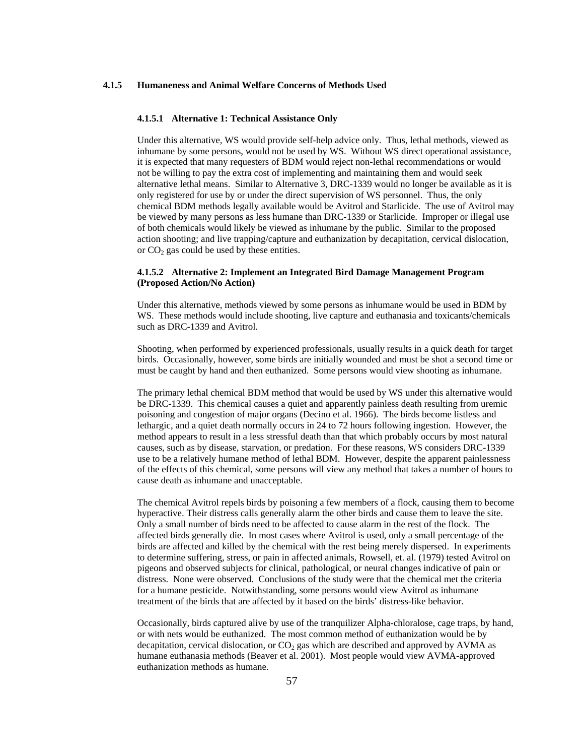### 4.1.5 Humaneness and Animal Welfare Concerns of Methods Used

#### 4.1.5.1 Alternative 1: Technical Assistance Only

Under this alternative, WS would provide self-help advice only. Thus, lethal methods, viewed as inhumane by some persons, would not be used by WS. Without WS direct operational assistance, it is expected that many requesters of BDM would reject non-lethal recommendations or would not be willing to pay the extra cost of implementing and maintaining them and would seek alternative lethal means. Similar to Alternative 3, DRC-1339 would no longer be available as it is only registered for use by or under the direct supervision of WS personnel. Thus, the only chemical BDM methods legally available would be Avitrol and Starlicide. The use of Avitrol may be viewed by many persons as less humane than DRC-1339 or Starlicide. Improper or illegal use of both chemicals would likely be viewed as inhumane by the public. Similar to the proposed action shooting; and live trapping/capture and euthanization by decapitation, cervical dislocation, or $CO_2$ gas could be used by these entities.

#### 4.1.5.2 Alternative 2: Implement an Integrated Bird Damage Management Program (Proposed Action/No Action)

Under this alternative, methods viewed by some persons as inhumane would be used in BDM by WS. These methods would include shooting, live capture and euthanasia and toxicants/chemicals such as DRC-1339 and Avitrol.

Shooting, when performed by experienced professionals, usually results in a quick death for target birds. Occasionally, however, some birds are initially wounded and must be shot a second time or must be caught by hand and then euthanized. Some persons would view shooting as inhumane.

The primary lethal chemical BDM method that would be used by WS under this alternative would be DRC-1339. This chemical causes a quiet and apparently painless death resulting from uremic poisoning and congestion of major organs (Decino et al. 1966). The birds become listless and lethargic, and a quiet death normally occurs in 24 to 72 hours following ingestion. However, the method appears to result in a less stressful death than that which probably occurs by most natural causes, such as by disease, starvation, or predation. For these reasons, WS considers DRC-1339 use to be a relatively humane method of lethal BDM. However, despite the apparent painlessness of the effects of this chemical, some persons will view any method that takes a number of hours to cause death as inhumane and unacceptable.

The chemical Avitrol repels birds by poisoning a few members of a flock, causing them to become hyperactive. Their distress calls generally alarm the other birds and cause them to leave the site. Only a small number of birds need to be affected to cause alarm in the rest of the flock. The affected birds generally die. In most cases where Avitrol is used, only a small percentage of the birds are affected and killed by the chemical with the rest being merely dispersed. In experiments to determine suffering, stress, or pain in affected animals, Rowsell, et. al. (1979) tested Avitrol on pigeons and observed subjects for clinical, pathological, or neural changes indicative of pain or distress. None were observed. Conclusions of the study were that the chemical met the criteria for a humane pesticide. Notwithstanding, some persons would view Avitrol as inhumane treatment of the birds that are affected by it based on the birds' distress-like behavior.

Occasionally, birds captured alive by use of the tranquilizer Alpha-chloralose, cage traps, by hand, or with nets would be euthanized. The most common method of euthanization would be by decapitation, cervical dislocation, or $CO_2$ gas which are described and approved by AVMA as humane euthanasia methods (Beaver et al. 2001). Most people would view AVMA-approved euthanization methods as humane.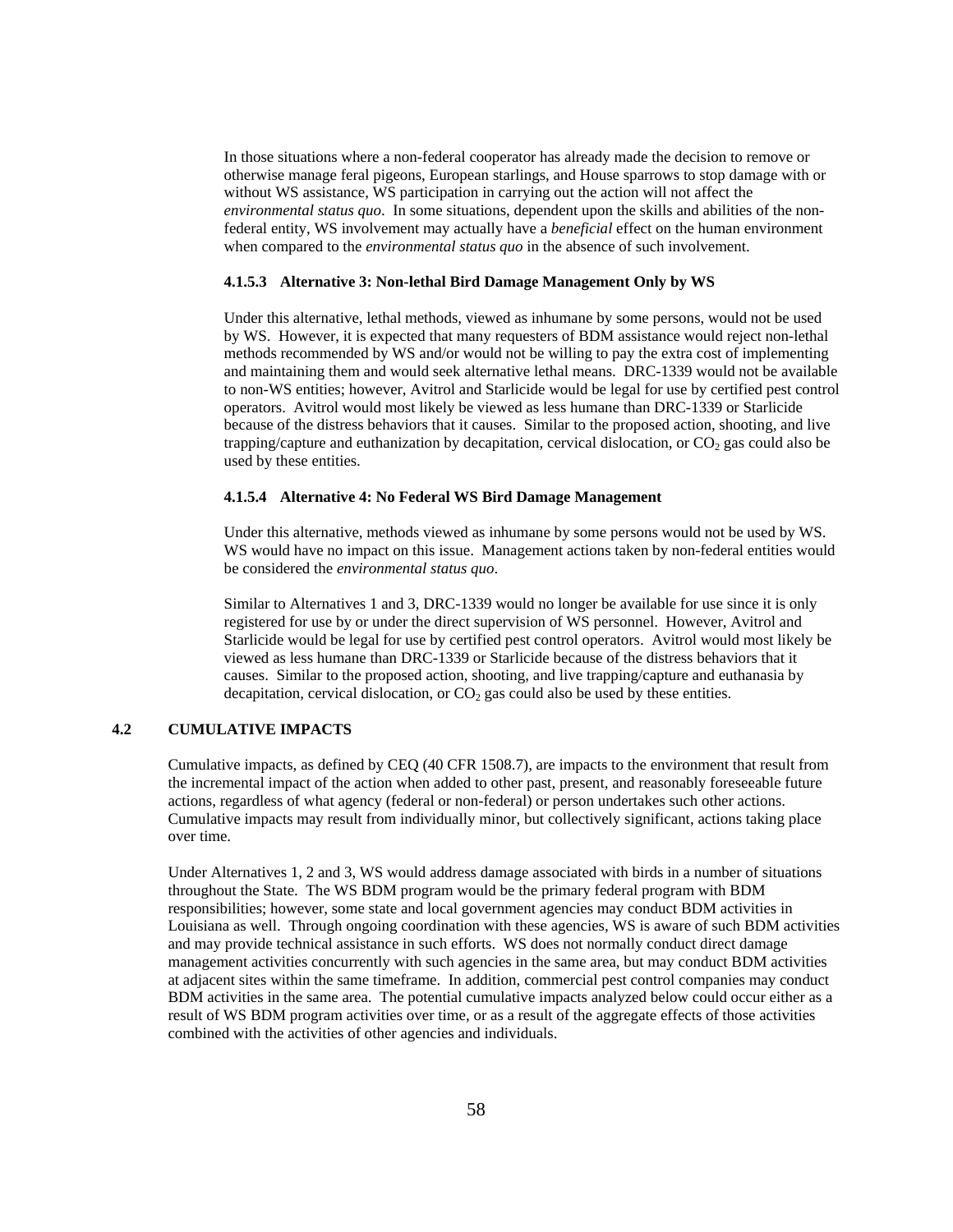In those situations where a non-federal cooperator has already made the decision to remove or otherwise manage feral pigeons, European starlings, and House sparrows to stop damage with or without WS assistance, WS participation in carrying out the action will not affect the *environmental status quo*. In some situations, dependent upon the skills and abilities of the non-federal entity, WS involvement may actually have a *beneficial* effect on the human environment when compared to the *environmental status quo* in the absence of such involvement.

#### 4.1.5.3 Alternative 3: Non-lethal Bird Damage Management Only by WS

Under this alternative, lethal methods, viewed as inhumane by some persons, would not be used by WS. However, it is expected that many requesters of BDM assistance would reject non-lethal methods recommended by WS and/or would not be willing to pay the extra cost of implementing and maintaining them and would seek alternative lethal means. DRC-1339 would not be available to non-WS entities; however, Avitrol and Starlicide would be legal for use by certified pest control operators. Avitrol would most likely be viewed as less humane than DRC-1339 or Starlicide because of the distress behaviors that it causes. Similar to the proposed action, shooting, and live trapping/capture and euthanization by decapitation, cervical dislocation, or $CO_2$ gas could also be used by these entities.

#### 4.1.5.4 Alternative 4: No Federal WS Bird Damage Management

Under this alternative, methods viewed as inhumane by some persons would not be used by WS. WS would have no impact on this issue. Management actions taken by non-federal entities would be considered the *environmental status quo*.

Similar to Alternatives 1 and 3, DRC-1339 would no longer be available for use since it is only registered for use by or under the direct supervision of WS personnel. However, Avitrol and Starlicide would be legal for use by certified pest control operators. Avitrol would most likely be viewed as less humane than DRC-1339 or Starlicide because of the distress behaviors that it causes. Similar to the proposed action, shooting, and live trapping/capture and euthanasia by decapitation, cervical dislocation, or $CO_2$ gas could also be used by these entities.

## 4.2 CUMULATIVE IMPACTS

Cumulative impacts, as defined by CEQ (40 CFR 1508.7), are impacts to the environment that result from the incremental impact of the action when added to other past, present, and reasonably foreseeable future actions, regardless of what agency (federal or non-federal) or person undertakes such other actions. Cumulative impacts may result from individually minor, but collectively significant, actions taking place over time.

Under Alternatives 1, 2 and 3, WS would address damage associated with birds in a number of situations throughout the State. The WS BDM program would be the primary federal program with BDM responsibilities; however, some state and local government agencies may conduct BDM activities in Louisiana as well. Through ongoing coordination with these agencies, WS is aware of such BDM activities and may provide technical assistance in such efforts. WS does not normally conduct direct damage management activities concurrently with such agencies in the same area, but may conduct BDM activities at adjacent sites within the same timeframe. In addition, commercial pest control companies may conduct BDM activities in the same area. The potential cumulative impacts analyzed below could occur either as a result of WS BDM program activities over time, or as a result of the aggregate effects of those activities combined with the activities of other agencies and individuals.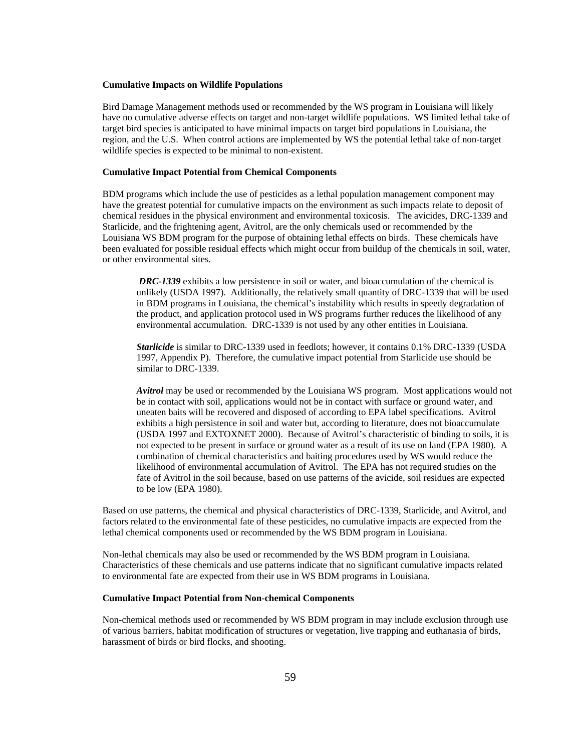**Cumulative Impacts on Wildlife Populations**

Bird Damage Management methods used or recommended by the WS program in Louisiana will likely have no cumulative adverse effects on target and non-target wildlife populations. WS limited lethal take of target bird species is anticipated to have minimal impacts on target bird populations in Louisiana, the region, and the U.S. When control actions are implemented by WS the potential lethal take of non-target wildlife species is expected to be minimal to non-existent.

**Cumulative Impact Potential from Chemical Components**

BDM programs which include the use of pesticides as a lethal population management component may have the greatest potential for cumulative impacts on the environment as such impacts relate to deposit of chemical residues in the physical environment and environmental toxicosis. The avicides, DRC-1339 and Starlicide, and the frightening agent, Avitrol, are the only chemicals used or recommended by the Louisiana WS BDM program for the purpose of obtaining lethal effects on birds. These chemicals have been evaluated for possible residual effects which might occur from buildup of the chemicals in soil, water, or other environmental sites.

> ***DRC-1339*** exhibits a low persistence in soil or water, and bioaccumulation of the chemical is unlikely (USDA 1997). Additionally, the relatively small quantity of DRC-1339 that will be used in BDM programs in Louisiana, the chemical's instability which results in speedy degradation of the product, and application protocol used in WS programs further reduces the likelihood of any environmental accumulation. DRC-1339 is not used by any other entities in Louisiana.
>
> ***Starlicide*** is similar to DRC-1339 used in feedlots; however, it contains 0.1% DRC-1339 (USDA 1997, Appendix P). Therefore, the cumulative impact potential from Starlicide use should be similar to DRC-1339.
>
> ***Avitrol*** may be used or recommended by the Louisiana WS program. Most applications would not be in contact with soil, applications would not be in contact with surface or ground water, and uneaten baits will be recovered and disposed of according to EPA label specifications. Avitrol exhibits a high persistence in soil and water but, according to literature, does not bioaccumulate (USDA 1997 and EXTOXNET 2000). Because of Avitrol's characteristic of binding to soils, it is not expected to be present in surface or ground water as a result of its use on land (EPA 1980). A combination of chemical characteristics and baiting procedures used by WS would reduce the likelihood of environmental accumulation of Avitrol. The EPA has not required studies on the fate of Avitrol in the soil because, based on use patterns of the avicide, soil residues are expected to be low (EPA 1980).

Based on use patterns, the chemical and physical characteristics of DRC-1339, Starlicide, and Avitrol, and factors related to the environmental fate of these pesticides, no cumulative impacts are expected from the lethal chemical components used or recommended by the WS BDM program in Louisiana.

Non-lethal chemicals may also be used or recommended by the WS BDM program in Louisiana. Characteristics of these chemicals and use patterns indicate that no significant cumulative impacts related to environmental fate are expected from their use in WS BDM programs in Louisiana.

**Cumulative Impact Potential from Non-chemical Components**

Non-chemical methods used or recommended by WS BDM program in may include exclusion through use of various barriers, habitat modification of structures or vegetation, live trapping and euthanasia of birds, harassment of birds or bird flocks, and shooting.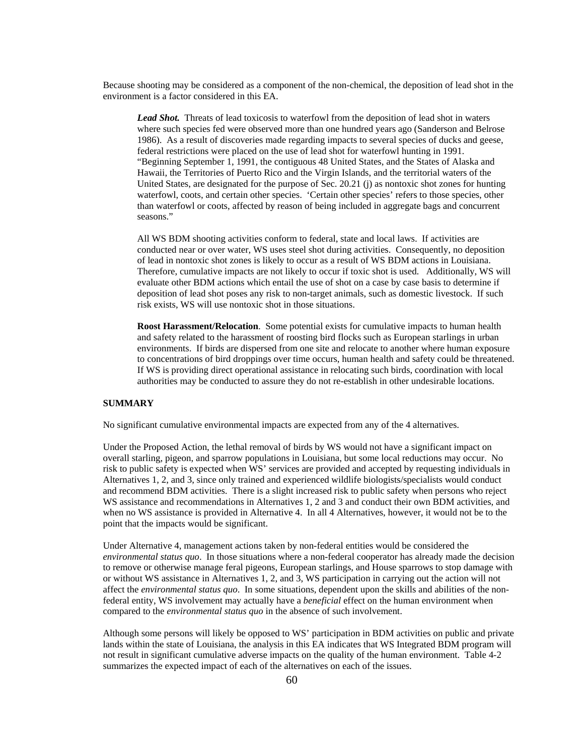Because shooting may be considered as a component of the non-chemical, the deposition of lead shot in the environment is a factor considered in this EA.

***Lead Shot.*** Threats of lead toxicosis to waterfowl from the deposition of lead shot in waters where such species fed were observed more than one hundred years ago (Sanderson and Belrose 1986). As a result of discoveries made regarding impacts to several species of ducks and geese, federal restrictions were placed on the use of lead shot for waterfowl hunting in 1991. "Beginning September 1, 1991, the contiguous 48 United States, and the States of Alaska and Hawaii, the Territories of Puerto Rico and the Virgin Islands, and the territorial waters of the United States, are designated for the purpose of Sec. 20.21 (j) as nontoxic shot zones for hunting waterfowl, coots, and certain other species. 'Certain other species' refers to those species, other than waterfowl or coots, affected by reason of being included in aggregate bags and concurrent seasons."

All WS BDM shooting activities conform to federal, state and local laws. If activities are conducted near or over water, WS uses steel shot during activities. Consequently, no deposition of lead in nontoxic shot zones is likely to occur as a result of WS BDM actions in Louisiana. Therefore, cumulative impacts are not likely to occur if toxic shot is used. Additionally, WS will evaluate other BDM actions which entail the use of shot on a case by case basis to determine if deposition of lead shot poses any risk to non-target animals, such as domestic livestock. If such risk exists, WS will use nontoxic shot in those situations.

**Roost Harassment/Relocation**. Some potential exists for cumulative impacts to human health and safety related to the harassment of roosting bird flocks such as European starlings in urban environments. If birds are dispersed from one site and relocate to another where human exposure to concentrations of bird droppings over time occurs, human health and safety could be threatened. If WS is providing direct operational assistance in relocating such birds, coordination with local authorities may be conducted to assure they do not re-establish in other undesirable locations.

**SUMMARY**

No significant cumulative environmental impacts are expected from any of the 4 alternatives.

Under the Proposed Action, the lethal removal of birds by WS would not have a significant impact on overall starling, pigeon, and sparrow populations in Louisiana, but some local reductions may occur. No risk to public safety is expected when WS' services are provided and accepted by requesting individuals in Alternatives 1, 2, and 3, since only trained and experienced wildlife biologists/specialists would conduct and recommend BDM activities. There is a slight increased risk to public safety when persons who reject WS assistance and recommendations in Alternatives 1, 2 and 3 and conduct their own BDM activities, and when no WS assistance is provided in Alternative 4. In all 4 Alternatives, however, it would not be to the point that the impacts would be significant.

Under Alternative 4, management actions taken by non-federal entities would be considered the *environmental status quo*. In those situations where a non-federal cooperator has already made the decision to remove or otherwise manage feral pigeons, European starlings, and House sparrows to stop damage with or without WS assistance in Alternatives 1, 2, and 3, WS participation in carrying out the action will not affect the *environmental status quo*. In some situations, dependent upon the skills and abilities of the non-federal entity, WS involvement may actually have a *beneficial* effect on the human environment when compared to the *environmental status quo* in the absence of such involvement.

Although some persons will likely be opposed to WS' participation in BDM activities on public and private lands within the state of Louisiana, the analysis in this EA indicates that WS Integrated BDM program will not result in significant cumulative adverse impacts on the quality of the human environment. Table 4-2 summarizes the expected impact of each of the alternatives on each of the issues.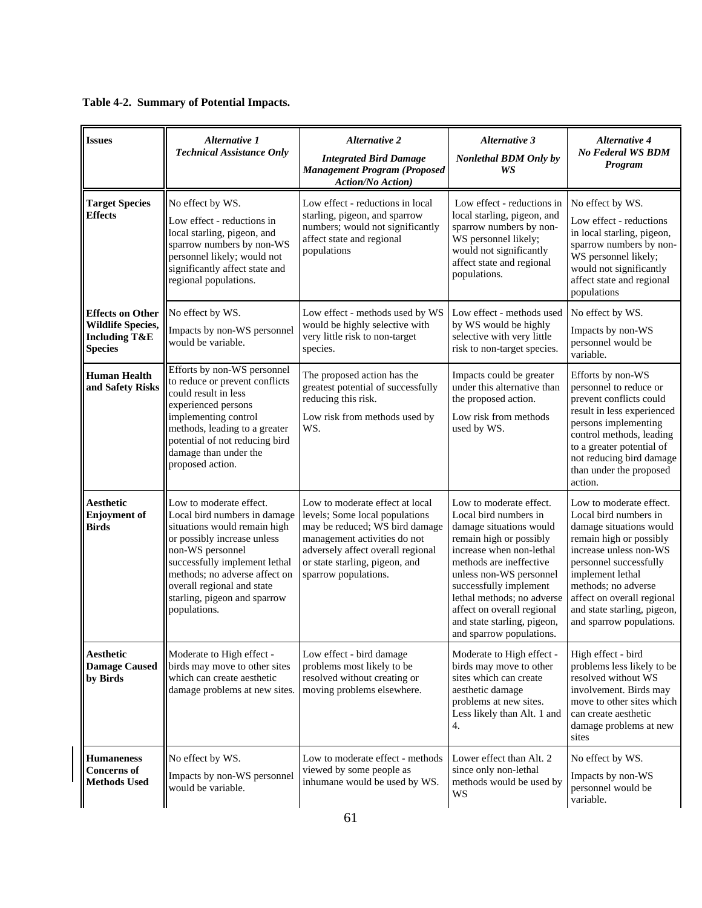**Table 4-2. Summary of Potential Impacts.**

| Issues | *Alternative 1* *Technical Assistance Only* | *Alternative 2* *Integrated Bird Damage Management Program (Proposed Action/No Action)* | *Alternative 3* *Nonlethal BDM Only by WS* | *Alternative 4* *No Federal WS BDM Program* |
|---|---|---|---|---|
| **Target Species Effects** | No effect by WS. Low effect - reductions in local starling, pigeon, and sparrow numbers by non-WS personnel likely; would not significantly affect state and regional populations. | Low effect - reductions in local starling, pigeon, and sparrow numbers; would not significantly affect state and regional populations | Low effect - reductions in local starling, pigeon, and sparrow numbers by non-WS personnel likely; would not significantly affect state and regional populations. | No effect by WS. Low effect - reductions in local starling, pigeon, sparrow numbers by non-WS personnel likely; would not significantly affect state and regional populations |
| **Effects on Other Wildlife Species, Including T&E Species** | No effect by WS. Impacts by non-WS personnel would be variable. | Low effect - methods used by WS would be highly selective with very little risk to non-target species. | Low effect - methods used by WS would be highly selective with very little risk to non-target species. | No effect by WS. Impacts by non-WS personnel would be variable. |
| **Human Health and Safety Risks** | Efforts by non-WS personnel to reduce or prevent conflicts could result in less experienced persons implementing control methods, leading to a greater potential of not reducing bird damage than under the proposed action. | The proposed action has the greatest potential of successfully reducing this risk. Low risk from methods used by WS. | Impacts could be greater under this alternative than the proposed action. Low risk from methods used by WS. | Efforts by non-WS personnel to reduce or prevent conflicts could result in less experienced persons implementing control methods, leading to a greater potential of not reducing bird damage than under the proposed action. |
| **Aesthetic Enjoyment of Birds** | Low to moderate effect. Local bird numbers in damage situations would remain high or possibly increase unless non-WS personnel successfully implement lethal methods; no adverse affect on overall regional and state starling, pigeon and sparrow populations. | Low to moderate effect at local levels; Some local populations may be reduced; WS bird damage management activities do not adversely affect overall regional or state starling, pigeon, and sparrow populations. | Low to moderate effect. Local bird numbers in damage situations would remain high or possibly increase when non-lethal methods are ineffective unless non-WS personnel successfully implement lethal methods; no adverse affect on overall regional and state starling, pigeon, and sparrow populations. | Low to moderate effect. Local bird numbers in damage situations would remain high or possibly increase unless non-WS personnel successfully implement lethal methods; no adverse affect on overall regional and state starling, pigeon, and sparrow populations. |
| **Aesthetic Damage Caused by Birds** | Moderate to High effect - birds may move to other sites which can create aesthetic damage problems at new sites. | Low effect - bird damage problems most likely to be resolved without creating or moving problems elsewhere. | Moderate to High effect - birds may move to other sites which can create aesthetic damage problems at new sites. Less likely than Alt. 1 and 4. | High effect - bird problems less likely to be resolved without WS involvement. Birds may move to other sites which can create aesthetic damage problems at new sites |
| **Humaneness Concerns of Methods Used** | No effect by WS. Impacts by non-WS personnel would be variable. | Low to moderate effect - methods viewed by some people as inhumane would be used by WS. | Lower effect than Alt. 2 since only non-lethal methods would be used by WS | No effect by WS. Impacts by non-WS personnel would be variable. |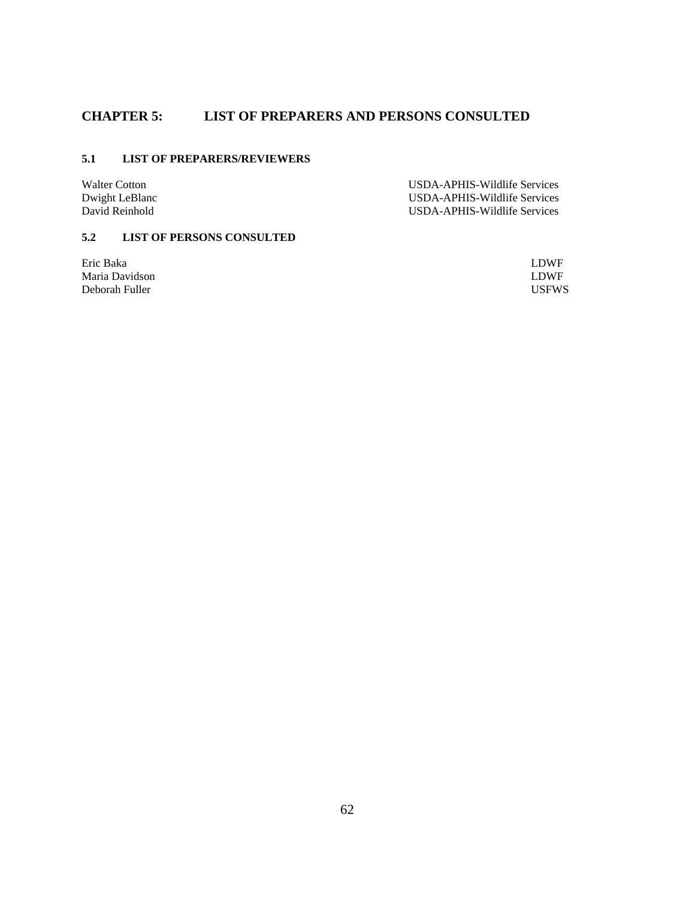# CHAPTER 5: LIST OF PREPARERS AND PERSONS CONSULTED

## 5.1 LIST OF PREPARERS/REVIEWERS

| Name | Affiliation |
| --- | --- |
| Walter Cotton | USDA-APHIS-Wildlife Services |
| Dwight LeBlanc | USDA-APHIS-Wildlife Services |
| David Reinhold | USDA-APHIS-Wildlife Services |

## 5.2 LIST OF PERSONS CONSULTED

| Name | Affiliation |
| --- | --- |
| Eric Baka | LDWF |
| Maria Davidson | LDWF |
| Deborah Fuller | USFWS |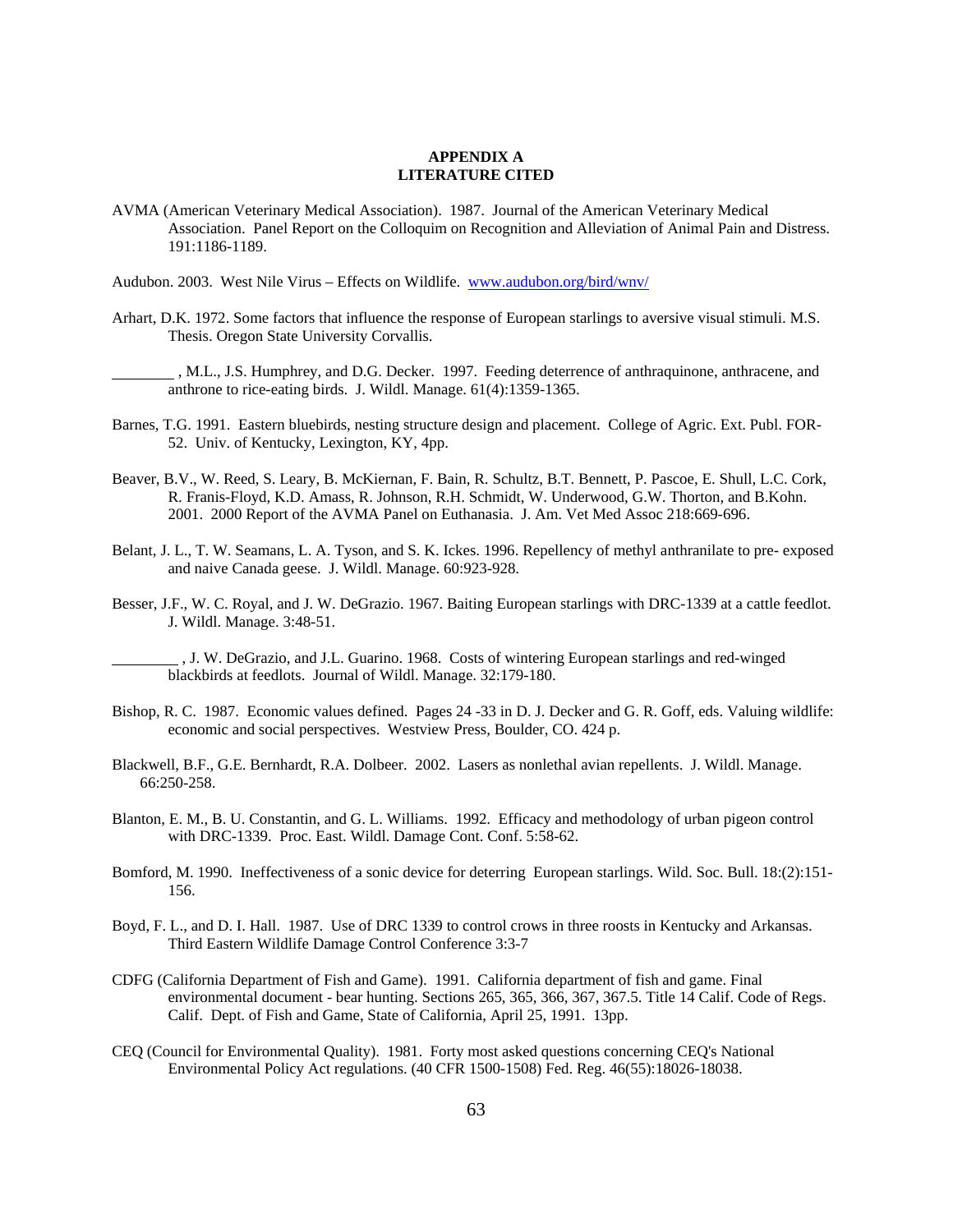## APPENDIX A
## LITERATURE CITED

AVMA (American Veterinary Medical Association). 1987. Journal of the American Veterinary Medical Association. Panel Report on the Colloquim on Recognition and Alleviation of Animal Pain and Distress. 191:1186-1189.

Audubon. 2003. West Nile Virus – Effects on Wildlife. www.audubon.org/bird/wnv/

Arhart, D.K. 1972. Some factors that influence the response of European starlings to aversive visual stimuli. M.S. Thesis. Oregon State University Corvallis.

________ , M.L., J.S. Humphrey, and D.G. Decker. 1997. Feeding deterrence of anthraquinone, anthracene, and anthrone to rice-eating birds. J. Wildl. Manage. 61(4):1359-1365.

Barnes, T.G. 1991. Eastern bluebirds, nesting structure design and placement. College of Agric. Ext. Publ. FOR-52. Univ. of Kentucky, Lexington, KY, 4pp.

Beaver, B.V., W. Reed, S. Leary, B. McKiernan, F. Bain, R. Schultz, B.T. Bennett, P. Pascoe, E. Shull, L.C. Cork, R. Franis-Floyd, K.D. Amass, R. Johnson, R.H. Schmidt, W. Underwood, G.W. Thorton, and B.Kohn. 2001. 2000 Report of the AVMA Panel on Euthanasia. J. Am. Vet Med Assoc 218:669-696.

Belant, J. L., T. W. Seamans, L. A. Tyson, and S. K. Ickes. 1996. Repellency of methyl anthranilate to pre- exposed and naive Canada geese. J. Wildl. Manage. 60:923-928.

Besser, J.F., W. C. Royal, and J. W. DeGrazio. 1967. Baiting European starlings with DRC-1339 at a cattle feedlot. J. Wildl. Manage. 3:48-51.

________ , J. W. DeGrazio, and J.L. Guarino. 1968. Costs of wintering European starlings and red-winged blackbirds at feedlots. Journal of Wildl. Manage. 32:179-180.

Bishop, R. C. 1987. Economic values defined. Pages 24 -33 in D. J. Decker and G. R. Goff, eds. Valuing wildlife: economic and social perspectives. Westview Press, Boulder, CO. 424 p.

Blackwell, B.F., G.E. Bernhardt, R.A. Dolbeer. 2002. Lasers as nonlethal avian repellents. J. Wildl. Manage. 66:250-258.

Blanton, E. M., B. U. Constantin, and G. L. Williams. 1992. Efficacy and methodology of urban pigeon control with DRC-1339. Proc. East. Wildl. Damage Cont. Conf. 5:58-62.

Bomford, M. 1990. Ineffectiveness of a sonic device for deterring European starlings. Wild. Soc. Bull. 18:(2):151-156.

Boyd, F. L., and D. I. Hall. 1987. Use of DRC 1339 to control crows in three roosts in Kentucky and Arkansas. Third Eastern Wildlife Damage Control Conference 3:3-7

CDFG (California Department of Fish and Game). 1991. California department of fish and game. Final environmental document - bear hunting. Sections 265, 365, 366, 367, 367.5. Title 14 Calif. Code of Regs. Calif. Dept. of Fish and Game, State of California, April 25, 1991. 13pp.

CEQ (Council for Environmental Quality). 1981. Forty most asked questions concerning CEQ's National Environmental Policy Act regulations. (40 CFR 1500-1508) Fed. Reg. 46(55):18026-18038.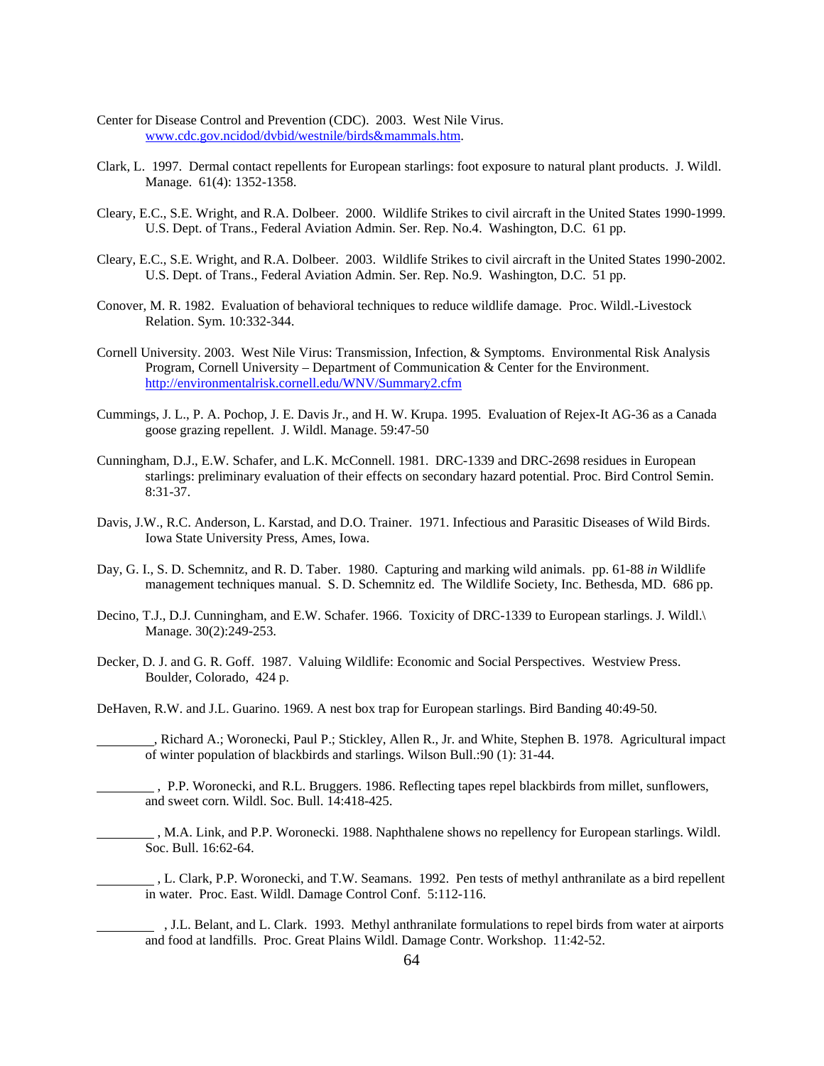Center for Disease Control and Prevention (CDC). 2003. West Nile Virus. www.cdc.gov.ncidod/dvbid/westnile/birds&mammals.htm.

Clark, L. 1997. Dermal contact repellents for European starlings: foot exposure to natural plant products. J. Wildl. Manage. 61(4): 1352-1358.

Cleary, E.C., S.E. Wright, and R.A. Dolbeer. 2000. Wildlife Strikes to civil aircraft in the United States 1990-1999. U.S. Dept. of Trans., Federal Aviation Admin. Ser. Rep. No.4. Washington, D.C. 61 pp.

Cleary, E.C., S.E. Wright, and R.A. Dolbeer. 2003. Wildlife Strikes to civil aircraft in the United States 1990-2002. U.S. Dept. of Trans., Federal Aviation Admin. Ser. Rep. No.9. Washington, D.C. 51 pp.

Conover, M. R. 1982. Evaluation of behavioral techniques to reduce wildlife damage. Proc. Wildl.-Livestock Relation. Sym. 10:332-344.

Cornell University. 2003. West Nile Virus: Transmission, Infection, & Symptoms. Environmental Risk Analysis Program, Cornell University – Department of Communication & Center for the Environment. http://environmentalrisk.cornell.edu/WNV/Summary2.cfm

Cummings, J. L., P. A. Pochop, J. E. Davis Jr., and H. W. Krupa. 1995. Evaluation of Rejex-It AG-36 as a Canada goose grazing repellent. J. Wildl. Manage. 59:47-50

Cunningham, D.J., E.W. Schafer, and L.K. McConnell. 1981. DRC-1339 and DRC-2698 residues in European starlings: preliminary evaluation of their effects on secondary hazard potential. Proc. Bird Control Semin. 8:31-37.

Davis, J.W., R.C. Anderson, L. Karstad, and D.O. Trainer. 1971. Infectious and Parasitic Diseases of Wild Birds. Iowa State University Press, Ames, Iowa.

Day, G. I., S. D. Schemnitz, and R. D. Taber. 1980. Capturing and marking wild animals. pp. 61-88 *in* Wildlife management techniques manual. S. D. Schemnitz ed. The Wildlife Society, Inc. Bethesda, MD. 686 pp.

Decino, T.J., D.J. Cunningham, and E.W. Schafer. 1966. Toxicity of DRC-1339 to European starlings. J. Wildl.\ Manage. 30(2):249-253.

Decker, D. J. and G. R. Goff. 1987. Valuing Wildlife: Economic and Social Perspectives. Westview Press. Boulder, Colorado, 424 p.

DeHaven, R.W. and J.L. Guarino. 1969. A nest box trap for European starlings. Bird Banding 40:49-50.

________, Richard A.; Woronecki, Paul P.; Stickley, Allen R., Jr. and White, Stephen B. 1978. Agricultural impact of winter population of blackbirds and starlings. Wilson Bull.:90 (1): 31-44.

________ , P.P. Woronecki, and R.L. Bruggers. 1986. Reflecting tapes repel blackbirds from millet, sunflowers, and sweet corn. Wildl. Soc. Bull. 14:418-425.

________ , M.A. Link, and P.P. Woronecki. 1988. Naphthalene shows no repellency for European starlings. Wildl. Soc. Bull. 16:62-64.

________ , L. Clark, P.P. Woronecki, and T.W. Seamans. 1992. Pen tests of methyl anthranilate as a bird repellent in water. Proc. East. Wildl. Damage Control Conf. 5:112-116.

________ , J.L. Belant, and L. Clark. 1993. Methyl anthranilate formulations to repel birds from water at airports and food at landfills. Proc. Great Plains Wildl. Damage Contr. Workshop. 11:42-52.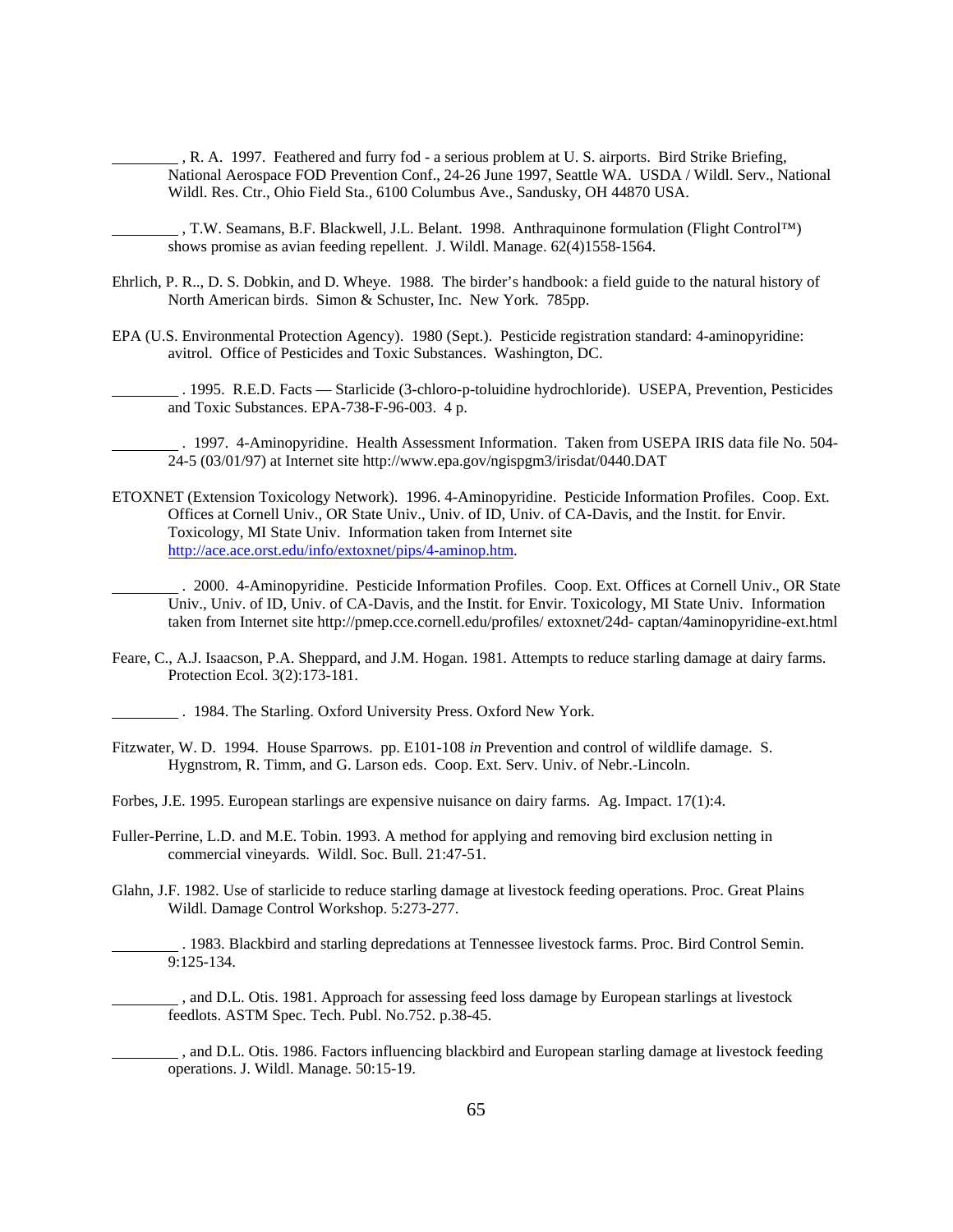_________, R. A. 1997. Feathered and furry fod - a serious problem at U. S. airports. Bird Strike Briefing, National Aerospace FOD Prevention Conf., 24-26 June 1997, Seattle WA. USDA / Wildl. Serv., National Wildl. Res. Ctr., Ohio Field Sta., 6100 Columbus Ave., Sandusky, OH 44870 USA.

_________, T.W. Seamans, B.F. Blackwell, J.L. Belant. 1998. Anthraquinone formulation (Flight Control™) shows promise as avian feeding repellent. J. Wildl. Manage. 62(4)1558-1564.

Ehrlich, P. R.., D. S. Dobkin, and D. Wheye. 1988. The birder's handbook: a field guide to the natural history of North American birds. Simon & Schuster, Inc. New York. 785pp.

EPA (U.S. Environmental Protection Agency). 1980 (Sept.). Pesticide registration standard: 4-aminopyridine: avitrol. Office of Pesticides and Toxic Substances. Washington, DC.

_________. 1995. R.E.D. Facts — Starlicide (3-chloro-p-toluidine hydrochloride). USEPA, Prevention, Pesticides and Toxic Substances. EPA-738-F-96-003. 4 p.

_________. 1997. 4-Aminopyridine. Health Assessment Information. Taken from USEPA IRIS data file No. 504-24-5 (03/01/97) at Internet site http://www.epa.gov/ngispgm3/irisdat/0440.DAT

ETOXNET (Extension Toxicology Network). 1996. 4-Aminopyridine. Pesticide Information Profiles. Coop. Ext. Offices at Cornell Univ., OR State Univ., Univ. of ID, Univ. of CA-Davis, and the Instit. for Envir. Toxicology, MI State Univ. Information taken from Internet site http://ace.ace.orst.edu/info/extoxnet/pips/4-aminop.htm.

_________. 2000. 4-Aminopyridine. Pesticide Information Profiles. Coop. Ext. Offices at Cornell Univ., OR State Univ., Univ. of ID, Univ. of CA-Davis, and the Instit. for Envir. Toxicology, MI State Univ. Information taken from Internet site http://pmep.cce.cornell.edu/profiles/ extoxnet/24d- captan/4aminopyridine-ext.html

Feare, C., A.J. Isaacson, P.A. Sheppard, and J.M. Hogan. 1981. Attempts to reduce starling damage at dairy farms. Protection Ecol. 3(2):173-181.

_________. 1984. The Starling. Oxford University Press. Oxford New York.

Fitzwater, W. D. 1994. House Sparrows. pp. E101-108 *in* Prevention and control of wildlife damage. S. Hygnstrom, R. Timm, and G. Larson eds. Coop. Ext. Serv. Univ. of Nebr.-Lincoln.

Forbes, J.E. 1995. European starlings are expensive nuisance on dairy farms. Ag. Impact. 17(1):4.

Fuller-Perrine, L.D. and M.E. Tobin. 1993. A method for applying and removing bird exclusion netting in commercial vineyards. Wildl. Soc. Bull. 21:47-51.

Glahn, J.F. 1982. Use of starlicide to reduce starling damage at livestock feeding operations. Proc. Great Plains Wildl. Damage Control Workshop. 5:273-277.

_________. 1983. Blackbird and starling depredations at Tennessee livestock farms. Proc. Bird Control Semin. 9:125-134.

_________, and D.L. Otis. 1981. Approach for assessing feed loss damage by European starlings at livestock feedlots. ASTM Spec. Tech. Publ. No.752. p.38-45.

_________, and D.L. Otis. 1986. Factors influencing blackbird and European starling damage at livestock feeding operations. J. Wildl. Manage. 50:15-19.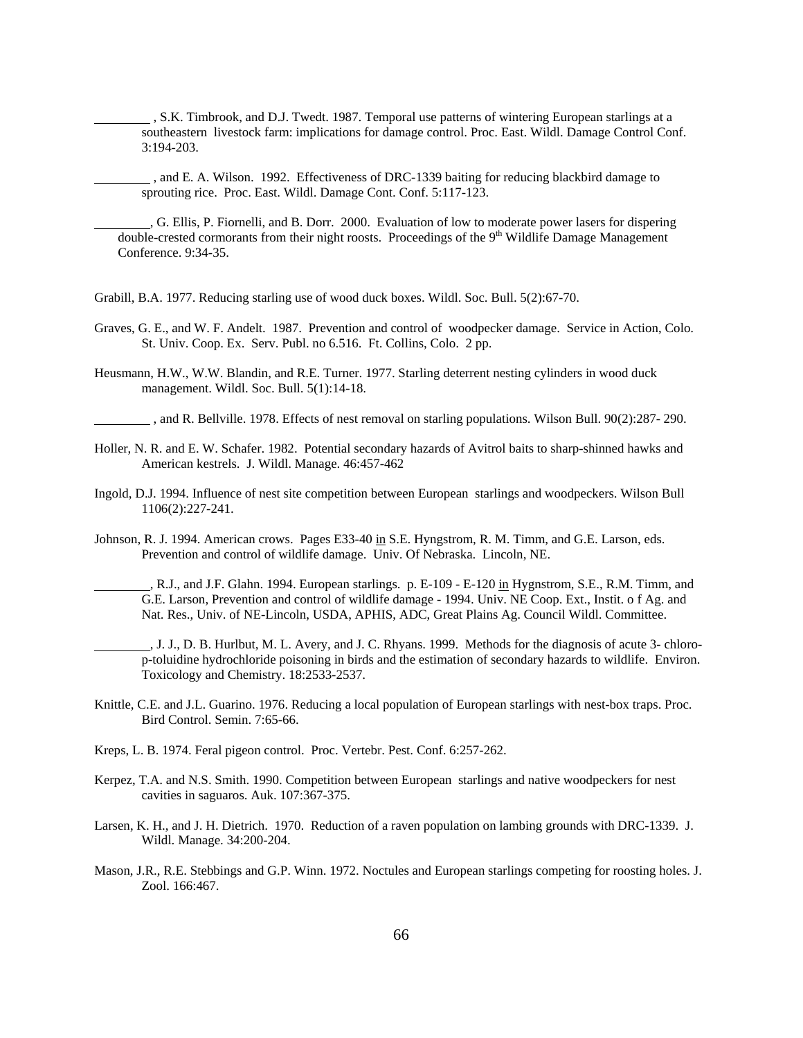________ , S.K. Timbrook, and D.J. Twedt. 1987. Temporal use patterns of wintering European starlings at a southeastern livestock farm: implications for damage control. Proc. East. Wildl. Damage Control Conf. 3:194-203.

________ , and E. A. Wilson. 1992. Effectiveness of DRC-1339 baiting for reducing blackbird damage to sprouting rice. Proc. East. Wildl. Damage Cont. Conf. 5:117-123.

________, G. Ellis, P. Fiornelli, and B. Dorr. 2000. Evaluation of low to moderate power lasers for dispering double-crested cormorants from their night roosts. Proceedings of the 9th Wildlife Damage Management Conference. 9:34-35.

Grabill, B.A. 1977. Reducing starling use of wood duck boxes. Wildl. Soc. Bull. 5(2):67-70.

Graves, G. E., and W. F. Andelt. 1987. Prevention and control of woodpecker damage. Service in Action, Colo. St. Univ. Coop. Ex. Serv. Publ. no 6.516. Ft. Collins, Colo. 2 pp.

Heusmann, H.W., W.W. Blandin, and R.E. Turner. 1977. Starling deterrent nesting cylinders in wood duck management. Wildl. Soc. Bull. 5(1):14-18.

________ , and R. Bellville. 1978. Effects of nest removal on starling populations. Wilson Bull. 90(2):287- 290.

Holler, N. R. and E. W. Schafer. 1982. Potential secondary hazards of Avitrol baits to sharp-shinned hawks and American kestrels. J. Wildl. Manage. 46:457-462

Ingold, D.J. 1994. Influence of nest site competition between European starlings and woodpeckers. Wilson Bull 1106(2):227-241.

Johnson, R. J. 1994. American crows. Pages E33-40 in S.E. Hyngstrom, R. M. Timm, and G.E. Larson, eds. Prevention and control of wildlife damage. Univ. Of Nebraska. Lincoln, NE.

________, R.J., and J.F. Glahn. 1994. European starlings. p. E-109 - E-120 in Hygnstrom, S.E., R.M. Timm, and G.E. Larson, Prevention and control of wildlife damage - 1994. Univ. NE Coop. Ext., Instit. o f Ag. and Nat. Res., Univ. of NE-Lincoln, USDA, APHIS, ADC, Great Plains Ag. Council Wildl. Committee.

________, J. J., D. B. Hurlbut, M. L. Avery, and J. C. Rhyans. 1999. Methods for the diagnosis of acute 3- chloro-p-toluidine hydrochloride poisoning in birds and the estimation of secondary hazards to wildlife. Environ. Toxicology and Chemistry. 18:2533-2537.

Knittle, C.E. and J.L. Guarino. 1976. Reducing a local population of European starlings with nest-box traps. Proc. Bird Control. Semin. 7:65-66.

Kreps, L. B. 1974. Feral pigeon control. Proc. Vertebr. Pest. Conf. 6:257-262.

Kerpez, T.A. and N.S. Smith. 1990. Competition between European starlings and native woodpeckers for nest cavities in saguaros. Auk. 107:367-375.

Larsen, K. H., and J. H. Dietrich. 1970. Reduction of a raven population on lambing grounds with DRC-1339. J. Wildl. Manage. 34:200-204.

Mason, J.R., R.E. Stebbings and G.P. Winn. 1972. Noctules and European starlings competing for roosting holes. J. Zool. 166:467.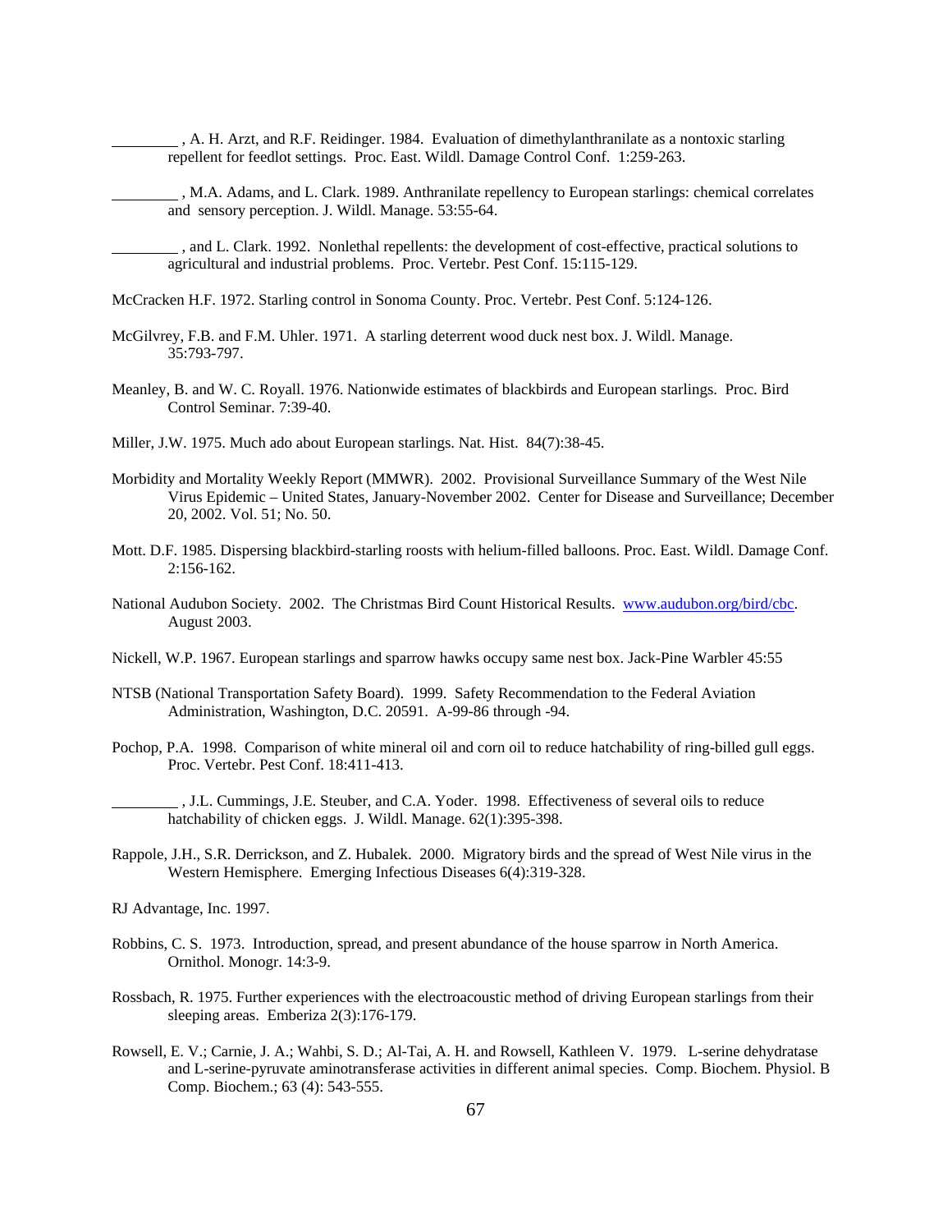\_\_\_\_\_\_\_\_\_ , A. H. Arzt, and R.F. Reidinger. 1984. Evaluation of dimethylanthranilate as a nontoxic starling repellent for feedlot settings. Proc. East. Wildl. Damage Control Conf. 1:259-263.

\_\_\_\_\_\_\_\_\_ , M.A. Adams, and L. Clark. 1989. Anthranilate repellency to European starlings: chemical correlates and sensory perception. J. Wildl. Manage. 53:55-64.

\_\_\_\_\_\_\_\_\_ , and L. Clark. 1992. Nonlethal repellents: the development of cost-effective, practical solutions to agricultural and industrial problems. Proc. Vertebr. Pest Conf. 15:115-129.

McCracken H.F. 1972. Starling control in Sonoma County. Proc. Vertebr. Pest Conf. 5:124-126.

McGilvrey, F.B. and F.M. Uhler. 1971. A starling deterrent wood duck nest box. J. Wildl. Manage. 35:793-797.

Meanley, B. and W. C. Royall. 1976. Nationwide estimates of blackbirds and European starlings. Proc. Bird Control Seminar. 7:39-40.

Miller, J.W. 1975. Much ado about European starlings. Nat. Hist. 84(7):38-45.

Morbidity and Mortality Weekly Report (MMWR). 2002. Provisional Surveillance Summary of the West Nile Virus Epidemic – United States, January-November 2002. Center for Disease and Surveillance; December 20, 2002. Vol. 51; No. 50.

Mott. D.F. 1985. Dispersing blackbird-starling roosts with helium-filled balloons. Proc. East. Wildl. Damage Conf. 2:156-162.

National Audubon Society. 2002. The Christmas Bird Count Historical Results. www.audubon.org/bird/cbc. August 2003.

Nickell, W.P. 1967. European starlings and sparrow hawks occupy same nest box. Jack-Pine Warbler 45:55

NTSB (National Transportation Safety Board). 1999. Safety Recommendation to the Federal Aviation Administration, Washington, D.C. 20591. A-99-86 through -94.

Pochop, P.A. 1998. Comparison of white mineral oil and corn oil to reduce hatchability of ring-billed gull eggs. Proc. Vertebr. Pest Conf. 18:411-413.

\_\_\_\_\_\_\_\_\_ , J.L. Cummings, J.E. Steuber, and C.A. Yoder. 1998. Effectiveness of several oils to reduce hatchability of chicken eggs. J. Wildl. Manage. 62(1):395-398.

Rappole, J.H., S.R. Derrickson, and Z. Hubalek. 2000. Migratory birds and the spread of West Nile virus in the Western Hemisphere. Emerging Infectious Diseases 6(4):319-328.

RJ Advantage, Inc. 1997.

Robbins, C. S. 1973. Introduction, spread, and present abundance of the house sparrow in North America. Ornithol. Monogr. 14:3-9.

Rossbach, R. 1975. Further experiences with the electroacoustic method of driving European starlings from their sleeping areas. Emberiza 2(3):176-179.

Rowsell, E. V.; Carnie, J. A.; Wahbi, S. D.; Al-Tai, A. H. and Rowsell, Kathleen V. 1979. L-serine dehydratase and L-serine-pyruvate aminotransferase activities in different animal species. Comp. Biochem. Physiol. B Comp. Biochem.; 63 (4): 543-555.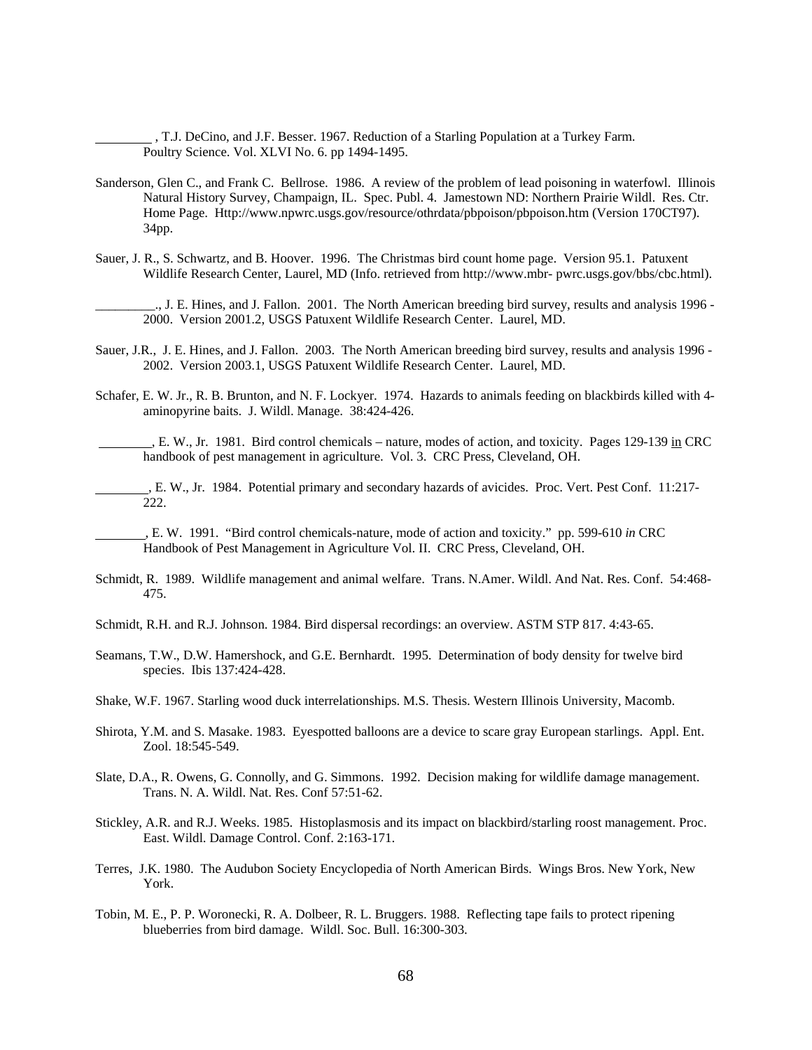________ , T.J. DeCino, and J.F. Besser. 1967. Reduction of a Starling Population at a Turkey Farm. Poultry Science. Vol. XLVI No. 6. pp 1494-1495.

Sanderson, Glen C., and Frank C. Bellrose. 1986. A review of the problem of lead poisoning in waterfowl. Illinois Natural History Survey, Champaign, IL. Spec. Publ. 4. Jamestown ND: Northern Prairie Wildl. Res. Ctr. Home Page. Http://www.npwrc.usgs.gov/resource/othrdata/pbpoison/pbpoison.htm (Version 170CT97). 34pp.

Sauer, J. R., S. Schwartz, and B. Hoover. 1996. The Christmas bird count home page. Version 95.1. Patuxent Wildlife Research Center, Laurel, MD (Info. retrieved from http://www.mbr- pwrc.usgs.gov/bbs/cbc.html).

_________., J. E. Hines, and J. Fallon. 2001. The North American breeding bird survey, results and analysis 1996 - 2000. Version 2001.2, USGS Patuxent Wildlife Research Center. Laurel, MD.

Sauer, J.R., J. E. Hines, and J. Fallon. 2003. The North American breeding bird survey, results and analysis 1996 - 2002. Version 2003.1, USGS Patuxent Wildlife Research Center. Laurel, MD.

Schafer, E. W. Jr., R. B. Brunton, and N. F. Lockyer. 1974. Hazards to animals feeding on blackbirds killed with 4-aminopyrine baits. J. Wildl. Manage. 38:424-426.

________, E. W., Jr. 1981. Bird control chemicals – nature, modes of action, and toxicity. Pages 129-139 in CRC handbook of pest management in agriculture. Vol. 3. CRC Press, Cleveland, OH.

________, E. W., Jr. 1984. Potential primary and secondary hazards of avicides. Proc. Vert. Pest Conf. 11:217-222.

________, E. W. 1991. "Bird control chemicals-nature, mode of action and toxicity." pp. 599-610 *in* CRC Handbook of Pest Management in Agriculture Vol. II. CRC Press, Cleveland, OH.

Schmidt, R. 1989. Wildlife management and animal welfare. Trans. N.Amer. Wildl. And Nat. Res. Conf. 54:468-475.

Schmidt, R.H. and R.J. Johnson. 1984. Bird dispersal recordings: an overview. ASTM STP 817. 4:43-65.

Seamans, T.W., D.W. Hamershock, and G.E. Bernhardt. 1995. Determination of body density for twelve bird species. Ibis 137:424-428.

Shake, W.F. 1967. Starling wood duck interrelationships. M.S. Thesis. Western Illinois University, Macomb.

Shirota, Y.M. and S. Masake. 1983. Eyespotted balloons are a device to scare gray European starlings. Appl. Ent. Zool. 18:545-549.

Slate, D.A., R. Owens, G. Connolly, and G. Simmons. 1992. Decision making for wildlife damage management. Trans. N. A. Wildl. Nat. Res. Conf 57:51-62.

Stickley, A.R. and R.J. Weeks. 1985. Histoplasmosis and its impact on blackbird/starling roost management. Proc. East. Wildl. Damage Control. Conf. 2:163-171.

Terres, J.K. 1980. The Audubon Society Encyclopedia of North American Birds. Wings Bros. New York, New York.

Tobin, M. E., P. P. Woronecki, R. A. Dolbeer, R. L. Bruggers. 1988. Reflecting tape fails to protect ripening blueberries from bird damage. Wildl. Soc. Bull. 16:300-303.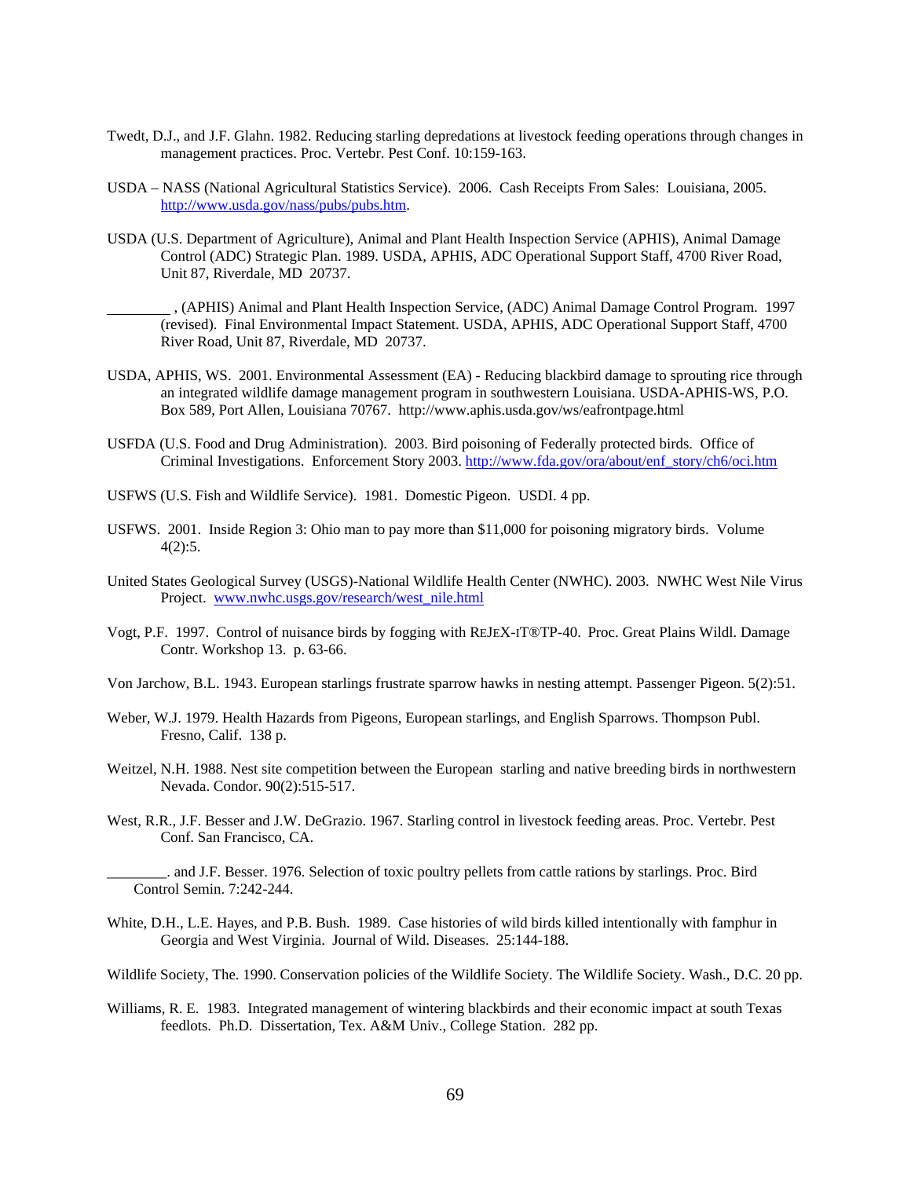Twedt, D.J., and J.F. Glahn. 1982. Reducing starling depredations at livestock feeding operations through changes in management practices. Proc. Vertebr. Pest Conf. 10:159-163.

USDA – NASS (National Agricultural Statistics Service). 2006. Cash Receipts From Sales: Louisiana, 2005. http://www.usda.gov/nass/pubs/pubs.htm.

USDA (U.S. Department of Agriculture), Animal and Plant Health Inspection Service (APHIS), Animal Damage Control (ADC) Strategic Plan. 1989. USDA, APHIS, ADC Operational Support Staff, 4700 River Road, Unit 87, Riverdale, MD 20737.

________ , (APHIS) Animal and Plant Health Inspection Service, (ADC) Animal Damage Control Program. 1997 (revised). Final Environmental Impact Statement. USDA, APHIS, ADC Operational Support Staff, 4700 River Road, Unit 87, Riverdale, MD 20737.

USDA, APHIS, WS. 2001. Environmental Assessment (EA) - Reducing blackbird damage to sprouting rice through an integrated wildlife damage management program in southwestern Louisiana. USDA-APHIS-WS, P.O. Box 589, Port Allen, Louisiana 70767. http://www.aphis.usda.gov/ws/eafrontpage.html

USFDA (U.S. Food and Drug Administration). 2003. Bird poisoning of Federally protected birds. Office of Criminal Investigations. Enforcement Story 2003. http://www.fda.gov/ora/about/enf_story/ch6/oci.htm

USFWS (U.S. Fish and Wildlife Service). 1981. Domestic Pigeon. USDI. 4 pp.

USFWS. 2001. Inside Region 3: Ohio man to pay more than $11,000 for poisoning migratory birds. Volume 4(2):5.

United States Geological Survey (USGS)-National Wildlife Health Center (NWHC). 2003. NWHC West Nile Virus Project. www.nwhc.usgs.gov/research/west_nile.html

Vogt, P.F. 1997. Control of nuisance birds by fogging with REJEX-IT®TP-40. Proc. Great Plains Wildl. Damage Contr. Workshop 13. p. 63-66.

Von Jarchow, B.L. 1943. European starlings frustrate sparrow hawks in nesting attempt. Passenger Pigeon. 5(2):51.

Weber, W.J. 1979. Health Hazards from Pigeons, European starlings, and English Sparrows. Thompson Publ. Fresno, Calif. 138 p.

Weitzel, N.H. 1988. Nest site competition between the European starling and native breeding birds in northwestern Nevada. Condor. 90(2):515-517.

West, R.R., J.F. Besser and J.W. DeGrazio. 1967. Starling control in livestock feeding areas. Proc. Vertebr. Pest Conf. San Francisco, CA.

________. and J.F. Besser. 1976. Selection of toxic poultry pellets from cattle rations by starlings. Proc. Bird Control Semin. 7:242-244.

White, D.H., L.E. Hayes, and P.B. Bush. 1989. Case histories of wild birds killed intentionally with famphur in Georgia and West Virginia. Journal of Wild. Diseases. 25:144-188.

Wildlife Society, The. 1990. Conservation policies of the Wildlife Society. The Wildlife Society. Wash., D.C. 20 pp.

Williams, R. E. 1983. Integrated management of wintering blackbirds and their economic impact at south Texas feedlots. Ph.D. Dissertation, Tex. A&M Univ., College Station. 282 pp.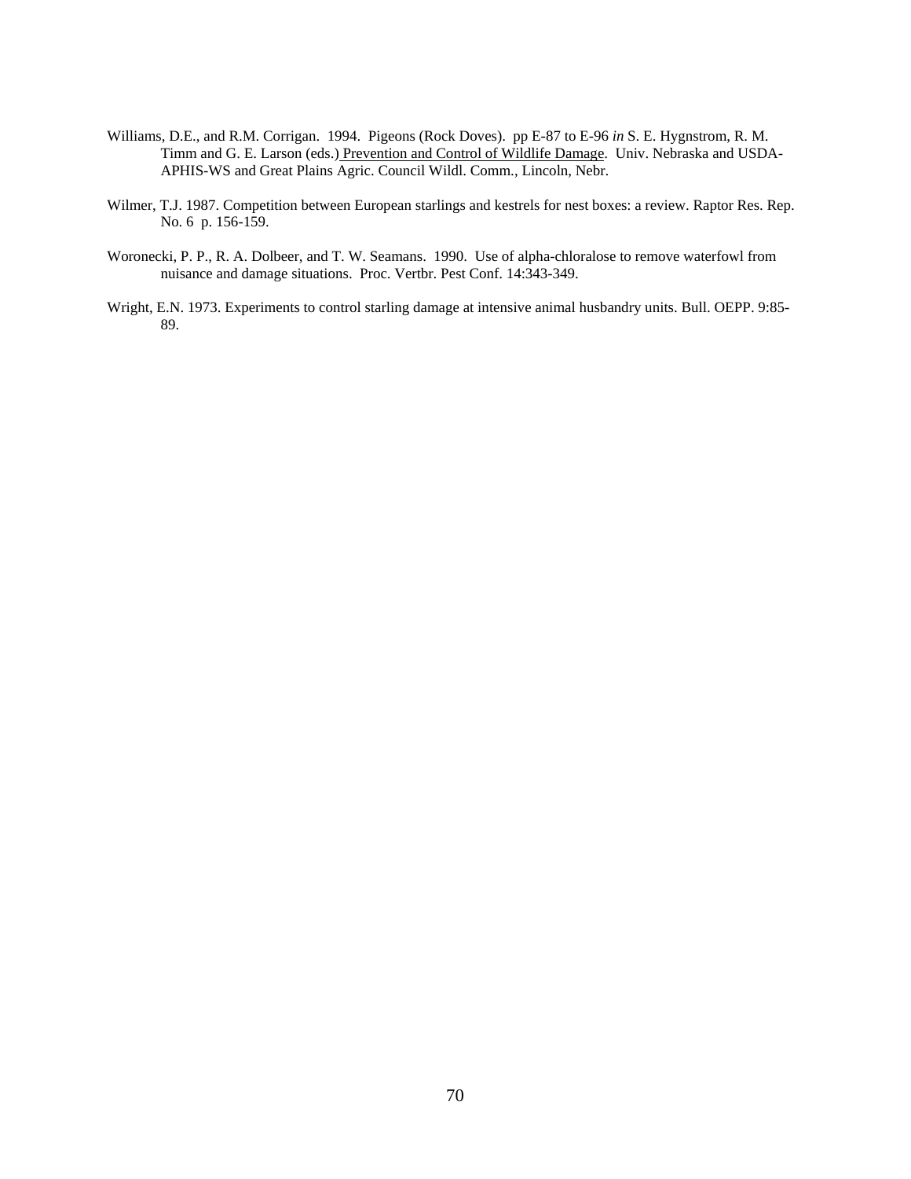Williams, D.E., and R.M. Corrigan. 1994. Pigeons (Rock Doves). pp E-87 to E-96 *in* S. E. Hygnstrom, R. M. Timm and G. E. Larson (eds.) <u>Prevention and Control of Wildlife Damage</u>. Univ. Nebraska and USDA-APHIS-WS and Great Plains Agric. Council Wildl. Comm., Lincoln, Nebr.

Wilmer, T.J. 1987. Competition between European starlings and kestrels for nest boxes: a review. Raptor Res. Rep. No. 6 p. 156-159.

Woronecki, P. P., R. A. Dolbeer, and T. W. Seamans. 1990. Use of alpha-chloralose to remove waterfowl from nuisance and damage situations. Proc. Vertbr. Pest Conf. 14:343-349.

Wright, E.N. 1973. Experiments to control starling damage at intensive animal husbandry units. Bull. OEPP. 9:85-89.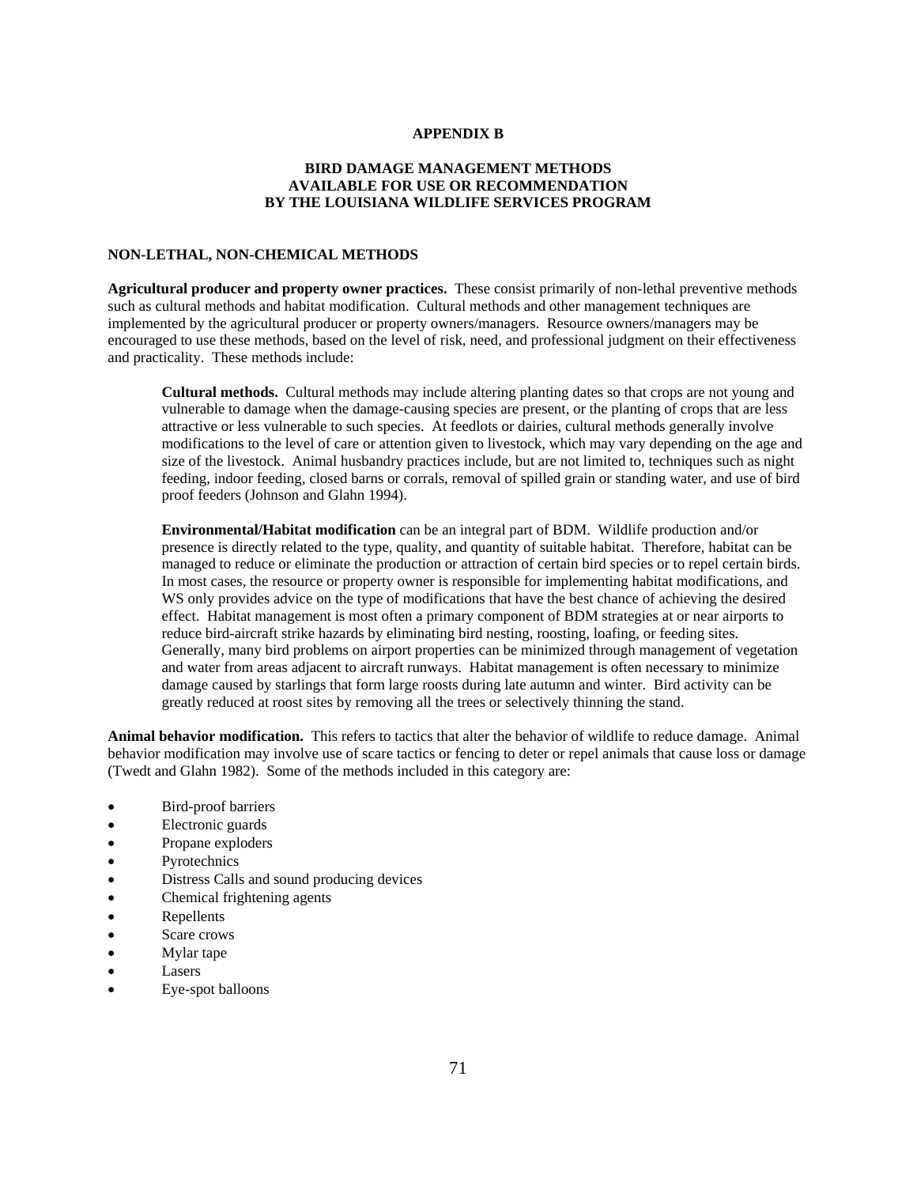**APPENDIX B**

**BIRD DAMAGE MANAGEMENT METHODS AVAILABLE FOR USE OR RECOMMENDATION BY THE LOUISIANA WILDLIFE SERVICES PROGRAM**

**NON-LETHAL, NON-CHEMICAL METHODS**

**Agricultural producer and property owner practices.** These consist primarily of non-lethal preventive methods such as cultural methods and habitat modification. Cultural methods and other management techniques are implemented by the agricultural producer or property owners/managers. Resource owners/managers may be encouraged to use these methods, based on the level of risk, need, and professional judgment on their effectiveness and practicality. These methods include:

> **Cultural methods.** Cultural methods may include altering planting dates so that crops are not young and vulnerable to damage when the damage-causing species are present, or the planting of crops that are less attractive or less vulnerable to such species. At feedlots or dairies, cultural methods generally involve modifications to the level of care or attention given to livestock, which may vary depending on the age and size of the livestock. Animal husbandry practices include, but are not limited to, techniques such as night feeding, indoor feeding, closed barns or corrals, removal of spilled grain or standing water, and use of bird proof feeders (Johnson and Glahn 1994).
>
> **Environmental/Habitat modification** can be an integral part of BDM. Wildlife production and/or presence is directly related to the type, quality, and quantity of suitable habitat. Therefore, habitat can be managed to reduce or eliminate the production or attraction of certain bird species or to repel certain birds. In most cases, the resource or property owner is responsible for implementing habitat modifications, and WS only provides advice on the type of modifications that have the best chance of achieving the desired effect. Habitat management is most often a primary component of BDM strategies at or near airports to reduce bird-aircraft strike hazards by eliminating bird nesting, roosting, loafing, or feeding sites. Generally, many bird problems on airport properties can be minimized through management of vegetation and water from areas adjacent to aircraft runways. Habitat management is often necessary to minimize damage caused by starlings that form large roosts during late autumn and winter. Bird activity can be greatly reduced at roost sites by removing all the trees or selectively thinning the stand.

**Animal behavior modification.** This refers to tactics that alter the behavior of wildlife to reduce damage. Animal behavior modification may involve use of scare tactics or fencing to deter or repel animals that cause loss or damage (Twedt and Glahn 1982). Some of the methods included in this category are:

- Bird-proof barriers
- Electronic guards
- Propane exploders
- Pyrotechnics
- Distress Calls and sound producing devices
- Chemical frightening agents
- Repellents
- Scare crows
- Mylar tape
- Lasers
- Eye-spot balloons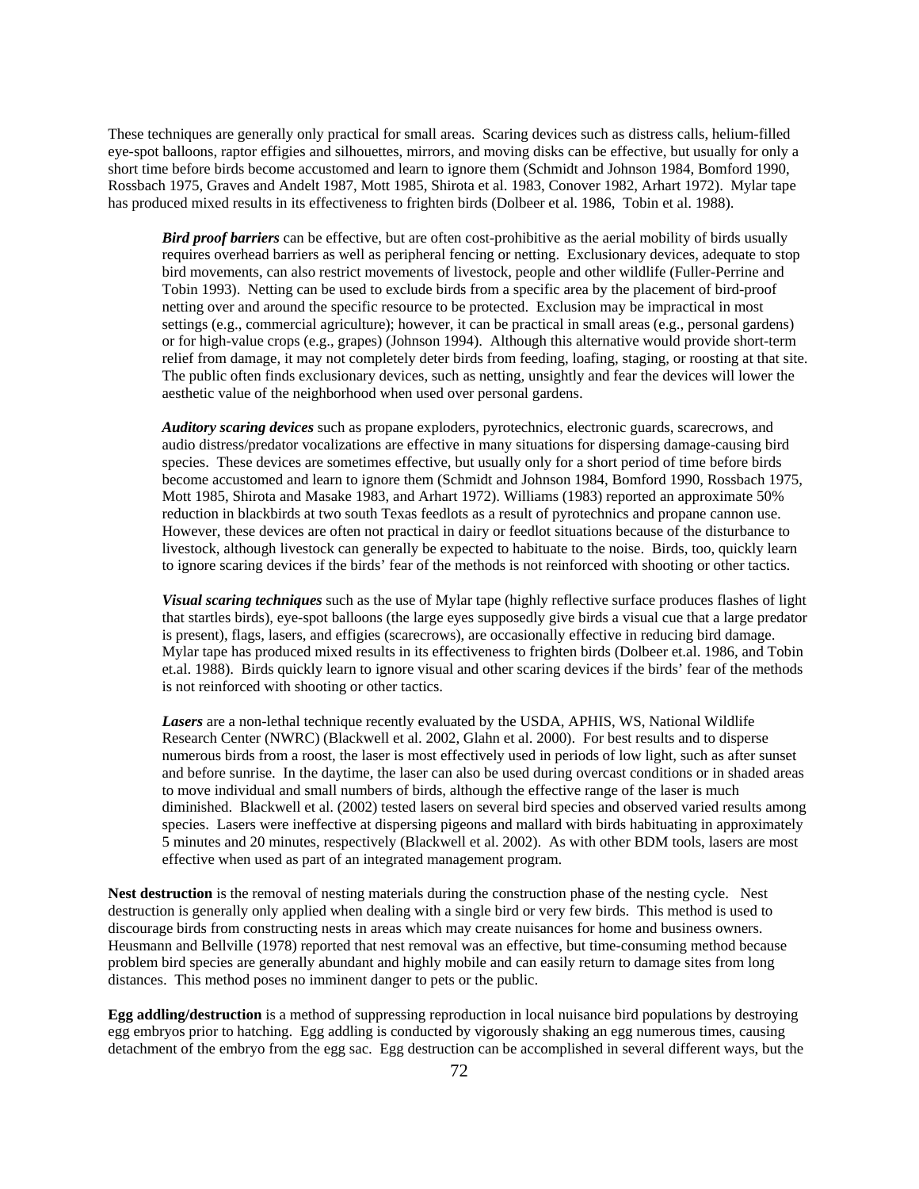These techniques are generally only practical for small areas. Scaring devices such as distress calls, helium-filled eye-spot balloons, raptor effigies and silhouettes, mirrors, and moving disks can be effective, but usually for only a short time before birds become accustomed and learn to ignore them (Schmidt and Johnson 1984, Bomford 1990, Rossbach 1975, Graves and Andelt 1987, Mott 1985, Shirota et al. 1983, Conover 1982, Arhart 1972). Mylar tape has produced mixed results in its effectiveness to frighten birds (Dolbeer et al. 1986, Tobin et al. 1988).

***Bird proof barriers*** can be effective, but are often cost-prohibitive as the aerial mobility of birds usually requires overhead barriers as well as peripheral fencing or netting. Exclusionary devices, adequate to stop bird movements, can also restrict movements of livestock, people and other wildlife (Fuller-Perrine and Tobin 1993). Netting can be used to exclude birds from a specific area by the placement of bird-proof netting over and around the specific resource to be protected. Exclusion may be impractical in most settings (e.g., commercial agriculture); however, it can be practical in small areas (e.g., personal gardens) or for high-value crops (e.g., grapes) (Johnson 1994). Although this alternative would provide short-term relief from damage, it may not completely deter birds from feeding, loafing, staging, or roosting at that site. The public often finds exclusionary devices, such as netting, unsightly and fear the devices will lower the aesthetic value of the neighborhood when used over personal gardens.

***Auditory scaring devices*** such as propane exploders, pyrotechnics, electronic guards, scarecrows, and audio distress/predator vocalizations are effective in many situations for dispersing damage-causing bird species. These devices are sometimes effective, but usually only for a short period of time before birds become accustomed and learn to ignore them (Schmidt and Johnson 1984, Bomford 1990, Rossbach 1975, Mott 1985, Shirota and Masake 1983, and Arhart 1972). Williams (1983) reported an approximate 50% reduction in blackbirds at two south Texas feedlots as a result of pyrotechnics and propane cannon use. However, these devices are often not practical in dairy or feedlot situations because of the disturbance to livestock, although livestock can generally be expected to habituate to the noise. Birds, too, quickly learn to ignore scaring devices if the birds' fear of the methods is not reinforced with shooting or other tactics.

***Visual scaring techniques*** such as the use of Mylar tape (highly reflective surface produces flashes of light that startles birds), eye-spot balloons (the large eyes supposedly give birds a visual cue that a large predator is present), flags, lasers, and effigies (scarecrows), are occasionally effective in reducing bird damage. Mylar tape has produced mixed results in its effectiveness to frighten birds (Dolbeer et.al. 1986, and Tobin et.al. 1988). Birds quickly learn to ignore visual and other scaring devices if the birds' fear of the methods is not reinforced with shooting or other tactics.

***Lasers*** are a non-lethal technique recently evaluated by the USDA, APHIS, WS, National Wildlife Research Center (NWRC) (Blackwell et al. 2002, Glahn et al. 2000). For best results and to disperse numerous birds from a roost, the laser is most effectively used in periods of low light, such as after sunset and before sunrise. In the daytime, the laser can also be used during overcast conditions or in shaded areas to move individual and small numbers of birds, although the effective range of the laser is much diminished. Blackwell et al. (2002) tested lasers on several bird species and observed varied results among species. Lasers were ineffective at dispersing pigeons and mallard with birds habituating in approximately 5 minutes and 20 minutes, respectively (Blackwell et al. 2002). As with other BDM tools, lasers are most effective when used as part of an integrated management program.

**Nest destruction** is the removal of nesting materials during the construction phase of the nesting cycle. Nest destruction is generally only applied when dealing with a single bird or very few birds. This method is used to discourage birds from constructing nests in areas which may create nuisances for home and business owners. Heusmann and Bellville (1978) reported that nest removal was an effective, but time-consuming method because problem bird species are generally abundant and highly mobile and can easily return to damage sites from long distances. This method poses no imminent danger to pets or the public.

**Egg addling/destruction** is a method of suppressing reproduction in local nuisance bird populations by destroying egg embryos prior to hatching. Egg addling is conducted by vigorously shaking an egg numerous times, causing detachment of the embryo from the egg sac. Egg destruction can be accomplished in several different ways, but the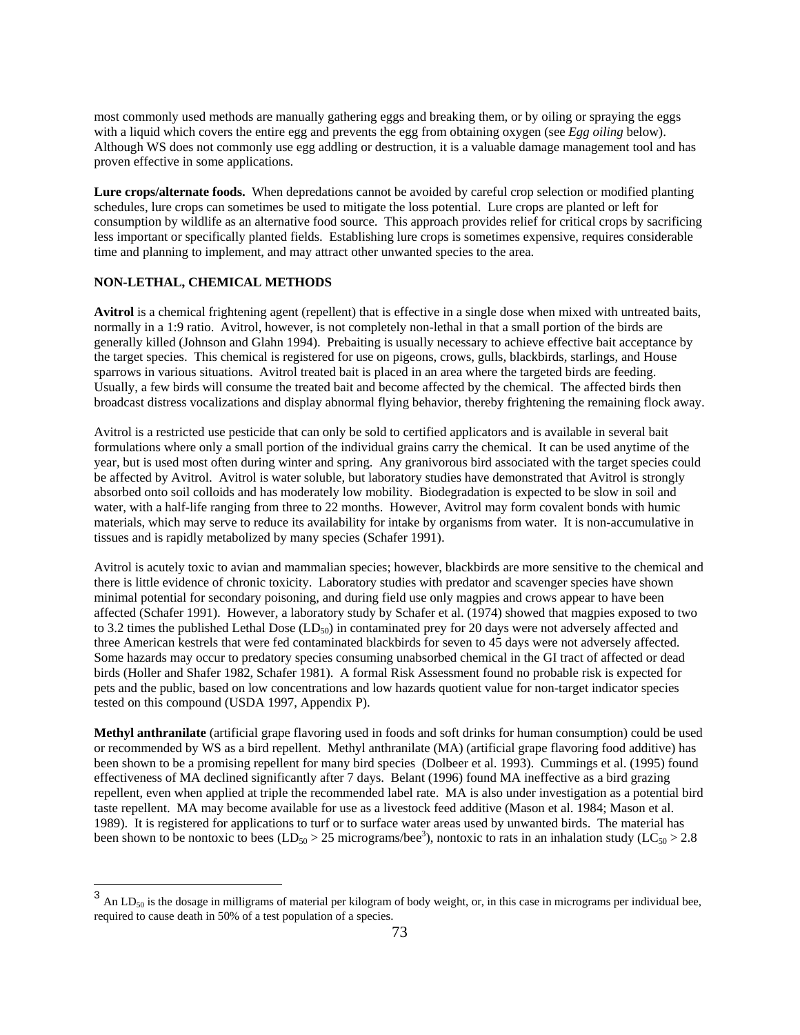most commonly used methods are manually gathering eggs and breaking them, or by oiling or spraying the eggs with a liquid which covers the entire egg and prevents the egg from obtaining oxygen (see *Egg oiling* below). Although WS does not commonly use egg addling or destruction, it is a valuable damage management tool and has proven effective in some applications.

**Lure crops/alternate foods.** When depredations cannot be avoided by careful crop selection or modified planting schedules, lure crops can sometimes be used to mitigate the loss potential. Lure crops are planted or left for consumption by wildlife as an alternative food source. This approach provides relief for critical crops by sacrificing less important or specifically planted fields. Establishing lure crops is sometimes expensive, requires considerable time and planning to implement, and may attract other unwanted species to the area.

**NON-LETHAL, CHEMICAL METHODS**

**Avitrol** is a chemical frightening agent (repellent) that is effective in a single dose when mixed with untreated baits, normally in a 1:9 ratio. Avitrol, however, is not completely non-lethal in that a small portion of the birds are generally killed (Johnson and Glahn 1994). Prebaiting is usually necessary to achieve effective bait acceptance by the target species. This chemical is registered for use on pigeons, crows, gulls, blackbirds, starlings, and House sparrows in various situations. Avitrol treated bait is placed in an area where the targeted birds are feeding. Usually, a few birds will consume the treated bait and become affected by the chemical. The affected birds then broadcast distress vocalizations and display abnormal flying behavior, thereby frightening the remaining flock away.

Avitrol is a restricted use pesticide that can only be sold to certified applicators and is available in several bait formulations where only a small portion of the individual grains carry the chemical. It can be used anytime of the year, but is used most often during winter and spring. Any granivorous bird associated with the target species could be affected by Avitrol. Avitrol is water soluble, but laboratory studies have demonstrated that Avitrol is strongly absorbed onto soil colloids and has moderately low mobility. Biodegradation is expected to be slow in soil and water, with a half-life ranging from three to 22 months. However, Avitrol may form covalent bonds with humic materials, which may serve to reduce its availability for intake by organisms from water. It is non-accumulative in tissues and is rapidly metabolized by many species (Schafer 1991).

Avitrol is acutely toxic to avian and mammalian species; however, blackbirds are more sensitive to the chemical and there is little evidence of chronic toxicity. Laboratory studies with predator and scavenger species have shown minimal potential for secondary poisoning, and during field use only magpies and crows appear to have been affected (Schafer 1991). However, a laboratory study by Schafer et al. (1974) showed that magpies exposed to two to 3.2 times the published Lethal Dose ($LD_{50}$) in contaminated prey for 20 days were not adversely affected and three American kestrels that were fed contaminated blackbirds for seven to 45 days were not adversely affected. Some hazards may occur to predatory species consuming unabsorbed chemical in the GI tract of affected or dead birds (Holler and Shafer 1982, Schafer 1981). A formal Risk Assessment found no probable risk is expected for pets and the public, based on low concentrations and low hazards quotient value for non-target indicator species tested on this compound (USDA 1997, Appendix P).

**Methyl anthranilate** (artificial grape flavoring used in foods and soft drinks for human consumption) could be used or recommended by WS as a bird repellent. Methyl anthranilate (MA) (artificial grape flavoring food additive) has been shown to be a promising repellent for many bird species (Dolbeer et al. 1993). Cummings et al. (1995) found effectiveness of MA declined significantly after 7 days. Belant (1996) found MA ineffective as a bird grazing repellent, even when applied at triple the recommended label rate. MA is also under investigation as a potential bird taste repellent. MA may become available for use as a livestock feed additive (Mason et al. 1984; Mason et al. 1989). It is registered for applications to turf or to surface water areas used by unwanted birds. The material has been shown to be nontoxic to bees ($LD_{50}$ > 25 micrograms/bee[3]), nontoxic to rats in an inhalation study ($LC_{50}$ > 2.8

[3] An $LD_{50}$ is the dosage in milligrams of material per kilogram of body weight, or, in this case in micrograms per individual bee, required to cause death in 50% of a test population of a species.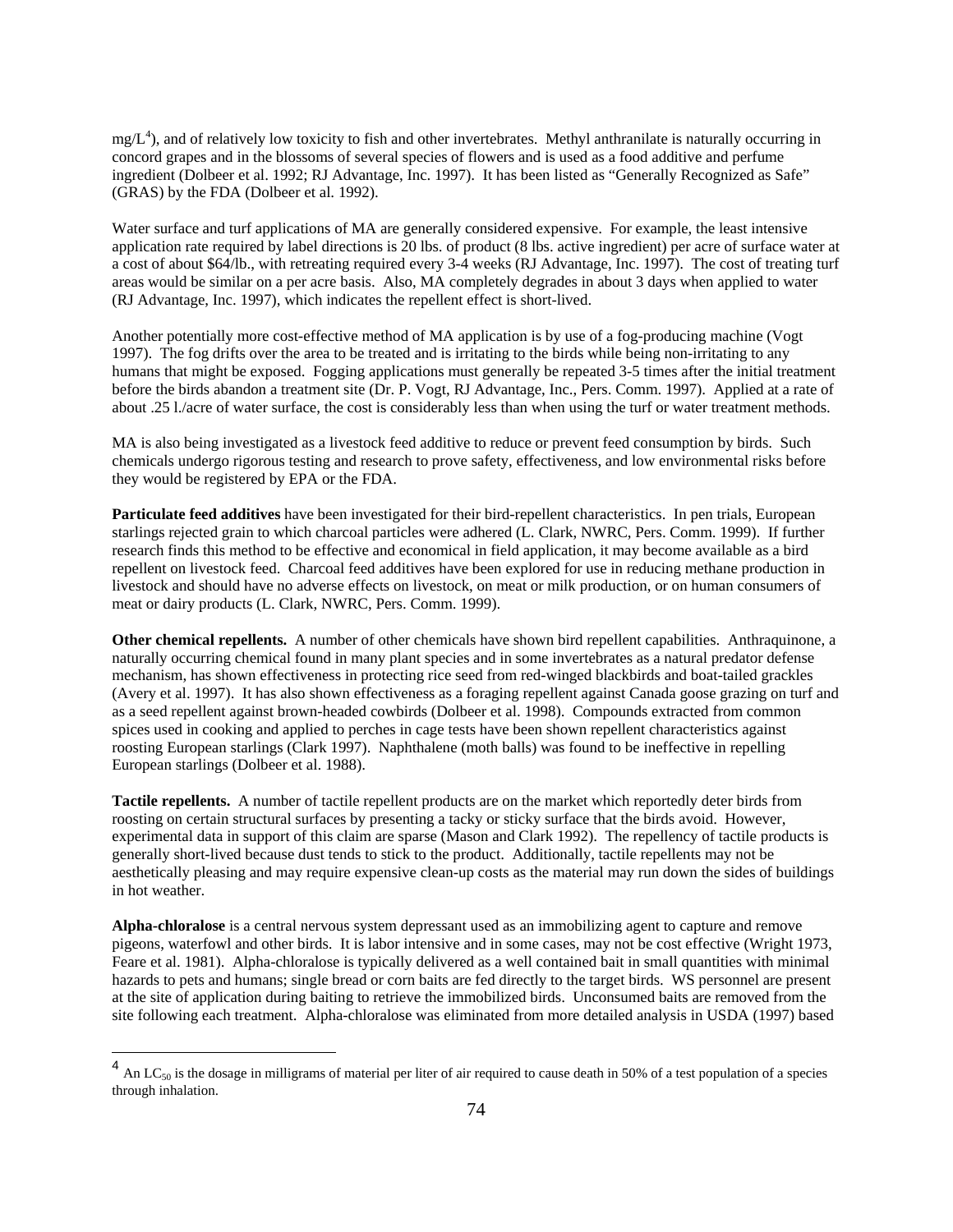mg/L[4]), and of relatively low toxicity to fish and other invertebrates. Methyl anthranilate is naturally occurring in concord grapes and in the blossoms of several species of flowers and is used as a food additive and perfume ingredient (Dolbeer et al. 1992; RJ Advantage, Inc. 1997). It has been listed as "Generally Recognized as Safe" (GRAS) by the FDA (Dolbeer et al. 1992).

Water surface and turf applications of MA are generally considered expensive. For example, the least intensive application rate required by label directions is 20 lbs. of product (8 lbs. active ingredient) per acre of surface water at a cost of about $64/lb., with retreating required every 3-4 weeks (RJ Advantage, Inc. 1997). The cost of treating turf areas would be similar on a per acre basis. Also, MA completely degrades in about 3 days when applied to water (RJ Advantage, Inc. 1997), which indicates the repellent effect is short-lived.

Another potentially more cost-effective method of MA application is by use of a fog-producing machine (Vogt 1997). The fog drifts over the area to be treated and is irritating to the birds while being non-irritating to any humans that might be exposed. Fogging applications must generally be repeated 3-5 times after the initial treatment before the birds abandon a treatment site (Dr. P. Vogt, RJ Advantage, Inc., Pers. Comm. 1997). Applied at a rate of about .25 l./acre of water surface, the cost is considerably less than when using the turf or water treatment methods.

MA is also being investigated as a livestock feed additive to reduce or prevent feed consumption by birds. Such chemicals undergo rigorous testing and research to prove safety, effectiveness, and low environmental risks before they would be registered by EPA or the FDA.

**Particulate feed additives** have been investigated for their bird-repellent characteristics. In pen trials, European starlings rejected grain to which charcoal particles were adhered (L. Clark, NWRC, Pers. Comm. 1999). If further research finds this method to be effective and economical in field application, it may become available as a bird repellent on livestock feed. Charcoal feed additives have been explored for use in reducing methane production in livestock and should have no adverse effects on livestock, on meat or milk production, or on human consumers of meat or dairy products (L. Clark, NWRC, Pers. Comm. 1999).

**Other chemical repellents.** A number of other chemicals have shown bird repellent capabilities. Anthraquinone, a naturally occurring chemical found in many plant species and in some invertebrates as a natural predator defense mechanism, has shown effectiveness in protecting rice seed from red-winged blackbirds and boat-tailed grackles (Avery et al. 1997). It has also shown effectiveness as a foraging repellent against Canada goose grazing on turf and as a seed repellent against brown-headed cowbirds (Dolbeer et al. 1998). Compounds extracted from common spices used in cooking and applied to perches in cage tests have been shown repellent characteristics against roosting European starlings (Clark 1997). Naphthalene (moth balls) was found to be ineffective in repelling European starlings (Dolbeer et al. 1988).

**Tactile repellents.** A number of tactile repellent products are on the market which reportedly deter birds from roosting on certain structural surfaces by presenting a tacky or sticky surface that the birds avoid. However, experimental data in support of this claim are sparse (Mason and Clark 1992). The repellency of tactile products is generally short-lived because dust tends to stick to the product. Additionally, tactile repellents may not be aesthetically pleasing and may require expensive clean-up costs as the material may run down the sides of buildings in hot weather.

**Alpha-chloralose** is a central nervous system depressant used as an immobilizing agent to capture and remove pigeons, waterfowl and other birds. It is labor intensive and in some cases, may not be cost effective (Wright 1973, Feare et al. 1981). Alpha-chloralose is typically delivered as a well contained bait in small quantities with minimal hazards to pets and humans; single bread or corn baits are fed directly to the target birds. WS personnel are present at the site of application during baiting to retrieve the immobilized birds. Unconsumed baits are removed from the site following each treatment. Alpha-chloralose was eliminated from more detailed analysis in USDA (1997) based

---

[4] An $LC_{50}$ is the dosage in milligrams of material per liter of air required to cause death in 50% of a test population of a species through inhalation.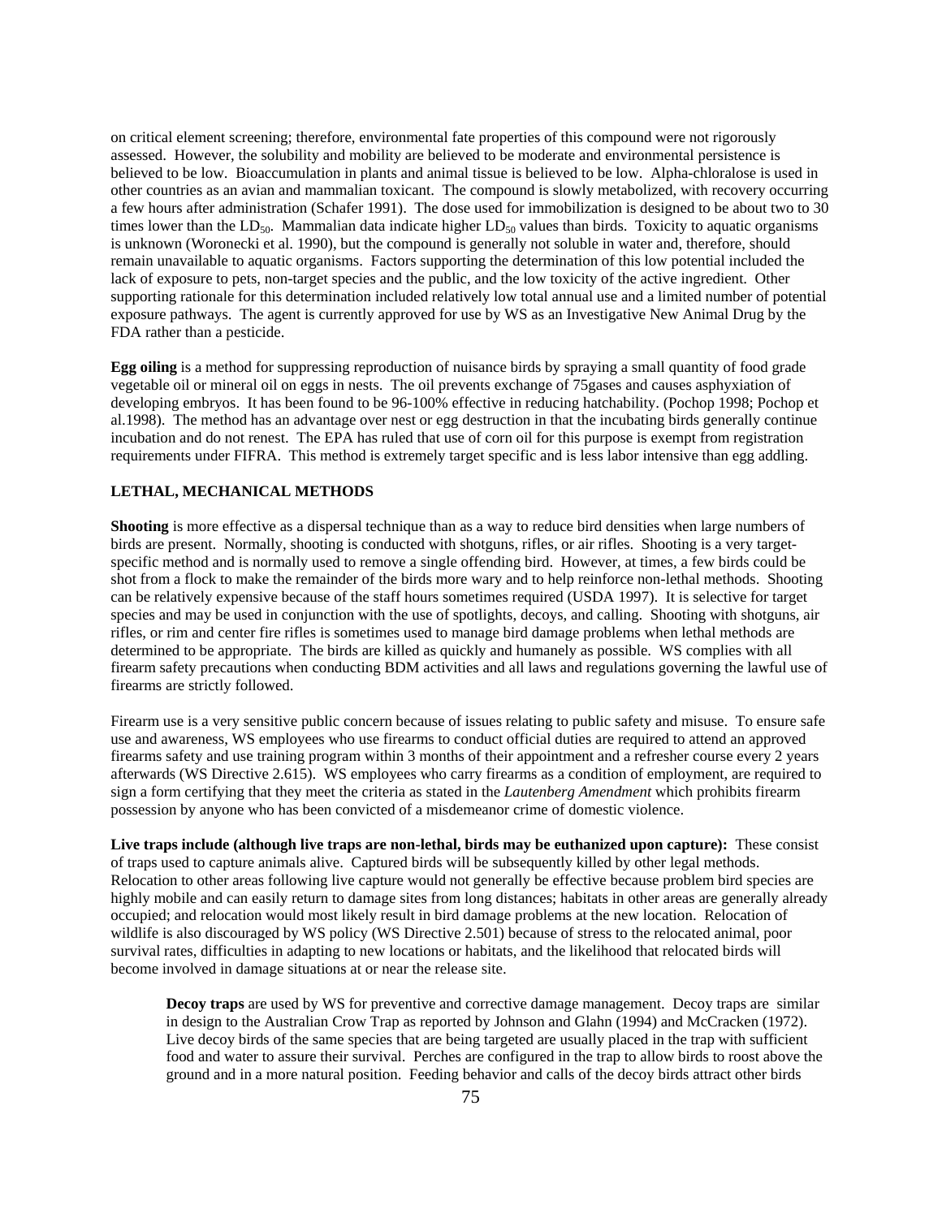on critical element screening; therefore, environmental fate properties of this compound were not rigorously assessed. However, the solubility and mobility are believed to be moderate and environmental persistence is believed to be low. Bioaccumulation in plants and animal tissue is believed to be low. Alpha-chloralose is used in other countries as an avian and mammalian toxicant. The compound is slowly metabolized, with recovery occurring a few hours after administration (Schafer 1991). The dose used for immobilization is designed to be about two to 30 times lower than the $LD_{50}$. Mammalian data indicate higher $LD_{50}$ values than birds. Toxicity to aquatic organisms is unknown (Woronecki et al. 1990), but the compound is generally not soluble in water and, therefore, should remain unavailable to aquatic organisms. Factors supporting the determination of this low potential included the lack of exposure to pets, non-target species and the public, and the low toxicity of the active ingredient. Other supporting rationale for this determination included relatively low total annual use and a limited number of potential exposure pathways. The agent is currently approved for use by WS as an Investigative New Animal Drug by the FDA rather than a pesticide.

**Egg oiling** is a method for suppressing reproduction of nuisance birds by spraying a small quantity of food grade vegetable oil or mineral oil on eggs in nests. The oil prevents exchange of 75gases and causes asphyxiation of developing embryos. It has been found to be 96-100% effective in reducing hatchability. (Pochop 1998; Pochop et al.1998). The method has an advantage over nest or egg destruction in that the incubating birds generally continue incubation and do not renest. The EPA has ruled that use of corn oil for this purpose is exempt from registration requirements under FIFRA. This method is extremely target specific and is less labor intensive than egg addling.

**LETHAL, MECHANICAL METHODS**

**Shooting** is more effective as a dispersal technique than as a way to reduce bird densities when large numbers of birds are present. Normally, shooting is conducted with shotguns, rifles, or air rifles. Shooting is a very target-specific method and is normally used to remove a single offending bird. However, at times, a few birds could be shot from a flock to make the remainder of the birds more wary and to help reinforce non-lethal methods. Shooting can be relatively expensive because of the staff hours sometimes required (USDA 1997). It is selective for target species and may be used in conjunction with the use of spotlights, decoys, and calling. Shooting with shotguns, air rifles, or rim and center fire rifles is sometimes used to manage bird damage problems when lethal methods are determined to be appropriate. The birds are killed as quickly and humanely as possible. WS complies with all firearm safety precautions when conducting BDM activities and all laws and regulations governing the lawful use of firearms are strictly followed.

Firearm use is a very sensitive public concern because of issues relating to public safety and misuse. To ensure safe use and awareness, WS employees who use firearms to conduct official duties are required to attend an approved firearms safety and use training program within 3 months of their appointment and a refresher course every 2 years afterwards (WS Directive 2.615). WS employees who carry firearms as a condition of employment, are required to sign a form certifying that they meet the criteria as stated in the *Lautenberg Amendment* which prohibits firearm possession by anyone who has been convicted of a misdemeanor crime of domestic violence.

**Live traps include (although live traps are non-lethal, birds may be euthanized upon capture):** These consist of traps used to capture animals alive. Captured birds will be subsequently killed by other legal methods. Relocation to other areas following live capture would not generally be effective because problem bird species are highly mobile and can easily return to damage sites from long distances; habitats in other areas are generally already occupied; and relocation would most likely result in bird damage problems at the new location. Relocation of wildlife is also discouraged by WS policy (WS Directive 2.501) because of stress to the relocated animal, poor survival rates, difficulties in adapting to new locations or habitats, and the likelihood that relocated birds will become involved in damage situations at or near the release site.

> **Decoy traps** are used by WS for preventive and corrective damage management. Decoy traps are similar in design to the Australian Crow Trap as reported by Johnson and Glahn (1994) and McCracken (1972). Live decoy birds of the same species that are being targeted are usually placed in the trap with sufficient food and water to assure their survival. Perches are configured in the trap to allow birds to roost above the ground and in a more natural position. Feeding behavior and calls of the decoy birds attract other birds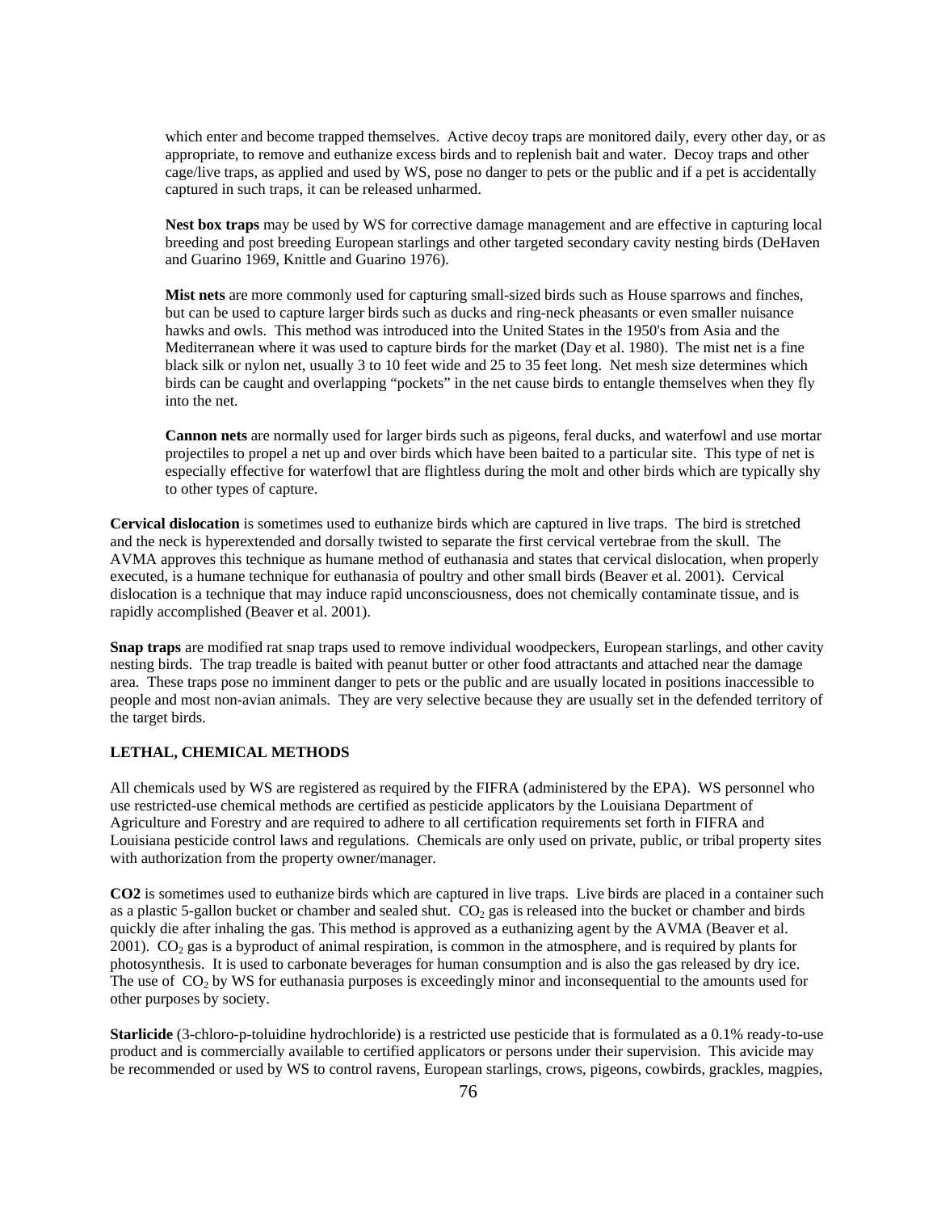which enter and become trapped themselves. Active decoy traps are monitored daily, every other day, or as appropriate, to remove and euthanize excess birds and to replenish bait and water. Decoy traps and other cage/live traps, as applied and used by WS, pose no danger to pets or the public and if a pet is accidentally captured in such traps, it can be released unharmed.

**Nest box traps** may be used by WS for corrective damage management and are effective in capturing local breeding and post breeding European starlings and other targeted secondary cavity nesting birds (DeHaven and Guarino 1969, Knittle and Guarino 1976).

**Mist nets** are more commonly used for capturing small-sized birds such as House sparrows and finches, but can be used to capture larger birds such as ducks and ring-neck pheasants or even smaller nuisance hawks and owls. This method was introduced into the United States in the 1950's from Asia and the Mediterranean where it was used to capture birds for the market (Day et al. 1980). The mist net is a fine black silk or nylon net, usually 3 to 10 feet wide and 25 to 35 feet long. Net mesh size determines which birds can be caught and overlapping "pockets" in the net cause birds to entangle themselves when they fly into the net.

**Cannon nets** are normally used for larger birds such as pigeons, feral ducks, and waterfowl and use mortar projectiles to propel a net up and over birds which have been baited to a particular site. This type of net is especially effective for waterfowl that are flightless during the molt and other birds which are typically shy to other types of capture.

**Cervical dislocation** is sometimes used to euthanize birds which are captured in live traps. The bird is stretched and the neck is hyperextended and dorsally twisted to separate the first cervical vertebrae from the skull. The AVMA approves this technique as humane method of euthanasia and states that cervical dislocation, when properly executed, is a humane technique for euthanasia of poultry and other small birds (Beaver et al. 2001). Cervical dislocation is a technique that may induce rapid unconsciousness, does not chemically contaminate tissue, and is rapidly accomplished (Beaver et al. 2001).

**Snap traps** are modified rat snap traps used to remove individual woodpeckers, European starlings, and other cavity nesting birds. The trap treadle is baited with peanut butter or other food attractants and attached near the damage area. These traps pose no imminent danger to pets or the public and are usually located in positions inaccessible to people and most non-avian animals. They are very selective because they are usually set in the defended territory of the target birds.

**LETHAL, CHEMICAL METHODS**

All chemicals used by WS are registered as required by the FIFRA (administered by the EPA). WS personnel who use restricted-use chemical methods are certified as pesticide applicators by the Louisiana Department of Agriculture and Forestry and are required to adhere to all certification requirements set forth in FIFRA and Louisiana pesticide control laws and regulations. Chemicals are only used on private, public, or tribal property sites with authorization from the property owner/manager.

**CO2** is sometimes used to euthanize birds which are captured in live traps. Live birds are placed in a container such as a plastic 5-gallon bucket or chamber and sealed shut. $CO_2$ gas is released into the bucket or chamber and birds quickly die after inhaling the gas. This method is approved as a euthanizing agent by the AVMA (Beaver et al. 2001). $CO_2$ gas is a byproduct of animal respiration, is common in the atmosphere, and is required by plants for photosynthesis. It is used to carbonate beverages for human consumption and is also the gas released by dry ice. The use of $CO_2$ by WS for euthanasia purposes is exceedingly minor and inconsequential to the amounts used for other purposes by society.

**Starlicide** (3-chloro-p-toluidine hydrochloride) is a restricted use pesticide that is formulated as a 0.1% ready-to-use product and is commercially available to certified applicators or persons under their supervision. This avicide may be recommended or used by WS to control ravens, European starlings, crows, pigeons, cowbirds, grackles, magpies,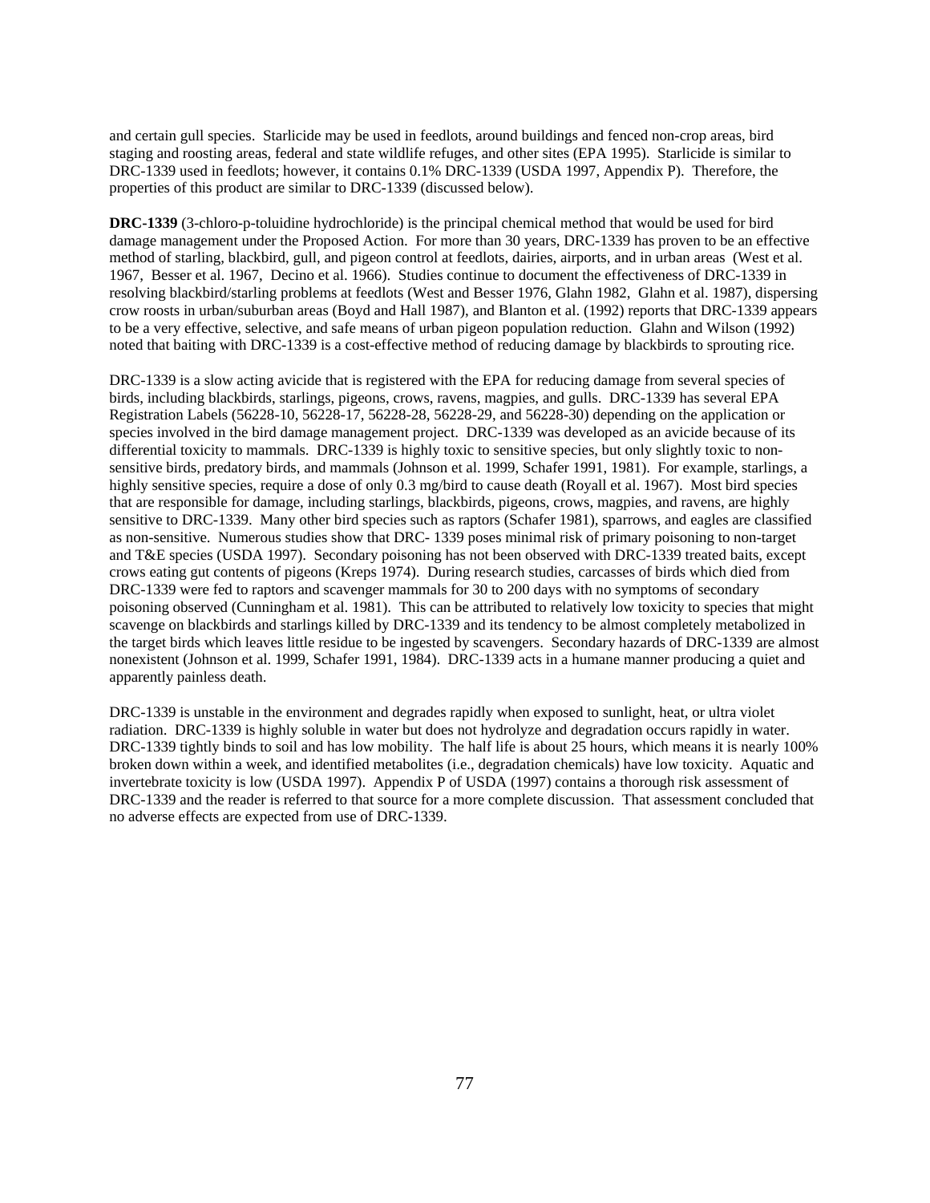and certain gull species. Starlicide may be used in feedlots, around buildings and fenced non-crop areas, bird staging and roosting areas, federal and state wildlife refuges, and other sites (EPA 1995). Starlicide is similar to DRC-1339 used in feedlots; however, it contains 0.1% DRC-1339 (USDA 1997, Appendix P). Therefore, the properties of this product are similar to DRC-1339 (discussed below).

**DRC-1339** (3-chloro-p-toluidine hydrochloride) is the principal chemical method that would be used for bird damage management under the Proposed Action. For more than 30 years, DRC-1339 has proven to be an effective method of starling, blackbird, gull, and pigeon control at feedlots, dairies, airports, and in urban areas (West et al. 1967, Besser et al. 1967, Decino et al. 1966). Studies continue to document the effectiveness of DRC-1339 in resolving blackbird/starling problems at feedlots (West and Besser 1976, Glahn 1982, Glahn et al. 1987), dispersing crow roosts in urban/suburban areas (Boyd and Hall 1987), and Blanton et al. (1992) reports that DRC-1339 appears to be a very effective, selective, and safe means of urban pigeon population reduction. Glahn and Wilson (1992) noted that baiting with DRC-1339 is a cost-effective method of reducing damage by blackbirds to sprouting rice.

DRC-1339 is a slow acting avicide that is registered with the EPA for reducing damage from several species of birds, including blackbirds, starlings, pigeons, crows, ravens, magpies, and gulls. DRC-1339 has several EPA Registration Labels (56228-10, 56228-17, 56228-28, 56228-29, and 56228-30) depending on the application or species involved in the bird damage management project. DRC-1339 was developed as an avicide because of its differential toxicity to mammals. DRC-1339 is highly toxic to sensitive species, but only slightly toxic to non-sensitive birds, predatory birds, and mammals (Johnson et al. 1999, Schafer 1991, 1981). For example, starlings, a highly sensitive species, require a dose of only 0.3 mg/bird to cause death (Royall et al. 1967). Most bird species that are responsible for damage, including starlings, blackbirds, pigeons, crows, magpies, and ravens, are highly sensitive to DRC-1339. Many other bird species such as raptors (Schafer 1981), sparrows, and eagles are classified as non-sensitive. Numerous studies show that DRC- 1339 poses minimal risk of primary poisoning to non-target and T&E species (USDA 1997). Secondary poisoning has not been observed with DRC-1339 treated baits, except crows eating gut contents of pigeons (Kreps 1974). During research studies, carcasses of birds which died from DRC-1339 were fed to raptors and scavenger mammals for 30 to 200 days with no symptoms of secondary poisoning observed (Cunningham et al. 1981). This can be attributed to relatively low toxicity to species that might scavenge on blackbirds and starlings killed by DRC-1339 and its tendency to be almost completely metabolized in the target birds which leaves little residue to be ingested by scavengers. Secondary hazards of DRC-1339 are almost nonexistent (Johnson et al. 1999, Schafer 1991, 1984). DRC-1339 acts in a humane manner producing a quiet and apparently painless death.

DRC-1339 is unstable in the environment and degrades rapidly when exposed to sunlight, heat, or ultra violet radiation. DRC-1339 is highly soluble in water but does not hydrolyze and degradation occurs rapidly in water. DRC-1339 tightly binds to soil and has low mobility. The half life is about 25 hours, which means it is nearly 100% broken down within a week, and identified metabolites (i.e., degradation chemicals) have low toxicity. Aquatic and invertebrate toxicity is low (USDA 1997). Appendix P of USDA (1997) contains a thorough risk assessment of DRC-1339 and the reader is referred to that source for a more complete discussion. That assessment concluded that no adverse effects are expected from use of DRC-1339.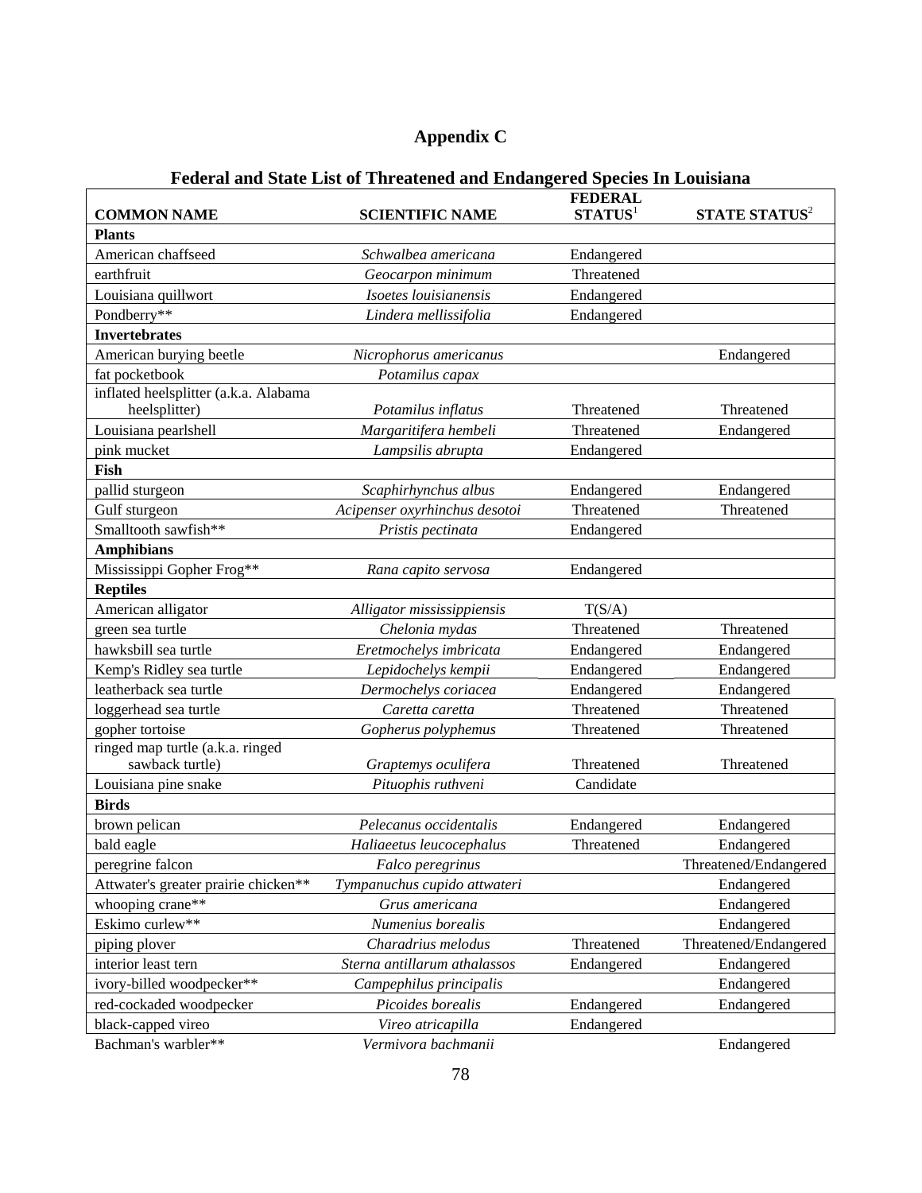# Appendix C

## Federal and State List of Threatened and Endangered Species In Louisiana

| COMMON NAME | SCIENTIFIC NAME | FEDERAL STATUS[1] | STATE STATUS[2] |
|---|---|---|---|
| **Plants** | | | |
| American chaffseed | *Schwalbea americana* | Endangered | |
| earthfruit | *Geocarpon minimum* | Threatened | |
| Louisiana quillwort | *Isoetes louisianensis* | Endangered | |
| Pondberry** | *Lindera mellissifolia* | Endangered | |
| **Invertebrates** | | | |
| American burying beetle | *Nicrophorus americanus* | | Endangered |
| fat pocketbook | *Potamilus capax* | | |
| inflated heelsplitter (a.k.a. Alabama heelsplitter) | *Potamilus inflatus* | Threatened | Threatened |
| Louisiana pearlshell | *Margaritifera hembeli* | Threatened | Endangered |
| pink mucket | *Lampsilis abrupta* | Endangered | |
| **Fish** | | | |
| pallid sturgeon | *Scaphirhynchus albus* | Endangered | Endangered |
| Gulf sturgeon | *Acipenser oxyrhinchus desotoi* | Threatened | Threatened |
| Smalltooth sawfish** | *Pristis pectinata* | Endangered | |
| **Amphibians** | | | |
| Mississippi Gopher Frog** | *Rana capito servosa* | Endangered | |
| **Reptiles** | | | |
| American alligator | *Alligator mississippiensis* | T(S/A) | |
| green sea turtle | *Chelonia mydas* | Threatened | Threatened |
| hawksbill sea turtle | *Eretmochelys imbricata* | Endangered | Endangered |
| Kemp's Ridley sea turtle | *Lepidochelys kempii* | Endangered | Endangered |
| leatherback sea turtle | *Dermochelys coriacea* | Endangered | Endangered |
| loggerhead sea turtle | *Caretta caretta* | Threatened | Threatened |
| gopher tortoise | *Gopherus polyphemus* | Threatened | Threatened |
| ringed map turtle (a.k.a. ringed sawback turtle) | *Graptemys oculifera* | Threatened | Threatened |
| Louisiana pine snake | *Pituophis ruthveni* | Candidate | |
| **Birds** | | | |
| brown pelican | *Pelecanus occidentalis* | Endangered | Endangered |
| bald eagle | *Haliaeetus leucocephalus* | Threatened | Endangered |
| peregrine falcon | *Falco peregrinus* | | Threatened/Endangered |
| Attwater's greater prairie chicken** | *Tympanuchus cupido attwateri* | | Endangered |
| whooping crane** | *Grus americana* | | Endangered |
| Eskimo curlew** | *Numenius borealis* | | Endangered |
| piping plover | *Charadrius melodus* | Threatened | Threatened/Endangered |
| interior least tern | *Sterna antillarum athalassos* | Endangered | Endangered |
| ivory-billed woodpecker** | *Campephilus principalis* | | Endangered |
| red-cockaded woodpecker | *Picoides borealis* | Endangered | Endangered |
| black-capped vireo | *Vireo atricapilla* | Endangered | |
| Bachman's warbler** | *Vermivora bachmanii* | | Endangered |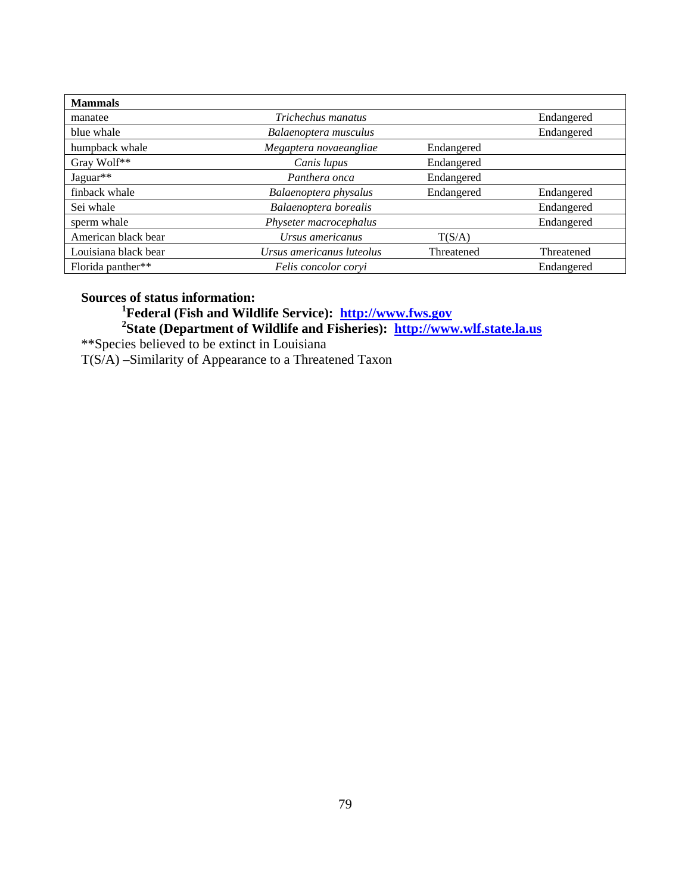| Mammals | | | |
|---|---|---|---|
| manatee | *Trichechus manatus* | | Endangered |
| blue whale | *Balaenoptera musculus* | | Endangered |
| humpback whale | *Megaptera novaeangliae* | Endangered | |
| Gray Wolf** | *Canis lupus* | Endangered | |
| Jaguar** | *Panthera onca* | Endangered | |
| finback whale | *Balaenoptera physalus* | Endangered | Endangered |
| Sei whale | *Balaenoptera borealis* | | Endangered |
| sperm whale | *Physeter macrocephalus* | | Endangered |
| American black bear | *Ursus americanus* | T(S/A) | |
| Louisiana black bear | *Ursus americanus luteolus* | Threatened | Threatened |
| Florida panther** | *Felis concolor coryi* | | Endangered |

**Sources of status information:**

[1]**Federal (Fish and Wildlife Service): http://www.fws.gov**

[2]**State (Department of Wildlife and Fisheries): http://www.wlf.state.la.us**

**Species believed to be extinct in Louisiana

T(S/A) –Similarity of Appearance to a Threatened Taxon